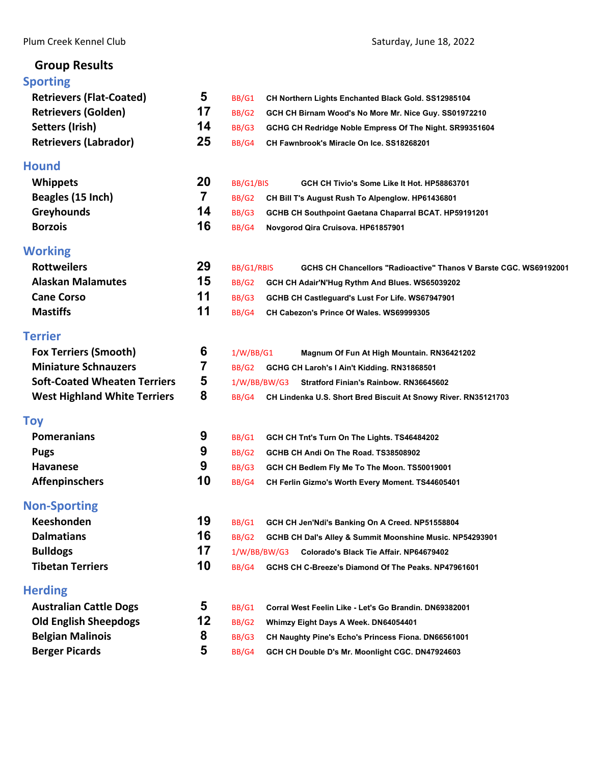Plum Creek Kennel Club — Saturday, June 18, 2022

## Group Results

### Sporting

| Breed | Entries | Award | Dog |
|---|---|---|---|
| Retrievers (Flat-Coated) | 5 | BB/G1 | CH Northern Lights Enchanted Black Gold. SS12985104 |
| Retrievers (Golden) | 17 | BB/G2 | GCH CH Birnam Wood's No More Mr. Nice Guy. SS01972210 |
| Setters (Irish) | 14 | BB/G3 | GCHG CH Redridge Noble Empress Of The Night. SR99351604 |
| Retrievers (Labrador) | 25 | BB/G4 | CH Fawnbrook's Miracle On Ice. SS18268201 |

### Hound

| Breed | Entries | Award | Dog |
|---|---|---|---|
| Whippets | 20 | BB/G1/BIS | GCH CH Tivio's Some Like It Hot. HP58863701 |
| Beagles (15 Inch) | 7 | BB/G2 | CH Bill T's August Rush To Alpenglow. HP61436801 |
| Greyhounds | 14 | BB/G3 | GCHB CH Southpoint Gaetana Chaparral BCAT. HP59191201 |
| Borzois | 16 | BB/G4 | Novgorod Qira Cruisova. HP61857901 |

### Working

| Breed | Entries | Award | Dog |
|---|---|---|---|
| Rottweilers | 29 | BB/G1/RBIS | GCHS CH Chancellors "Radioactive" Thanos V Barste CGC. WS69192001 |
| Alaskan Malamutes | 15 | BB/G2 | GCH CH Adair'N'Hug Rythm And Blues. WS65039202 |
| Cane Corso | 11 | BB/G3 | GCHB CH Castleguard's Lust For Life. WS67947901 |
| Mastiffs | 11 | BB/G4 | CH Cabezon's Prince Of Wales. WS69999305 |

### Terrier

| Breed | Entries | Award | Dog |
|---|---|---|---|
| Fox Terriers (Smooth) | 6 | 1/W/BB/G1 | Magnum Of Fun At High Mountain. RN36421202 |
| Miniature Schnauzers | 7 | BB/G2 | GCHG CH Laroh's I Ain't Kidding. RN31868501 |
| Soft-Coated Wheaten Terriers | 5 | 1/W/BB/BW/G3 | Stratford Finian's Rainbow. RN36645602 |
| West Highland White Terriers | 8 | BB/G4 | CH Lindenka U.S. Short Bred Biscuit At Snowy River. RN35121703 |

### Toy

| Breed | Entries | Award | Dog |
|---|---|---|---|
| Pomeranians | 9 | BB/G1 | GCH CH Tnt's Turn On The Lights. TS46484202 |
| Pugs | 9 | BB/G2 | GCHB CH Andi On The Road. TS38508902 |
| Havanese | 9 | BB/G3 | GCH CH Bedlem Fly Me To The Moon. TS50019001 |
| Affenpinschers | 10 | BB/G4 | CH Ferlin Gizmo's Worth Every Moment. TS44605401 |

### Non-Sporting

| Breed | Entries | Award | Dog |
|---|---|---|---|
| Keeshonden | 19 | BB/G1 | GCH CH Jen'Ndi's Banking On A Creed. NP51558804 |
| Dalmatians | 16 | BB/G2 | GCHB CH Dal's Alley & Summit Moonshine Music. NP54293901 |
| Bulldogs | 17 | 1/W/BB/BW/G3 | Colorado's Black Tie Affair. NP64679402 |
| Tibetan Terriers | 10 | BB/G4 | GCHS CH C-Breeze's Diamond Of The Peaks. NP47961601 |

### Herding

| Breed | Entries | Award | Dog |
|---|---|---|---|
| Australian Cattle Dogs | 5 | BB/G1 | Corral West Feelin Like - Let's Go Brandin. DN69382001 |
| Old English Sheepdogs | 12 | BB/G2 | Whimzy Eight Days A Week. DN64054401 |
| Belgian Malinois | 8 | BB/G3 | CH Naughty Pine's Echo's Princess Fiona. DN66561001 |
| Berger Picards | 5 | BB/G4 | GCH CH Double D's Mr. Moonlight CGC. DN47924603 |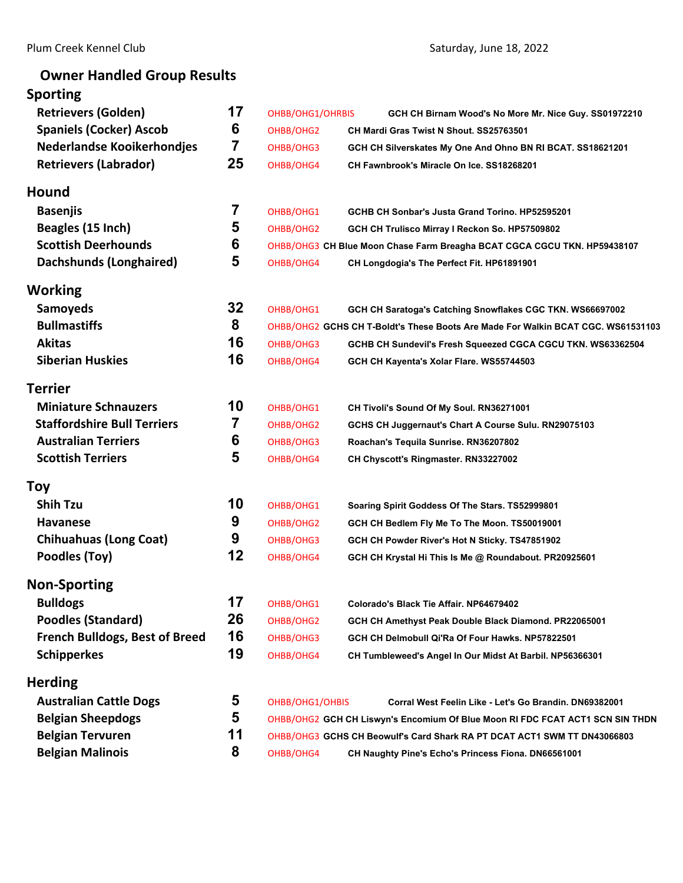Plum Creek Kennel Club — Saturday, June 18, 2022

## Owner Handled Group Results

### Sporting

| Breed | Entries | Award | Dog |
|---|---|---|---|
| Retrievers (Golden) | 17 | OHBB/OHG1/OHRBIS | GCH CH Birnam Wood's No More Mr. Nice Guy. SS01972210 |
| Spaniels (Cocker) Ascob | 6 | OHBB/OHG2 | CH Mardi Gras Twist N Shout. SS25763501 |
| Nederlandse Kooikerhondjes | 7 | OHBB/OHG3 | GCH CH Silverskates My One And Ohno BN RI BCAT. SS18621201 |
| Retrievers (Labrador) | 25 | OHBB/OHG4 | CH Fawnbrook's Miracle On Ice. SS18268201 |

### Hound

| Breed | Entries | Award | Dog |
|---|---|---|---|
| Basenjis | 7 | OHBB/OHG1 | GCHB CH Sonbar's Justa Grand Torino. HP52595201 |
| Beagles (15 Inch) | 5 | OHBB/OHG2 | GCH CH Trulisco Mirray I Reckon So. HP57509802 |
| Scottish Deerhounds | 6 | OHBB/OHG3 | CH Blue Moon Chase Farm Breagha BCAT CGCA CGCU TKN. HP59438107 |
| Dachshunds (Longhaired) | 5 | OHBB/OHG4 | CH Longdogia's The Perfect Fit. HP61891901 |

### Working

| Breed | Entries | Award | Dog |
|---|---|---|---|
| Samoyeds | 32 | OHBB/OHG1 | GCH CH Saratoga's Catching Snowflakes CGC TKN. WS66697002 |
| Bullmastiffs | 8 | OHBB/OHG2 | GCHS CH T-Boldt's These Boots Are Made For Walkin BCAT CGC. WS61531103 |
| Akitas | 16 | OHBB/OHG3 | GCHB CH Sundevil's Fresh Squeezed CGCA CGCU TKN. WS63362504 |
| Siberian Huskies | 16 | OHBB/OHG4 | GCH CH Kayenta's Xolar Flare. WS55744503 |

### Terrier

| Breed | Entries | Award | Dog |
|---|---|---|---|
| Miniature Schnauzers | 10 | OHBB/OHG1 | CH Tivoli's Sound Of My Soul. RN36271001 |
| Staffordshire Bull Terriers | 7 | OHBB/OHG2 | GCHS CH Juggernaut's Chart A Course Sulu. RN29075103 |
| Australian Terriers | 6 | OHBB/OHG3 | Roachan's Tequila Sunrise. RN36207802 |
| Scottish Terriers | 5 | OHBB/OHG4 | CH Chyscott's Ringmaster. RN33227002 |

### Toy

| Breed | Entries | Award | Dog |
|---|---|---|---|
| Shih Tzu | 10 | OHBB/OHG1 | Soaring Spirit Goddess Of The Stars. TS52999801 |
| Havanese | 9 | OHBB/OHG2 | GCH CH Bedlem Fly Me To The Moon. TS50019001 |
| Chihuahuas (Long Coat) | 9 | OHBB/OHG3 | GCH CH Powder River's Hot N Sticky. TS47851902 |
| Poodles (Toy) | 12 | OHBB/OHG4 | GCH CH Krystal Hi This Is Me @ Roundabout. PR20925601 |

### Non-Sporting

| Breed | Entries | Award | Dog |
|---|---|---|---|
| Bulldogs | 17 | OHBB/OHG1 | Colorado's Black Tie Affair. NP64679402 |
| Poodles (Standard) | 26 | OHBB/OHG2 | GCH CH Amethyst Peak Double Black Diamond. PR22065001 |
| French Bulldogs, Best of Breed | 16 | OHBB/OHG3 | GCH CH Delmobull Qi'Ra Of Four Hawks. NP57822501 |
| Schipperkes | 19 | OHBB/OHG4 | CH Tumbleweed's Angel In Our Midst At Barbil. NP56366301 |

### Herding

| Breed | Entries | Award | Dog |
|---|---|---|---|
| Australian Cattle Dogs | 5 | OHBB/OHG1/OHBIS | Corral West Feelin Like - Let's Go Brandin. DN69382001 |
| Belgian Sheepdogs | 5 | OHBB/OHG2 | GCH CH Liswyn's Encomium Of Blue Moon RI FDC FCAT ACT1 SCN SIN THDN |
| Belgian Tervuren | 11 | OHBB/OHG3 | GCHS CH Beowulf's Card Shark RA PT DCAT ACT1 SWM TT DN43066803 |
| Belgian Malinois | 8 | OHBB/OHG4 | CH Naughty Pine's Echo's Princess Fiona. DN66561001 |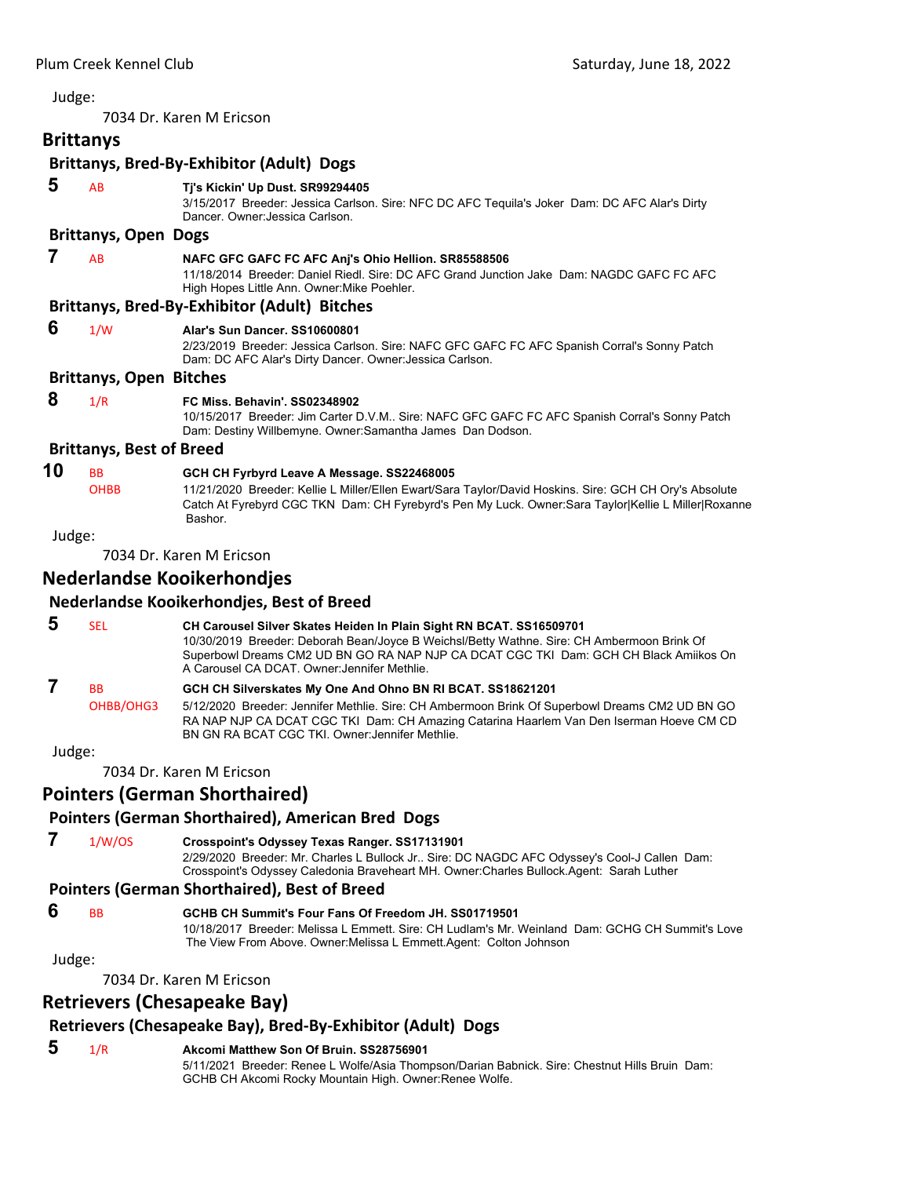Judge:

7034 Dr. Karen M Ericson

## Brittanys

### Brittanys, Bred-By-Exhibitor (Adult) Dogs

**5** AB **Tj's Kickin' Up Dust. SR99294405**
3/15/2017 Breeder: Jessica Carlson. Sire: NFC DC AFC Tequila's Joker Dam: DC AFC Alar's Dirty Dancer. Owner:Jessica Carlson.

### Brittanys, Open Dogs

**7** AB **NAFC GFC GAFC FC AFC Anj's Ohio Hellion. SR85588506**
11/18/2014 Breeder: Daniel Riedl. Sire: DC AFC Grand Junction Jake Dam: NAGDC GAFC FC AFC High Hopes Little Ann. Owner:Mike Poehler.

### Brittanys, Bred-By-Exhibitor (Adult) Bitches

**6** 1/W **Alar's Sun Dancer. SS10600801**
2/23/2019 Breeder: Jessica Carlson. Sire: NAFC GFC GAFC FC AFC Spanish Corral's Sonny Patch Dam: DC AFC Alar's Dirty Dancer. Owner:Jessica Carlson.

### Brittanys, Open Bitches

**8** 1/R **FC Miss. Behavin'. SS02348902**
10/15/2017 Breeder: Jim Carter D.V.M.. Sire: NAFC GFC GAFC FC AFC Spanish Corral's Sonny Patch Dam: Destiny Willbemyne. Owner:Samantha James Dan Dodson.

### Brittanys, Best of Breed

**10** BB OHBB **GCH CH Fyrbyrd Leave A Message. SS22468005**
11/21/2020 Breeder: Kellie L Miller/Ellen Ewart/Sara Taylor/David Hoskins. Sire: GCH CH Ory's Absolute Catch At Fyrebyrd CGC TKN Dam: CH Fyrebyrd's Pen My Luck. Owner:Sara Taylor|Kellie L Miller|Roxanne Bashor.

Judge:

7034 Dr. Karen M Ericson

## Nederlandse Kooikerhondjes

### Nederlandse Kooikerhondjes, Best of Breed

**5** SEL **CH Carousel Silver Skates Heiden In Plain Sight RN BCAT. SS16509701**
10/30/2019 Breeder: Deborah Bean/Joyce B Weichsl/Betty Wathne. Sire: CH Ambermoon Brink Of Superbowl Dreams CM2 UD BN GO RA NAP NJP CA DCAT CGC TKI Dam: GCH CH Black Amiikos On A Carousel CA DCAT. Owner:Jennifer Methlie.

**7** BB OHBB/OHG3 **GCH CH Silverskates My One And Ohno BN RI BCAT. SS18621201**
5/12/2020 Breeder: Jennifer Methlie. Sire: CH Ambermoon Brink Of Superbowl Dreams CM2 UD BN GO RA NAP NJP CA DCAT CGC TKI Dam: CH Amazing Catarina Haarlem Van Den Iserman Hoeve CM CD BN GN RA BCAT CGC TKI. Owner:Jennifer Methlie.

Judge:

7034 Dr. Karen M Ericson

## Pointers (German Shorthaired)

### Pointers (German Shorthaired), American Bred Dogs

**7** 1/W/OS **Crosspoint's Odyssey Texas Ranger. SS17131901**
2/29/2020 Breeder: Mr. Charles L Bullock Jr.. Sire: DC NAGDC AFC Odyssey's Cool-J Callen Dam: Crosspoint's Odyssey Caledonia Braveheart MH. Owner:Charles Bullock.Agent: Sarah Luther

### Pointers (German Shorthaired), Best of Breed

**6** BB **GCHB CH Summit's Four Fans Of Freedom JH. SS01719501**
10/18/2017 Breeder: Melissa L Emmett. Sire: CH Ludlam's Mr. Weinland Dam: GCHG CH Summit's Love The View From Above. Owner:Melissa L Emmett.Agent: Colton Johnson

Judge:

7034 Dr. Karen M Ericson

## Retrievers (Chesapeake Bay)

### Retrievers (Chesapeake Bay), Bred-By-Exhibitor (Adult) Dogs

**5** 1/R **Akcomi Matthew Son Of Bruin. SS28756901**
5/11/2021 Breeder: Renee L Wolfe/Asia Thompson/Darian Babnick. Sire: Chestnut Hills Bruin Dam: GCHB CH Akcomi Rocky Mountain High. Owner:Renee Wolfe.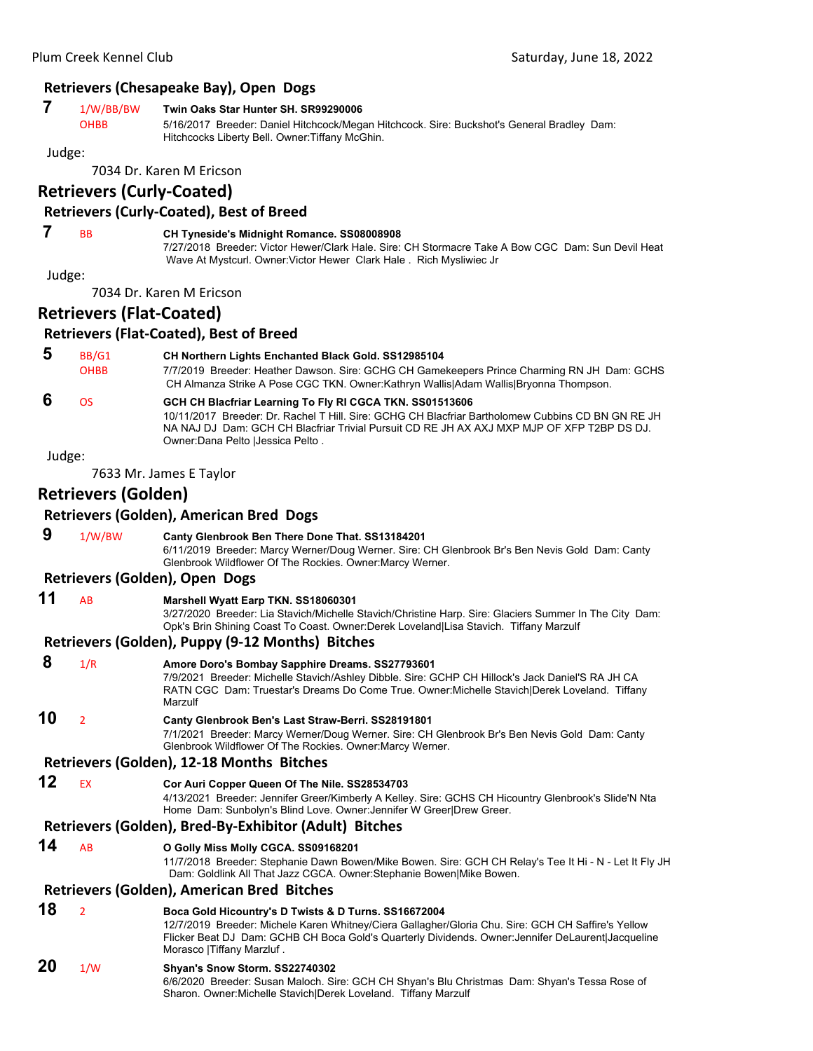### Retrievers (Chesapeake Bay), Open Dogs

**7** 1/W/BB/BW OHBB **Twin Oaks Star Hunter SH. SR99290006**
5/16/2017 Breeder: Daniel Hitchcock/Megan Hitchcock. Sire: Buckshot's General Bradley Dam: Hitchcocks Liberty Bell. Owner:Tiffany McGhin.

Judge:

7034 Dr. Karen M Ericson

## Retrievers (Curly-Coated)

### Retrievers (Curly-Coated), Best of Breed

**7** BB **CH Tyneside's Midnight Romance. SS08008908**
7/27/2018 Breeder: Victor Hewer/Clark Hale. Sire: CH Stormacre Take A Bow CGC Dam: Sun Devil Heat Wave At Mystcurl. Owner:Victor Hewer Clark Hale . Rich Mysliwiec Jr

Judge:

7034 Dr. Karen M Ericson

## Retrievers (Flat-Coated)

### Retrievers (Flat-Coated), Best of Breed

**5** BB/G1 OHBB **CH Northern Lights Enchanted Black Gold. SS12985104**
7/7/2019 Breeder: Heather Dawson. Sire: GCHG CH Gamekeepers Prince Charming RN JH Dam: GCHS CH Almanza Strike A Pose CGC TKN. Owner:Kathryn Wallis|Adam Wallis|Bryonna Thompson.

**6** OS **GCH CH Blacfriar Learning To Fly RI CGCA TKN. SS01513606**
10/11/2017 Breeder: Dr. Rachel T Hill. Sire: GCHG CH Blacfriar Bartholomew Cubbins CD BN GN RE JH NA NAJ DJ Dam: GCH CH Blacfriar Trivial Pursuit CD RE JH AX AXJ MXP MJP OF XFP T2BP DS DJ. Owner:Dana Pelto |Jessica Pelto .

Judge:

7633 Mr. James E Taylor

## Retrievers (Golden)

### Retrievers (Golden), American Bred Dogs

**9** 1/W/BW **Canty Glenbrook Ben There Done That. SS13184201**
6/11/2019 Breeder: Marcy Werner/Doug Werner. Sire: CH Glenbrook Br's Ben Nevis Gold Dam: Canty Glenbrook Wildflower Of The Rockies. Owner:Marcy Werner.

### Retrievers (Golden), Open Dogs

**11** AB **Marshell Wyatt Earp TKN. SS18060301**
3/27/2020 Breeder: Lia Stavich/Michelle Stavich/Christine Harp. Sire: Glaciers Summer In The City Dam: Opk's Brin Shining Coast To Coast. Owner:Derek Loveland|Lisa Stavich. Tiffany Marzulf

### Retrievers (Golden), Puppy (9-12 Months) Bitches

**8** 1/R **Amore Doro's Bombay Sapphire Dreams. SS27793601**
7/9/2021 Breeder: Michelle Stavich/Ashley Dibble. Sire: GCHP CH Hillock's Jack Daniel'S RA JH CA RATN CGC Dam: Truestar's Dreams Do Come True. Owner:Michelle Stavich|Derek Loveland. Tiffany Marzulf

**10** 2 **Canty Glenbrook Ben's Last Straw-Berri. SS28191801**
7/1/2021 Breeder: Marcy Werner/Doug Werner. Sire: CH Glenbrook Br's Ben Nevis Gold Dam: Canty Glenbrook Wildflower Of The Rockies. Owner:Marcy Werner.

### Retrievers (Golden), 12-18 Months Bitches

**12** EX **Cor Auri Copper Queen Of The Nile. SS28534703**
4/13/2021 Breeder: Jennifer Greer/Kimberly A Kelley. Sire: GCHS CH Hicountry Glenbrook's Slide'N Nta Home Dam: Sunbolyn's Blind Love. Owner:Jennifer W Greer|Drew Greer.

### Retrievers (Golden), Bred-By-Exhibitor (Adult) Bitches

**14** AB **O Golly Miss Molly CGCA. SS09168201**
11/7/2018 Breeder: Stephanie Dawn Bowen/Mike Bowen. Sire: GCH CH Relay's Tee It Hi - N - Let It Fly JH Dam: Goldlink All That Jazz CGCA. Owner:Stephanie Bowen|Mike Bowen.

### Retrievers (Golden), American Bred Bitches

**18** 2 **Boca Gold Hicountry's D Twists & D Turns. SS16672004**
12/7/2019 Breeder: Michele Karen Whitney/Ciera Gallagher/Gloria Chu. Sire: GCH CH Saffire's Yellow Flicker Beat DJ Dam: GCHB CH Boca Gold's Quarterly Dividends. Owner:Jennifer DeLaurent|Jacqueline Morasco |Tiffany Marzluf .

**20** 1/W **Shyan's Snow Storm. SS22740302**
6/6/2020 Breeder: Susan Maloch. Sire: GCH CH Shyan's Blu Christmas Dam: Shyan's Tessa Rose of Sharon. Owner:Michelle Stavich|Derek Loveland. Tiffany Marzulf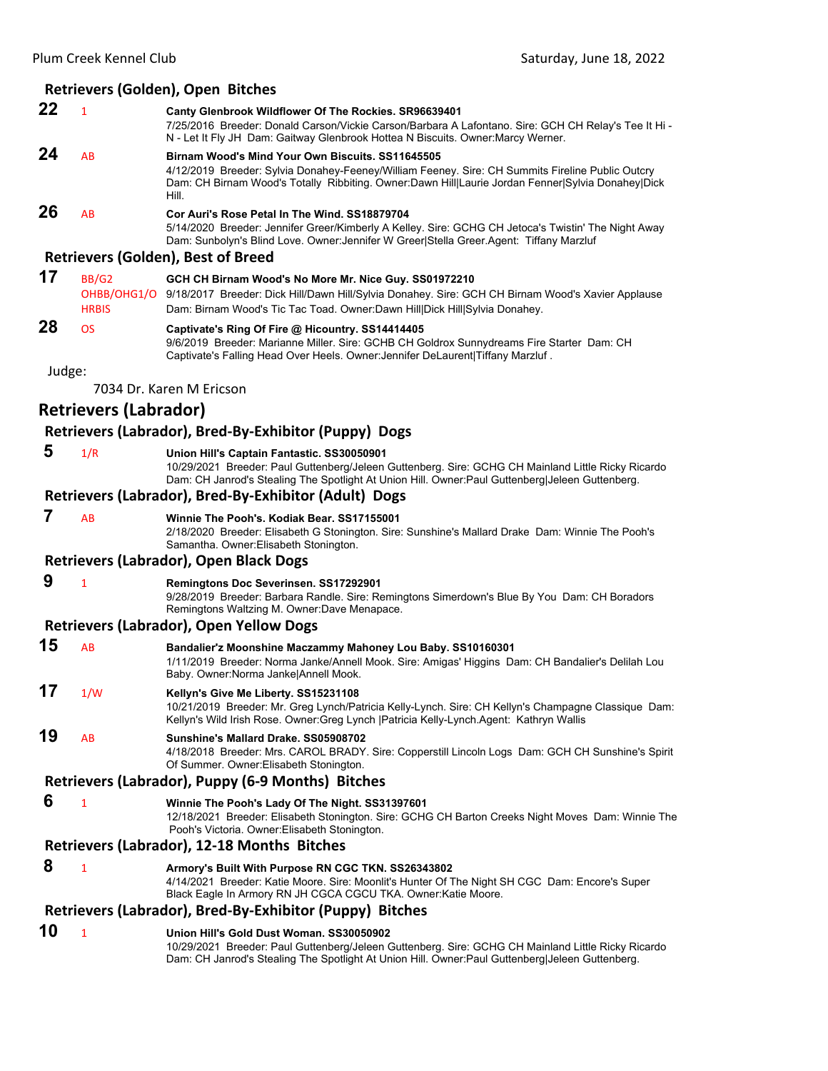### Retrievers (Golden), Open Bitches

**22** 1 **Canty Glenbrook Wildflower Of The Rockies. SR96639401**
7/25/2016 Breeder: Donald Carson/Vickie Carson/Barbara A Lafontano. Sire: GCH CH Relay's Tee It Hi - N - Let It Fly JH Dam: Gaitway Glenbrook Hottea N Biscuits. Owner:Marcy Werner.

**24** AB **Birnam Wood's Mind Your Own Biscuits. SS11645505**
4/12/2019 Breeder: Sylvia Donahey-Feeney/William Feeney. Sire: CH Summits Fireline Public Outcry Dam: CH Birnam Wood's Totally Ribbiting. Owner:Dawn Hill|Laurie Jordan Fenner|Sylvia Donahey|Dick Hill.

**26** AB **Cor Auri's Rose Petal In The Wind. SS18879704**
5/14/2020 Breeder: Jennifer Greer/Kimberly A Kelley. Sire: GCHG CH Jetoca's Twistin' The Night Away Dam: Sunbolyn's Blind Love. Owner:Jennifer W Greer|Stella Greer.Agent: Tiffany Marzluf

### Retrievers (Golden), Best of Breed

**17** BB/G2 OHBB/OHG1/O HRBIS **GCH CH Birnam Wood's No More Mr. Nice Guy. SS01972210**
9/18/2017 Breeder: Dick Hill/Dawn Hill/Sylvia Donahey. Sire: GCH CH Birnam Wood's Xavier Applause Dam: Birnam Wood's Tic Tac Toad. Owner:Dawn Hill|Dick Hill|Sylvia Donahey.

**28** OS **Captivate's Ring Of Fire @ Hicountry. SS14414405**
9/6/2019 Breeder: Marianne Miller. Sire: GCHB CH Goldrox Sunnydreams Fire Starter Dam: CH Captivate's Falling Head Over Heels. Owner:Jennifer DeLaurent|Tiffany Marzluf .

Judge:

7034 Dr. Karen M Ericson

## Retrievers (Labrador)

### Retrievers (Labrador), Bred-By-Exhibitor (Puppy) Dogs

**5** 1/R **Union Hill's Captain Fantastic. SS30050901**
10/29/2021 Breeder: Paul Guttenberg/Jeleen Guttenberg. Sire: GCHG CH Mainland Little Ricky Ricardo Dam: CH Janrod's Stealing The Spotlight At Union Hill. Owner:Paul Guttenberg|Jeleen Guttenberg.

### Retrievers (Labrador), Bred-By-Exhibitor (Adult) Dogs

**7** AB **Winnie The Pooh's. Kodiak Bear. SS17155001**
2/18/2020 Breeder: Elisabeth G Stonington. Sire: Sunshine's Mallard Drake Dam: Winnie The Pooh's Samantha. Owner:Elisabeth Stonington.

### Retrievers (Labrador), Open Black Dogs

**9** 1 **Remingtons Doc Severinsen. SS17292901**
9/28/2019 Breeder: Barbara Randle. Sire: Remingtons Simerdown's Blue By You Dam: CH Boradors Remingtons Waltzing M. Owner:Dave Menapace.

### Retrievers (Labrador), Open Yellow Dogs

**15** AB **Bandalier'z Moonshine Maczammy Mahoney Lou Baby. SS10160301**
1/11/2019 Breeder: Norma Janke/Annell Mook. Sire: Amigas' Higgins Dam: CH Bandalier's Delilah Lou Baby. Owner:Norma Janke|Annell Mook.

**17** 1/W **Kellyn's Give Me Liberty. SS15231108**
10/21/2019 Breeder: Mr. Greg Lynch/Patricia Kelly-Lynch. Sire: CH Kellyn's Champagne Classique Dam: Kellyn's Wild Irish Rose. Owner:Greg Lynch |Patricia Kelly-Lynch.Agent: Kathryn Wallis

**19** AB **Sunshine's Mallard Drake. SS05908702**
4/18/2018 Breeder: Mrs. CAROL BRADY. Sire: Copperstill Lincoln Logs Dam: GCH CH Sunshine's Spirit Of Summer. Owner:Elisabeth Stonington.

### Retrievers (Labrador), Puppy (6-9 Months) Bitches

**6** 1 **Winnie The Pooh's Lady Of The Night. SS31397601**
12/18/2021 Breeder: Elisabeth Stonington. Sire: GCHG CH Barton Creeks Night Moves Dam: Winnie The Pooh's Victoria. Owner:Elisabeth Stonington.

### Retrievers (Labrador), 12-18 Months Bitches

**8** 1 **Armory's Built With Purpose RN CGC TKN. SS26343802**
4/14/2021 Breeder: Katie Moore. Sire: Moonlit's Hunter Of The Night SH CGC Dam: Encore's Super Black Eagle In Armory RN JH CGCA CGCU TKA. Owner:Katie Moore.

### Retrievers (Labrador), Bred-By-Exhibitor (Puppy) Bitches

**10** 1 **Union Hill's Gold Dust Woman. SS30050902**
10/29/2021 Breeder: Paul Guttenberg/Jeleen Guttenberg. Sire: GCHG CH Mainland Little Ricky Ricardo Dam: CH Janrod's Stealing The Spotlight At Union Hill. Owner:Paul Guttenberg|Jeleen Guttenberg.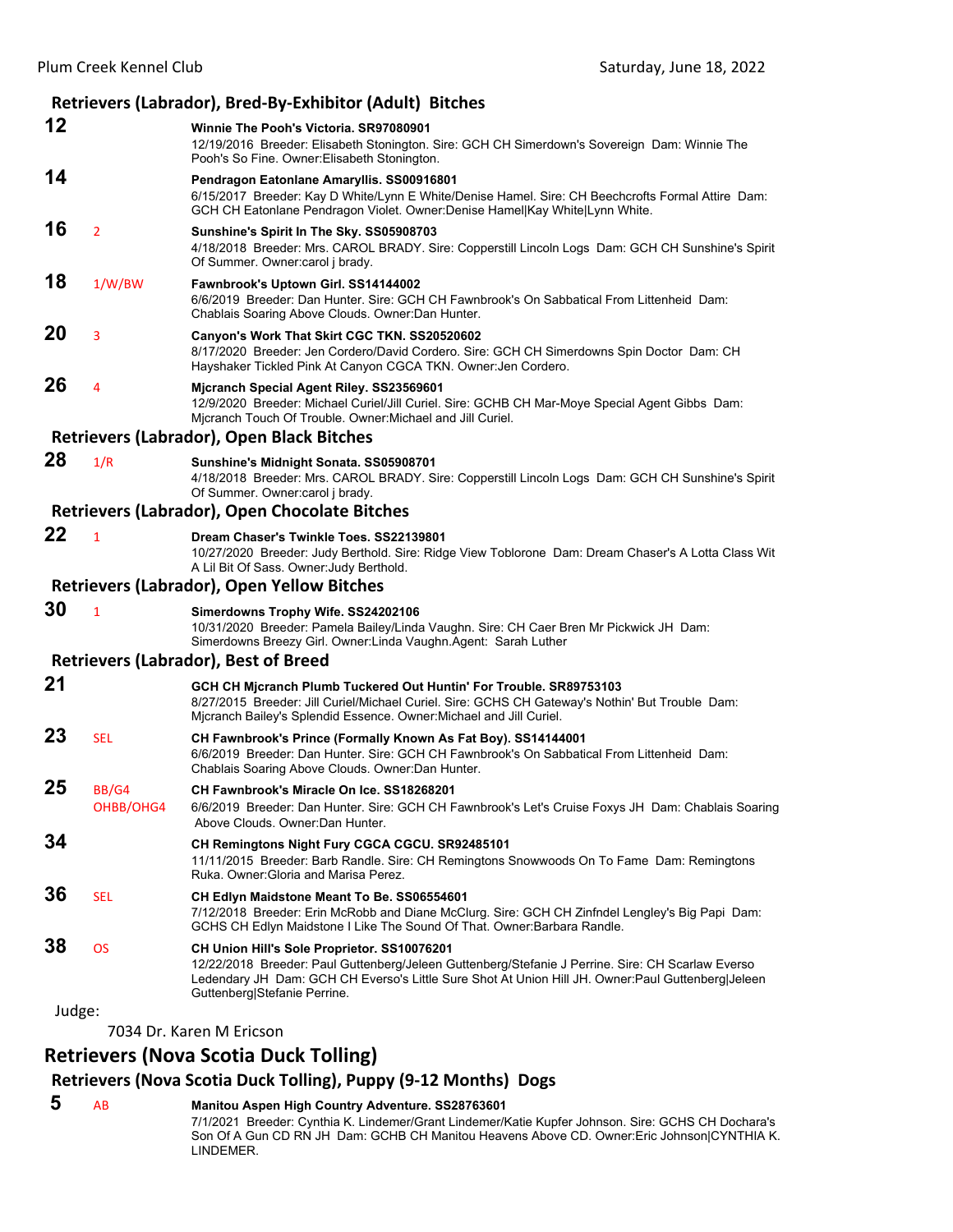### Retrievers (Labrador), Bred-By-Exhibitor (Adult) Bitches

**12** — **Winnie The Pooh's Victoria. SR97080901**
12/19/2016 Breeder: Elisabeth Stonington. Sire: GCH CH Simerdown's Sovereign Dam: Winnie The Pooh's So Fine. Owner:Elisabeth Stonington.

**14** — **Pendragon Eatonlane Amaryllis. SS00916801**
6/15/2017 Breeder: Kay D White/Lynn E White/Denise Hamel. Sire: CH Beechcrofts Formal Attire Dam: GCH CH Eatonlane Pendragon Violet. Owner:Denise Hamel|Kay White|Lynn White.

**16** 2 — **Sunshine's Spirit In The Sky. SS05908703**
4/18/2018 Breeder: Mrs. CAROL BRADY. Sire: Copperstill Lincoln Logs Dam: GCH CH Sunshine's Spirit Of Summer. Owner:carol j brady.

**18** 1/W/BW — **Fawnbrook's Uptown Girl. SS14144002**
6/6/2019 Breeder: Dan Hunter. Sire: GCH CH Fawnbrook's On Sabbatical From Littenheid Dam: Chablais Soaring Above Clouds. Owner:Dan Hunter.

**20** 3 — **Canyon's Work That Skirt CGC TKN. SS20520602**
8/17/2020 Breeder: Jen Cordero/David Cordero. Sire: GCH CH Simerdowns Spin Doctor Dam: CH Hayshaker Tickled Pink At Canyon CGCA TKN. Owner:Jen Cordero.

**26** 4 — **Mjcranch Special Agent Riley. SS23569601**
12/9/2020 Breeder: Michael Curiel/Jill Curiel. Sire: GCHB CH Mar-Moye Special Agent Gibbs Dam: Mjcranch Touch Of Trouble. Owner:Michael and Jill Curiel.

### Retrievers (Labrador), Open Black Bitches

**28** 1/R — **Sunshine's Midnight Sonata. SS05908701**
4/18/2018 Breeder: Mrs. CAROL BRADY. Sire: Copperstill Lincoln Logs Dam: GCH CH Sunshine's Spirit Of Summer. Owner:carol j brady.

### Retrievers (Labrador), Open Chocolate Bitches

**22** 1 — **Dream Chaser's Twinkle Toes. SS22139801**
10/27/2020 Breeder: Judy Berthold. Sire: Ridge View Toblorone Dam: Dream Chaser's A Lotta Class Wit A Lil Bit Of Sass. Owner:Judy Berthold.

### Retrievers (Labrador), Open Yellow Bitches

**30** 1 — **Simerdowns Trophy Wife. SS24202106**
10/31/2020 Breeder: Pamela Bailey/Linda Vaughn. Sire: CH Caer Bren Mr Pickwick JH Dam: Simerdowns Breezy Girl. Owner:Linda Vaughn.Agent: Sarah Luther

### Retrievers (Labrador), Best of Breed

**21** — **GCH CH Mjcranch Plumb Tuckered Out Huntin' For Trouble. SR89753103**
8/27/2015 Breeder: Jill Curiel/Michael Curiel. Sire: GCHS CH Gateway's Nothin' But Trouble Dam: Mjcranch Bailey's Splendid Essence. Owner:Michael and Jill Curiel.

**23** SEL — **CH Fawnbrook's Prince (Formally Known As Fat Boy). SS14144001**
6/6/2019 Breeder: Dan Hunter. Sire: GCH CH Fawnbrook's On Sabbatical From Littenheid Dam: Chablais Soaring Above Clouds. Owner:Dan Hunter.

**25** BB/G4 OHBB/OHG4 — **CH Fawnbrook's Miracle On Ice. SS18268201**
6/6/2019 Breeder: Dan Hunter. Sire: GCH CH Fawnbrook's Let's Cruise Foxys JH Dam: Chablais Soaring Above Clouds. Owner:Dan Hunter.

**34** — **CH Remingtons Night Fury CGCA CGCU. SR92485101**
11/11/2015 Breeder: Barb Randle. Sire: CH Remingtons Snowwoods On To Fame Dam: Remingtons Ruka. Owner:Gloria and Marisa Perez.

**36** SEL — **CH Edlyn Maidstone Meant To Be. SS06554601**
7/12/2018 Breeder: Erin McRobb and Diane McClurg. Sire: GCH CH Zinfndel Lengley's Big Papi Dam: GCHS CH Edlyn Maidstone I Like The Sound Of That. Owner:Barbara Randle.

**38** OS — **CH Union Hill's Sole Proprietor. SS10076201**
12/22/2018 Breeder: Paul Guttenberg/Jeleen Guttenberg/Stefanie J Perrine. Sire: CH Scarlaw Everso Ledendary JH Dam: GCH CH Everso's Little Sure Shot At Union Hill JH. Owner:Paul Guttenberg|Jeleen Guttenberg|Stefanie Perrine.

Judge:

7034 Dr. Karen M Ericson

## Retrievers (Nova Scotia Duck Tolling)

### Retrievers (Nova Scotia Duck Tolling), Puppy (9-12 Months) Dogs

**5** AB — **Manitou Aspen High Country Adventure. SS28763601**
7/1/2021 Breeder: Cynthia K. Lindemer/Grant Lindemer/Katie Kupfer Johnson. Sire: GCHS CH Dochara's Son Of A Gun CD RN JH Dam: GCHB CH Manitou Heavens Above CD. Owner:Eric Johnson|CYNTHIA K. LINDEMER.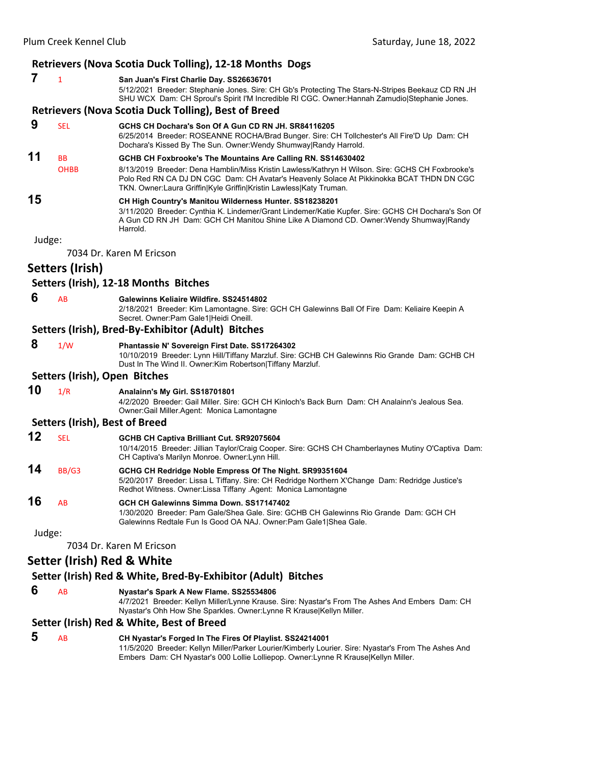### Retrievers (Nova Scotia Duck Tolling), 12-18 Months Dogs

**7** 1 **San Juan's First Charlie Day. SS26636701**
5/12/2021 Breeder: Stephanie Jones. Sire: CH Gb's Protecting The Stars-N-Stripes Beekauz CD RN JH SHU WCX Dam: CH Sproul's Spirit I'M Incredible RI CGC. Owner:Hannah Zamudio|Stephanie Jones.

### Retrievers (Nova Scotia Duck Tolling), Best of Breed

**9** SEL **GCHS CH Dochara's Son Of A Gun CD RN JH. SR84116205**
6/25/2014 Breeder: ROSEANNE ROCHA/Brad Bunger. Sire: CH Tollchester's All Fire'D Up Dam: CH Dochara's Kissed By The Sun. Owner:Wendy Shumway|Randy Harrold.

**11** BB OHBB **GCHB CH Foxbrooke's The Mountains Are Calling RN. SS14630402**
8/13/2019 Breeder: Dena Hamblin/Miss Kristin Lawless/Kathryn H Wilson. Sire: GCHS CH Foxbrooke's Polo Red RN CA DJ DN CGC Dam: CH Avatar's Heavenly Solace At Pikkinokka BCAT THDN DN CGC TKN. Owner:Laura Griffin|Kyle Griffin|Kristin Lawless|Katy Truman.

**15** **CH High Country's Manitou Wilderness Hunter. SS18238201**
3/11/2020 Breeder: Cynthia K. Lindemer/Grant Lindemer/Katie Kupfer. Sire: GCHS CH Dochara's Son Of A Gun CD RN JH Dam: GCH CH Manitou Shine Like A Diamond CD. Owner:Wendy Shumway|Randy Harrold.

Judge:

7034 Dr. Karen M Ericson

## Setters (Irish)

### Setters (Irish), 12-18 Months Bitches

**6** AB **Galewinns Keliaire Wildfire. SS24514802**
2/18/2021 Breeder: Kim Lamontagne. Sire: GCH CH Galewinns Ball Of Fire Dam: Keliaire Keepin A Secret. Owner:Pam Gale1|Heidi Oneill.

### Setters (Irish), Bred-By-Exhibitor (Adult) Bitches

**8** 1/W **Phantassie N' Sovereign First Date. SS17264302**
10/10/2019 Breeder: Lynn Hill/Tiffany Marzluf. Sire: GCHB CH Galewinns Rio Grande Dam: GCHB CH Dust In The Wind II. Owner:Kim Robertson|Tiffany Marzluf.

### Setters (Irish), Open Bitches

**10** 1/R **Analainn's My Girl. SS18701801**
4/2/2020 Breeder: Gail Miller. Sire: GCH CH Kinloch's Back Burn Dam: CH Analainn's Jealous Sea. Owner:Gail Miller.Agent: Monica Lamontagne

### Setters (Irish), Best of Breed

**12** SEL **GCHB CH Captiva Brilliant Cut. SR92075604**
10/14/2015 Breeder: Jillian Taylor/Craig Cooper. Sire: GCHS CH Chamberlaynes Mutiny O'Captiva Dam: CH Captiva's Marilyn Monroe. Owner:Lynn Hill.

**14** BB/G3 **GCHG CH Redridge Noble Empress Of The Night. SR99351604**
5/20/2017 Breeder: Lissa L Tiffany. Sire: CH Redridge Northern X'Change Dam: Redridge Justice's Redhot Witness. Owner:Lissa Tiffany .Agent: Monica Lamontagne

**16** AB **GCH CH Galewinns Simma Down. SS17147402**
1/30/2020 Breeder: Pam Gale/Shea Gale. Sire: GCHB CH Galewinns Rio Grande Dam: GCH CH Galewinns Redtale Fun Is Good OA NAJ. Owner:Pam Gale1|Shea Gale.

Judge:

7034 Dr. Karen M Ericson

## Setter (Irish) Red & White

### Setter (Irish) Red & White, Bred-By-Exhibitor (Adult) Bitches

**6** AB **Nyastar's Spark A New Flame. SS25534806**
4/7/2021 Breeder: Kellyn Miller/Lynne Krause. Sire: Nyastar's From The Ashes And Embers Dam: CH Nyastar's Ohh How She Sparkles. Owner:Lynne R Krause|Kellyn Miller.

### Setter (Irish) Red & White, Best of Breed

**5** AB **CH Nyastar's Forged In The Fires Of Playlist. SS24214001**
11/5/2020 Breeder: Kellyn Miller/Parker Lourier/Kimberly Lourier. Sire: Nyastar's From The Ashes And Embers Dam: CH Nyastar's 000 Lollie Lolliepop. Owner:Lynne R Krause|Kellyn Miller.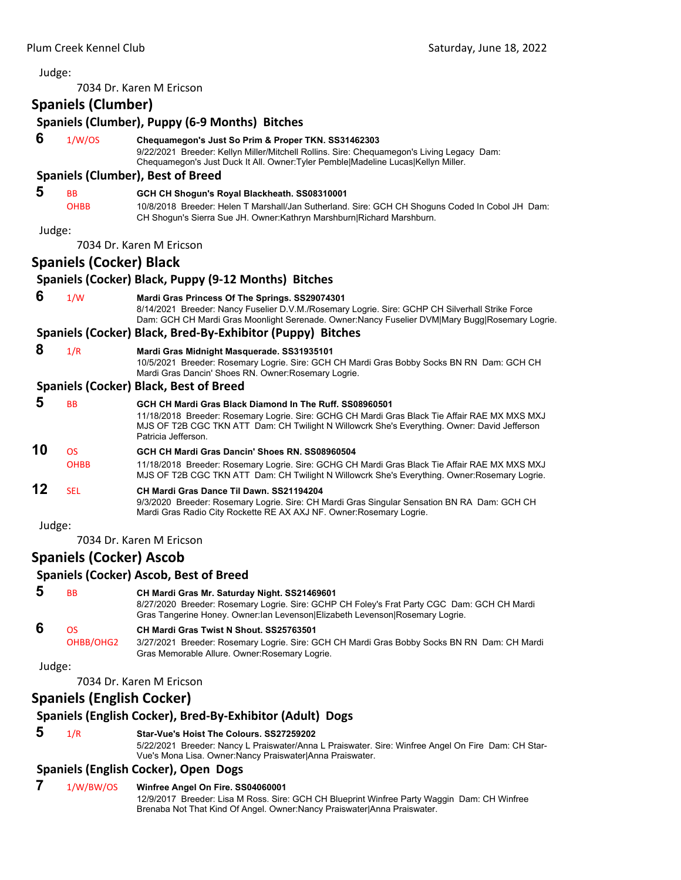Judge:

7034 Dr. Karen M Ericson

## Spaniels (Clumber)

### Spaniels (Clumber), Puppy (6-9 Months) Bitches

**6** 1/W/OS **Chequamegon's Just So Prim & Proper TKN. SS31462303**
9/22/2021 Breeder: Kellyn Miller/Mitchell Rollins. Sire: Chequamegon's Living Legacy Dam: Chequamegon's Just Duck It All. Owner:Tyler Pemble|Madeline Lucas|Kellyn Miller.

### Spaniels (Clumber), Best of Breed

**5** BB OHBB **GCH CH Shogun's Royal Blackheath. SS08310001**
10/8/2018 Breeder: Helen T Marshall/Jan Sutherland. Sire: GCH CH Shoguns Coded In Cobol JH Dam: CH Shogun's Sierra Sue JH. Owner:Kathryn Marshburn|Richard Marshburn.

Judge:

7034 Dr. Karen M Ericson

## Spaniels (Cocker) Black

### Spaniels (Cocker) Black, Puppy (9-12 Months) Bitches

**6** 1/W **Mardi Gras Princess Of The Springs. SS29074301**
8/14/2021 Breeder: Nancy Fuselier D.V.M./Rosemary Logrie. Sire: GCHP CH Silverhall Strike Force Dam: GCH CH Mardi Gras Moonlight Serenade. Owner:Nancy Fuselier DVM|Mary Bugg|Rosemary Logrie.

### Spaniels (Cocker) Black, Bred-By-Exhibitor (Puppy) Bitches

**8** 1/R **Mardi Gras Midnight Masquerade. SS31935101**
10/5/2021 Breeder: Rosemary Logrie. Sire: GCH CH Mardi Gras Bobby Socks BN RN Dam: GCH CH Mardi Gras Dancin' Shoes RN. Owner:Rosemary Logrie.

### Spaniels (Cocker) Black, Best of Breed

**5** BB **GCH CH Mardi Gras Black Diamond In The Ruff. SS08960501**
11/18/2018 Breeder: Rosemary Logrie. Sire: GCHG CH Mardi Gras Black Tie Affair RAE MX MXS MXJ MJS OF T2B CGC TKN ATT Dam: CH Twilight N Willowcrk She's Everything. Owner: David Jefferson Patricia Jefferson.

**10** OS OHBB **GCH CH Mardi Gras Dancin' Shoes RN. SS08960504**
11/18/2018 Breeder: Rosemary Logrie. Sire: GCHG CH Mardi Gras Black Tie Affair RAE MX MXS MXJ MJS OF T2B CGC TKN ATT Dam: CH Twilight N Willowcrk She's Everything. Owner:Rosemary Logrie.

**12** SEL **CH Mardi Gras Dance Til Dawn. SS21194204**
9/3/2020 Breeder: Rosemary Logrie. Sire: CH Mardi Gras Singular Sensation BN RA Dam: GCH CH Mardi Gras Radio City Rockette RE AX AXJ NF. Owner:Rosemary Logrie.

Judge:

7034 Dr. Karen M Ericson

## Spaniels (Cocker) Ascob

### Spaniels (Cocker) Ascob, Best of Breed

**5** BB **CH Mardi Gras Mr. Saturday Night. SS21469601**
8/27/2020 Breeder: Rosemary Logrie. Sire: GCHP CH Foley's Frat Party CGC Dam: GCH CH Mardi Gras Tangerine Honey. Owner:Ian Levenson|Elizabeth Levenson|Rosemary Logrie.

**6** OS OHBB/OHG2 **CH Mardi Gras Twist N Shout. SS25763501**
3/27/2021 Breeder: Rosemary Logrie. Sire: GCH CH Mardi Gras Bobby Socks BN RN Dam: CH Mardi Gras Memorable Allure. Owner:Rosemary Logrie.

Judge:

7034 Dr. Karen M Ericson

## Spaniels (English Cocker)

### Spaniels (English Cocker), Bred-By-Exhibitor (Adult) Dogs

**5** 1/R **Star-Vue's Hoist The Colours. SS27259202**
5/22/2021 Breeder: Nancy L Praiswater/Anna L Praiswater. Sire: Winfree Angel On Fire Dam: CH Star-Vue's Mona Lisa. Owner:Nancy Praiswater|Anna Praiswater.

### Spaniels (English Cocker), Open Dogs

**7** 1/W/BW/OS **Winfree Angel On Fire. SS04060001**
12/9/2017 Breeder: Lisa M Ross. Sire: GCH CH Blueprint Winfree Party Waggin Dam: CH Winfree Brenaba Not That Kind Of Angel. Owner:Nancy Praiswater|Anna Praiswater.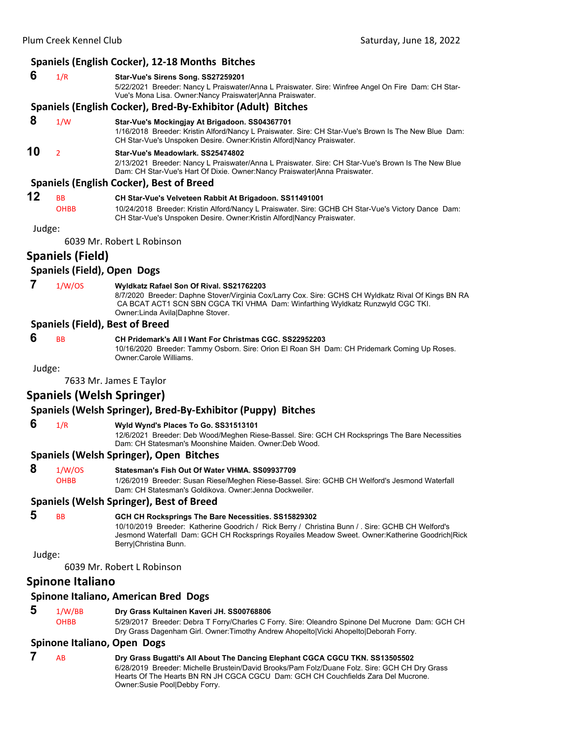### Spaniels (English Cocker), 12-18 Months Bitches

**6** 1/R **Star-Vue's Sirens Song. SS27259201**
5/22/2021 Breeder: Nancy L Praiswater/Anna L Praiswater. Sire: Winfree Angel On Fire Dam: CH Star-Vue's Mona Lisa. Owner:Nancy Praiswater|Anna Praiswater.

### Spaniels (English Cocker), Bred-By-Exhibitor (Adult) Bitches

**8** 1/W **Star-Vue's Mockingjay At Brigadoon. SS04367701**
1/16/2018 Breeder: Kristin Alford/Nancy L Praiswater. Sire: CH Star-Vue's Brown Is The New Blue Dam: CH Star-Vue's Unspoken Desire. Owner:Kristin Alford|Nancy Praiswater.

**10** 2 **Star-Vue's Meadowlark. SS25474802**
2/13/2021 Breeder: Nancy L Praiswater/Anna L Praiswater. Sire: CH Star-Vue's Brown Is The New Blue Dam: CH Star-Vue's Hart Of Dixie. Owner:Nancy Praiswater|Anna Praiswater.

### Spaniels (English Cocker), Best of Breed

**12** BB OHBB **CH Star-Vue's Velveteen Rabbit At Brigadoon. SS11491001**
10/24/2018 Breeder: Kristin Alford/Nancy L Praiswater. Sire: GCHB CH Star-Vue's Victory Dance Dam: CH Star-Vue's Unspoken Desire. Owner:Kristin Alford|Nancy Praiswater.

Judge:
6039 Mr. Robert L Robinson

## Spaniels (Field)

### Spaniels (Field), Open Dogs

**7** 1/W/OS **Wyldkatz Rafael Son Of Rival. SS21762203**
8/7/2020 Breeder: Daphne Stover/Virginia Cox/Larry Cox. Sire: GCHS CH Wyldkatz Rival Of Kings BN RA CA BCAT ACT1 SCN SBN CGCA TKI VHMA Dam: Winfarthing Wyldkatz Runzwyld CGC TKI. Owner:Linda Avila|Daphne Stover.

### Spaniels (Field), Best of Breed

**6** BB **CH Pridemark's All I Want For Christmas CGC. SS22952203**
10/16/2020 Breeder: Tammy Osborn. Sire: Orion El Roan SH Dam: CH Pridemark Coming Up Roses. Owner:Carole Williams.

Judge:
7633 Mr. James E Taylor

## Spaniels (Welsh Springer)

### Spaniels (Welsh Springer), Bred-By-Exhibitor (Puppy) Bitches

**6** 1/R **Wyld Wynd's Places To Go. SS31513101**
12/6/2021 Breeder: Deb Wood/Meghen Riese-Bassel. Sire: GCH CH Rocksprings The Bare Necessities Dam: CH Statesman's Moonshine Maiden. Owner:Deb Wood.

### Spaniels (Welsh Springer), Open Bitches

**8** 1/W/OS OHBB **Statesman's Fish Out Of Water VHMA. SS09937709**
1/26/2019 Breeder: Susan Riese/Meghen Riese-Bassel. Sire: GCHB CH Welford's Jesmond Waterfall Dam: CH Statesman's Goldikova. Owner:Jenna Dockweiler.

### Spaniels (Welsh Springer), Best of Breed

**5** BB **GCH CH Rocksprings The Bare Necessities. SS15829302**
10/10/2019 Breeder: Katherine Goodrich / Rick Berry / Christina Bunn / . Sire: GCHB CH Welford's Jesmond Waterfall Dam: GCH CH Rocksprings Royailes Meadow Sweet. Owner:Katherine Goodrich|Rick Berry|Christina Bunn.

Judge:
6039 Mr. Robert L Robinson

## Spinone Italiano

### Spinone Italiano, American Bred Dogs

**5** 1/W/BB OHBB **Dry Grass Kultainen Kaveri JH. SS00768806**
5/29/2017 Breeder: Debra T Forry/Charles C Forry. Sire: Oleandro Spinone Del Mucrone Dam: GCH CH Dry Grass Dagenham Girl. Owner:Timothy Andrew Ahopelto|Vicki Ahopelto|Deborah Forry.

### Spinone Italiano, Open Dogs

**7** AB **Dry Grass Bugatti's All About The Dancing Elephant CGCA CGCU TKN. SS13505502**
6/28/2019 Breeder: Michelle Brustein/David Brooks/Pam Folz/Duane Folz. Sire: GCH CH Dry Grass Hearts Of The Hearts BN RN JH CGCA CGCU Dam: GCH CH Couchfields Zara Del Mucrone. Owner:Susie Pool|Debby Forry.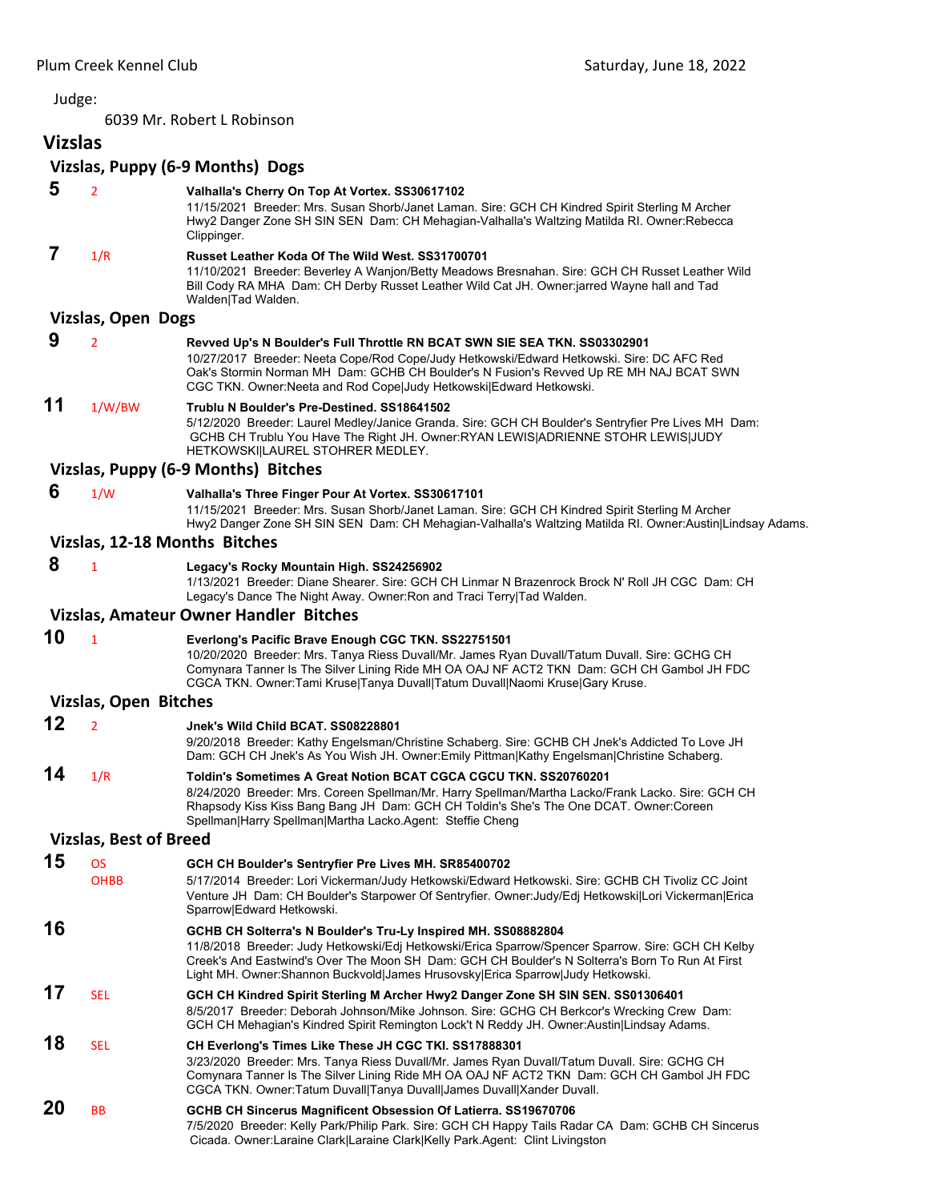Judge:

6039 Mr. Robert L Robinson

## Vizslas

### Vizslas, Puppy (6-9 Months) Dogs

**5** 2 **Valhalla's Cherry On Top At Vortex. SS30617102**
11/15/2021 Breeder: Mrs. Susan Shorb/Janet Laman. Sire: GCH CH Kindred Spirit Sterling M Archer Hwy2 Danger Zone SH SIN SEN Dam: CH Mehagian-Valhalla's Waltzing Matilda RI. Owner:Rebecca Clippinger.

**7** 1/R **Russet Leather Koda Of The Wild West. SS31700701**
11/10/2021 Breeder: Beverley A Wanjon/Betty Meadows Bresnahan. Sire: GCH CH Russet Leather Wild Bill Cody RA MHA Dam: CH Derby Russet Leather Wild Cat JH. Owner:jarred Wayne hall and Tad Walden|Tad Walden.

### Vizslas, Open Dogs

**9** 2 **Revved Up's N Boulder's Full Throttle RN BCAT SWN SIE SEA TKN. SS03302901**
10/27/2017 Breeder: Neeta Cope/Rod Cope/Judy Hetkowski/Edward Hetkowski. Sire: DC AFC Red Oak's Stormin Norman MH Dam: GCHB CH Boulder's N Fusion's Revved Up RE MH NAJ BCAT SWN CGC TKN. Owner:Neeta and Rod Cope|Judy Hetkowski|Edward Hetkowski.

**11** 1/W/BW **Trublu N Boulder's Pre-Destined. SS18641502**
5/12/2020 Breeder: Laurel Medley/Janice Granda. Sire: GCH CH Boulder's Sentryfier Pre Lives MH Dam: GCHB CH Trublu You Have The Right JH. Owner:RYAN LEWIS|ADRIENNE STOHR LEWIS|JUDY HETKOWSKI|LAUREL STOHRER MEDLEY.

### Vizslas, Puppy (6-9 Months) Bitches

**6** 1/W **Valhalla's Three Finger Pour At Vortex. SS30617101**
11/15/2021 Breeder: Mrs. Susan Shorb/Janet Laman. Sire: GCH CH Kindred Spirit Sterling M Archer Hwy2 Danger Zone SH SIN SEN Dam: CH Mehagian-Valhalla's Waltzing Matilda RI. Owner:Austin|Lindsay Adams.

### Vizslas, 12-18 Months Bitches

**8** 1 **Legacy's Rocky Mountain High. SS24256902**
1/13/2021 Breeder: Diane Shearer. Sire: GCH CH Linmar N Brazenrock Brock N' Roll JH CGC Dam: CH Legacy's Dance The Night Away. Owner:Ron and Traci Terry|Tad Walden.

### Vizslas, Amateur Owner Handler Bitches

**10** 1 **Everlong's Pacific Brave Enough CGC TKN. SS22751501**
10/20/2020 Breeder: Mrs. Tanya Riess Duvall/Mr. James Ryan Duvall/Tatum Duvall. Sire: GCHG CH Comynara Tanner Is The Silver Lining Ride MH OA OAJ NF ACT2 TKN Dam: GCH CH Gambol JH FDC CGCA TKN. Owner:Tami Kruse|Tanya Duvall|Tatum Duvall|Naomi Kruse|Gary Kruse.

### Vizslas, Open Bitches

**12** 2 **Jnek's Wild Child BCAT. SS08228801**
9/20/2018 Breeder: Kathy Engelsman/Christine Schaberg. Sire: GCHB CH Jnek's Addicted To Love JH Dam: GCH CH Jnek's As You Wish JH. Owner:Emily Pittman|Kathy Engelsman|Christine Schaberg.

**14** 1/R **Toldin's Sometimes A Great Notion BCAT CGCA CGCU TKN. SS20760201**
8/24/2020 Breeder: Mrs. Coreen Spellman/Mr. Harry Spellman/Martha Lacko/Frank Lacko. Sire: GCH CH Rhapsody Kiss Kiss Bang Bang JH Dam: GCH CH Toldin's She's The One DCAT. Owner:Coreen Spellman|Harry Spellman|Martha Lacko.Agent: Steffie Cheng

### Vizslas, Best of Breed

**15** OS OHBB **GCH CH Boulder's Sentryfier Pre Lives MH. SR85400702**
5/17/2014 Breeder: Lori Vickerman/Judy Hetkowski/Edward Hetkowski. Sire: GCHB CH Tivoliz CC Joint Venture JH Dam: CH Boulder's Starpower Of Sentryfier. Owner:Judy/Edj Hetkowski|Lori Vickerman|Erica Sparrow|Edward Hetkowski.

**16** **GCHB CH Solterra's N Boulder's Tru-Ly Inspired MH. SS08882804**
11/8/2018 Breeder: Judy Hetkowski/Edj Hetkowski/Erica Sparrow/Spencer Sparrow. Sire: GCH CH Kelby Creek's And Eastwind's Over The Moon SH Dam: GCH CH Boulder's N Solterra's Born To Run At First Light MH. Owner:Shannon Buckvold|James Hrusovsky|Erica Sparrow|Judy Hetkowski.

**17** SEL **GCH CH Kindred Spirit Sterling M Archer Hwy2 Danger Zone SH SIN SEN. SS01306401**
8/5/2017 Breeder: Deborah Johnson/Mike Johnson. Sire: GCHG CH Berkcor's Wrecking Crew Dam: GCH CH Mehagian's Kindred Spirit Remington Lock't N Reddy JH. Owner:Austin|Lindsay Adams.

**18** SEL **CH Everlong's Times Like These JH CGC TKI. SS17888301**
3/23/2020 Breeder: Mrs. Tanya Riess Duvall/Mr. James Ryan Duvall/Tatum Duvall. Sire: GCHG CH Comynara Tanner Is The Silver Lining Ride MH OA OAJ NF ACT2 TKN Dam: GCH CH Gambol JH FDC CGCA TKN. Owner:Tatum Duvall|Tanya Duvall|James Duvall|Xander Duvall.

**20** BB **GCHB CH Sincerus Magnificent Obsession Of Latierra. SS19670706**
7/5/2020 Breeder: Kelly Park/Philip Park. Sire: GCH CH Happy Tails Radar CA Dam: GCHB CH Sincerus Cicada. Owner:Laraine Clark|Laraine Clark|Kelly Park.Agent: Clint Livingston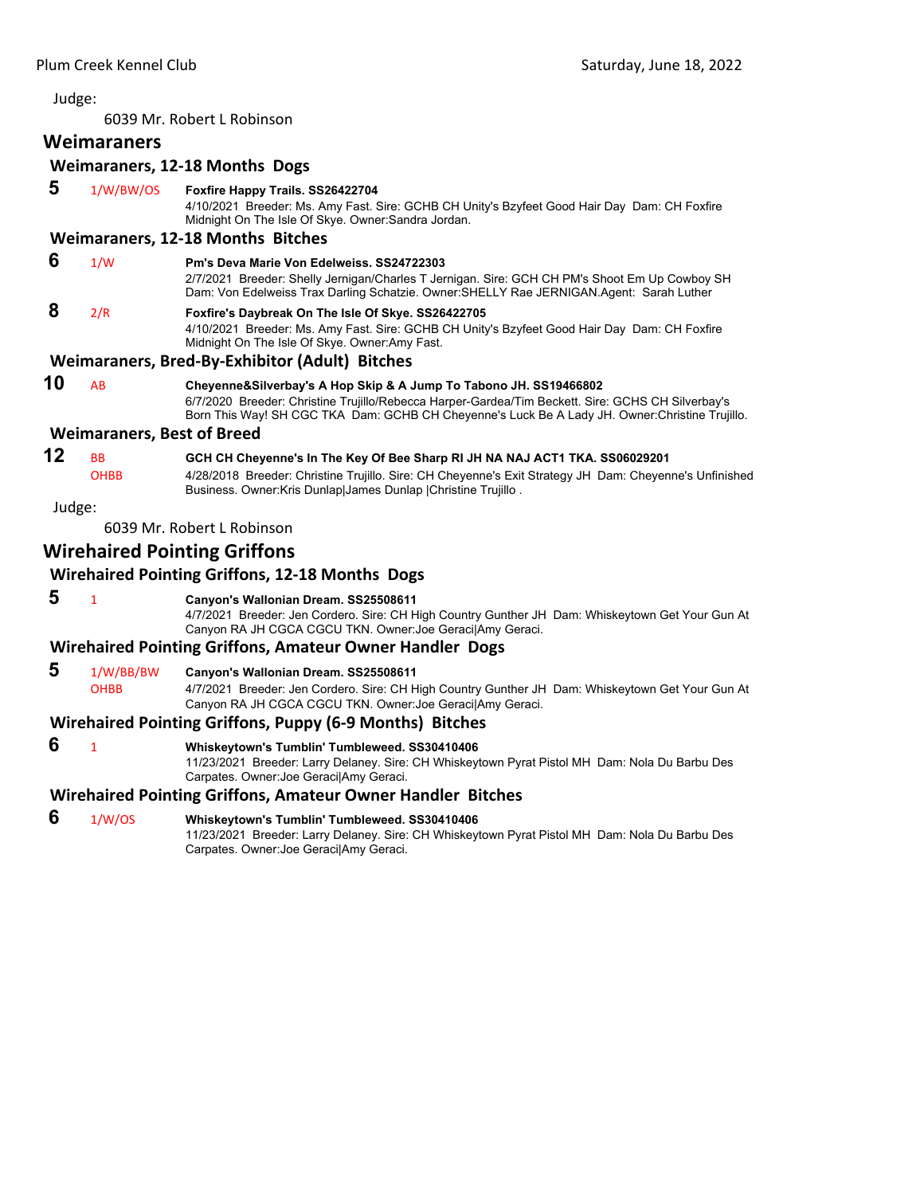Judge:

6039 Mr. Robert L Robinson

## Weimaraners

### Weimaraners, 12-18 Months Dogs

**5** 1/W/BW/OS **Foxfire Happy Trails. SS26422704**
4/10/2021 Breeder: Ms. Amy Fast. Sire: GCHB CH Unity's Bzyfeet Good Hair Day Dam: CH Foxfire Midnight On The Isle Of Skye. Owner:Sandra Jordan.

### Weimaraners, 12-18 Months Bitches

**6** 1/W **Pm's Deva Marie Von Edelweiss. SS24722303**
2/7/2021 Breeder: Shelly Jernigan/Charles T Jernigan. Sire: GCH CH PM's Shoot Em Up Cowboy SH Dam: Von Edelweiss Trax Darling Schatzie. Owner:SHELLY Rae JERNIGAN.Agent: Sarah Luther

**8** 2/R **Foxfire's Daybreak On The Isle Of Skye. SS26422705**
4/10/2021 Breeder: Ms. Amy Fast. Sire: GCHB CH Unity's Bzyfeet Good Hair Day Dam: CH Foxfire Midnight On The Isle Of Skye. Owner:Amy Fast.

### Weimaraners, Bred-By-Exhibitor (Adult) Bitches

**10** AB **Cheyenne&Silverbay's A Hop Skip & A Jump To Tabono JH. SS19466802**
6/7/2020 Breeder: Christine Trujillo/Rebecca Harper-Gardea/Tim Beckett. Sire: GCHS CH Silverbay's Born This Way! SH CGC TKA Dam: GCHB CH Cheyenne's Luck Be A Lady JH. Owner:Christine Trujillo.

### Weimaraners, Best of Breed

**12** BB OHBB **GCH CH Cheyenne's In The Key Of Bee Sharp RI JH NA NAJ ACT1 TKA. SS06029201**
4/28/2018 Breeder: Christine Trujillo. Sire: CH Cheyenne's Exit Strategy JH Dam: Cheyenne's Unfinished Business. Owner:Kris Dunlap|James Dunlap |Christine Trujillo .

Judge:

6039 Mr. Robert L Robinson

## Wirehaired Pointing Griffons

### Wirehaired Pointing Griffons, 12-18 Months Dogs

**5** 1 **Canyon's Wallonian Dream. SS25508611**
4/7/2021 Breeder: Jen Cordero. Sire: CH High Country Gunther JH Dam: Whiskeytown Get Your Gun At Canyon RA JH CGCA CGCU TKN. Owner:Joe Geraci|Amy Geraci.

### Wirehaired Pointing Griffons, Amateur Owner Handler Dogs

**5** 1/W/BB/BW OHBB **Canyon's Wallonian Dream. SS25508611**
4/7/2021 Breeder: Jen Cordero. Sire: CH High Country Gunther JH Dam: Whiskeytown Get Your Gun At Canyon RA JH CGCA CGCU TKN. Owner:Joe Geraci|Amy Geraci.

### Wirehaired Pointing Griffons, Puppy (6-9 Months) Bitches

**6** 1 **Whiskeytown's Tumblin' Tumbleweed. SS30410406**
11/23/2021 Breeder: Larry Delaney. Sire: CH Whiskeytown Pyrat Pistol MH Dam: Nola Du Barbu Des Carpates. Owner:Joe Geraci|Amy Geraci.

### Wirehaired Pointing Griffons, Amateur Owner Handler Bitches

**6** 1/W/OS **Whiskeytown's Tumblin' Tumbleweed. SS30410406**
11/23/2021 Breeder: Larry Delaney. Sire: CH Whiskeytown Pyrat Pistol MH Dam: Nola Du Barbu Des Carpates. Owner:Joe Geraci|Amy Geraci.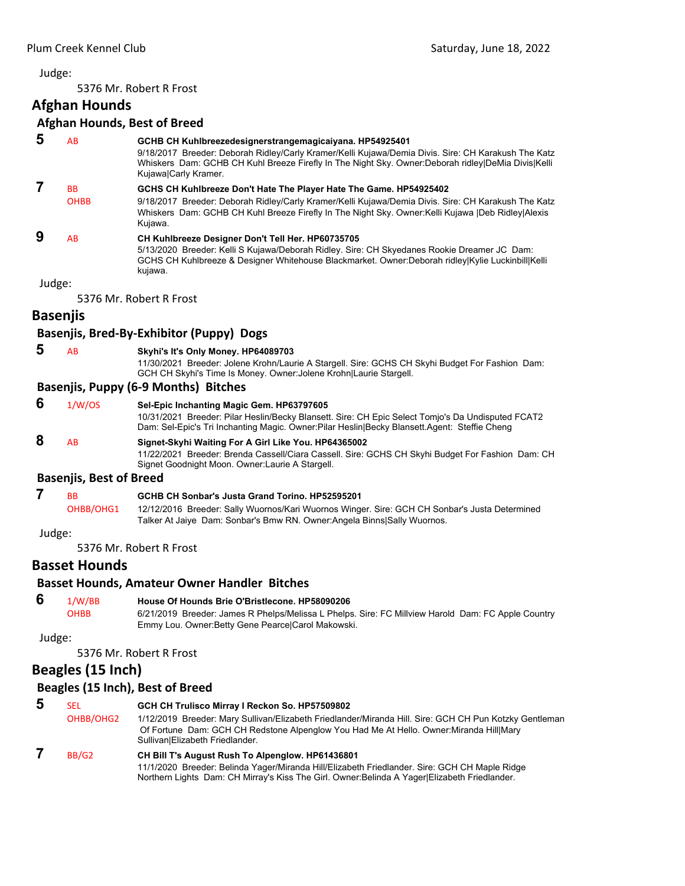Judge:

5376 Mr. Robert R Frost

## Afghan Hounds

### Afghan Hounds, Best of Breed

**5** AB **GCHB CH Kuhlbreezedesignerstrangemagicaiyana. HP54925401**
9/18/2017 Breeder: Deborah Ridley/Carly Kramer/Kelli Kujawa/Demia Divis. Sire: CH Karakush The Katz Whiskers Dam: GCHB CH Kuhl Breeze Firefly In The Night Sky. Owner:Deborah ridley|DeMia Divis|Kelli Kujawa|Carly Kramer.

**7** BB OHBB **GCHS CH Kuhlbreeze Don't Hate The Player Hate The Game. HP54925402**
9/18/2017 Breeder: Deborah Ridley/Carly Kramer/Kelli Kujawa/Demia Divis. Sire: CH Karakush The Katz Whiskers Dam: GCHB CH Kuhl Breeze Firefly In The Night Sky. Owner:Kelli Kujawa |Deb Ridley|Alexis Kujawa.

**9** AB **CH Kuhlbreeze Designer Don't Tell Her. HP60735705**
5/13/2020 Breeder: Kelli S Kujawa/Deborah Ridley. Sire: CH Skyedanes Rookie Dreamer JC Dam: GCHS CH Kuhlbreeze & Designer Whitehouse Blackmarket. Owner:Deborah ridley|Kylie Luckinbill|Kelli kujawa.

Judge:

5376 Mr. Robert R Frost

## Basenjis

### Basenjis, Bred-By-Exhibitor (Puppy) Dogs

**5** AB **Skyhi's It's Only Money. HP64089703**
11/30/2021 Breeder: Jolene Krohn/Laurie A Stargell. Sire: GCHS CH Skyhi Budget For Fashion Dam: GCH CH Skyhi's Time Is Money. Owner:Jolene Krohn|Laurie Stargell.

### Basenjis, Puppy (6-9 Months) Bitches

**6** 1/W/OS **Sel-Epic Inchanting Magic Gem. HP63797605**
10/31/2021 Breeder: Pilar Heslin/Becky Blansett. Sire: CH Epic Select Tomjo's Da Undisputed FCAT2 Dam: Sel-Epic's Tri Inchanting Magic. Owner:Pilar Heslin|Becky Blansett.Agent: Steffie Cheng

**8** AB **Signet-Skyhi Waiting For A Girl Like You. HP64365002**
11/22/2021 Breeder: Brenda Cassell/Ciara Cassell. Sire: GCHS CH Skyhi Budget For Fashion Dam: CH Signet Goodnight Moon. Owner:Laurie A Stargell.

### Basenjis, Best of Breed

**7** BB OHBB/OHG1 **GCHB CH Sonbar's Justa Grand Torino. HP52595201**
12/12/2016 Breeder: Sally Wuornos/Kari Wuornos Winger. Sire: GCH CH Sonbar's Justa Determined Talker At Jaiye Dam: Sonbar's Bmw RN. Owner:Angela Binns|Sally Wuornos.

Judge:

5376 Mr. Robert R Frost

## Basset Hounds

### Basset Hounds, Amateur Owner Handler Bitches

**6** 1/W/BB OHBB **House Of Hounds Brie O'Bristlecone. HP58090206**
6/21/2019 Breeder: James R Phelps/Melissa L Phelps. Sire: FC Millview Harold Dam: FC Apple Country Emmy Lou. Owner:Betty Gene Pearce|Carol Makowski.

Judge:

5376 Mr. Robert R Frost

## Beagles (15 Inch)

### Beagles (15 Inch), Best of Breed

**5** SEL OHBB/OHG2 **GCH CH Trulisco Mirray I Reckon So. HP57509802**
1/12/2019 Breeder: Mary Sullivan/Elizabeth Friedlander/Miranda Hill. Sire: GCH CH Pun Kotzky Gentleman Of Fortune Dam: GCH CH Redstone Alpenglow You Had Me At Hello. Owner:Miranda Hill|Mary Sullivan|Elizabeth Friedlander.

**7** BB/G2 **CH Bill T's August Rush To Alpenglow. HP61436801**
11/1/2020 Breeder: Belinda Yager/Miranda Hill/Elizabeth Friedlander. Sire: GCH CH Maple Ridge Northern Lights Dam: CH Mirray's Kiss The Girl. Owner:Belinda A Yager|Elizabeth Friedlander.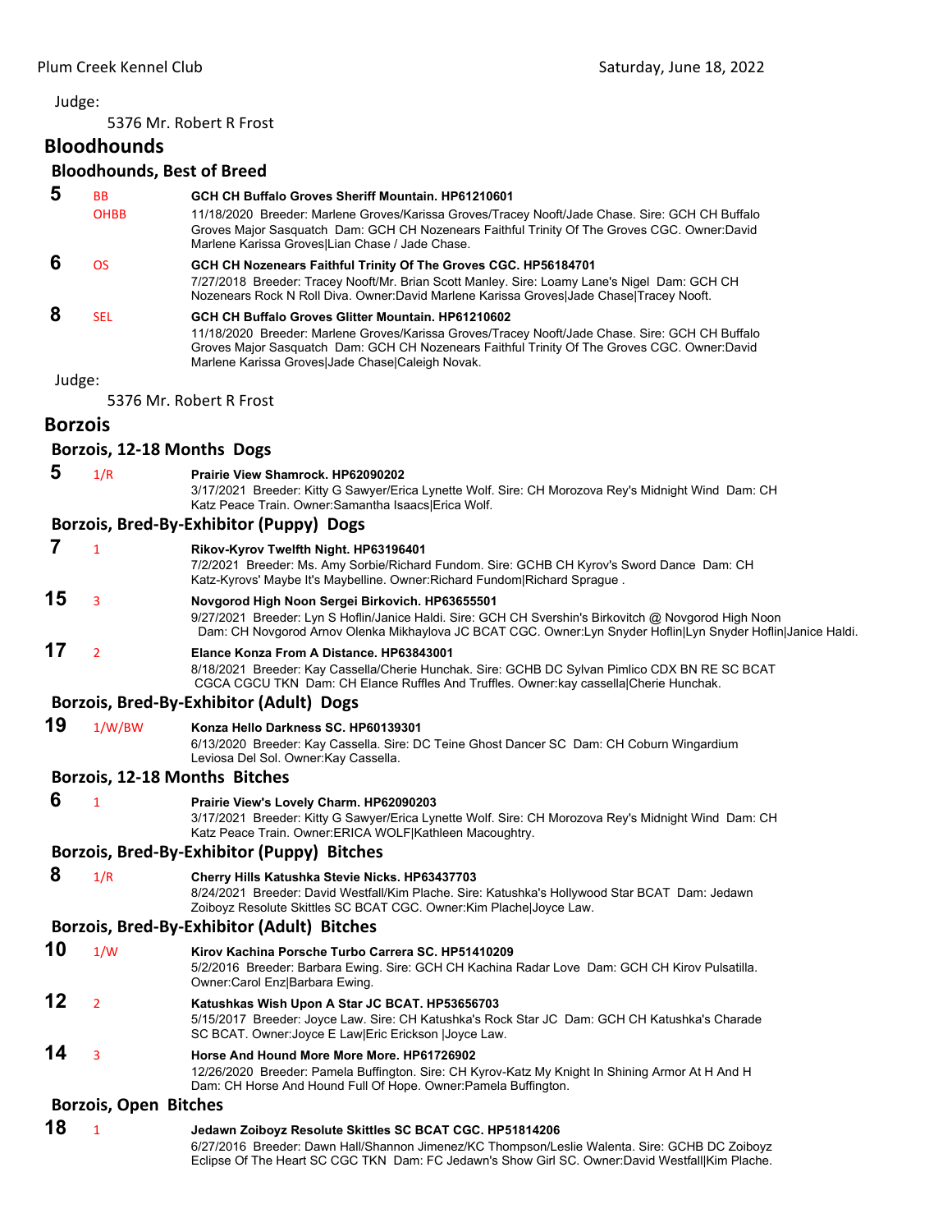Judge:

5376 Mr. Robert R Frost

## Bloodhounds

### Bloodhounds, Best of Breed

**5** BB OHBB **GCH CH Buffalo Groves Sheriff Mountain. HP61210601**
11/18/2020 Breeder: Marlene Groves/Karissa Groves/Tracey Nooft/Jade Chase. Sire: GCH CH Buffalo Groves Major Sasquatch Dam: GCH CH Nozenears Faithful Trinity Of The Groves CGC. Owner:David Marlene Karissa Groves|Lian Chase / Jade Chase.

**6** OS **GCH CH Nozenears Faithful Trinity Of The Groves CGC. HP56184701**
7/27/2018 Breeder: Tracey Nooft/Mr. Brian Scott Manley. Sire: Loamy Lane's Nigel Dam: GCH CH Nozenears Rock N Roll Diva. Owner:David Marlene Karissa Groves|Jade Chase|Tracey Nooft.

**8** SEL **GCH CH Buffalo Groves Glitter Mountain. HP61210602**
11/18/2020 Breeder: Marlene Groves/Karissa Groves/Tracey Nooft/Jade Chase. Sire: GCH CH Buffalo Groves Major Sasquatch Dam: GCH CH Nozenears Faithful Trinity Of The Groves CGC. Owner:David Marlene Karissa Groves|Jade Chase|Caleigh Novak.

Judge:

5376 Mr. Robert R Frost

## Borzois

### Borzois, 12-18 Months Dogs

**5** 1/R **Prairie View Shamrock. HP62090202**
3/17/2021 Breeder: Kitty G Sawyer/Erica Lynette Wolf. Sire: CH Morozova Rey's Midnight Wind Dam: CH Katz Peace Train. Owner:Samantha Isaacs|Erica Wolf.

### Borzois, Bred-By-Exhibitor (Puppy) Dogs

**7** 1 **Rikov-Kyrov Twelfth Night. HP63196401**
7/2/2021 Breeder: Ms. Amy Sorbie/Richard Fundom. Sire: GCHB CH Kyrov's Sword Dance Dam: CH Katz-Kyrovs' Maybe It's Maybelline. Owner:Richard Fundom|Richard Sprague .

**15** 3 **Novgorod High Noon Sergei Birkovich. HP63655501**
9/27/2021 Breeder: Lyn S Hoflin/Janice Haldi. Sire: GCH CH Svershin's Birkovitch @ Novgorod High Noon Dam: CH Novgorod Arnov Olenka Mikhaylova JC BCAT CGC. Owner:Lyn Snyder Hoflin|Lyn Snyder Hoflin|Janice Haldi.

**17** 2 **Elance Konza From A Distance. HP63843001**
8/18/2021 Breeder: Kay Cassella/Cherie Hunchak. Sire: GCHB DC Sylvan Pimlico CDX BN RE SC BCAT CGCA CGCU TKN Dam: CH Elance Ruffles And Truffles. Owner:kay cassella|Cherie Hunchak.

### Borzois, Bred-By-Exhibitor (Adult) Dogs

**19** 1/W/BW **Konza Hello Darkness SC. HP60139301**
6/13/2020 Breeder: Kay Cassella. Sire: DC Teine Ghost Dancer SC Dam: CH Coburn Wingardium Leviosa Del Sol. Owner:Kay Cassella.

### Borzois, 12-18 Months Bitches

**6** 1 **Prairie View's Lovely Charm. HP62090203**
3/17/2021 Breeder: Kitty G Sawyer/Erica Lynette Wolf. Sire: CH Morozova Rey's Midnight Wind Dam: CH Katz Peace Train. Owner:ERICA WOLF|Kathleen Macoughtry.

### Borzois, Bred-By-Exhibitor (Puppy) Bitches

**8** 1/R **Cherry Hills Katushka Stevie Nicks. HP63437703**
8/24/2021 Breeder: David Westfall/Kim Plache. Sire: Katushka's Hollywood Star BCAT Dam: Jedawn Zoiboyz Resolute Skittles SC BCAT CGC. Owner:Kim Plache|Joyce Law.

### Borzois, Bred-By-Exhibitor (Adult) Bitches

**10** 1/W **Kirov Kachina Porsche Turbo Carrera SC. HP51410209**
5/2/2016 Breeder: Barbara Ewing. Sire: GCH CH Kachina Radar Love Dam: GCH CH Kirov Pulsatilla. Owner:Carol Enz|Barbara Ewing.

**12** 2 **Katushkas Wish Upon A Star JC BCAT. HP53656703**
5/15/2017 Breeder: Joyce Law. Sire: CH Katushka's Rock Star JC Dam: GCH CH Katushka's Charade SC BCAT. Owner:Joyce E Law|Eric Erickson |Joyce Law.

**14** 3 **Horse And Hound More More More. HP61726902**
12/26/2020 Breeder: Pamela Buffington. Sire: CH Kyrov-Katz My Knight In Shining Armor At H And H Dam: CH Horse And Hound Full Of Hope. Owner:Pamela Buffington.

### Borzois, Open Bitches

**18** 1 **Jedawn Zoiboyz Resolute Skittles SC BCAT CGC. HP51814206**
6/27/2016 Breeder: Dawn Hall/Shannon Jimenez/KC Thompson/Leslie Walenta. Sire: GCHB DC Zoiboyz Eclipse Of The Heart SC CGC TKN Dam: FC Jedawn's Show Girl SC. Owner:David Westfall|Kim Plache.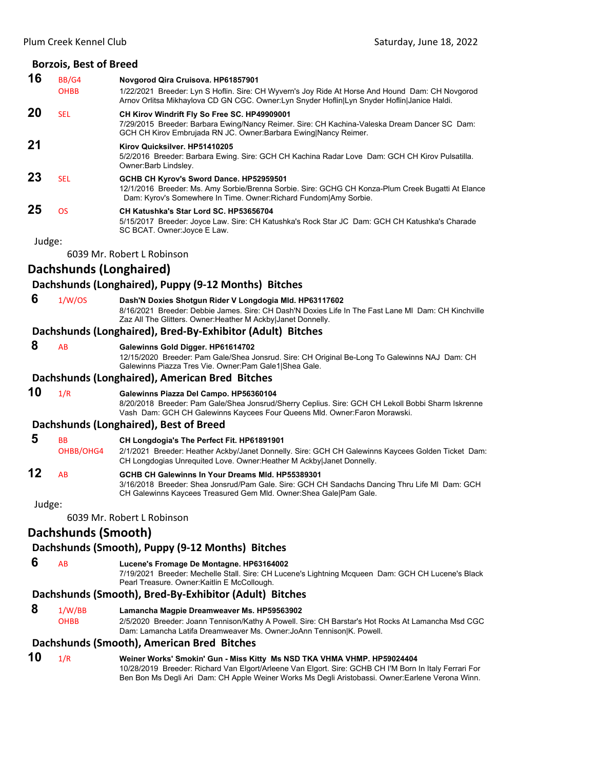### Borzois, Best of Breed

**16** BB/G4 OHBB **Novgorod Qira Cruisova. HP61857901**
1/22/2021 Breeder: Lyn S Hoflin. Sire: CH Wyvern's Joy Ride At Horse And Hound Dam: CH Novgorod Arnov Orlitsa Mikhaylova CD GN CGC. Owner:Lyn Snyder Hoflin|Lyn Snyder Hoflin|Janice Haldi.

**20** SEL **CH Kirov Windrift Fly So Free SC. HP49909001**
7/29/2015 Breeder: Barbara Ewing/Nancy Reimer. Sire: CH Kachina-Valeska Dream Dancer SC Dam: GCH CH Kirov Embrujada RN JC. Owner:Barbara Ewing|Nancy Reimer.

**21** **Kirov Quicksilver. HP51410205**
5/2/2016 Breeder: Barbara Ewing. Sire: GCH CH Kachina Radar Love Dam: GCH CH Kirov Pulsatilla. Owner:Barb Lindsley.

**23** SEL **GCHB CH Kyrov's Sword Dance. HP52959501**
12/1/2016 Breeder: Ms. Amy Sorbie/Brenna Sorbie. Sire: GCHG CH Konza-Plum Creek Bugatti At Elance Dam: Kyrov's Somewhere In Time. Owner:Richard Fundom|Amy Sorbie.

**25** OS **CH Katushka's Star Lord SC. HP53656704**
5/15/2017 Breeder: Joyce Law. Sire: CH Katushka's Rock Star JC Dam: GCH CH Katushka's Charade SC BCAT. Owner:Joyce E Law.

Judge:

6039 Mr. Robert L Robinson

## Dachshunds (Longhaired)

### Dachshunds (Longhaired), Puppy (9-12 Months) Bitches

**6** 1/W/OS **Dash'N Doxies Shotgun Rider V Longdogia Mld. HP63117602**
8/16/2021 Breeder: Debbie James. Sire: CH Dash'N Doxies Life In The Fast Lane Ml Dam: CH Kinchville Zaz All The Glitters. Owner:Heather M Ackby|Janet Donnelly.

### Dachshunds (Longhaired), Bred-By-Exhibitor (Adult) Bitches

**8** AB **Galewinns Gold Digger. HP61614702**
12/15/2020 Breeder: Pam Gale/Shea Jonsrud. Sire: CH Original Be-Long To Galewinns NAJ Dam: CH Galewinns Piazza Tres Vie. Owner:Pam Gale1|Shea Gale.

### Dachshunds (Longhaired), American Bred Bitches

**10** 1/R **Galewinns Piazza Del Campo. HP56360104**
8/20/2018 Breeder: Pam Gale/Shea Jonsrud/Sherry Ceplius. Sire: GCH CH Lekoll Bobbi Sharm Iskrenne Vash Dam: GCH CH Galewinns Kaycees Four Queens Mld. Owner:Faron Morawski.

### Dachshunds (Longhaired), Best of Breed

**5** BB OHBB/OHG4 **CH Longdogia's The Perfect Fit. HP61891901**
2/1/2021 Breeder: Heather Ackby/Janet Donnelly. Sire: GCH CH Galewinns Kaycees Golden Ticket Dam: CH Longdogias Unrequited Love. Owner:Heather M Ackby|Janet Donnelly.

**12** AB **GCHB CH Galewinns In Your Dreams Mld. HP55389301**
3/16/2018 Breeder: Shea Jonsrud/Pam Gale. Sire: GCH CH Sandachs Dancing Thru Life Ml Dam: GCH CH Galewinns Kaycees Treasured Gem Mld. Owner:Shea Gale|Pam Gale.

Judge:

6039 Mr. Robert L Robinson

## Dachshunds (Smooth)

### Dachshunds (Smooth), Puppy (9-12 Months) Bitches

**6** AB **Lucene's Fromage De Montagne. HP63164002**
7/19/2021 Breeder: Mechelle Stall. Sire: CH Lucene's Lightning Mcqueen Dam: GCH CH Lucene's Black Pearl Treasure. Owner:Kaitlin E McCollough.

### Dachshunds (Smooth), Bred-By-Exhibitor (Adult) Bitches

**8** 1/W/BB OHBB **Lamancha Magpie Dreamweaver Ms. HP59563902**
2/5/2020 Breeder: Joann Tennison/Kathy A Powell. Sire: CH Barstar's Hot Rocks At Lamancha Msd CGC Dam: Lamancha Latifa Dreamweaver Ms. Owner:JoAnn Tennison|K. Powell.

### Dachshunds (Smooth), American Bred Bitches

**10** 1/R **Weiner Works' Smokin' Gun - Miss Kitty Ms NSD TKA VHMA VHMP. HP59024404**
10/28/2019 Breeder: Richard Van Elgort/Arleene Van Elgort. Sire: GCHB CH I'M Born In Italy Ferrari For Ben Bon Ms Degli Ari Dam: CH Apple Weiner Works Ms Degli Aristobassi. Owner:Earlene Verona Winn.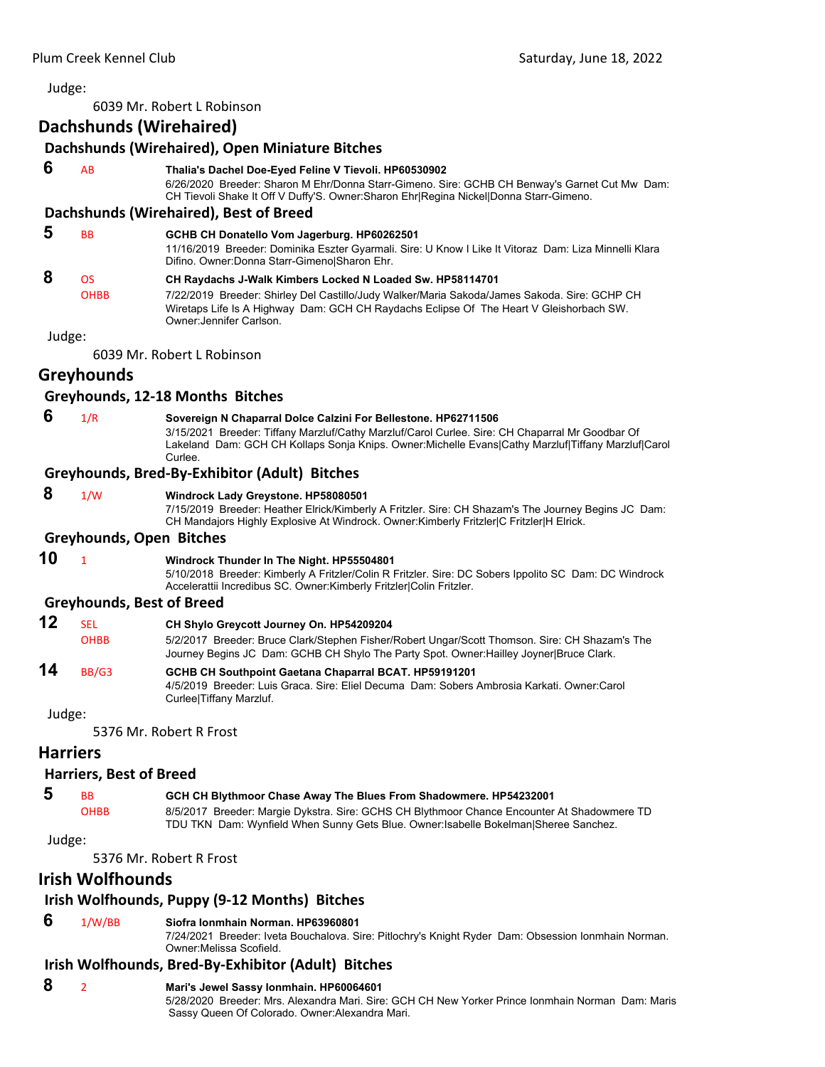Judge:

6039 Mr. Robert L Robinson

## Dachshunds (Wirehaired)

### Dachshunds (Wirehaired), Open Miniature Bitches

**6** AB **Thalia's Dachel Doe-Eyed Feline V Tievoli. HP60530902**
6/26/2020 Breeder: Sharon M Ehr/Donna Starr-Gimeno. Sire: GCHB CH Benway's Garnet Cut Mw Dam: CH Tievoli Shake It Off V Duffy'S. Owner:Sharon Ehr|Regina Nickel|Donna Starr-Gimeno.

### Dachshunds (Wirehaired), Best of Breed

**5** BB **GCHB CH Donatello Vom Jagerburg. HP60262501**
11/16/2019 Breeder: Dominika Eszter Gyarmali. Sire: U Know I Like It Vitoraz Dam: Liza Minnelli Klara Difino. Owner:Donna Starr-Gimeno|Sharon Ehr.

**8** OS OHBB **CH Raydachs J-Walk Kimbers Locked N Loaded Sw. HP58114701**
7/22/2019 Breeder: Shirley Del Castillo/Judy Walker/Maria Sakoda/James Sakoda. Sire: GCHP CH Wiretaps Life Is A Highway Dam: GCH CH Raydachs Eclipse Of The Heart V Gleishorbach SW. Owner:Jennifer Carlson.

Judge:

6039 Mr. Robert L Robinson

## Greyhounds

### Greyhounds, 12-18 Months Bitches

**6** 1/R **Sovereign N Chaparral Dolce Calzini For Bellestone. HP62711506**
3/15/2021 Breeder: Tiffany Marzluf/Cathy Marzluf/Carol Curlee. Sire: CH Chaparral Mr Goodbar Of Lakeland Dam: GCH CH Kollaps Sonja Knips. Owner:Michelle Evans|Cathy Marzluf|Tiffany Marzluf|Carol Curlee.

### Greyhounds, Bred-By-Exhibitor (Adult) Bitches

**8** 1/W **Windrock Lady Greystone. HP58080501**
7/15/2019 Breeder: Heather Elrick/Kimberly A Fritzler. Sire: CH Shazam's The Journey Begins JC Dam: CH Mandajors Highly Explosive At Windrock. Owner:Kimberly Fritzler|C Fritzler|H Elrick.

### Greyhounds, Open Bitches

**10** 1 **Windrock Thunder In The Night. HP55504801**
5/10/2018 Breeder: Kimberly A Fritzler/Colin R Fritzler. Sire: DC Sobers Ippolito SC Dam: DC Windrock Accelerattii Incredibus SC. Owner:Kimberly Fritzler|Colin Fritzler.

### Greyhounds, Best of Breed

**12** SEL OHBB **CH Shylo Greycott Journey On. HP54209204**
5/2/2017 Breeder: Bruce Clark/Stephen Fisher/Robert Ungar/Scott Thomson. Sire: CH Shazam's The Journey Begins JC Dam: GCHB CH Shylo The Party Spot. Owner:Hailley Joyner|Bruce Clark.

**14** BB/G3 **GCHB CH Southpoint Gaetana Chaparral BCAT. HP59191201**
4/5/2019 Breeder: Luis Graca. Sire: Eliel Decuma Dam: Sobers Ambrosia Karkati. Owner:Carol Curlee|Tiffany Marzluf.

Judge:

5376 Mr. Robert R Frost

## Harriers

### Harriers, Best of Breed

**5** BB OHBB **GCH CH Blythmoor Chase Away The Blues From Shadowmere. HP54232001**
8/5/2017 Breeder: Margie Dykstra. Sire: GCHS CH Blythmoor Chance Encounter At Shadowmere TD TDU TKN Dam: Wynfield When Sunny Gets Blue. Owner:Isabelle Bokelman|Sheree Sanchez.

Judge:

5376 Mr. Robert R Frost

## Irish Wolfhounds

### Irish Wolfhounds, Puppy (9-12 Months) Bitches

**6** 1/W/BB **Siofra Ionmhain Norman. HP63960801**
7/24/2021 Breeder: Iveta Bouchalova. Sire: Pitlochry's Knight Ryder Dam: Obsession Ionmhain Norman. Owner:Melissa Scofield.

### Irish Wolfhounds, Bred-By-Exhibitor (Adult) Bitches

**8** 2 **Mari's Jewel Sassy Ionmhain. HP60064601**
5/28/2020 Breeder: Mrs. Alexandra Mari. Sire: GCH CH New Yorker Prince Ionmhain Norman Dam: Maris Sassy Queen Of Colorado. Owner:Alexandra Mari.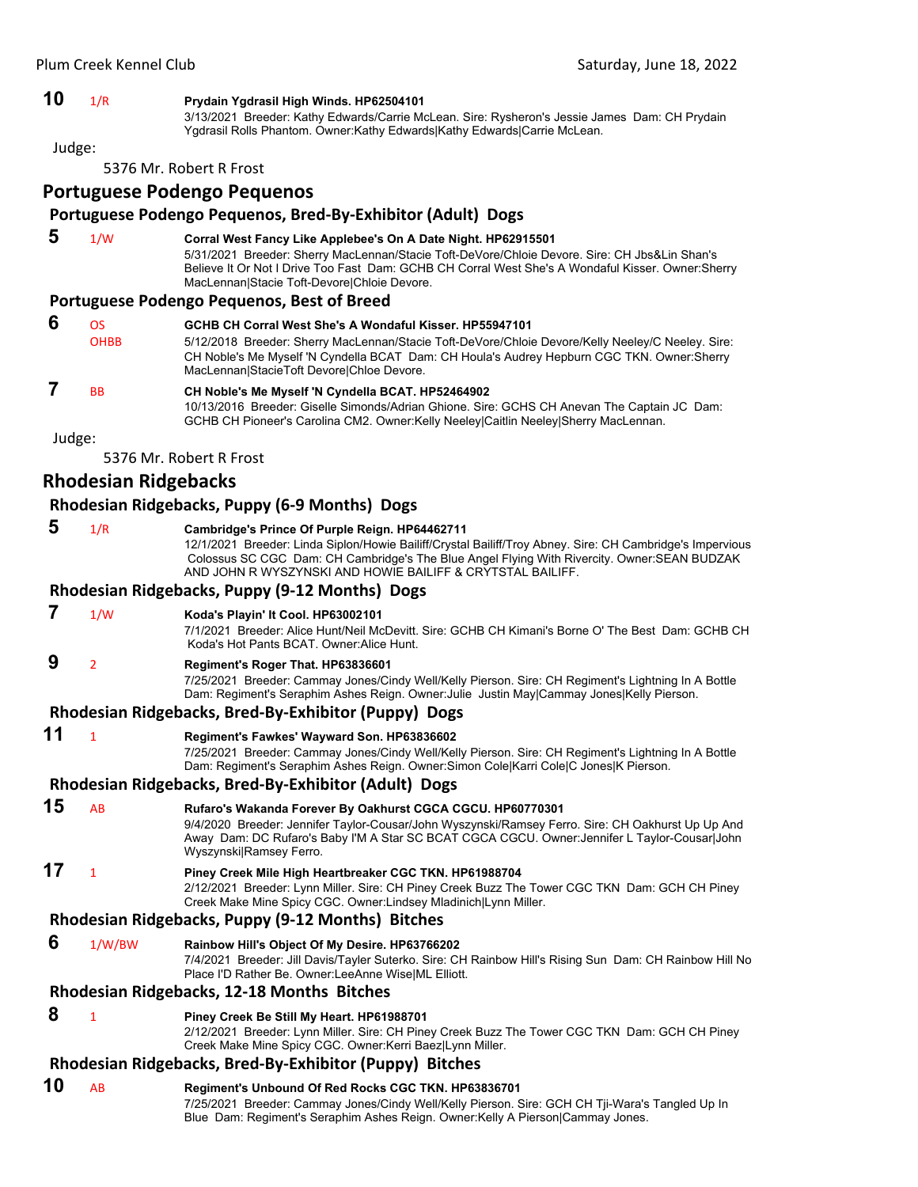**10** 1/R **Prydain Ygdrasil High Winds. HP62504101**
3/13/2021 Breeder: Kathy Edwards/Carrie McLean. Sire: Rysheron's Jessie James Dam: CH Prydain Ygdrasil Rolls Phantom. Owner:Kathy Edwards|Kathy Edwards|Carrie McLean.

Judge:

5376 Mr. Robert R Frost

## Portuguese Podengo Pequenos

### Portuguese Podengo Pequenos, Bred-By-Exhibitor (Adult) Dogs

**5** 1/W **Corral West Fancy Like Applebee's On A Date Night. HP62915501**
5/31/2021 Breeder: Sherry MacLennan/Stacie Toft-DeVore/Chloie Devore. Sire: CH Jbs&Lin Shan's Believe It Or Not I Drive Too Fast Dam: GCHB CH Corral West She's A Wondaful Kisser. Owner:Sherry MacLennan|Stacie Toft-Devore|Chloie Devore.

### Portuguese Podengo Pequenos, Best of Breed

**6** OS OHBB **GCHB CH Corral West She's A Wondaful Kisser. HP55947101**
5/12/2018 Breeder: Sherry MacLennan/Stacie Toft-DeVore/Chloie Devore/Kelly Neeley/C Neeley. Sire: CH Noble's Me Myself 'N Cyndella BCAT Dam: CH Houla's Audrey Hepburn CGC TKN. Owner:Sherry MacLennan|StacieToft Devore|Chloe Devore.

**7** BB **CH Noble's Me Myself 'N Cyndella BCAT. HP52464902**
10/13/2016 Breeder: Giselle Simonds/Adrian Ghione. Sire: GCHS CH Anevan The Captain JC Dam: GCHB CH Pioneer's Carolina CM2. Owner:Kelly Neeley|Caitlin Neeley|Sherry MacLennan.

Judge:

5376 Mr. Robert R Frost

## Rhodesian Ridgebacks

### Rhodesian Ridgebacks, Puppy (6-9 Months) Dogs

**5** 1/R **Cambridge's Prince Of Purple Reign. HP64462711**
12/1/2021 Breeder: Linda Siplon/Howie Bailiff/Crystal Bailiff/Troy Abney. Sire: CH Cambridge's Impervious Colossus SC CGC Dam: CH Cambridge's The Blue Angel Flying With Rivercity. Owner:SEAN BUDZAK AND JOHN R WYSZYNSKI AND HOWIE BAILIFF & CRYTSTAL BAILIFF.

### Rhodesian Ridgebacks, Puppy (9-12 Months) Dogs

**7** 1/W **Koda's Playin' It Cool. HP63002101**
7/1/2021 Breeder: Alice Hunt/Neil McDevitt. Sire: GCHB CH Kimani's Borne O' The Best Dam: GCHB CH Koda's Hot Pants BCAT. Owner:Alice Hunt.

**9** 2 **Regiment's Roger That. HP63836601**
7/25/2021 Breeder: Cammay Jones/Cindy Well/Kelly Pierson. Sire: CH Regiment's Lightning In A Bottle Dam: Regiment's Seraphim Ashes Reign. Owner:Julie Justin May|Cammay Jones|Kelly Pierson.

### Rhodesian Ridgebacks, Bred-By-Exhibitor (Puppy) Dogs

**11** 1 **Regiment's Fawkes' Wayward Son. HP63836602**
7/25/2021 Breeder: Cammay Jones/Cindy Well/Kelly Pierson. Sire: CH Regiment's Lightning In A Bottle Dam: Regiment's Seraphim Ashes Reign. Owner:Simon Cole|Karri Cole|C Jones|K Pierson.

### Rhodesian Ridgebacks, Bred-By-Exhibitor (Adult) Dogs

**15** AB **Rufaro's Wakanda Forever By Oakhurst CGCA CGCU. HP60770301**
9/4/2020 Breeder: Jennifer Taylor-Cousar/John Wyszynski/Ramsey Ferro. Sire: CH Oakhurst Up Up And Away Dam: DC Rufaro's Baby I'M A Star SC BCAT CGCA CGCU. Owner:Jennifer L Taylor-Cousar|John Wyszynski|Ramsey Ferro.

**17** 1 **Piney Creek Mile High Heartbreaker CGC TKN. HP61988704**
2/12/2021 Breeder: Lynn Miller. Sire: CH Piney Creek Buzz The Tower CGC TKN Dam: GCH CH Piney Creek Make Mine Spicy CGC. Owner:Lindsey Mladinich|Lynn Miller.

### Rhodesian Ridgebacks, Puppy (9-12 Months) Bitches

**6** 1/W/BW **Rainbow Hill's Object Of My Desire. HP63766202**
7/4/2021 Breeder: Jill Davis/Tayler Suterko. Sire: CH Rainbow Hill's Rising Sun Dam: CH Rainbow Hill No Place I'D Rather Be. Owner:LeeAnne Wise|ML Elliott.

### Rhodesian Ridgebacks, 12-18 Months Bitches

**8** 1 **Piney Creek Be Still My Heart. HP61988701**
2/12/2021 Breeder: Lynn Miller. Sire: CH Piney Creek Buzz The Tower CGC TKN Dam: GCH CH Piney Creek Make Mine Spicy CGC. Owner:Kerri Baez|Lynn Miller.

### Rhodesian Ridgebacks, Bred-By-Exhibitor (Puppy) Bitches

**10** AB **Regiment's Unbound Of Red Rocks CGC TKN. HP63836701**
7/25/2021 Breeder: Cammay Jones/Cindy Well/Kelly Pierson. Sire: GCH CH Tji-Wara's Tangled Up In Blue Dam: Regiment's Seraphim Ashes Reign. Owner:Kelly A Pierson|Cammay Jones.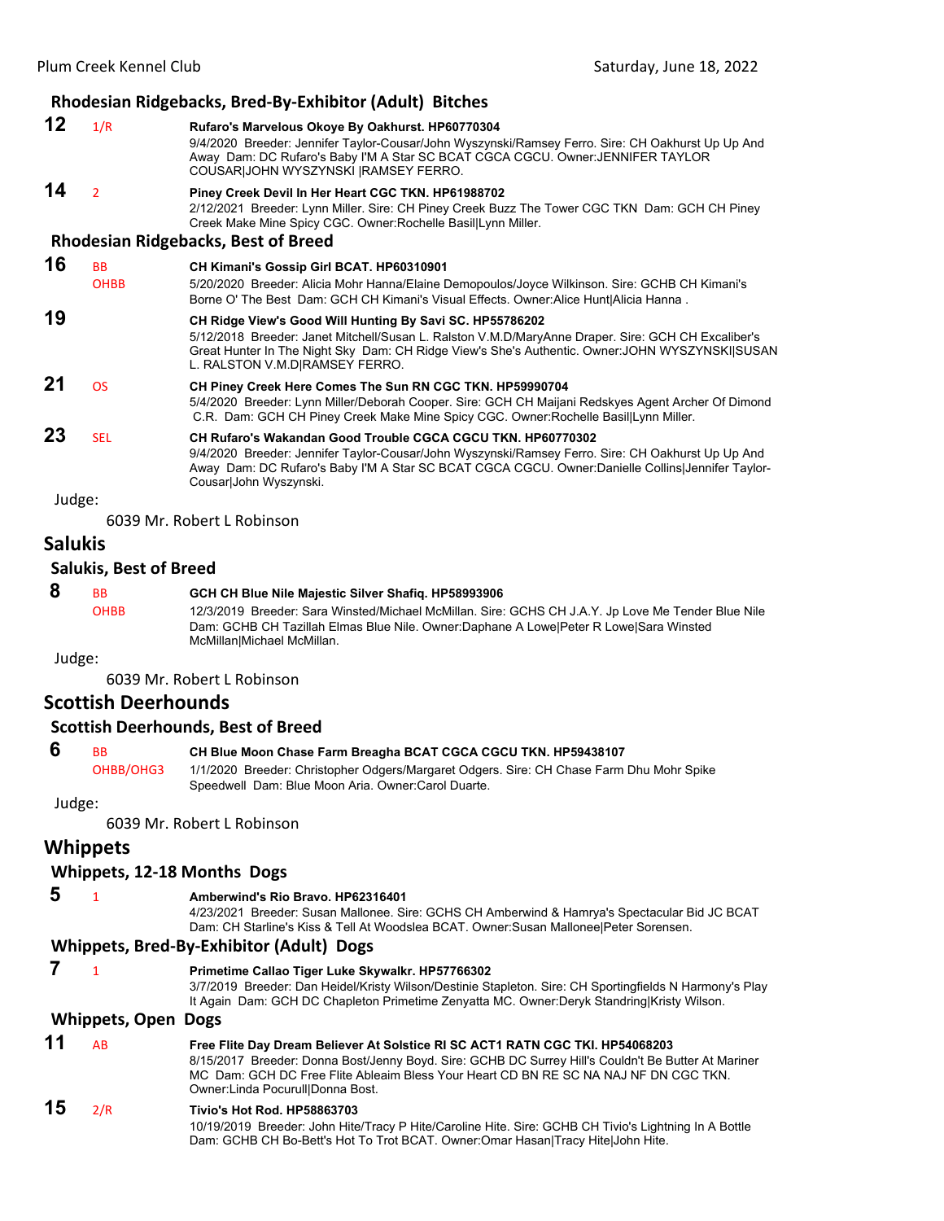### Rhodesian Ridgebacks, Bred-By-Exhibitor (Adult) Bitches

**12** 1/R **Rufaro's Marvelous Okoye By Oakhurst. HP60770304**
9/4/2020 Breeder: Jennifer Taylor-Cousar/John Wyszynski/Ramsey Ferro. Sire: CH Oakhurst Up Up And Away Dam: DC Rufaro's Baby I'M A Star SC BCAT CGCA CGCU. Owner:JENNIFER TAYLOR COUSAR|JOHN WYSZYNSKI |RAMSEY FERRO.

**14** 2 **Piney Creek Devil In Her Heart CGC TKN. HP61988702**
2/12/2021 Breeder: Lynn Miller. Sire: CH Piney Creek Buzz The Tower CGC TKN Dam: GCH CH Piney Creek Make Mine Spicy CGC. Owner:Rochelle Basil|Lynn Miller.

### Rhodesian Ridgebacks, Best of Breed

**16** BB OHBB **CH Kimani's Gossip Girl BCAT. HP60310901**
5/20/2020 Breeder: Alicia Mohr Hanna/Elaine Demopoulos/Joyce Wilkinson. Sire: GCHB CH Kimani's Borne O' The Best Dam: GCH CH Kimani's Visual Effects. Owner:Alice Hunt|Alicia Hanna .

**19** **CH Ridge View's Good Will Hunting By Savi SC. HP55786202**
5/12/2018 Breeder: Janet Mitchell/Susan L. Ralston V.M.D/MaryAnne Draper. Sire: GCH CH Excaliber's Great Hunter In The Night Sky Dam: CH Ridge View's She's Authentic. Owner:JOHN WYSZYNSKI|SUSAN L. RALSTON V.M.D|RAMSEY FERRO.

**21** OS **CH Piney Creek Here Comes The Sun RN CGC TKN. HP59990704**
5/4/2020 Breeder: Lynn Miller/Deborah Cooper. Sire: GCH CH Maijani Redskyes Agent Archer Of Dimond C.R. Dam: GCH CH Piney Creek Make Mine Spicy CGC. Owner:Rochelle Basil|Lynn Miller.

**23** SEL **CH Rufaro's Wakandan Good Trouble CGCA CGCU TKN. HP60770302**
9/4/2020 Breeder: Jennifer Taylor-Cousar/John Wyszynski/Ramsey Ferro. Sire: CH Oakhurst Up Up And Away Dam: DC Rufaro's Baby I'M A Star SC BCAT CGCA CGCU. Owner:Danielle Collins|Jennifer Taylor-Cousar|John Wyszynski.

Judge:

6039 Mr. Robert L Robinson

## Salukis

### Salukis, Best of Breed

**8** BB OHBB **GCH CH Blue Nile Majestic Silver Shafiq. HP58993906**
12/3/2019 Breeder: Sara Winsted/Michael McMillan. Sire: GCHS CH J.A.Y. Jp Love Me Tender Blue Nile Dam: GCHB CH Tazillah Elmas Blue Nile. Owner:Daphane A Lowe|Peter R Lowe|Sara Winsted McMillan|Michael McMillan.

Judge:

6039 Mr. Robert L Robinson

## Scottish Deerhounds

### Scottish Deerhounds, Best of Breed

**6** BB OHBB/OHG3 **CH Blue Moon Chase Farm Breagha BCAT CGCA CGCU TKN. HP59438107**
1/1/2020 Breeder: Christopher Odgers/Margaret Odgers. Sire: CH Chase Farm Dhu Mohr Spike Speedwell Dam: Blue Moon Aria. Owner:Carol Duarte.

Judge:

6039 Mr. Robert L Robinson

## Whippets

### Whippets, 12-18 Months Dogs

**5** 1 **Amberwind's Rio Bravo. HP62316401**
4/23/2021 Breeder: Susan Mallonee. Sire: GCHS CH Amberwind & Hamrya's Spectacular Bid JC BCAT Dam: CH Starline's Kiss & Tell At Woodslea BCAT. Owner:Susan Mallonee|Peter Sorensen.

### Whippets, Bred-By-Exhibitor (Adult) Dogs

**7** 1 **Primetime Callao Tiger Luke Skywalkr. HP57766302**
3/7/2019 Breeder: Dan Heidel/Kristy Wilson/Destinie Stapleton. Sire: CH Sportingfields N Harmony's Play It Again Dam: GCH DC Chapleton Primetime Zenyatta MC. Owner:Deryk Standring|Kristy Wilson.

### Whippets, Open Dogs

**11** AB **Free Flite Day Dream Believer At Solstice RI SC ACT1 RATN CGC TKI. HP54068203**
8/15/2017 Breeder: Donna Bost/Jenny Boyd. Sire: GCHB DC Surrey Hill's Couldn't Be Butter At Mariner MC Dam: GCH DC Free Flite Ableaim Bless Your Heart CD BN RE SC NA NAJ NF DN CGC TKN. Owner:Linda Pocurull|Donna Bost.

**15** 2/R **Tivio's Hot Rod. HP58863703**
10/19/2019 Breeder: John Hite/Tracy P Hite/Caroline Hite. Sire: GCHB CH Tivio's Lightning In A Bottle Dam: GCHB CH Bo-Bett's Hot To Trot BCAT. Owner:Omar Hasan|Tracy Hite|John Hite.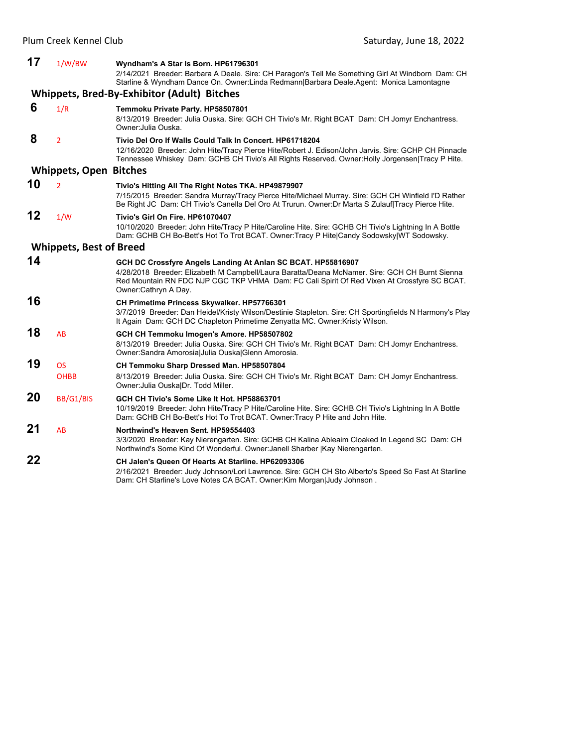**17** 1/W/BW **Wyndham's A Star Is Born. HP61796301**
2/14/2021 Breeder: Barbara A Deale. Sire: CH Paragon's Tell Me Something Girl At Windborn Dam: CH Starline & Wyndham Dance On. Owner:Linda Redmann|Barbara Deale.Agent: Monica Lamontagne

## Whippets, Bred-By-Exhibitor (Adult) Bitches

**6** 1/R **Temmoku Private Party. HP58507801**
8/13/2019 Breeder: Julia Ouska. Sire: GCH CH Tivio's Mr. Right BCAT Dam: CH Jomyr Enchantress. Owner:Julia Ouska.

**8** 2 **Tivio Del Oro If Walls Could Talk In Concert. HP61718204**
12/16/2020 Breeder: John Hite/Tracy Pierce Hite/Robert J. Edison/John Jarvis. Sire: GCHP CH Pinnacle Tennessee Whiskey Dam: GCHB CH Tivio's All Rights Reserved. Owner:Holly Jorgensen|Tracy P Hite.

## Whippets, Open Bitches

**10** 2 **Tivio's Hitting All The Right Notes TKA. HP49879907**
7/15/2015 Breeder: Sandra Murray/Tracy Pierce Hite/Michael Murray. Sire: GCH CH Winfield I'D Rather Be Right JC Dam: CH Tivio's Canella Del Oro At Trurun. Owner:Dr Marta S Zulauf|Tracy Pierce Hite.

**12** 1/W **Tivio's Girl On Fire. HP61070407**
10/10/2020 Breeder: John Hite/Tracy P Hite/Caroline Hite. Sire: GCHB CH Tivio's Lightning In A Bottle Dam: GCHB CH Bo-Bett's Hot To Trot BCAT. Owner:Tracy P Hite|Candy Sodowsky|WT Sodowsky.

## Whippets, Best of Breed

**14** **GCH DC Crossfyre Angels Landing At Anlan SC BCAT. HP55816907**
4/28/2018 Breeder: Elizabeth M Campbell/Laura Baratta/Deana McNamer. Sire: GCH CH Burnt Sienna Red Mountain RN FDC NJP CGC TKP VHMA Dam: FC Cali Spirit Of Red Vixen At Crossfyre SC BCAT. Owner:Cathryn A Day.

**16** **CH Primetime Princess Skywalker. HP57766301**
3/7/2019 Breeder: Dan Heidel/Kristy Wilson/Destinie Stapleton. Sire: CH Sportingfields N Harmony's Play It Again Dam: GCH DC Chapleton Primetime Zenyatta MC. Owner:Kristy Wilson.

**18** AB **GCH CH Temmoku Imogen's Amore. HP58507802**
8/13/2019 Breeder: Julia Ouska. Sire: GCH CH Tivio's Mr. Right BCAT Dam: CH Jomyr Enchantress. Owner:Sandra Amorosia|Julia Ouska|Glenn Amorosia.

**19** OS OHBB **CH Temmoku Sharp Dressed Man. HP58507804**
8/13/2019 Breeder: Julia Ouska. Sire: GCH CH Tivio's Mr. Right BCAT Dam: CH Jomyr Enchantress. Owner:Julia Ouska|Dr. Todd Miller.

**20** BB/G1/BIS **GCH CH Tivio's Some Like It Hot. HP58863701**
10/19/2019 Breeder: John Hite/Tracy P Hite/Caroline Hite. Sire: GCHB CH Tivio's Lightning In A Bottle Dam: GCHB CH Bo-Bett's Hot To Trot BCAT. Owner:Tracy P Hite and John Hite.

**21** AB **Northwind's Heaven Sent. HP59554403**
3/3/2020 Breeder: Kay Nierengarten. Sire: GCHB CH Kalina Ableaim Cloaked In Legend SC Dam: CH Northwind's Some Kind Of Wonderful. Owner:Janell Sharber |Kay Nierengarten.

**22** **CH Jalen's Queen Of Hearts At Starline. HP62093306**
2/16/2021 Breeder: Judy Johnson/Lori Lawrence. Sire: GCH CH Sto Alberto's Speed So Fast At Starline Dam: CH Starline's Love Notes CA BCAT. Owner:Kim Morgan|Judy Johnson .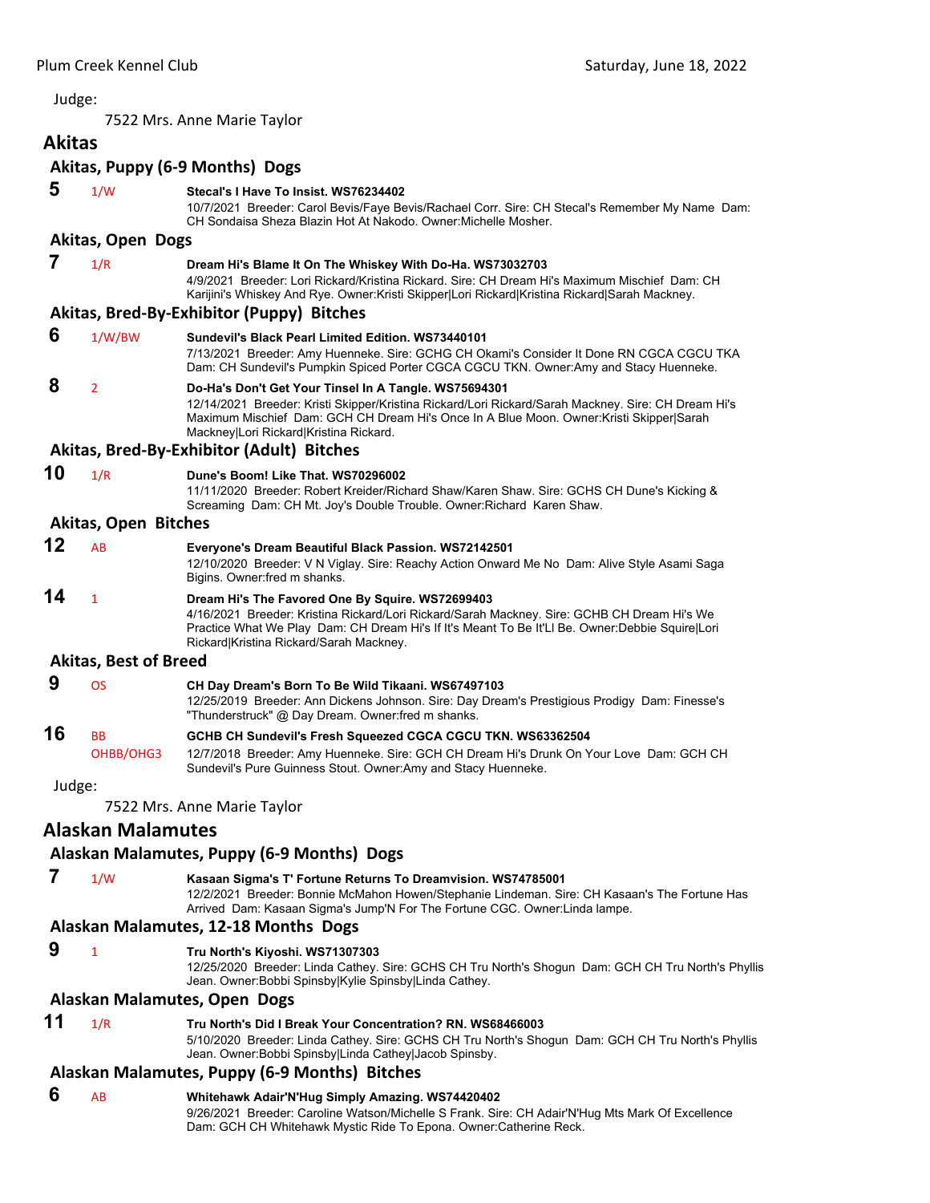Judge:

7522 Mrs. Anne Marie Taylor

## Akitas

### Akitas, Puppy (6-9 Months) Dogs

**5** 1/W **Stecal's I Have To Insist. WS76234402**
10/7/2021 Breeder: Carol Bevis/Faye Bevis/Rachael Corr. Sire: CH Stecal's Remember My Name Dam: CH Sondaisa Sheza Blazin Hot At Nakodo. Owner:Michelle Mosher.

### Akitas, Open Dogs

**7** 1/R **Dream Hi's Blame It On The Whiskey With Do-Ha. WS73032703**
4/9/2021 Breeder: Lori Rickard/Kristina Rickard. Sire: CH Dream Hi's Maximum Mischief Dam: CH Karijini's Whiskey And Rye. Owner:Kristi Skipper|Lori Rickard|Kristina Rickard|Sarah Mackney.

### Akitas, Bred-By-Exhibitor (Puppy) Bitches

**6** 1/W/BW **Sundevil's Black Pearl Limited Edition. WS73440101**
7/13/2021 Breeder: Amy Huenneke. Sire: GCHG CH Okami's Consider It Done RN CGCA CGCU TKA Dam: CH Sundevil's Pumpkin Spiced Porter CGCA CGCU TKN. Owner:Amy and Stacy Huenneke.

**8** 2 **Do-Ha's Don't Get Your Tinsel In A Tangle. WS75694301**
12/14/2021 Breeder: Kristi Skipper/Kristina Rickard/Lori Rickard/Sarah Mackney. Sire: CH Dream Hi's Maximum Mischief Dam: GCH CH Dream Hi's Once In A Blue Moon. Owner:Kristi Skipper|Sarah Mackney|Lori Rickard|Kristina Rickard.

### Akitas, Bred-By-Exhibitor (Adult) Bitches

**10** 1/R **Dune's Boom! Like That. WS70296002**
11/11/2020 Breeder: Robert Kreider/Richard Shaw/Karen Shaw. Sire: GCHS CH Dune's Kicking & Screaming Dam: CH Mt. Joy's Double Trouble. Owner:Richard Karen Shaw.

### Akitas, Open Bitches

**12** AB **Everyone's Dream Beautiful Black Passion. WS72142501**
12/10/2020 Breeder: V N Viglay. Sire: Reachy Action Onward Me No Dam: Alive Style Asami Saga Bigins. Owner:fred m shanks.

**14** 1 **Dream Hi's The Favored One By Squire. WS72699403**
4/16/2021 Breeder: Kristina Rickard/Lori Rickard/Sarah Mackney. Sire: GCHB CH Dream Hi's We Practice What We Play Dam: CH Dream Hi's If It's Meant To Be It'Ll Be. Owner:Debbie Squire|Lori Rickard|Kristina Rickard/Sarah Mackney.

### Akitas, Best of Breed

**9** OS **CH Day Dream's Born To Be Wild Tikaani. WS67497103**
12/25/2019 Breeder: Ann Dickens Johnson. Sire: Day Dream's Prestigious Prodigy Dam: Finesse's "Thunderstruck" @ Day Dream. Owner:fred m shanks.

**16** BB OHBB/OHG3 **GCHB CH Sundevil's Fresh Squeezed CGCA CGCU TKN. WS63362504**
12/7/2018 Breeder: Amy Huenneke. Sire: GCH CH Dream Hi's Drunk On Your Love Dam: GCH CH Sundevil's Pure Guinness Stout. Owner:Amy and Stacy Huenneke.

Judge:

7522 Mrs. Anne Marie Taylor

## Alaskan Malamutes

### Alaskan Malamutes, Puppy (6-9 Months) Dogs

**7** 1/W **Kasaan Sigma's T' Fortune Returns To Dreamvision. WS74785001**
12/2/2021 Breeder: Bonnie McMahon Howen/Stephanie Lindeman. Sire: CH Kasaan's The Fortune Has Arrived Dam: Kasaan Sigma's Jump'N For The Fortune CGC. Owner:Linda lampe.

### Alaskan Malamutes, 12-18 Months Dogs

**9** 1 **Tru North's Kiyoshi. WS71307303**
12/25/2020 Breeder: Linda Cathey. Sire: GCHS CH Tru North's Shogun Dam: GCH CH Tru North's Phyllis Jean. Owner:Bobbi Spinsby|Kylie Spinsby|Linda Cathey.

### Alaskan Malamutes, Open Dogs

**11** 1/R **Tru North's Did I Break Your Concentration? RN. WS68466003**
5/10/2020 Breeder: Linda Cathey. Sire: GCHS CH Tru North's Shogun Dam: GCH CH Tru North's Phyllis Jean. Owner:Bobbi Spinsby|Linda Cathey|Jacob Spinsby.

### Alaskan Malamutes, Puppy (6-9 Months) Bitches

**6** AB **Whitehawk Adair'N'Hug Simply Amazing. WS74420402**
9/26/2021 Breeder: Caroline Watson/Michelle S Frank. Sire: CH Adair'N'Hug Mts Mark Of Excellence Dam: GCH CH Whitehawk Mystic Ride To Epona. Owner:Catherine Reck.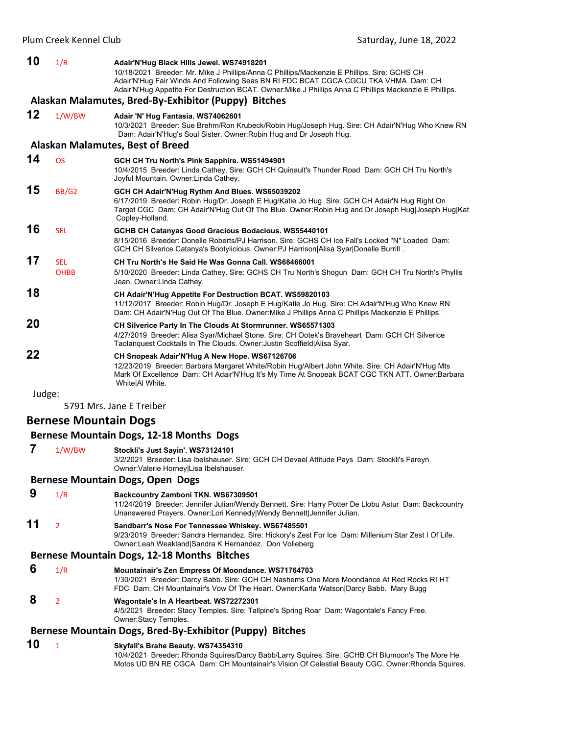**10** 1/R **Adair'N'Hug Black Hills Jewel. WS74918201**
10/18/2021 Breeder: Mr. Mike J Phillips/Anna C Phillips/Mackenzie E Phillips. Sire: GCHS CH Adair'N'Hug Fair Winds And Following Seas BN RI FDC BCAT CGCA CGCU TKA VHMA Dam: CH Adair'N'Hug Appetite For Destruction BCAT. Owner:Mike J Phillips Anna C Phillips Mackenzie E Phillips.

### Alaskan Malamutes, Bred-By-Exhibitor (Puppy) Bitches

**12** 1/W/BW **Adair 'N' Hug Fantasia. WS74062601**
10/3/2021 Breeder: Sue Brehm/Ron Krubeck/Robin Hug/Joseph Hug. Sire: CH Adair'N'Hug Who Knew RN Dam: Adair'N'Hug's Soul Sister. Owner:Robin Hug and Dr Joseph Hug.

### Alaskan Malamutes, Best of Breed

**14** OS **GCH CH Tru North's Pink Sapphire. WS51494901**
10/4/2015 Breeder: Linda Cathey. Sire: GCH CH Quinault's Thunder Road Dam: GCH CH Tru North's Joyful Mountain. Owner:Linda Cathey.

**15** BB/G2 **GCH CH Adair'N'Hug Rythm And Blues. WS65039202**
6/17/2019 Breeder: Robin Hug/Dr. Joseph E Hug/Katie Jo Hug. Sire: GCH CH Adair'N Hug Right On Target CGC Dam: CH Adair'N'Hug Out Of The Blue. Owner:Robin Hug and Dr Joseph Hug|Joseph Hug|Kat Copley-Holland.

**16** SEL **GCHB CH Catanyas Good Gracious Bodacious. WS55440101**
8/15/2016 Breeder: Donelle Roberts/PJ Harrison. Sire: GCHS CH Ice Fall's Locked "N" Loaded Dam: GCH CH Silverice Catanya's Bootylicious. Owner:PJ Harrison|Alisa Syar|Donelle Burrill .

**17** SEL OHBB **CH Tru North's He Said He Was Gonna Call. WS68466001**
5/10/2020 Breeder: Linda Cathey. Sire: GCHS CH Tru North's Shogun Dam: GCH CH Tru North's Phyllis Jean. Owner:Linda Cathey.

**18** **CH Adair'N'Hug Appetite For Destruction BCAT. WS59820103**
11/12/2017 Breeder: Robin Hug/Dr. Joseph E Hug/Katie Jo Hug. Sire: CH Adair'N'Hug Who Knew RN Dam: CH Adair'N'Hug Out Of The Blue. Owner:Mike J Phillips Anna C Phillips Mackenzie E Phillips.

**20** **CH Silverice Party In The Clouds At Stormrunner. WS65571303**
4/27/2019 Breeder: Alisa Syar/Michael Stone. Sire: CH Ootek's Braveheart Dam: GCH CH Silverice Taolanquest Cocktails In The Clouds. Owner:Justin Scoffield|Alisa Syar.

**22** **CH Snopeak Adair'N'Hug A New Hope. WS67126706**
12/23/2019 Breeder: Barbara Margaret White/Robin Hug/Albert John White. Sire: CH Adair'N'Hug Mts Mark Of Excellence Dam: CH Adair'N'Hug It's My Time At Snopeak BCAT CGC TKN ATT. Owner:Barbara White|Al White.

Judge:

5791 Mrs. Jane E Treiber

## Bernese Mountain Dogs

### Bernese Mountain Dogs, 12-18 Months Dogs

**7** 1/W/BW **Stockli's Just Sayin'. WS73124101**
3/2/2021 Breeder: Lisa Ibelshauser. Sire: GCH CH Devael Attitude Pays Dam: Stockli's Fareyn. Owner:Valerie Horney|Lisa Ibelshauser.

### Bernese Mountain Dogs, Open Dogs

**9** 1/R **Backcountry Zamboni TKN. WS67309501**
11/24/2019 Breeder: Jennifer Julian/Wendy Bennett. Sire: Harry Potter De Llobu Astur Dam: Backcountry Unanswered Prayers. Owner:Lori Kennedy|Wendy Bennett|Jennifer Julian.

**11** 2 **Sandbarr's Nose For Tennessee Whiskey. WS67485501**
9/23/2019 Breeder: Sandra Hernandez. Sire: Hickory's Zest For Ice Dam: Millenium Star Zest I Of Life. Owner:Leah Weakland|Sandra K Hernandez. Don Volleberg

### Bernese Mountain Dogs, 12-18 Months Bitches

**6** 1/R **Mountainair's Zen Empress Of Moondance. WS71764703**
1/30/2021 Breeder: Darcy Babb. Sire: GCH CH Nashems One More Moondance At Red Rocks RI HT FDC Dam: CH Mountainair's Vow Of The Heart. Owner:Karla Watson|Darcy Babb. Mary Bugg

**8** 2 **Wagontale's In A Heartbeat. WS72272301**
4/5/2021 Breeder: Stacy Temples. Sire: Tallpine's Spring Roar Dam: Wagontale's Fancy Free. Owner:Stacy Temples.

### Bernese Mountain Dogs, Bred-By-Exhibitor (Puppy) Bitches

**10** 1 **Skyfall's Brahe Beauty. WS74354310**
10/4/2021 Breeder: Rhonda Squires/Darcy Babb/Larry Squires. Sire: GCHB CH Blumoon's The More He Motos UD BN RE CGCA Dam: CH Mountainair's Vision Of Celestial Beauty CGC. Owner:Rhonda Squires.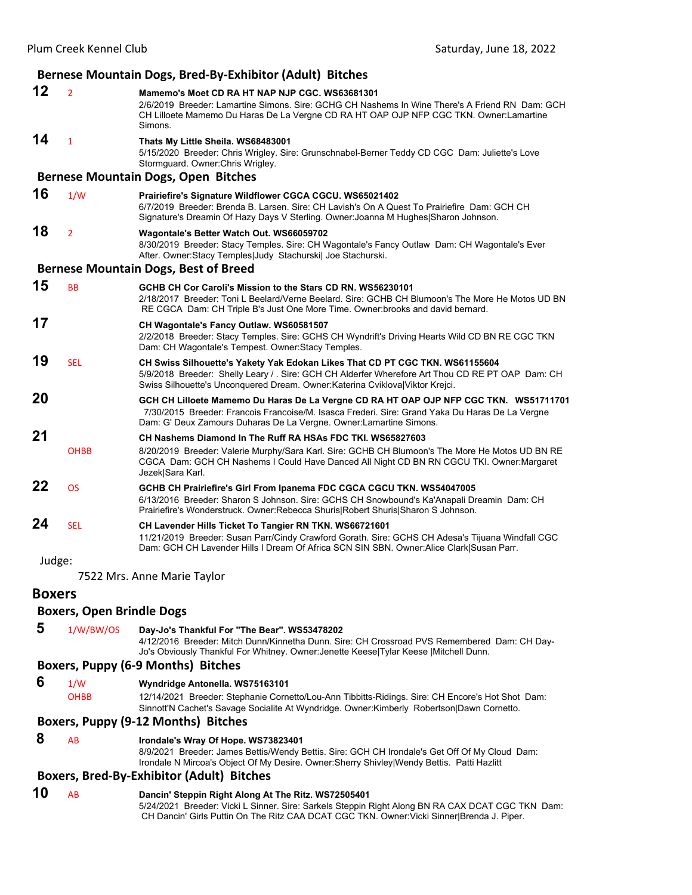### Bernese Mountain Dogs, Bred-By-Exhibitor (Adult) Bitches

**12** 2 **Mamemo's Moet CD RA HT NAP NJP CGC. WS63681301**
2/6/2019 Breeder: Lamartine Simons. Sire: GCHG CH Nashems In Wine There's A Friend RN Dam: GCH CH Lilloete Mamemo Du Haras De La Vergne CD RA HT OAP OJP NFP CGC TKN. Owner:Lamartine Simons.

**14** 1 **Thats My Little Sheila. WS68483001**
5/15/2020 Breeder: Chris Wrigley. Sire: Grunschnabel-Berner Teddy CD CGC Dam: Juliette's Love Stormguard. Owner:Chris Wrigley.

### Bernese Mountain Dogs, Open Bitches

**16** 1/W **Prairiefire's Signature Wildflower CGCA CGCU. WS65021402**
6/7/2019 Breeder: Brenda B. Larsen. Sire: CH Lavish's On A Quest To Prairiefire Dam: GCH CH Signature's Dreamin Of Hazy Days V Sterling. Owner:Joanna M Hughes|Sharon Johnson.

**18** 2 **Wagontale's Better Watch Out. WS66059702**
8/30/2019 Breeder: Stacy Temples. Sire: CH Wagontale's Fancy Outlaw Dam: CH Wagontale's Ever After. Owner:Stacy Temples|Judy Stachurski| Joe Stachurski.

### Bernese Mountain Dogs, Best of Breed

**15** BB **GCHB CH Cor Caroli's Mission to the Stars CD RN. WS56230101**
2/18/2017 Breeder: Toni L Beelard/Verne Beelard. Sire: GCHB CH Blumoon's The More He Motos UD BN RE CGCA Dam: CH Triple B's Just One More Time. Owner:brooks and david bernard.

**17** **CH Wagontale's Fancy Outlaw. WS60581507**
2/2/2018 Breeder: Stacy Temples. Sire: GCHS CH Wyndrift's Driving Hearts Wild CD BN RE CGC TKN Dam: CH Wagontale's Tempest. Owner:Stacy Temples.

**19** SEL **CH Swiss Silhouette's Yakety Yak Edokan Likes That CD PT CGC TKN. WS61155604**
5/9/2018 Breeder: Shelly Leary / . Sire: GCH CH Alderfer Wherefore Art Thou CD RE PT OAP Dam: CH Swiss Silhouette's Unconquered Dream. Owner:Katerina Cviklova|Viktor Krejci.

**20** **GCH CH Lilloete Mamemo Du Haras De La Vergne CD RA HT OAP OJP NFP CGC TKN. WS51711701**
7/30/2015 Breeder: Francois Francoise/M. Isasca Frederi. Sire: Grand Yaka Du Haras De La Vergne Dam: G' Deux Zamours Duharas De La Vergne. Owner:Lamartine Simons.

**21** OHBB **CH Nashems Diamond In The Ruff RA HSAs FDC TKI. WS65827603**
8/20/2019 Breeder: Valerie Murphy/Sara Karl. Sire: GCHB CH Blumoon's The More He Motos UD BN RE CGCA Dam: GCH CH Nashems I Could Have Danced All Night CD BN RN CGCU TKI. Owner:Margaret Jezek|Sara Karl.

**22** OS **GCHB CH Prairiefire's Girl From Ipanema FDC CGCA CGCU TKN. WS54047005**
6/13/2016 Breeder: Sharon S Johnson. Sire: GCHS CH Snowbound's Ka'Anapali Dreamin Dam: CH Prairiefire's Wonderstruck. Owner:Rebecca Shuris|Robert Shuris|Sharon S Johnson.

**24** SEL **CH Lavender Hills Ticket To Tangier RN TKN. WS66721601**
11/21/2019 Breeder: Susan Parr/Cindy Crawford Gorath. Sire: GCHS CH Adesa's Tijuana Windfall CGC Dam: GCH CH Lavender Hills I Dream Of Africa SCN SIN SBN. Owner:Alice Clark|Susan Parr.

Judge:

7522 Mrs. Anne Marie Taylor

## Boxers

### Boxers, Open Brindle Dogs

**5** 1/W/BW/OS **Day-Jo's Thankful For "The Bear". WS53478202**
4/12/2016 Breeder: Mitch Dunn/Kinnetha Dunn. Sire: CH Crossroad PVS Remembered Dam: CH Day-Jo's Obviously Thankful For Whitney. Owner:Jenette Keese|Tylar Keese |Mitchell Dunn.

### Boxers, Puppy (6-9 Months) Bitches

**6** 1/W OHBB **Wyndridge Antonella. WS75163101**
12/14/2021 Breeder: Stephanie Cornetto/Lou-Ann Tibbitts-Ridings. Sire: CH Encore's Hot Shot Dam: Sinnott'N Cachet's Savage Socialite At Wyndridge. Owner:Kimberly Robertson|Dawn Cornetto.

### Boxers, Puppy (9-12 Months) Bitches

**8** AB **Irondale's Wray Of Hope. WS73823401**
8/9/2021 Breeder: James Bettis/Wendy Bettis. Sire: GCH CH Irondale's Get Off Of My Cloud Dam: Irondale N Mircoa's Object Of My Desire. Owner:Sherry Shivley|Wendy Bettis. Patti Hazlitt

### Boxers, Bred-By-Exhibitor (Adult) Bitches

**10** AB **Dancin' Steppin Right Along At The Ritz. WS72505401**
5/24/2021 Breeder: Vicki L Sinner. Sire: Sarkels Steppin Right Along BN RA CAX DCAT CGC TKN Dam: CH Dancin' Girls Puttin On The Ritz CAA DCAT CGC TKN. Owner:Vicki Sinner|Brenda J. Piper.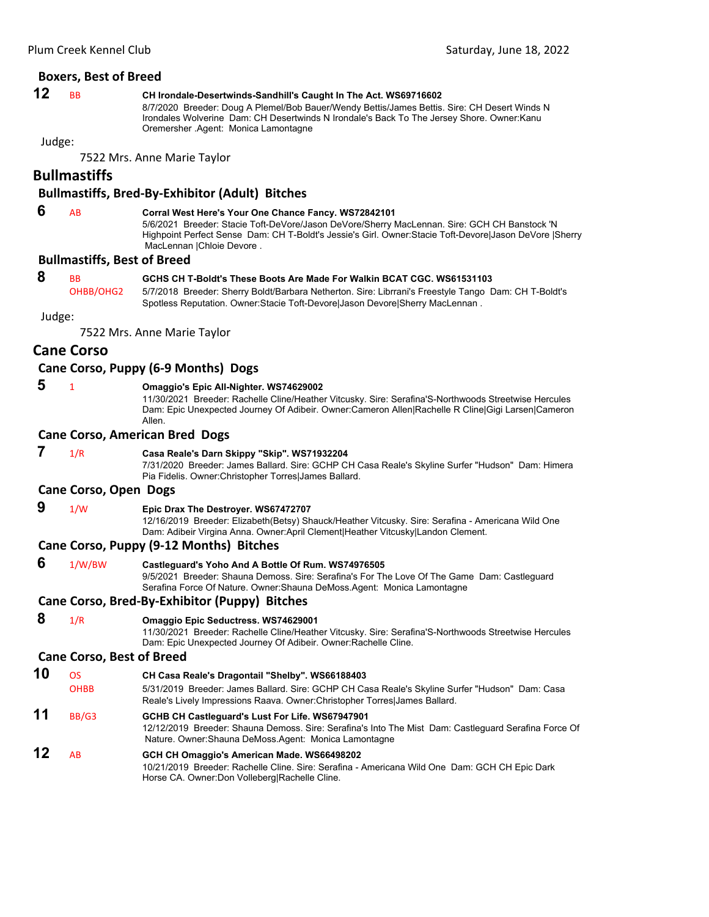### Boxers, Best of Breed

**12** BB **CH Irondale-Desertwinds-Sandhill's Caught In The Act. WS69716602**
8/7/2020 Breeder: Doug A Plemel/Bob Bauer/Wendy Bettis/James Bettis. Sire: CH Desert Winds N Irondales Wolverine Dam: CH Desertwinds N Irondale's Back To The Jersey Shore. Owner:Kanu Oremersher .Agent: Monica Lamontagne

Judge:

7522 Mrs. Anne Marie Taylor

## Bullmastiffs

### Bullmastiffs, Bred-By-Exhibitor (Adult) Bitches

**6** AB **Corral West Here's Your One Chance Fancy. WS72842101**
5/6/2021 Breeder: Stacie Toft-DeVore/Jason DeVore/Sherry MacLennan. Sire: GCH CH Banstock 'N Highpoint Perfect Sense Dam: CH T-Boldt's Jessie's Girl. Owner:Stacie Toft-Devore|Jason DeVore |Sherry MacLennan |Chloie Devore .

### Bullmastiffs, Best of Breed

**8** BB OHBB/OHG2 **GCHS CH T-Boldt's These Boots Are Made For Walkin BCAT CGC. WS61531103**
5/7/2018 Breeder: Sherry Boldt/Barbara Netherton. Sire: Librrani's Freestyle Tango Dam: CH T-Boldt's Spotless Reputation. Owner:Stacie Toft-Devore|Jason Devore|Sherry MacLennan .

Judge:

7522 Mrs. Anne Marie Taylor

## Cane Corso

### Cane Corso, Puppy (6-9 Months) Dogs

**5** 1 **Omaggio's Epic All-Nighter. WS74629002**
11/30/2021 Breeder: Rachelle Cline/Heather Vitcusky. Sire: Serafina'S-Northwoods Streetwise Hercules Dam: Epic Unexpected Journey Of Adibeir. Owner:Cameron Allen|Rachelle R Cline|Gigi Larsen|Cameron Allen.

### Cane Corso, American Bred Dogs

**7** 1/R **Casa Reale's Darn Skippy "Skip". WS71932204**
7/31/2020 Breeder: James Ballard. Sire: GCHP CH Casa Reale's Skyline Surfer "Hudson" Dam: Himera Pia Fidelis. Owner:Christopher Torres|James Ballard.

### Cane Corso, Open Dogs

**9** 1/W **Epic Drax The Destroyer. WS67472707**
12/16/2019 Breeder: Elizabeth(Betsy) Shauck/Heather Vitcusky. Sire: Serafina - Americana Wild One Dam: Adibeir Virgina Anna. Owner:April Clement|Heather Vitcusky|Landon Clement.

### Cane Corso, Puppy (9-12 Months) Bitches

**6** 1/W/BW **Castleguard's Yoho And A Bottle Of Rum. WS74976505**
9/5/2021 Breeder: Shauna Demoss. Sire: Serafina's For The Love Of The Game Dam: Castleguard Serafina Force Of Nature. Owner:Shauna DeMoss.Agent: Monica Lamontagne

### Cane Corso, Bred-By-Exhibitor (Puppy) Bitches

**8** 1/R **Omaggio Epic Seductress. WS74629001**
11/30/2021 Breeder: Rachelle Cline/Heather Vitcusky. Sire: Serafina'S-Northwoods Streetwise Hercules Dam: Epic Unexpected Journey Of Adibeir. Owner:Rachelle Cline.

### Cane Corso, Best of Breed

**10** OS OHBB **CH Casa Reale's Dragontail "Shelby". WS66188403**
5/31/2019 Breeder: James Ballard. Sire: GCHP CH Casa Reale's Skyline Surfer "Hudson" Dam: Casa Reale's Lively Impressions Raava. Owner:Christopher Torres|James Ballard.

**11** BB/G3 **GCHB CH Castleguard's Lust For Life. WS67947901**
12/12/2019 Breeder: Shauna Demoss. Sire: Serafina's Into The Mist Dam: Castleguard Serafina Force Of Nature. Owner:Shauna DeMoss.Agent: Monica Lamontagne

**12** AB **GCH CH Omaggio's American Made. WS66498202**
10/21/2019 Breeder: Rachelle Cline. Sire: Serafina - Americana Wild One Dam: GCH CH Epic Dark Horse CA. Owner:Don Volleberg|Rachelle Cline.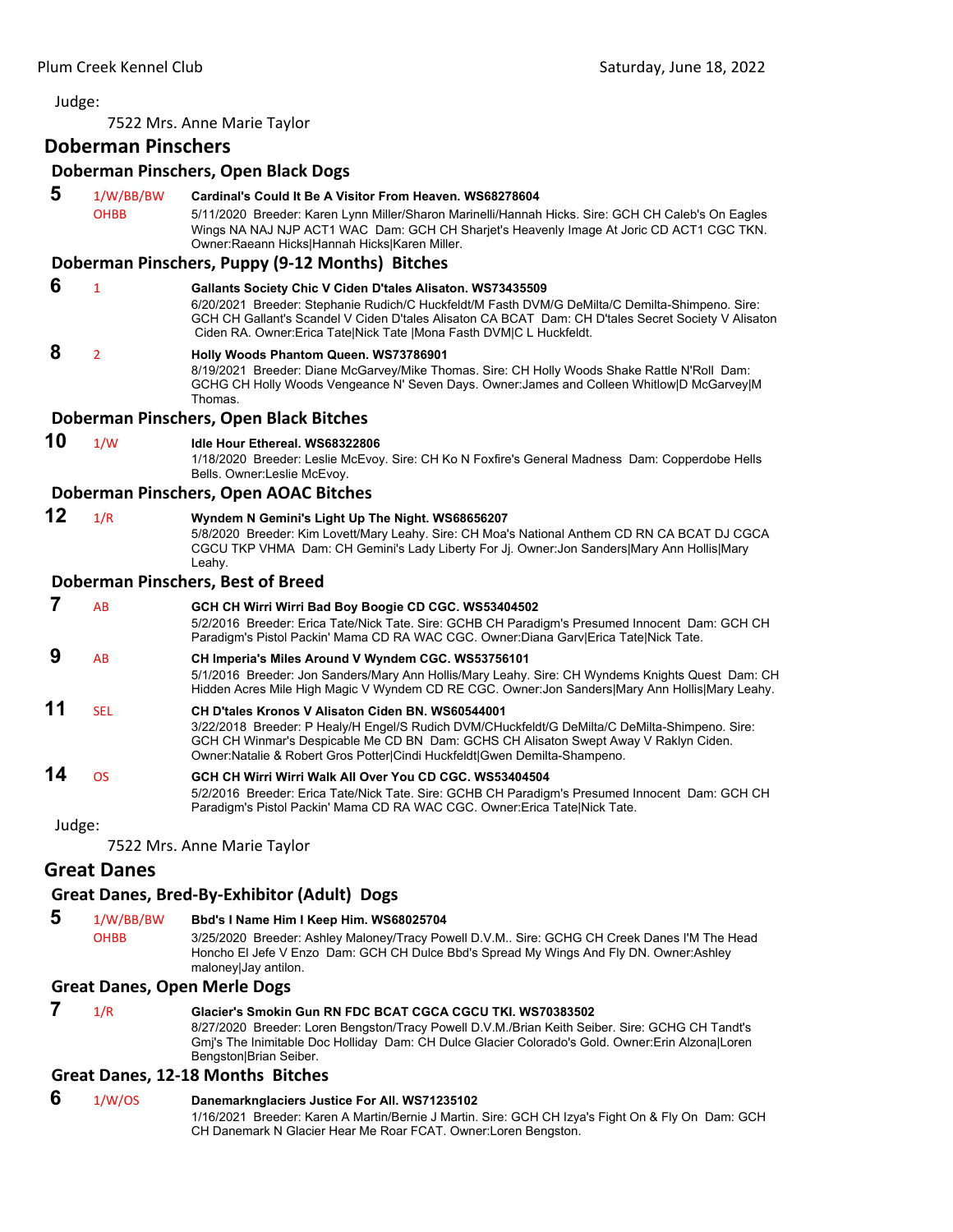Judge:

7522 Mrs. Anne Marie Taylor

## Doberman Pinschers

### Doberman Pinschers, Open Black Dogs

**5** 1/W/BB/BW OHBB **Cardinal's Could It Be A Visitor From Heaven. WS68278604**
5/11/2020 Breeder: Karen Lynn Miller/Sharon Marinelli/Hannah Hicks. Sire: GCH CH Caleb's On Eagles Wings NA NAJ NJP ACT1 WAC Dam: GCH CH Sharjet's Heavenly Image At Joric CD ACT1 CGC TKN. Owner:Raeann Hicks|Hannah Hicks|Karen Miller.

### Doberman Pinschers, Puppy (9-12 Months) Bitches

**6** 1 **Gallants Society Chic V Ciden D'tales Alisaton. WS73435509**
6/20/2021 Breeder: Stephanie Rudich/C Huckfeldt/M Fasth DVM/G DeMilta/C Demilta-Shimpeno. Sire: GCH CH Gallant's Scandel V Ciden D'tales Alisaton CA BCAT Dam: CH D'tales Secret Society V Alisaton Ciden RA. Owner:Erica Tate|Nick Tate |Mona Fasth DVM|C L Huckfeldt.

**8** 2 **Holly Woods Phantom Queen. WS73786901**
8/19/2021 Breeder: Diane McGarvey/Mike Thomas. Sire: CH Holly Woods Shake Rattle N'Roll Dam: GCHG CH Holly Woods Vengeance N' Seven Days. Owner:James and Colleen Whitlow|D McGarvey|M Thomas.

### Doberman Pinschers, Open Black Bitches

**10** 1/W **Idle Hour Ethereal. WS68322806**
1/18/2020 Breeder: Leslie McEvoy. Sire: CH Ko N Foxfire's General Madness Dam: Copperdobe Hells Bells. Owner:Leslie McEvoy.

### Doberman Pinschers, Open AOAC Bitches

**12** 1/R **Wyndem N Gemini's Light Up The Night. WS68656207**
5/8/2020 Breeder: Kim Lovett/Mary Leahy. Sire: CH Moa's National Anthem CD RN CA BCAT DJ CGCA CGCU TKP VHMA Dam: CH Gemini's Lady Liberty For Jj. Owner:Jon Sanders|Mary Ann Hollis|Mary Leahy.

### Doberman Pinschers, Best of Breed

**7** AB **GCH CH Wirri Wirri Bad Boy Boogie CD CGC. WS53404502**
5/2/2016 Breeder: Erica Tate/Nick Tate. Sire: GCHB CH Paradigm's Presumed Innocent Dam: GCH CH Paradigm's Pistol Packin' Mama CD RA WAC CGC. Owner:Diana Garv|Erica Tate|Nick Tate.

**9** AB **CH Imperia's Miles Around V Wyndem CGC. WS53756101**
5/1/2016 Breeder: Jon Sanders/Mary Ann Hollis/Mary Leahy. Sire: CH Wyndems Knights Quest Dam: CH Hidden Acres Mile High Magic V Wyndem CD RE CGC. Owner:Jon Sanders|Mary Ann Hollis|Mary Leahy.

**11** SEL **CH D'tales Kronos V Alisaton Ciden BN. WS60544001**
3/22/2018 Breeder: P Healy/H Engel/S Rudich DVM/CHuckfeldt/G DeMilta/C DeMilta-Shimpeno. Sire: GCH CH Winmar's Despicable Me CD BN Dam: GCHS CH Alisaton Swept Away V Raklyn Ciden. Owner:Natalie & Robert Gros Potter|Cindi Huckfeldt|Gwen Demilta-Shampeno.

**14** OS **GCH CH Wirri Wirri Walk All Over You CD CGC. WS53404504**
5/2/2016 Breeder: Erica Tate/Nick Tate. Sire: GCHB CH Paradigm's Presumed Innocent Dam: GCH CH Paradigm's Pistol Packin' Mama CD RA WAC CGC. Owner:Erica Tate|Nick Tate.

Judge:

7522 Mrs. Anne Marie Taylor

## Great Danes

### Great Danes, Bred-By-Exhibitor (Adult) Dogs

**5** 1/W/BB/BW OHBB **Bbd's I Name Him I Keep Him. WS68025704**
3/25/2020 Breeder: Ashley Maloney/Tracy Powell D.V.M.. Sire: GCHG CH Creek Danes I'M The Head Honcho El Jefe V Enzo Dam: GCH CH Dulce Bbd's Spread My Wings And Fly DN. Owner:Ashley maloney|Jay antilon.

### Great Danes, Open Merle Dogs

**7** 1/R **Glacier's Smokin Gun RN FDC BCAT CGCA CGCU TKI. WS70383502**
8/27/2020 Breeder: Loren Bengston/Tracy Powell D.V.M./Brian Keith Seiber. Sire: GCHG CH Tandt's Gmj's The Inimitable Doc Holliday Dam: CH Dulce Glacier Colorado's Gold. Owner:Erin Alzona|Loren Bengston|Brian Seiber.

### Great Danes, 12-18 Months Bitches

**6** 1/W/OS **Danemarknglaciers Justice For All. WS71235102**
1/16/2021 Breeder: Karen A Martin/Bernie J Martin. Sire: GCH CH Izya's Fight On & Fly On Dam: GCH CH Danemark N Glacier Hear Me Roar FCAT. Owner:Loren Bengston.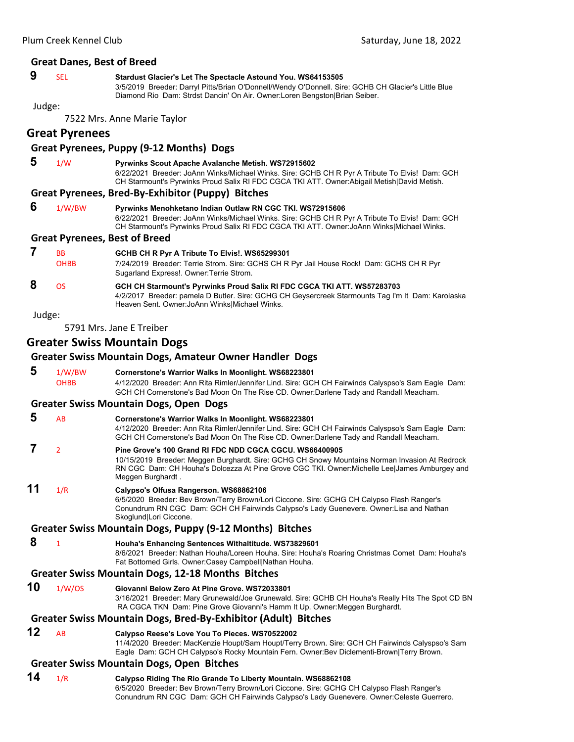### Great Danes, Best of Breed

**9** SEL **Stardust Glacier's Let The Spectacle Astound You. WS64153505**
3/5/2019 Breeder: Darryl Pitts/Brian O'Donnell/Wendy O'Donnell. Sire: GCHB CH Glacier's Little Blue Diamond Rio Dam: Strdst Dancin' On Air. Owner:Loren Bengston|Brian Seiber.

Judge:

7522 Mrs. Anne Marie Taylor

## Great Pyrenees

### Great Pyrenees, Puppy (9-12 Months) Dogs

**5** 1/W **Pyrwinks Scout Apache Avalanche Metish. WS72915602**
6/22/2021 Breeder: JoAnn Winks/Michael Winks. Sire: GCHB CH R Pyr A Tribute To Elvis! Dam: GCH CH Starmount's Pyrwinks Proud Salix RI FDC CGCA TKI ATT. Owner:Abigail Metish|David Metish.

### Great Pyrenees, Bred-By-Exhibitor (Puppy) Bitches

**6** 1/W/BW **Pyrwinks Menohketano Indian Outlaw RN CGC TKI. WS72915606**
6/22/2021 Breeder: JoAnn Winks/Michael Winks. Sire: GCHB CH R Pyr A Tribute To Elvis! Dam: GCH CH Starmount's Pyrwinks Proud Salix RI FDC CGCA TKI ATT. Owner:JoAnn Winks|Michael Winks.

### Great Pyrenees, Best of Breed

**7** BB OHBB **GCHB CH R Pyr A Tribute To Elvis!. WS65299301**
7/24/2019 Breeder: Terrie Strom. Sire: GCHS CH R Pyr Jail House Rock! Dam: GCHS CH R Pyr Sugarland Express!. Owner:Terrie Strom.

**8** OS **GCH CH Starmount's Pyrwinks Proud Salix RI FDC CGCA TKI ATT. WS57283703**
4/2/2017 Breeder: pamela D Butler. Sire: GCHG CH Geysercreek Starmounts Tag I'm It Dam: Karolaska Heaven Sent. Owner:JoAnn Winks|Michael Winks.

Judge:

5791 Mrs. Jane E Treiber

## Greater Swiss Mountain Dogs

### Greater Swiss Mountain Dogs, Amateur Owner Handler Dogs

**5** 1/W/BW OHBB **Cornerstone's Warrior Walks In Moonlight. WS68223801**
4/12/2020 Breeder: Ann Rita Rimler/Jennifer Lind. Sire: GCH CH Fairwinds Calyspso's Sam Eagle Dam: GCH CH Cornerstone's Bad Moon On The Rise CD. Owner:Darlene Tady and Randall Meacham.

### Greater Swiss Mountain Dogs, Open Dogs

**5** AB **Cornerstone's Warrior Walks In Moonlight. WS68223801**
4/12/2020 Breeder: Ann Rita Rimler/Jennifer Lind. Sire: GCH CH Fairwinds Calyspso's Sam Eagle Dam: GCH CH Cornerstone's Bad Moon On The Rise CD. Owner:Darlene Tady and Randall Meacham.

**7** 2 **Pine Grove's 100 Grand RI FDC NDD CGCA CGCU. WS66400905**
10/15/2019 Breeder: Meggen Burghardt. Sire: GCHG CH Snowy Mountains Norman Invasion At Redrock RN CGC Dam: CH Houha's Dolcezza At Pine Grove CGC TKI. Owner:Michelle Lee|James Amburgey and Meggen Burghardt .

**11** 1/R **Calypso's Olfusa Rangerson. WS68862106**
6/5/2020 Breeder: Bev Brown/Terry Brown/Lori Ciccone. Sire: GCHG CH Calypso Flash Ranger's Conundrum RN CGC Dam: GCH CH Fairwinds Calypso's Lady Guenevere. Owner:Lisa and Nathan Skoglund|Lori Ciccone.

### Greater Swiss Mountain Dogs, Puppy (9-12 Months) Bitches

**8** 1 **Houha's Enhancing Sentences Withaltitude. WS73829601**
8/6/2021 Breeder: Nathan Houha/Loreen Houha. Sire: Houha's Roaring Christmas Comet Dam: Houha's Fat Bottomed Girls. Owner:Casey Campbell|Nathan Houha.

### Greater Swiss Mountain Dogs, 12-18 Months Bitches

**10** 1/W/OS **Giovanni Below Zero At Pine Grove. WS72033801**
3/16/2021 Breeder: Mary Grunewald/Joe Grunewald. Sire: GCHB CH Houha's Really Hits The Spot CD BN RA CGCA TKN Dam: Pine Grove Giovanni's Hamm It Up. Owner:Meggen Burghardt.

### Greater Swiss Mountain Dogs, Bred-By-Exhibitor (Adult) Bitches

**12** AB **Calypso Reese's Love You To Pieces. WS70522002**
11/4/2020 Breeder: MacKenzie Houpt/Sam Houpt/Terry Brown. Sire: GCH CH Fairwinds Calyspso's Sam Eagle Dam: GCH CH Calypso's Rocky Mountain Fern. Owner:Bev Diclementi-Brown|Terry Brown.

### Greater Swiss Mountain Dogs, Open Bitches

**14** 1/R **Calypso Riding The Rio Grande To Liberty Mountain. WS68862108**
6/5/2020 Breeder: Bev Brown/Terry Brown/Lori Ciccone. Sire: GCHG CH Calypso Flash Ranger's Conundrum RN CGC Dam: GCH CH Fairwinds Calypso's Lady Guenevere. Owner:Celeste Guerrero.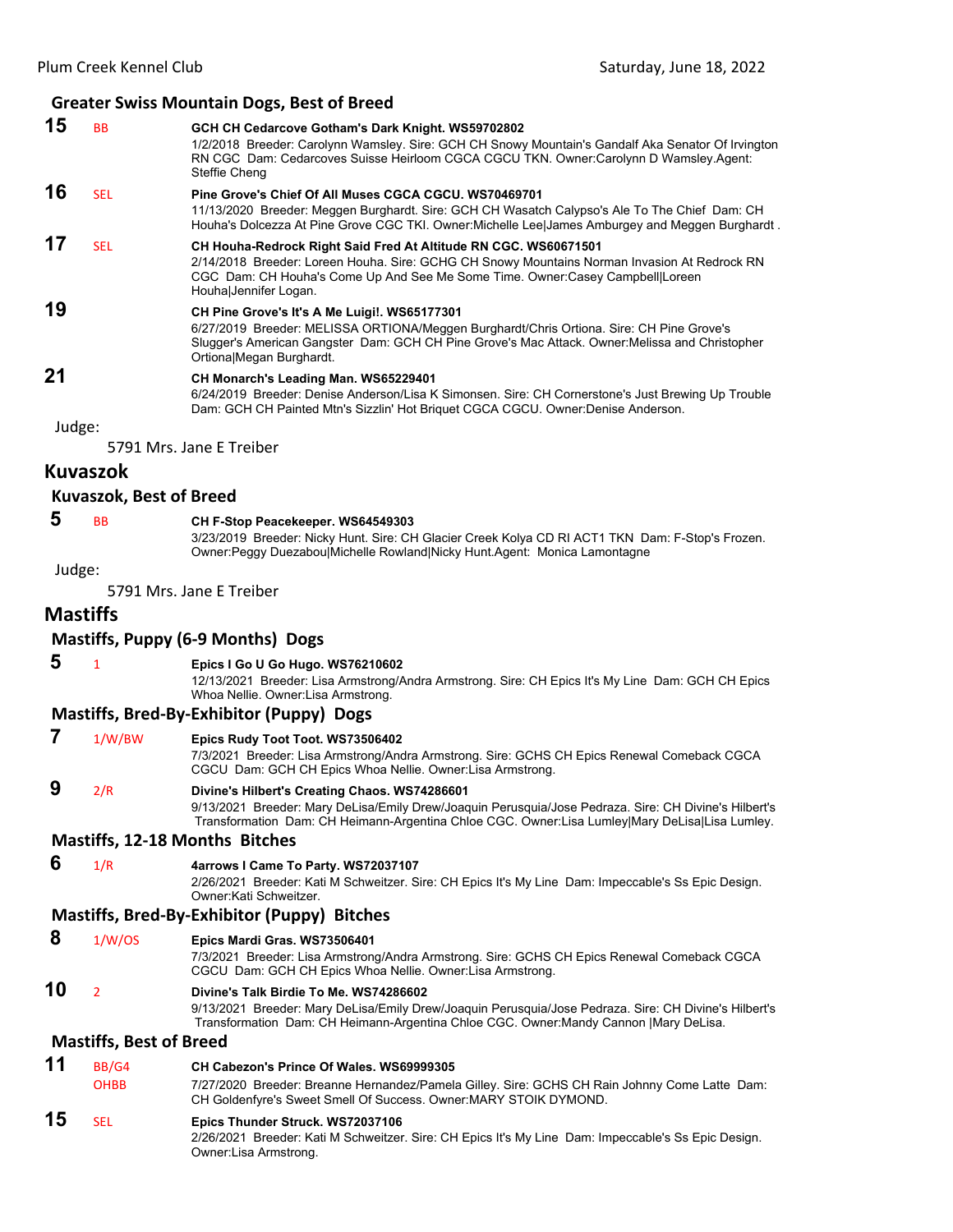### Greater Swiss Mountain Dogs, Best of Breed

**15** BB **GCH CH Cedarcove Gotham's Dark Knight. WS59702802**
1/2/2018 Breeder: Carolynn Wamsley. Sire: GCH CH Snowy Mountain's Gandalf Aka Senator Of Irvington RN CGC Dam: Cedarcoves Suisse Heirloom CGCA CGCU TKN. Owner:Carolynn D Wamsley.Agent: Steffie Cheng

**16** SEL **Pine Grove's Chief Of All Muses CGCA CGCU. WS70469701**
11/13/2020 Breeder: Meggen Burghardt. Sire: GCH CH Wasatch Calypso's Ale To The Chief Dam: CH Houha's Dolcezza At Pine Grove CGC TKI. Owner:Michelle Lee|James Amburgey and Meggen Burghardt .

**17** SEL **CH Houha-Redrock Right Said Fred At Altitude RN CGC. WS60671501**
2/14/2018 Breeder: Loreen Houha. Sire: GCHG CH Snowy Mountains Norman Invasion At Redrock RN CGC Dam: CH Houha's Come Up And See Me Some Time. Owner:Casey Campbell|Loreen Houha|Jennifer Logan.

**19** **CH Pine Grove's It's A Me Luigi!. WS65177301**
6/27/2019 Breeder: MELISSA ORTIONA/Meggen Burghardt/Chris Ortiona. Sire: CH Pine Grove's Slugger's American Gangster Dam: GCH CH Pine Grove's Mac Attack. Owner:Melissa and Christopher Ortiona|Megan Burghardt.

**21** **CH Monarch's Leading Man. WS65229401**
6/24/2019 Breeder: Denise Anderson/Lisa K Simonsen. Sire: CH Cornerstone's Just Brewing Up Trouble Dam: GCH CH Painted Mtn's Sizzlin' Hot Briquet CGCA CGCU. Owner:Denise Anderson.

Judge:

5791 Mrs. Jane E Treiber

## Kuvaszok

### Kuvaszok, Best of Breed

**5** BB **CH F-Stop Peacekeeper. WS64549303**
3/23/2019 Breeder: Nicky Hunt. Sire: CH Glacier Creek Kolya CD RI ACT1 TKN Dam: F-Stop's Frozen. Owner:Peggy Duezabou|Michelle Rowland|Nicky Hunt.Agent: Monica Lamontagne

Judge:

5791 Mrs. Jane E Treiber

## Mastiffs

### Mastiffs, Puppy (6-9 Months) Dogs

**5** 1 **Epics I Go U Go Hugo. WS76210602**
12/13/2021 Breeder: Lisa Armstrong/Andra Armstrong. Sire: CH Epics It's My Line Dam: GCH CH Epics Whoa Nellie. Owner:Lisa Armstrong.

### Mastiffs, Bred-By-Exhibitor (Puppy) Dogs

**7** 1/W/BW **Epics Rudy Toot Toot. WS73506402**
7/3/2021 Breeder: Lisa Armstrong/Andra Armstrong. Sire: GCHS CH Epics Renewal Comeback CGCA CGCU Dam: GCH CH Epics Whoa Nellie. Owner:Lisa Armstrong.

**9** 2/R **Divine's Hilbert's Creating Chaos. WS74286601**
9/13/2021 Breeder: Mary DeLisa/Emily Drew/Joaquin Perusquia/Jose Pedraza. Sire: CH Divine's Hilbert's Transformation Dam: CH Heimann-Argentina Chloe CGC. Owner:Lisa Lumley|Mary DeLisa|Lisa Lumley.

### Mastiffs, 12-18 Months Bitches

**6** 1/R **4arrows I Came To Party. WS72037107**
2/26/2021 Breeder: Kati M Schweitzer. Sire: CH Epics It's My Line Dam: Impeccable's Ss Epic Design. Owner:Kati Schweitzer.

### Mastiffs, Bred-By-Exhibitor (Puppy) Bitches

**8** 1/W/OS **Epics Mardi Gras. WS73506401**
7/3/2021 Breeder: Lisa Armstrong/Andra Armstrong. Sire: GCHS CH Epics Renewal Comeback CGCA CGCU Dam: GCH CH Epics Whoa Nellie. Owner:Lisa Armstrong.

**10** 2 **Divine's Talk Birdie To Me. WS74286602**
9/13/2021 Breeder: Mary DeLisa/Emily Drew/Joaquin Perusquia/Jose Pedraza. Sire: CH Divine's Hilbert's Transformation Dam: CH Heimann-Argentina Chloe CGC. Owner:Mandy Cannon |Mary DeLisa.

### Mastiffs, Best of Breed

**11** BB/G4 OHBB **CH Cabezon's Prince Of Wales. WS69999305**
7/27/2020 Breeder: Breanne Hernandez/Pamela Gilley. Sire: GCHS CH Rain Johnny Come Latte Dam: CH Goldenfyre's Sweet Smell Of Success. Owner:MARY STOIK DYMOND.

**15** SEL **Epics Thunder Struck. WS72037106**
2/26/2021 Breeder: Kati M Schweitzer. Sire: CH Epics It's My Line Dam: Impeccable's Ss Epic Design. Owner:Lisa Armstrong.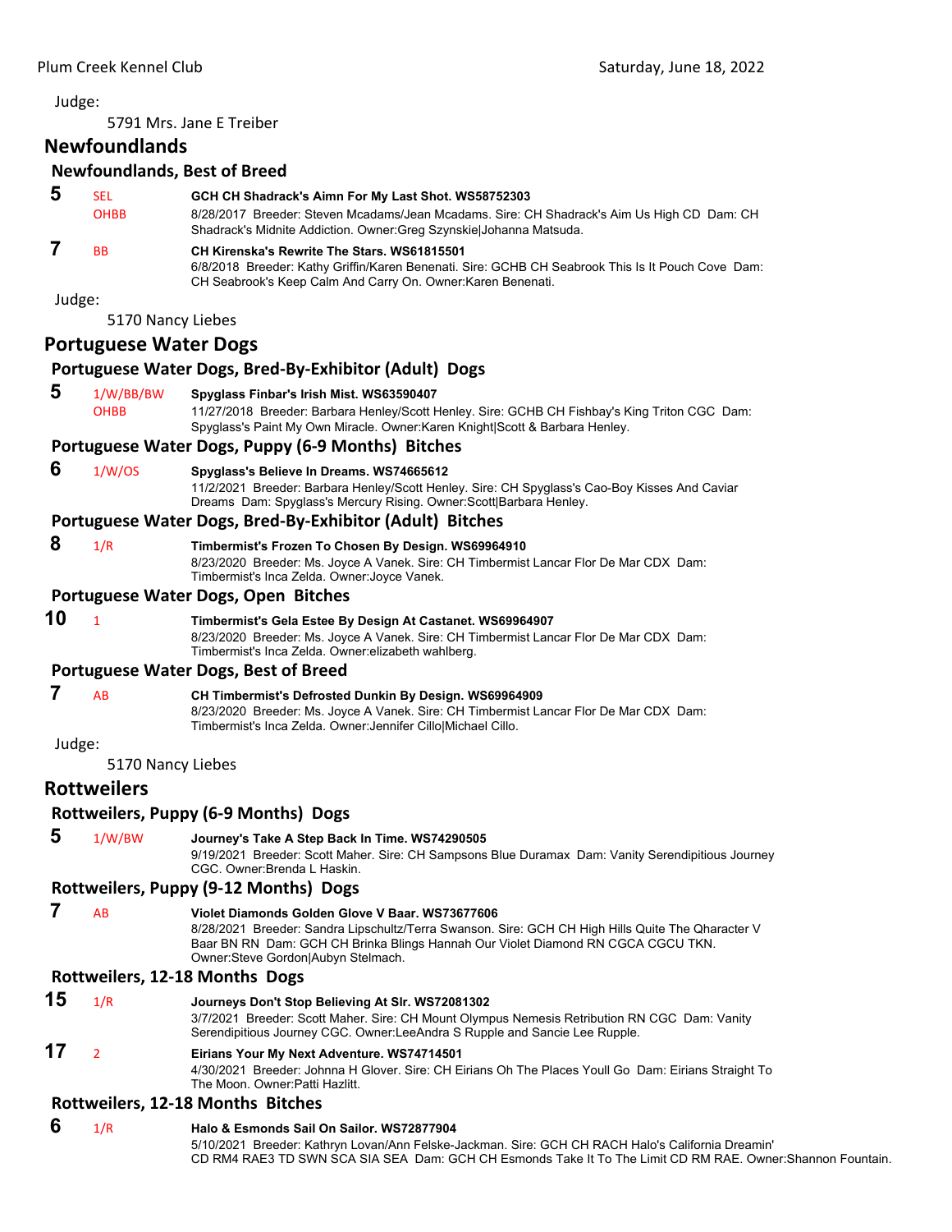Judge:

5791 Mrs. Jane E Treiber

## Newfoundlands

### Newfoundlands, Best of Breed

**5** SEL OHBB **GCH CH Shadrack's Aimn For My Last Shot. WS58752303**
8/28/2017 Breeder: Steven Mcadams/Jean Mcadams. Sire: CH Shadrack's Aim Us High CD Dam: CH Shadrack's Midnite Addiction. Owner:Greg Szynskie|Johanna Matsuda.

**7** BB **CH Kirenska's Rewrite The Stars. WS61815501**
6/8/2018 Breeder: Kathy Griffin/Karen Benenati. Sire: GCHB CH Seabrook This Is It Pouch Cove Dam: CH Seabrook's Keep Calm And Carry On. Owner:Karen Benenati.

Judge:

5170 Nancy Liebes

## Portuguese Water Dogs

### Portuguese Water Dogs, Bred-By-Exhibitor (Adult) Dogs

**5** 1/W/BB/BW OHBB **Spyglass Finbar's Irish Mist. WS63590407**
11/27/2018 Breeder: Barbara Henley/Scott Henley. Sire: GCHB CH Fishbay's King Triton CGC Dam: Spyglass's Paint My Own Miracle. Owner:Karen Knight|Scott & Barbara Henley.

### Portuguese Water Dogs, Puppy (6-9 Months) Bitches

**6** 1/W/OS **Spyglass's Believe In Dreams. WS74665612**
11/2/2021 Breeder: Barbara Henley/Scott Henley. Sire: CH Spyglass's Cao-Boy Kisses And Caviar Dreams Dam: Spyglass's Mercury Rising. Owner:Scott|Barbara Henley.

### Portuguese Water Dogs, Bred-By-Exhibitor (Adult) Bitches

**8** 1/R **Timbermist's Frozen To Chosen By Design. WS69964910**
8/23/2020 Breeder: Ms. Joyce A Vanek. Sire: CH Timbermist Lancar Flor De Mar CDX Dam: Timbermist's Inca Zelda. Owner:Joyce Vanek.

### Portuguese Water Dogs, Open Bitches

**10** 1 **Timbermist's Gela Estee By Design At Castanet. WS69964907**
8/23/2020 Breeder: Ms. Joyce A Vanek. Sire: CH Timbermist Lancar Flor De Mar CDX Dam: Timbermist's Inca Zelda. Owner:elizabeth wahlberg.

### Portuguese Water Dogs, Best of Breed

**7** AB **CH Timbermist's Defrosted Dunkin By Design. WS69964909**
8/23/2020 Breeder: Ms. Joyce A Vanek. Sire: CH Timbermist Lancar Flor De Mar CDX Dam: Timbermist's Inca Zelda. Owner:Jennifer Cillo|Michael Cillo.

Judge:

5170 Nancy Liebes

## Rottweilers

### Rottweilers, Puppy (6-9 Months) Dogs

**5** 1/W/BW **Journey's Take A Step Back In Time. WS74290505**
9/19/2021 Breeder: Scott Maher. Sire: CH Sampsons Blue Duramax Dam: Vanity Serendipitious Journey CGC. Owner:Brenda L Haskin.

### Rottweilers, Puppy (9-12 Months) Dogs

**7** AB **Violet Diamonds Golden Glove V Baar. WS73677606**
8/28/2021 Breeder: Sandra Lipschultz/Terra Swanson. Sire: GCH CH High Hills Quite The Qharacter V Baar BN RN Dam: GCH CH Brinka Blings Hannah Our Violet Diamond RN CGCA CGCU TKN. Owner:Steve Gordon|Aubyn Stelmach.

### Rottweilers, 12-18 Months Dogs

**15** 1/R **Journeys Don't Stop Believing At Slr. WS72081302**
3/7/2021 Breeder: Scott Maher. Sire: CH Mount Olympus Nemesis Retribution RN CGC Dam: Vanity Serendipitious Journey CGC. Owner:LeeAndra S Rupple and Sancie Lee Rupple.

**17** 2 **Eirians Your My Next Adventure. WS74714501**
4/30/2021 Breeder: Johnna H Glover. Sire: CH Eirians Oh The Places Youll Go Dam: Eirians Straight To The Moon. Owner:Patti Hazlitt.

### Rottweilers, 12-18 Months Bitches

**6** 1/R **Halo & Esmonds Sail On Sailor. WS72877904**
5/10/2021 Breeder: Kathryn Lovan/Ann Felske-Jackman. Sire: GCH CH RACH Halo's California Dreamin' CD RM4 RAE3 TD SWN SCA SIA SEA Dam: GCH CH Esmonds Take It To The Limit CD RM RAE. Owner:Shannon Fountain.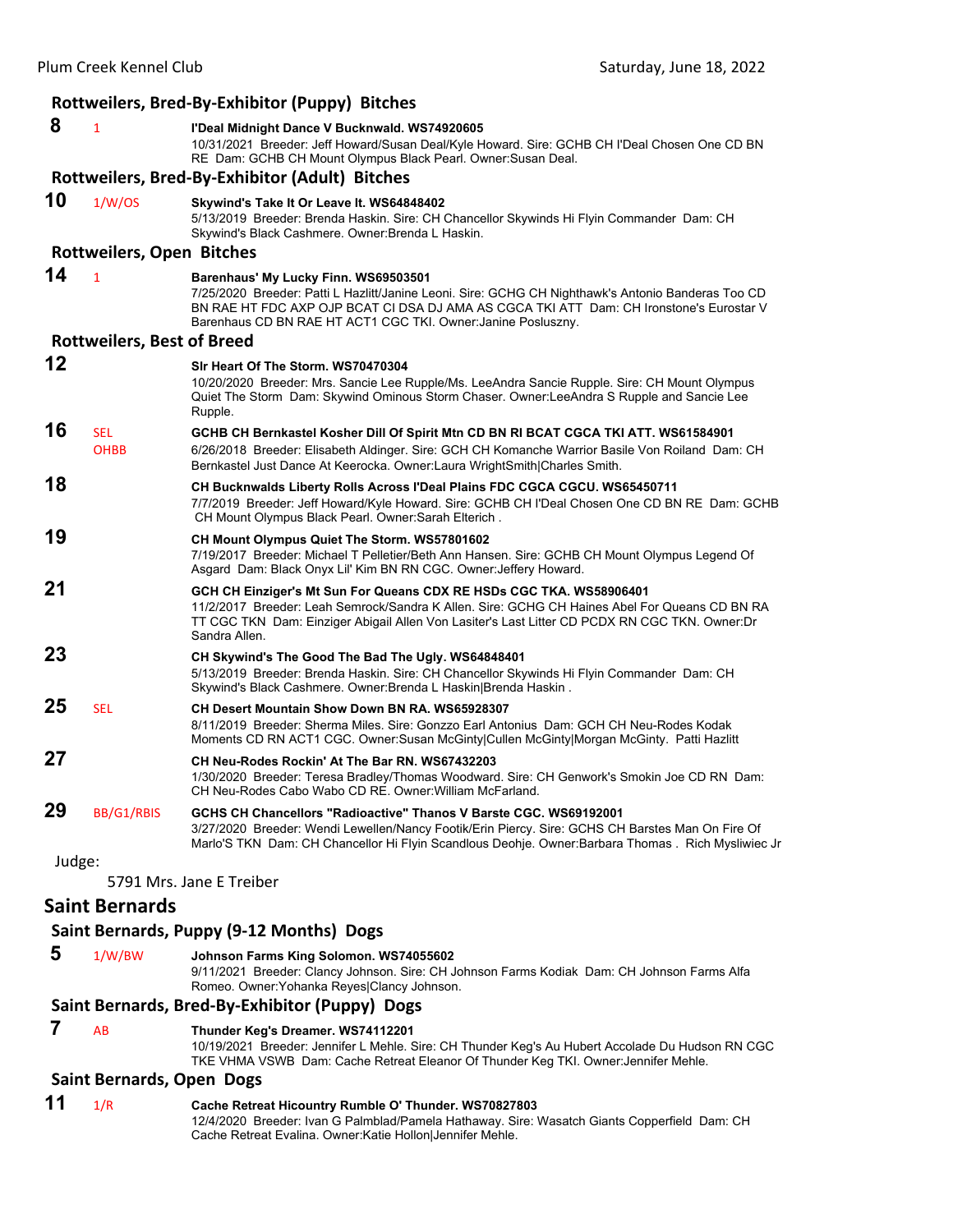### Rottweilers, Bred-By-Exhibitor (Puppy) Bitches

**8** 1 **I'Deal Midnight Dance V Bucknwald. WS74920605**
10/31/2021 Breeder: Jeff Howard/Susan Deal/Kyle Howard. Sire: GCHB CH I'Deal Chosen One CD BN RE Dam: GCHB CH Mount Olympus Black Pearl. Owner:Susan Deal.

### Rottweilers, Bred-By-Exhibitor (Adult) Bitches

**10** 1/W/OS **Skywind's Take It Or Leave It. WS64848402**
5/13/2019 Breeder: Brenda Haskin. Sire: CH Chancellor Skywinds Hi Flyin Commander Dam: CH Skywind's Black Cashmere. Owner:Brenda L Haskin.

### Rottweilers, Open Bitches

**14** 1 **Barenhaus' My Lucky Finn. WS69503501**
7/25/2020 Breeder: Patti L Hazlitt/Janine Leoni. Sire: GCHG CH Nighthawk's Antonio Banderas Too CD BN RAE HT FDC AXP OJP BCAT CI DSA DJ AMA AS CGCA TKI ATT Dam: CH Ironstone's Eurostar V Barenhaus CD BN RAE HT ACT1 CGC TKI. Owner:Janine Posluszny.

### Rottweilers, Best of Breed

**12** **Slr Heart Of The Storm. WS70470304**
10/20/2020 Breeder: Mrs. Sancie Lee Rupple/Ms. LeeAndra Sancie Rupple. Sire: CH Mount Olympus Quiet The Storm Dam: Skywind Ominous Storm Chaser. Owner:LeeAndra S Rupple and Sancie Lee Rupple.

**16** SEL OHBB **GCHB CH Bernkastel Kosher Dill Of Spirit Mtn CD BN RI BCAT CGCA TKI ATT. WS61584901**
6/26/2018 Breeder: Elisabeth Aldinger. Sire: GCH CH Komanche Warrior Basile Von Roiland Dam: CH Bernkastel Just Dance At Keerocka. Owner:Laura WrightSmith|Charles Smith.

**18** **CH Bucknwalds Liberty Rolls Across I'Deal Plains FDC CGCA CGCU. WS65450711**
7/7/2019 Breeder: Jeff Howard/Kyle Howard. Sire: GCHB CH I'Deal Chosen One CD BN RE Dam: GCHB CH Mount Olympus Black Pearl. Owner:Sarah Elterich .

**19** **CH Mount Olympus Quiet The Storm. WS57801602**
7/19/2017 Breeder: Michael T Pelletier/Beth Ann Hansen. Sire: GCHB CH Mount Olympus Legend Of Asgard Dam: Black Onyx Lil' Kim BN RN CGC. Owner:Jeffery Howard.

**21** **GCH CH Einziger's Mt Sun For Queans CDX RE HSDs CGC TKA. WS58906401**
11/2/2017 Breeder: Leah Semrock/Sandra K Allen. Sire: GCHG CH Haines Abel For Queans CD BN RA TT CGC TKN Dam: Einziger Abigail Allen Von Lasiter's Last Litter CD PCDX RN CGC TKN. Owner:Dr Sandra Allen.

**23** **CH Skywind's The Good The Bad The Ugly. WS64848401**
5/13/2019 Breeder: Brenda Haskin. Sire: CH Chancellor Skywinds Hi Flyin Commander Dam: CH Skywind's Black Cashmere. Owner:Brenda L Haskin|Brenda Haskin .

**25** SEL **CH Desert Mountain Show Down BN RA. WS65928307**
8/11/2019 Breeder: Sherma Miles. Sire: Gonzzo Earl Antonius Dam: GCH CH Neu-Rodes Kodak Moments CD RN ACT1 CGC. Owner:Susan McGinty|Cullen McGinty|Morgan McGinty. Patti Hazlitt

**27** **CH Neu-Rodes Rockin' At The Bar RN. WS67432203**
1/30/2020 Breeder: Teresa Bradley/Thomas Woodward. Sire: CH Genwork's Smokin Joe CD RN Dam: CH Neu-Rodes Cabo Wabo CD RE. Owner:William McFarland.

**29** BB/G1/RBIS **GCHS CH Chancellors "Radioactive" Thanos V Barste CGC. WS69192001**
3/27/2020 Breeder: Wendi Lewellen/Nancy Footik/Erin Piercy. Sire: GCHS CH Barstes Man On Fire Of Marlo'S TKN Dam: CH Chancellor Hi Flyin Scandlous Deohje. Owner:Barbara Thomas . Rich Mysliwiec Jr

Judge:

5791 Mrs. Jane E Treiber

## Saint Bernards

### Saint Bernards, Puppy (9-12 Months) Dogs

**5** 1/W/BW **Johnson Farms King Solomon. WS74055602**
9/11/2021 Breeder: Clancy Johnson. Sire: CH Johnson Farms Kodiak Dam: CH Johnson Farms Alfa Romeo. Owner:Yohanka Reyes|Clancy Johnson.

### Saint Bernards, Bred-By-Exhibitor (Puppy) Dogs

**7** AB **Thunder Keg's Dreamer. WS74112201**
10/19/2021 Breeder: Jennifer L Mehle. Sire: CH Thunder Keg's Au Hubert Accolade Du Hudson RN CGC TKE VHMA VSWB Dam: Cache Retreat Eleanor Of Thunder Keg TKI. Owner:Jennifer Mehle.

### Saint Bernards, Open Dogs

**11** 1/R **Cache Retreat Hicountry Rumble O' Thunder. WS70827803**
12/4/2020 Breeder: Ivan G Palmblad/Pamela Hathaway. Sire: Wasatch Giants Copperfield Dam: CH Cache Retreat Evalina. Owner:Katie Hollon|Jennifer Mehle.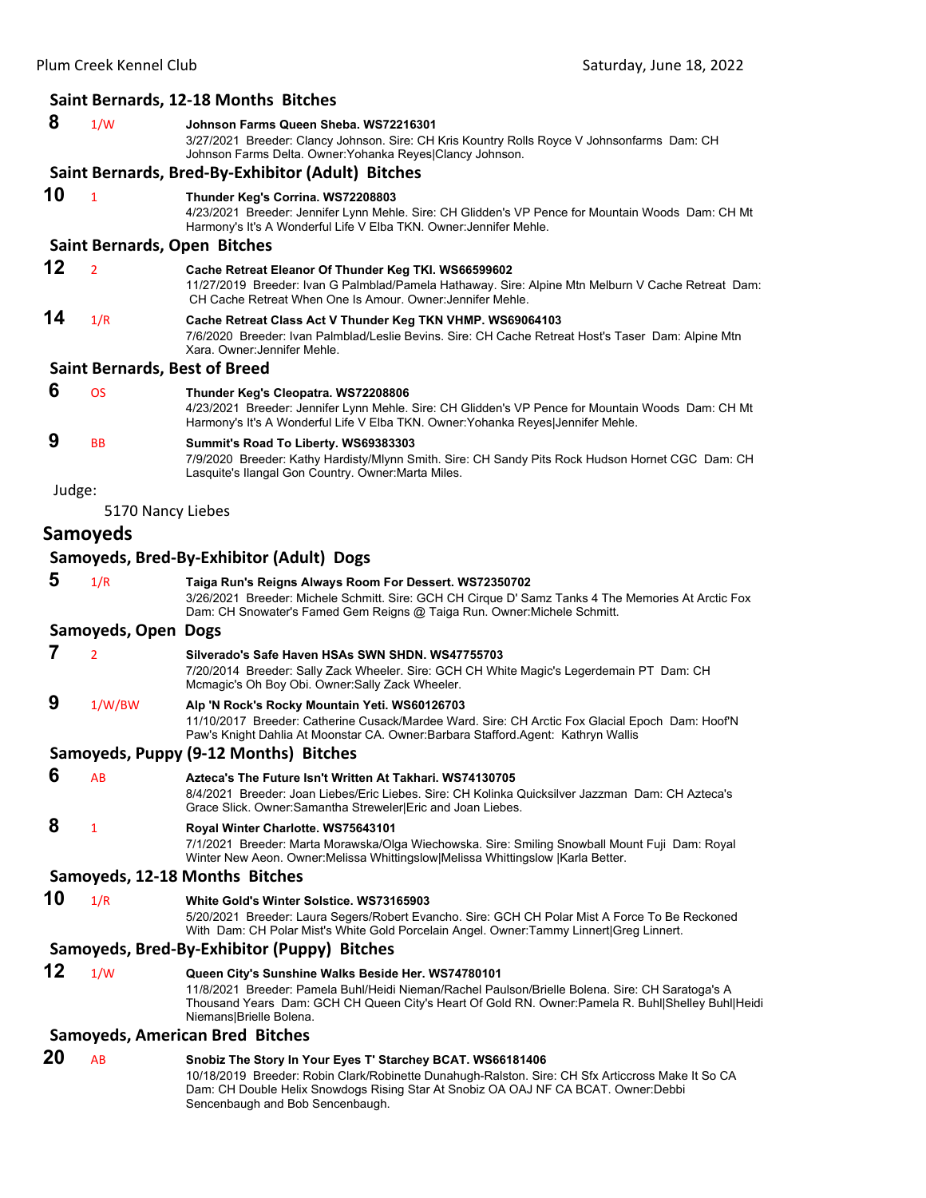### Saint Bernards, 12-18 Months Bitches

**8** 1/W **Johnson Farms Queen Sheba. WS72216301**
3/27/2021 Breeder: Clancy Johnson. Sire: CH Kris Kountry Rolls Royce V Johnsonfarms Dam: CH Johnson Farms Delta. Owner:Yohanka Reyes|Clancy Johnson.

### Saint Bernards, Bred-By-Exhibitor (Adult) Bitches

**10** 1 **Thunder Keg's Corrina. WS72208803**
4/23/2021 Breeder: Jennifer Lynn Mehle. Sire: CH Glidden's VP Pence for Mountain Woods Dam: CH Mt Harmony's It's A Wonderful Life V Elba TKN. Owner:Jennifer Mehle.

### Saint Bernards, Open Bitches

**12** 2 **Cache Retreat Eleanor Of Thunder Keg TKI. WS66599602**
11/27/2019 Breeder: Ivan G Palmblad/Pamela Hathaway. Sire: Alpine Mtn Melburn V Cache Retreat Dam: CH Cache Retreat When One Is Amour. Owner:Jennifer Mehle.

**14** 1/R **Cache Retreat Class Act V Thunder Keg TKN VHMP. WS69064103**
7/6/2020 Breeder: Ivan Palmblad/Leslie Bevins. Sire: CH Cache Retreat Host's Taser Dam: Alpine Mtn Xara. Owner:Jennifer Mehle.

### Saint Bernards, Best of Breed

**6** OS **Thunder Keg's Cleopatra. WS72208806**
4/23/2021 Breeder: Jennifer Lynn Mehle. Sire: CH Glidden's VP Pence for Mountain Woods Dam: CH Mt Harmony's It's A Wonderful Life V Elba TKN. Owner:Yohanka Reyes|Jennifer Mehle.

**9** BB **Summit's Road To Liberty. WS69383303**
7/9/2020 Breeder: Kathy Hardisty/Mlynn Smith. Sire: CH Sandy Pits Rock Hudson Hornet CGC Dam: CH Lasquite's Ilangal Gon Country. Owner:Marta Miles.

Judge:

5170 Nancy Liebes

## Samoyeds

### Samoyeds, Bred-By-Exhibitor (Adult) Dogs

**5** 1/R **Taiga Run's Reigns Always Room For Dessert. WS72350702**
3/26/2021 Breeder: Michele Schmitt. Sire: GCH CH Cirque D' Samz Tanks 4 The Memories At Arctic Fox Dam: CH Snowater's Famed Gem Reigns @ Taiga Run. Owner:Michele Schmitt.

### Samoyeds, Open Dogs

**7** 2 **Silverado's Safe Haven HSAs SWN SHDN. WS47755703**
7/20/2014 Breeder: Sally Zack Wheeler. Sire: GCH CH White Magic's Legerdemain PT Dam: CH Mcmagic's Oh Boy Obi. Owner:Sally Zack Wheeler.

**9** 1/W/BW **Alp 'N Rock's Rocky Mountain Yeti. WS60126703**
11/10/2017 Breeder: Catherine Cusack/Mardee Ward. Sire: CH Arctic Fox Glacial Epoch Dam: Hoof'N Paw's Knight Dahlia At Moonstar CA. Owner:Barbara Stafford.Agent: Kathryn Wallis

### Samoyeds, Puppy (9-12 Months) Bitches

**6** AB **Azteca's The Future Isn't Written At Takhari. WS74130705**
8/4/2021 Breeder: Joan Liebes/Eric Liebes. Sire: CH Kolinka Quicksilver Jazzman Dam: CH Azteca's Grace Slick. Owner:Samantha Streweler|Eric and Joan Liebes.

**8** 1 **Royal Winter Charlotte. WS75643101**
7/1/2021 Breeder: Marta Morawska/Olga Wiechowska. Sire: Smiling Snowball Mount Fuji Dam: Royal Winter New Aeon. Owner:Melissa Whittingslow|Melissa Whittingslow |Karla Better.

### Samoyeds, 12-18 Months Bitches

**10** 1/R **White Gold's Winter Solstice. WS73165903**
5/20/2021 Breeder: Laura Segers/Robert Evancho. Sire: GCH CH Polar Mist A Force To Be Reckoned With Dam: CH Polar Mist's White Gold Porcelain Angel. Owner:Tammy Linnert|Greg Linnert.

### Samoyeds, Bred-By-Exhibitor (Puppy) Bitches

**12** 1/W **Queen City's Sunshine Walks Beside Her. WS74780101**
11/8/2021 Breeder: Pamela Buhl/Heidi Nieman/Rachel Paulson/Brielle Bolena. Sire: CH Saratoga's A Thousand Years Dam: GCH CH Queen City's Heart Of Gold RN. Owner:Pamela R. Buhl|Shelley Buhl|Heidi Niemans|Brielle Bolena.

### Samoyeds, American Bred Bitches

**20** AB **Snobiz The Story In Your Eyes T' Starchey BCAT. WS66181406**
10/18/2019 Breeder: Robin Clark/Robinette Dunahugh-Ralston. Sire: CH Sfx Articcross Make It So CA Dam: CH Double Helix Snowdogs Rising Star At Snobiz OA OAJ NF CA BCAT. Owner:Debbi Sencenbaugh and Bob Sencenbaugh.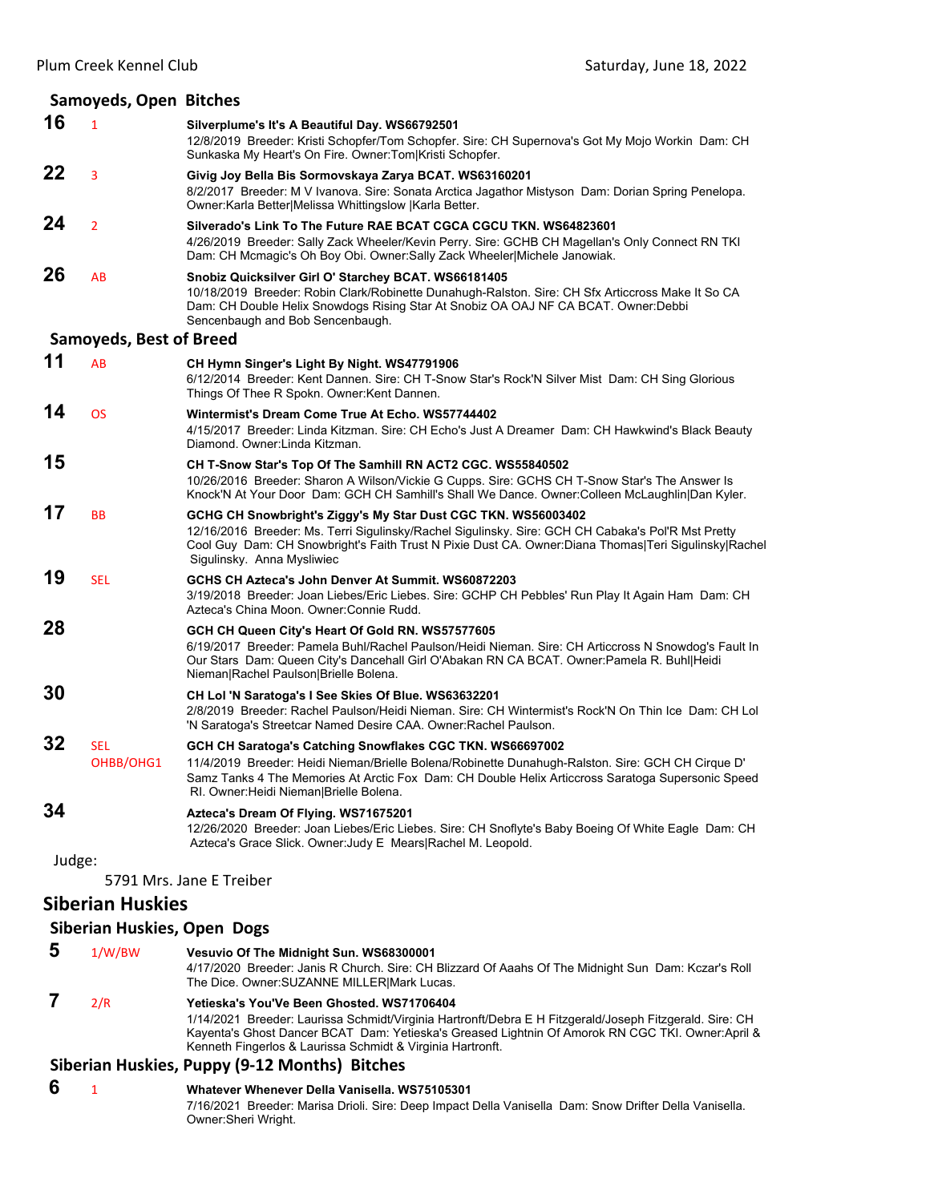### Samoyeds, Open Bitches

**16** 1 **Silverplume's It's A Beautiful Day. WS66792501**
12/8/2019 Breeder: Kristi Schopfer/Tom Schopfer. Sire: CH Supernova's Got My Mojo Workin Dam: CH Sunkaska My Heart's On Fire. Owner:Tom|Kristi Schopfer.

**22** 3 **Givig Joy Bella Bis Sormovskaya Zarya BCAT. WS63160201**
8/2/2017 Breeder: M V Ivanova. Sire: Sonata Arctica Jagathor Mistyson Dam: Dorian Spring Penelopa. Owner:Karla Better|Melissa Whittingslow |Karla Better.

**24** 2 **Silverado's Link To The Future RAE BCAT CGCA CGCU TKN. WS64823601**
4/26/2019 Breeder: Sally Zack Wheeler/Kevin Perry. Sire: GCHB CH Magellan's Only Connect RN TKI Dam: CH Mcmagic's Oh Boy Obi. Owner:Sally Zack Wheeler|Michele Janowiak.

**26** AB **Snobiz Quicksilver Girl O' Starchey BCAT. WS66181405**
10/18/2019 Breeder: Robin Clark/Robinette Dunahugh-Ralston. Sire: CH Sfx Articcross Make It So CA Dam: CH Double Helix Snowdogs Rising Star At Snobiz OA OAJ NF CA BCAT. Owner:Debbi Sencenbaugh and Bob Sencenbaugh.

### Samoyeds, Best of Breed

**11** AB **CH Hymn Singer's Light By Night. WS47791906**
6/12/2014 Breeder: Kent Dannen. Sire: CH T-Snow Star's Rock'N Silver Mist Dam: CH Sing Glorious Things Of Thee R Spokn. Owner:Kent Dannen.

**14** OS **Wintermist's Dream Come True At Echo. WS57744402**
4/15/2017 Breeder: Linda Kitzman. Sire: CH Echo's Just A Dreamer Dam: CH Hawkwind's Black Beauty Diamond. Owner:Linda Kitzman.

**15** **CH T-Snow Star's Top Of The Samhill RN ACT2 CGC. WS55840502**
10/26/2016 Breeder: Sharon A Wilson/Vickie G Cupps. Sire: GCHS CH T-Snow Star's The Answer Is Knock'N At Your Door Dam: GCH CH Samhill's Shall We Dance. Owner:Colleen McLaughlin|Dan Kyler.

**17** BB **GCHG CH Snowbright's Ziggy's My Star Dust CGC TKN. WS56003402**
12/16/2016 Breeder: Ms. Terri Sigulinsky/Rachel Sigulinsky. Sire: GCH CH Cabaka's Pol'R Mst Pretty Cool Guy Dam: CH Snowbright's Faith Trust N Pixie Dust CA. Owner:Diana Thomas|Teri Sigulinsky|Rachel Sigulinsky. Anna Mysliwiec

**19** SEL **GCHS CH Azteca's John Denver At Summit. WS60872203**
3/19/2018 Breeder: Joan Liebes/Eric Liebes. Sire: GCHP CH Pebbles' Run Play It Again Ham Dam: CH Azteca's China Moon. Owner:Connie Rudd.

**28** **GCH CH Queen City's Heart Of Gold RN. WS57577605**
6/19/2017 Breeder: Pamela Buhl/Rachel Paulson/Heidi Nieman. Sire: CH Articcross N Snowdog's Fault In Our Stars Dam: Queen City's Dancehall Girl O'Abakan RN CA BCAT. Owner:Pamela R. Buhl|Heidi Nieman|Rachel Paulson|Brielle Bolena.

**30** **CH Lol 'N Saratoga's I See Skies Of Blue. WS63632201**
2/8/2019 Breeder: Rachel Paulson/Heidi Nieman. Sire: CH Wintermist's Rock'N On Thin Ice Dam: CH Lol 'N Saratoga's Streetcar Named Desire CAA. Owner:Rachel Paulson.

**32** SEL OHBB/OHG1 **GCH CH Saratoga's Catching Snowflakes CGC TKN. WS66697002**
11/4/2019 Breeder: Heidi Nieman/Brielle Bolena/Robinette Dunahugh-Ralston. Sire: GCH CH Cirque D' Samz Tanks 4 The Memories At Arctic Fox Dam: CH Double Helix Articcross Saratoga Supersonic Speed RI. Owner:Heidi Nieman|Brielle Bolena.

**34** **Azteca's Dream Of Flying. WS71675201**
12/26/2020 Breeder: Joan Liebes/Eric Liebes. Sire: CH Snoflyte's Baby Boeing Of White Eagle Dam: CH Azteca's Grace Slick. Owner:Judy E Mears|Rachel M. Leopold.

Judge:

5791 Mrs. Jane E Treiber

## Siberian Huskies

### Siberian Huskies, Open Dogs

**5** 1/W/BW **Vesuvio Of The Midnight Sun. WS68300001**
4/17/2020 Breeder: Janis R Church. Sire: CH Blizzard Of Aaahs Of The Midnight Sun Dam: Kczar's Roll The Dice. Owner:SUZANNE MILLER|Mark Lucas.

**7** 2/R **Yetieska's You'Ve Been Ghosted. WS71706404**
1/14/2021 Breeder: Laurissa Schmidt/Virginia Hartronft/Debra E H Fitzgerald/Joseph Fitzgerald. Sire: CH Kayenta's Ghost Dancer BCAT Dam: Yetieska's Greased Lightnin Of Amorok RN CGC TKI. Owner:April & Kenneth Fingerlos & Laurissa Schmidt & Virginia Hartronft.

### Siberian Huskies, Puppy (9-12 Months) Bitches

**6** 1 **Whatever Whenever Della Vanisella. WS75105301**
7/16/2021 Breeder: Marisa Drioli. Sire: Deep Impact Della Vanisella Dam: Snow Drifter Della Vanisella. Owner:Sheri Wright.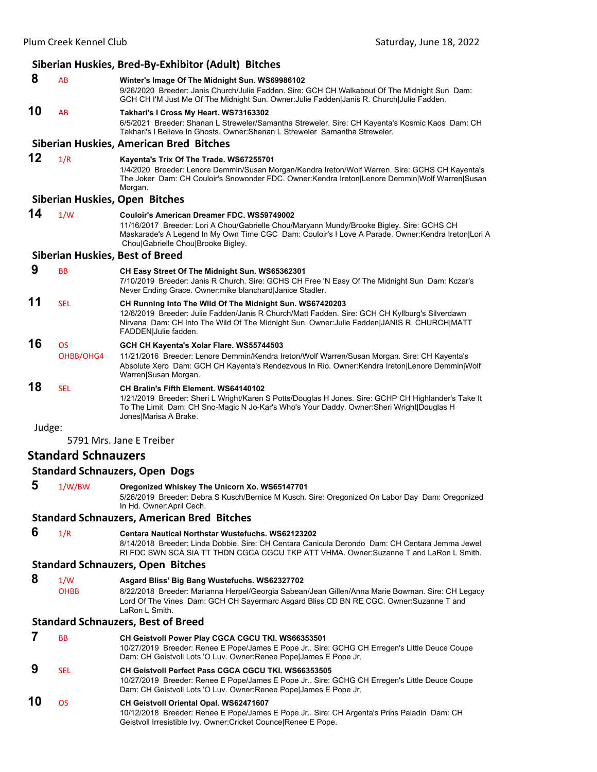### Siberian Huskies, Bred-By-Exhibitor (Adult) Bitches

**8** AB **Winter's Image Of The Midnight Sun. WS69986102**
9/26/2020 Breeder: Janis Church/Julie Fadden. Sire: GCH CH Walkabout Of The Midnight Sun Dam: GCH CH I'M Just Me Of The Midnight Sun. Owner:Julie Fadden|Janis R. Church|Julie Fadden.

**10** AB **Takhari's I Cross My Heart. WS73163302**
6/5/2021 Breeder: Shanan L Streweler/Samantha Streweler. Sire: CH Kayenta's Kosmic Kaos Dam: CH Takhari's I Believe In Ghosts. Owner:Shanan L Streweler Samantha Streweler.

### Siberian Huskies, American Bred Bitches

**12** 1/R **Kayenta's Trix Of The Trade. WS67255701**
1/4/2020 Breeder: Lenore Demmin/Susan Morgan/Kendra Ireton/Wolf Warren. Sire: GCHS CH Kayenta's The Joker Dam: CH Couloir's Snowonder FDC. Owner:Kendra Ireton|Lenore Demmin|Wolf Warren|Susan Morgan.

### Siberian Huskies, Open Bitches

**14** 1/W **Couloir's American Dreamer FDC. WS59749002**
11/16/2017 Breeder: Lori A Chou/Gabrielle Chou/Maryann Mundy/Brooke Bigley. Sire: GCHS CH Maskarade's A Legend In My Own Time CGC Dam: Couloir's I Love A Parade. Owner:Kendra Ireton|Lori A Chou|Gabrielle Chou|Brooke Bigley.

### Siberian Huskies, Best of Breed

**9** BB **CH Easy Street Of The Midnight Sun. WS65362301**
7/10/2019 Breeder: Janis R Church. Sire: GCHS CH Free 'N Easy Of The Midnight Sun Dam: Kczar's Never Ending Grace. Owner:mike blanchard|Janice Stadler.

**11** SEL **CH Running Into The Wild Of The Midnight Sun. WS67420203**
12/6/2019 Breeder: Julie Fadden/Janis R Church/Matt Fadden. Sire: GCH CH Kyllburg's Silverdawn Nirvana Dam: CH Into The Wild Of The Midnight Sun. Owner:Julie Fadden|JANIS R. CHURCH|MATT FADDEN|Julie fadden.

**16** OS OHBB/OHG4 **GCH CH Kayenta's Xolar Flare. WS55744503**
11/21/2016 Breeder: Lenore Demmin/Kendra Ireton/Wolf Warren/Susan Morgan. Sire: CH Kayenta's Absolute Xero Dam: GCH CH Kayenta's Rendezvous In Rio. Owner:Kendra Ireton|Lenore Demmin|Wolf Warren|Susan Morgan.

**18** SEL **CH Bralin's Fifth Element. WS64140102**
1/21/2019 Breeder: Sheri L Wright/Karen S Potts/Douglas H Jones. Sire: GCHP CH Highlander's Take It To The Limit Dam: CH Sno-Magic N Jo-Kar's Who's Your Daddy. Owner:Sheri Wright|Douglas H Jones|Marisa A Brake.

Judge:

5791 Mrs. Jane E Treiber

## Standard Schnauzers

### Standard Schnauzers, Open Dogs

**5** 1/W/BW **Oregonized Whiskey The Unicorn Xo. WS65147701**
5/26/2019 Breeder: Debra S Kusch/Bernice M Kusch. Sire: Oregonized On Labor Day Dam: Oregonized In Hd. Owner:April Cech.

### Standard Schnauzers, American Bred Bitches

**6** 1/R **Centara Nautical Northstar Wustefuchs. WS62123202**
8/14/2018 Breeder: Linda Dobbie. Sire: CH Centara Canicula Derondo Dam: CH Centara Jemma Jewel RI FDC SWN SCA SIA TT THDN CGCA CGCU TKP ATT VHMA. Owner:Suzanne T and LaRon L Smith.

### Standard Schnauzers, Open Bitches

**8** 1/W OHBB **Asgard Bliss' Big Bang Wustefuchs. WS62327702**
8/22/2018 Breeder: Marianna Herpel/Georgia Sabean/Jean Gillen/Anna Marie Bowman. Sire: CH Legacy Lord Of The Vines Dam: GCH CH Sayermarc Asgard Bliss CD BN RE CGC. Owner:Suzanne T and LaRon L Smith.

### Standard Schnauzers, Best of Breed

**7** BB **CH Geistvoll Power Play CGCA CGCU TKI. WS66353501**
10/27/2019 Breeder: Renee E Pope/James E Pope Jr.. Sire: GCHG CH Erregen's Little Deuce Coupe Dam: CH Geistvoll Lots 'O Luv. Owner:Renee Pope|James E Pope Jr.

**9** SEL **CH Geistvoll Perfect Pass CGCA CGCU TKI. WS66353505**
10/27/2019 Breeder: Renee E Pope/James E Pope Jr.. Sire: GCHG CH Erregen's Little Deuce Coupe Dam: CH Geistvoll Lots 'O Luv. Owner:Renee Pope|James E Pope Jr.

**10** OS **CH Geistvoll Oriental Opal. WS62471607**
10/12/2018 Breeder: Renee E Pope/James E Pope Jr.. Sire: CH Argenta's Prins Paladin Dam: CH Geistvoll Irresistible Ivy. Owner:Cricket Counce|Renee E Pope.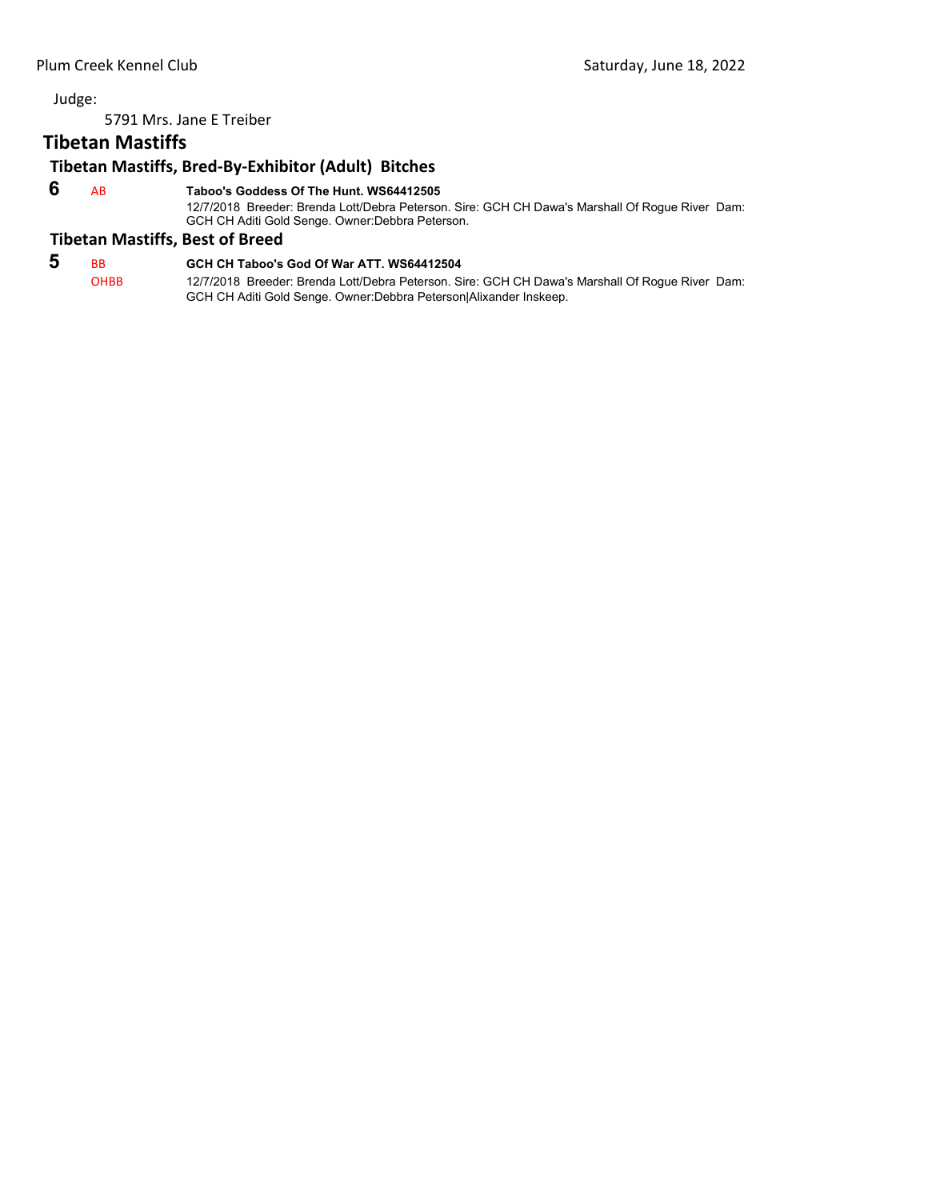Judge:

5791 Mrs. Jane E Treiber

## Tibetan Mastiffs

### Tibetan Mastiffs, Bred-By-Exhibitor (Adult) Bitches

**6** AB **Taboo's Goddess Of The Hunt. WS64412505**
12/7/2018 Breeder: Brenda Lott/Debra Peterson. Sire: GCH CH Dawa's Marshall Of Rogue River Dam: GCH CH Aditi Gold Senge. Owner:Debbra Peterson.

### Tibetan Mastiffs, Best of Breed

**5** BB OHBB **GCH CH Taboo's God Of War ATT. WS64412504**
12/7/2018 Breeder: Brenda Lott/Debra Peterson. Sire: GCH CH Dawa's Marshall Of Rogue River Dam: GCH CH Aditi Gold Senge. Owner:Debbra Peterson|Alixander Inskeep.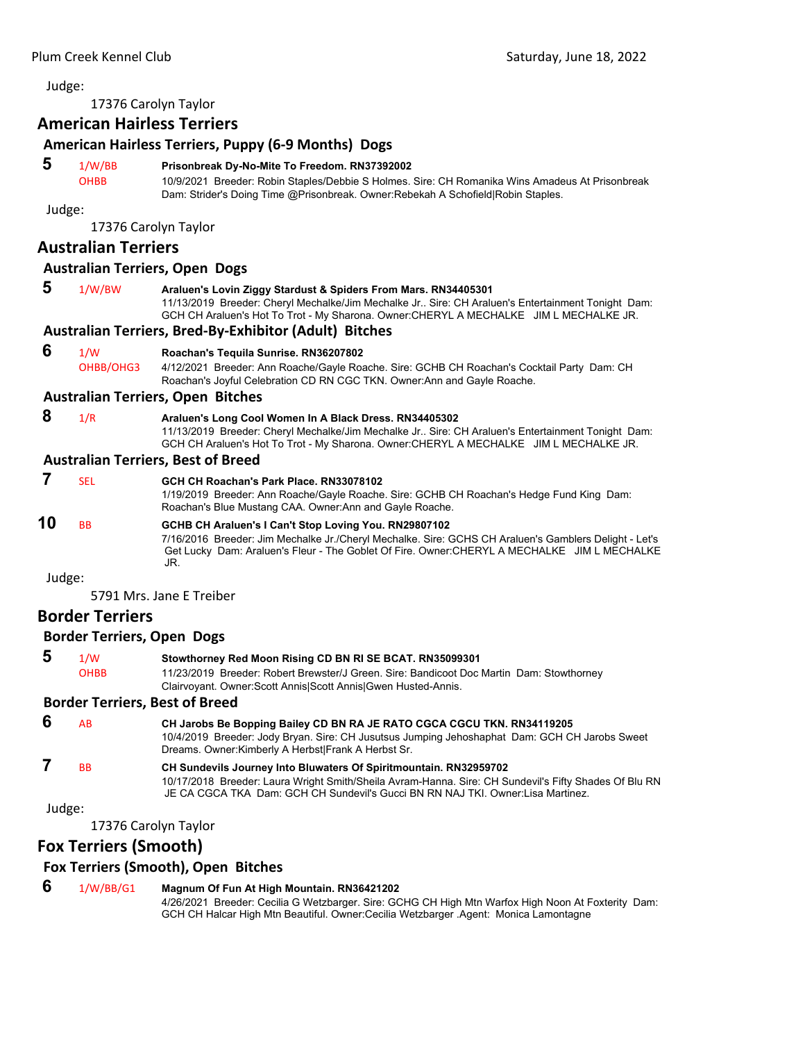Judge:

17376 Carolyn Taylor

## American Hairless Terriers

### American Hairless Terriers, Puppy (6-9 Months) Dogs

**5** 1/W/BB OHBB **Prisonbreak Dy-No-Mite To Freedom. RN37392002**
10/9/2021 Breeder: Robin Staples/Debbie S Holmes. Sire: CH Romanika Wins Amadeus At Prisonbreak Dam: Strider's Doing Time @Prisonbreak. Owner:Rebekah A Schofield|Robin Staples.

Judge:

17376 Carolyn Taylor

## Australian Terriers

### Australian Terriers, Open Dogs

**5** 1/W/BW **Araluen's Lovin Ziggy Stardust & Spiders From Mars. RN34405301**
11/13/2019 Breeder: Cheryl Mechalke/Jim Mechalke Jr.. Sire: CH Araluen's Entertainment Tonight Dam: GCH CH Araluen's Hot To Trot - My Sharona. Owner:CHERYL A MECHALKE JIM L MECHALKE JR.

### Australian Terriers, Bred-By-Exhibitor (Adult) Bitches

**6** 1/W OHBB/OHG3 **Roachan's Tequila Sunrise. RN36207802**
4/12/2021 Breeder: Ann Roache/Gayle Roache. Sire: GCHB CH Roachan's Cocktail Party Dam: CH Roachan's Joyful Celebration CD RN CGC TKN. Owner:Ann and Gayle Roache.

### Australian Terriers, Open Bitches

**8** 1/R **Araluen's Long Cool Women In A Black Dress. RN34405302**
11/13/2019 Breeder: Cheryl Mechalke/Jim Mechalke Jr.. Sire: CH Araluen's Entertainment Tonight Dam: GCH CH Araluen's Hot To Trot - My Sharona. Owner:CHERYL A MECHALKE JIM L MECHALKE JR.

### Australian Terriers, Best of Breed

**7** SEL **GCH CH Roachan's Park Place. RN33078102**
1/19/2019 Breeder: Ann Roache/Gayle Roache. Sire: GCHB CH Roachan's Hedge Fund King Dam: Roachan's Blue Mustang CAA. Owner:Ann and Gayle Roache.

**10** BB **GCHB CH Araluen's I Can't Stop Loving You. RN29807102**
7/16/2016 Breeder: Jim Mechalke Jr./Cheryl Mechalke. Sire: GCHS CH Araluen's Gamblers Delight - Let's Get Lucky Dam: Araluen's Fleur - The Goblet Of Fire. Owner:CHERYL A MECHALKE JIM L MECHALKE JR.

Judge:

5791 Mrs. Jane E Treiber

## Border Terriers

### Border Terriers, Open Dogs

**5** 1/W OHBB **Stowthorney Red Moon Rising CD BN RI SE BCAT. RN35099301**
11/23/2019 Breeder: Robert Brewster/J Green. Sire: Bandicoot Doc Martin Dam: Stowthorney Clairvoyant. Owner:Scott Annis|Scott Annis|Gwen Husted-Annis.

### Border Terriers, Best of Breed

**6** AB **CH Jarobs Be Bopping Bailey CD BN RA JE RATO CGCA CGCU TKN. RN34119205**
10/4/2019 Breeder: Jody Bryan. Sire: CH Jusutsus Jumping Jehoshaphat Dam: GCH CH Jarobs Sweet Dreams. Owner:Kimberly A Herbst|Frank A Herbst Sr.

**7** BB **CH Sundevils Journey Into Bluwaters Of Spiritmountain. RN32959702**
10/17/2018 Breeder: Laura Wright Smith/Sheila Avram-Hanna. Sire: CH Sundevil's Fifty Shades Of Blu RN JE CA CGCA TKA Dam: GCH CH Sundevil's Gucci BN RN NAJ TKI. Owner:Lisa Martinez.

Judge:

17376 Carolyn Taylor

## Fox Terriers (Smooth)

### Fox Terriers (Smooth), Open Bitches

**6** 1/W/BB/G1 **Magnum Of Fun At High Mountain. RN36421202**
4/26/2021 Breeder: Cecilia G Wetzbarger. Sire: GCHG CH High Mtn Warfox High Noon At Foxterity Dam: GCH CH Halcar High Mtn Beautiful. Owner:Cecilia Wetzbarger .Agent: Monica Lamontagne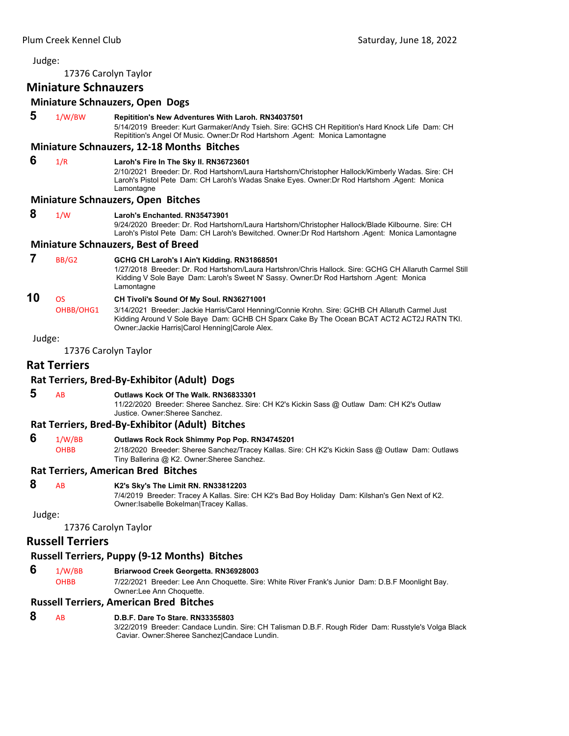Judge:

17376 Carolyn Taylor

## Miniature Schnauzers

### Miniature Schnauzers, Open Dogs

**5** 1/W/BW **Repitition's New Adventures With Laroh. RN34037501**
5/14/2019 Breeder: Kurt Garmaker/Andy Tsieh. Sire: GCHS CH Repitition's Hard Knock Life Dam: CH Repitition's Angel Of Music. Owner:Dr Rod Hartshorn .Agent: Monica Lamontagne

### Miniature Schnauzers, 12-18 Months Bitches

**6** 1/R **Laroh's Fire In The Sky II. RN36723601**
2/10/2021 Breeder: Dr. Rod Hartshorn/Laura Hartshorn/Christopher Hallock/Kimberly Wadas. Sire: CH Laroh's Pistol Pete Dam: CH Laroh's Wadas Snake Eyes. Owner:Dr Rod Hartshorn .Agent: Monica Lamontagne

### Miniature Schnauzers, Open Bitches

**8** 1/W **Laroh's Enchanted. RN35473901**
9/24/2020 Breeder: Dr. Rod Hartshorn/Laura Hartshorn/Christopher Hallock/Blade Kilbourne. Sire: CH Laroh's Pistol Pete Dam: CH Laroh's Bewitched. Owner:Dr Rod Hartshorn .Agent: Monica Lamontagne

### Miniature Schnauzers, Best of Breed

**7** BB/G2 **GCHG CH Laroh's I Ain't Kidding. RN31868501**
1/27/2018 Breeder: Dr. Rod Hartshorn/Laura Hartshron/Chris Hallock. Sire: GCHG CH Allaruth Carmel Still Kidding V Sole Baye Dam: Laroh's Sweet N' Sassy. Owner:Dr Rod Hartshorn .Agent: Monica Lamontagne

**10** OS OHBB/OHG1 **CH Tivoli's Sound Of My Soul. RN36271001**
3/14/2021 Breeder: Jackie Harris/Carol Henning/Connie Krohn. Sire: GCHB CH Allaruth Carmel Just Kidding Around V Sole Baye Dam: GCHB CH Sparx Cake By The Ocean BCAT ACT2 ACT2J RATN TKI. Owner:Jackie Harris|Carol Henning|Carole Alex.

Judge:

17376 Carolyn Taylor

## Rat Terriers

### Rat Terriers, Bred-By-Exhibitor (Adult) Dogs

**5** AB **Outlaws Kock Of The Walk. RN36833301**
11/22/2020 Breeder: Sheree Sanchez. Sire: CH K2's Kickin Sass @ Outlaw Dam: CH K2's Outlaw Justice. Owner:Sheree Sanchez.

### Rat Terriers, Bred-By-Exhibitor (Adult) Bitches

**6** 1/W/BB OHBB **Outlaws Rock Rock Shimmy Pop Pop. RN34745201**
2/18/2020 Breeder: Sheree Sanchez/Tracey Kallas. Sire: CH K2's Kickin Sass @ Outlaw Dam: Outlaws Tiny Ballerina @ K2. Owner:Sheree Sanchez.

### Rat Terriers, American Bred Bitches

**8** AB **K2's Sky's The Limit RN. RN33812203**
7/4/2019 Breeder: Tracey A Kallas. Sire: CH K2's Bad Boy Holiday Dam: Kilshan's Gen Next of K2. Owner:Isabelle Bokelman|Tracey Kallas.

Judge:

17376 Carolyn Taylor

## Russell Terriers

### Russell Terriers, Puppy (9-12 Months) Bitches

**6** 1/W/BB OHBB **Briarwood Creek Georgetta. RN36928003**
7/22/2021 Breeder: Lee Ann Choquette. Sire: White River Frank's Junior Dam: D.B.F Moonlight Bay. Owner:Lee Ann Choquette.

### Russell Terriers, American Bred Bitches

**8** AB **D.B.F. Dare To Stare. RN33355803**
3/22/2019 Breeder: Candace Lundin. Sire: CH Talisman D.B.F. Rough Rider Dam: Russtyle's Volga Black Caviar. Owner:Sheree Sanchez|Candace Lundin.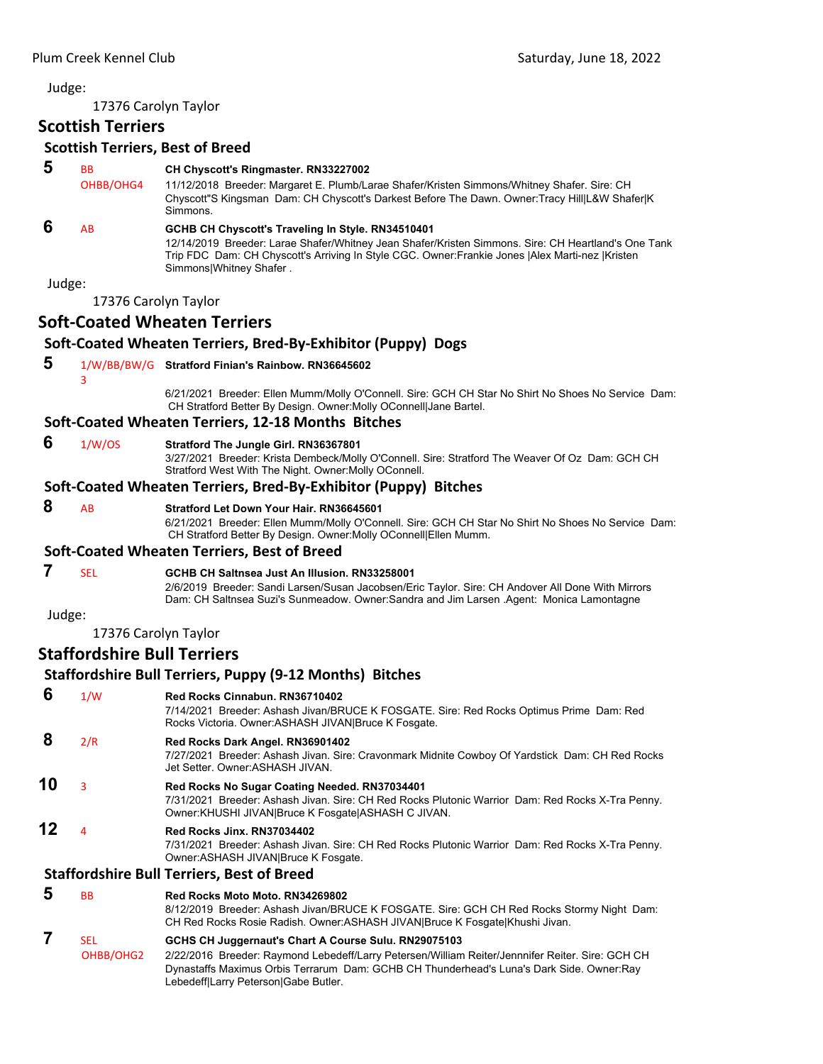Judge:

17376 Carolyn Taylor

## Scottish Terriers

### Scottish Terriers, Best of Breed

**5** BB OHBB/OHG4 **CH Chyscott's Ringmaster. RN33227002**
11/12/2018 Breeder: Margaret E. Plumb/Larae Shafer/Kristen Simmons/Whitney Shafer. Sire: CH Chyscott"S Kingsman Dam: CH Chyscott's Darkest Before The Dawn. Owner:Tracy Hill|L&W Shafer|K Simmons.

**6** AB **GCHB CH Chyscott's Traveling In Style. RN34510401**
12/14/2019 Breeder: Larae Shafer/Whitney Jean Shafer/Kristen Simmons. Sire: CH Heartland's One Tank Trip FDC Dam: CH Chyscott's Arriving In Style CGC. Owner:Frankie Jones |Alex Marti-nez |Kristen Simmons|Whitney Shafer .

Judge:

17376 Carolyn Taylor

## Soft-Coated Wheaten Terriers

### Soft-Coated Wheaten Terriers, Bred-By-Exhibitor (Puppy) Dogs

**5** 1/W/BB/BW/G3 **Stratford Finian's Rainbow. RN36645602**
6/21/2021 Breeder: Ellen Mumm/Molly O'Connell. Sire: GCH CH Star No Shirt No Shoes No Service Dam: CH Stratford Better By Design. Owner:Molly OConnell|Jane Bartel.

### Soft-Coated Wheaten Terriers, 12-18 Months Bitches

**6** 1/W/OS **Stratford The Jungle Girl. RN36367801**
3/27/2021 Breeder: Krista Dembeck/Molly O'Connell. Sire: Stratford The Weaver Of Oz Dam: GCH CH Stratford West With The Night. Owner:Molly OConnell.

### Soft-Coated Wheaten Terriers, Bred-By-Exhibitor (Puppy) Bitches

**8** AB **Stratford Let Down Your Hair. RN36645601**
6/21/2021 Breeder: Ellen Mumm/Molly O'Connell. Sire: GCH CH Star No Shirt No Shoes No Service Dam: CH Stratford Better By Design. Owner:Molly OConnell|Ellen Mumm.

### Soft-Coated Wheaten Terriers, Best of Breed

**7** SEL **GCHB CH Saltnsea Just An Illusion. RN33258001**
2/6/2019 Breeder: Sandi Larsen/Susan Jacobsen/Eric Taylor. Sire: CH Andover All Done With Mirrors Dam: CH Saltnsea Suzi's Sunmeadow. Owner:Sandra and Jim Larsen .Agent: Monica Lamontagne

Judge:

17376 Carolyn Taylor

## Staffordshire Bull Terriers

### Staffordshire Bull Terriers, Puppy (9-12 Months) Bitches

**6** 1/W **Red Rocks Cinnabun. RN36710402**
7/14/2021 Breeder: Ashash Jivan/BRUCE K FOSGATE. Sire: Red Rocks Optimus Prime Dam: Red Rocks Victoria. Owner:ASHASH JIVAN|Bruce K Fosgate.

**8** 2/R **Red Rocks Dark Angel. RN36901402**
7/27/2021 Breeder: Ashash Jivan. Sire: Cravonmark Midnite Cowboy Of Yardstick Dam: CH Red Rocks Jet Setter. Owner:ASHASH JIVAN.

**10** 3 **Red Rocks No Sugar Coating Needed. RN37034401**
7/31/2021 Breeder: Ashash Jivan. Sire: CH Red Rocks Plutonic Warrior Dam: Red Rocks X-Tra Penny. Owner:KHUSHI JIVAN|Bruce K Fosgate|ASHASH C JIVAN.

**12** 4 **Red Rocks Jinx. RN37034402**
7/31/2021 Breeder: Ashash Jivan. Sire: CH Red Rocks Plutonic Warrior Dam: Red Rocks X-Tra Penny. Owner:ASHASH JIVAN|Bruce K Fosgate.

### Staffordshire Bull Terriers, Best of Breed

**5** BB **Red Rocks Moto Moto. RN34269802**
8/12/2019 Breeder: Ashash Jivan/BRUCE K FOSGATE. Sire: GCH CH Red Rocks Stormy Night Dam: CH Red Rocks Rosie Radish. Owner:ASHASH JIVAN|Bruce K Fosgate|Khushi Jivan.

**7** SEL OHBB/OHG2 **GCHS CH Juggernaut's Chart A Course Sulu. RN29075103**
2/22/2016 Breeder: Raymond Lebedeff/Larry Petersen/William Reiter/Jennnifer Reiter. Sire: GCH CH Dynastaffs Maximus Orbis Terrarum Dam: GCHB CH Thunderhead's Luna's Dark Side. Owner:Ray Lebedeff|Larry Peterson|Gabe Butler.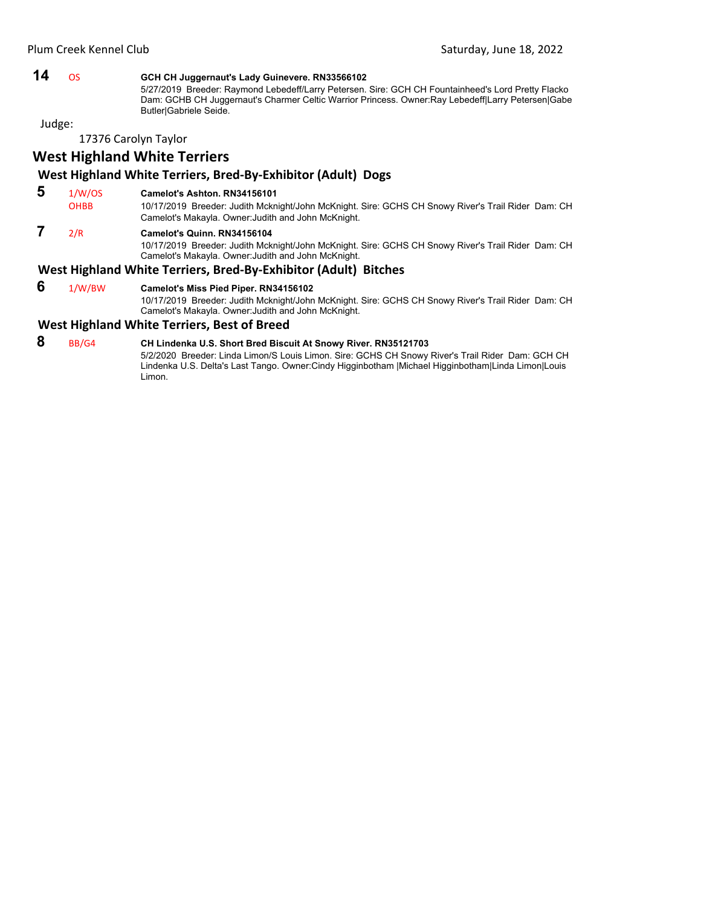**14** OS **GCH CH Juggernaut's Lady Guinevere. RN33566102**
5/27/2019 Breeder: Raymond Lebedeff/Larry Petersen. Sire: GCH CH Fountainheed's Lord Pretty Flacko Dam: GCHB CH Juggernaut's Charmer Celtic Warrior Princess. Owner:Ray Lebedeff|Larry Petersen|Gabe Butler|Gabriele Seide.

Judge:

17376 Carolyn Taylor

## West Highland White Terriers

### West Highland White Terriers, Bred-By-Exhibitor (Adult) Dogs

**5** 1/W/OS OHBB **Camelot's Ashton. RN34156101**
10/17/2019 Breeder: Judith Mcknight/John McKnight. Sire: GCHS CH Snowy River's Trail Rider Dam: CH Camelot's Makayla. Owner:Judith and John McKnight.

**7** 2/R **Camelot's Quinn. RN34156104**
10/17/2019 Breeder: Judith Mcknight/John McKnight. Sire: GCHS CH Snowy River's Trail Rider Dam: CH Camelot's Makayla. Owner:Judith and John McKnight.

### West Highland White Terriers, Bred-By-Exhibitor (Adult) Bitches

**6** 1/W/BW **Camelot's Miss Pied Piper. RN34156102**
10/17/2019 Breeder: Judith Mcknight/John McKnight. Sire: GCHS CH Snowy River's Trail Rider Dam: CH Camelot's Makayla. Owner:Judith and John McKnight.

### West Highland White Terriers, Best of Breed

**8** BB/G4 **CH Lindenka U.S. Short Bred Biscuit At Snowy River. RN35121703**
5/2/2020 Breeder: Linda Limon/S Louis Limon. Sire: GCHS CH Snowy River's Trail Rider Dam: GCH CH Lindenka U.S. Delta's Last Tango. Owner:Cindy Higginbotham |Michael Higginbotham|Linda Limon|Louis Limon.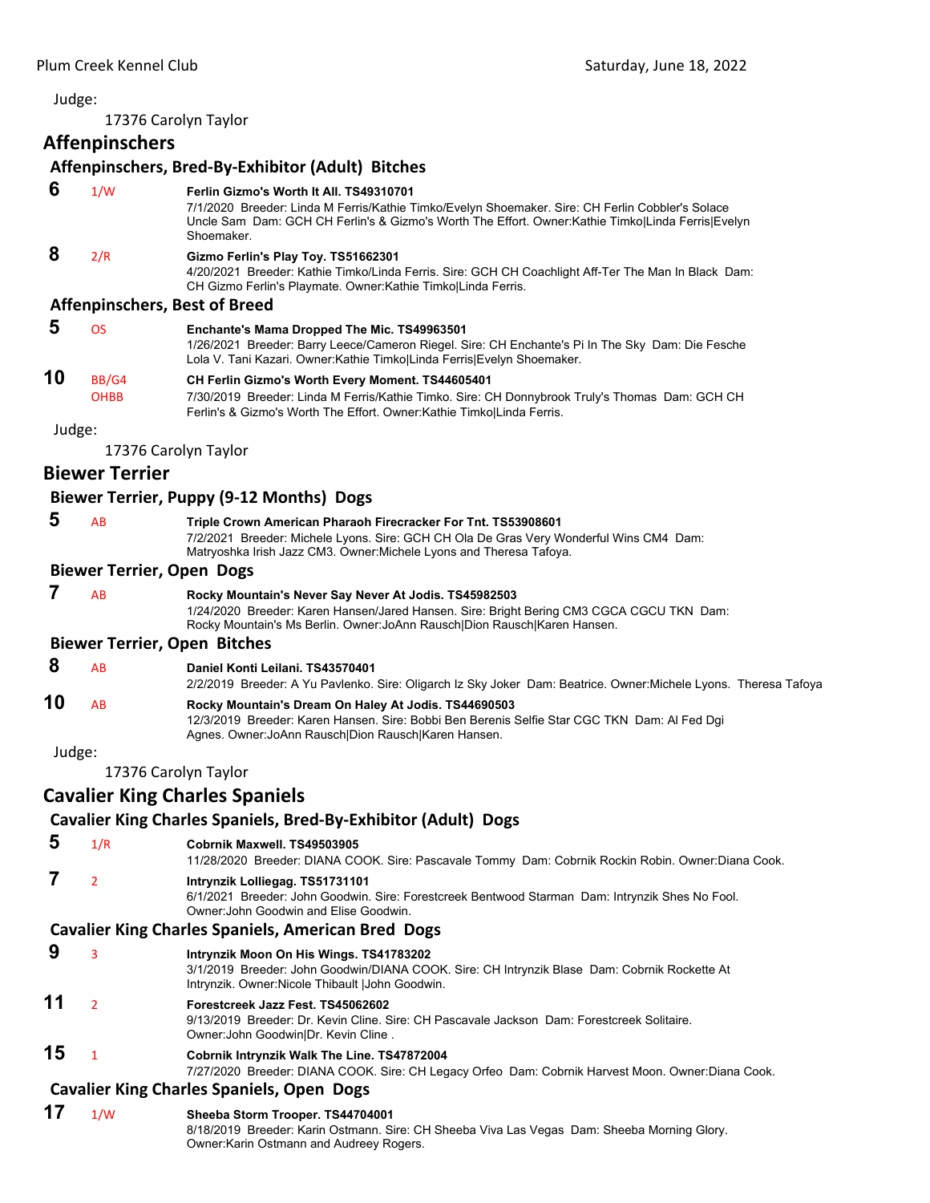Judge:

17376 Carolyn Taylor

## Affenpinschers

### Affenpinschers, Bred-By-Exhibitor (Adult) Bitches

**6** 1/W **Ferlin Gizmo's Worth It All. TS49310701**
7/1/2020 Breeder: Linda M Ferris/Kathie Timko/Evelyn Shoemaker. Sire: CH Ferlin Cobbler's Solace Uncle Sam Dam: GCH CH Ferlin's & Gizmo's Worth The Effort. Owner:Kathie Timko|Linda Ferris|Evelyn Shoemaker.

**8** 2/R **Gizmo Ferlin's Play Toy. TS51662301**
4/20/2021 Breeder: Kathie Timko/Linda Ferris. Sire: GCH CH Coachlight Aff-Ter The Man In Black Dam: CH Gizmo Ferlin's Playmate. Owner:Kathie Timko|Linda Ferris.

### Affenpinschers, Best of Breed

**5** OS **Enchante's Mama Dropped The Mic. TS49963501**
1/26/2021 Breeder: Barry Leece/Cameron Riegel. Sire: CH Enchante's Pi In The Sky Dam: Die Fesche Lola V. Tani Kazari. Owner:Kathie Timko|Linda Ferris|Evelyn Shoemaker.

**10** BB/G4 OHBB **CH Ferlin Gizmo's Worth Every Moment. TS44605401**
7/30/2019 Breeder: Linda M Ferris/Kathie Timko. Sire: CH Donnybrook Truly's Thomas Dam: GCH CH Ferlin's & Gizmo's Worth The Effort. Owner:Kathie Timko|Linda Ferris.

Judge:

17376 Carolyn Taylor

## Biewer Terrier

### Biewer Terrier, Puppy (9-12 Months) Dogs

**5** AB **Triple Crown American Pharaoh Firecracker For Tnt. TS53908601**
7/2/2021 Breeder: Michele Lyons. Sire: GCH CH Ola De Gras Very Wonderful Wins CM4 Dam: Matryoshka Irish Jazz CM3. Owner:Michele Lyons and Theresa Tafoya.

### Biewer Terrier, Open Dogs

**7** AB **Rocky Mountain's Never Say Never At Jodis. TS45982503**
1/24/2020 Breeder: Karen Hansen/Jared Hansen. Sire: Bright Bering CM3 CGCA CGCU TKN Dam: Rocky Mountain's Ms Berlin. Owner:JoAnn Rausch|Dion Rausch|Karen Hansen.

### Biewer Terrier, Open Bitches

**8** AB **Daniel Konti Leilani. TS43570401**
2/2/2019 Breeder: A Yu Pavlenko. Sire: Oligarch Iz Sky Joker Dam: Beatrice. Owner:Michele Lyons. Theresa Tafoya

**10** AB **Rocky Mountain's Dream On Haley At Jodis. TS44690503**
12/3/2019 Breeder: Karen Hansen. Sire: Bobbi Ben Berenis Selfie Star CGC TKN Dam: Al Fed Dgi Agnes. Owner:JoAnn Rausch|Dion Rausch|Karen Hansen.

Judge:

17376 Carolyn Taylor

## Cavalier King Charles Spaniels

### Cavalier King Charles Spaniels, Bred-By-Exhibitor (Adult) Dogs

**5** 1/R **Cobrnik Maxwell. TS49503905**
11/28/2020 Breeder: DIANA COOK. Sire: Pascavale Tommy Dam: Cobrnik Rockin Robin. Owner:Diana Cook.

**7** 2 **Intrynzik Lolliegag. TS51731101**
6/1/2021 Breeder: John Goodwin. Sire: Forestcreek Bentwood Starman Dam: Intrynzik Shes No Fool. Owner:John Goodwin and Elise Goodwin.

### Cavalier King Charles Spaniels, American Bred Dogs

**9** 3 **Intrynzik Moon On His Wings. TS41783202**
3/1/2019 Breeder: John Goodwin/DIANA COOK. Sire: CH Intrynzik Blase Dam: Cobrnik Rockette At Intrynzik. Owner:Nicole Thibault |John Goodwin.

**11** 2 **Forestcreek Jazz Fest. TS45062602**
9/13/2019 Breeder: Dr. Kevin Cline. Sire: CH Pascavale Jackson Dam: Forestcreek Solitaire. Owner:John Goodwin|Dr. Kevin Cline .

**15** 1 **Cobrnik Intrynzik Walk The Line. TS47872004**
7/27/2020 Breeder: DIANA COOK. Sire: CH Legacy Orfeo Dam: Cobrnik Harvest Moon. Owner:Diana Cook.

### Cavalier King Charles Spaniels, Open Dogs

**17** 1/W **Sheeba Storm Trooper. TS44704001**
8/18/2019 Breeder: Karin Ostmann. Sire: CH Sheeba Viva Las Vegas Dam: Sheeba Morning Glory. Owner:Karin Ostmann and Audreey Rogers.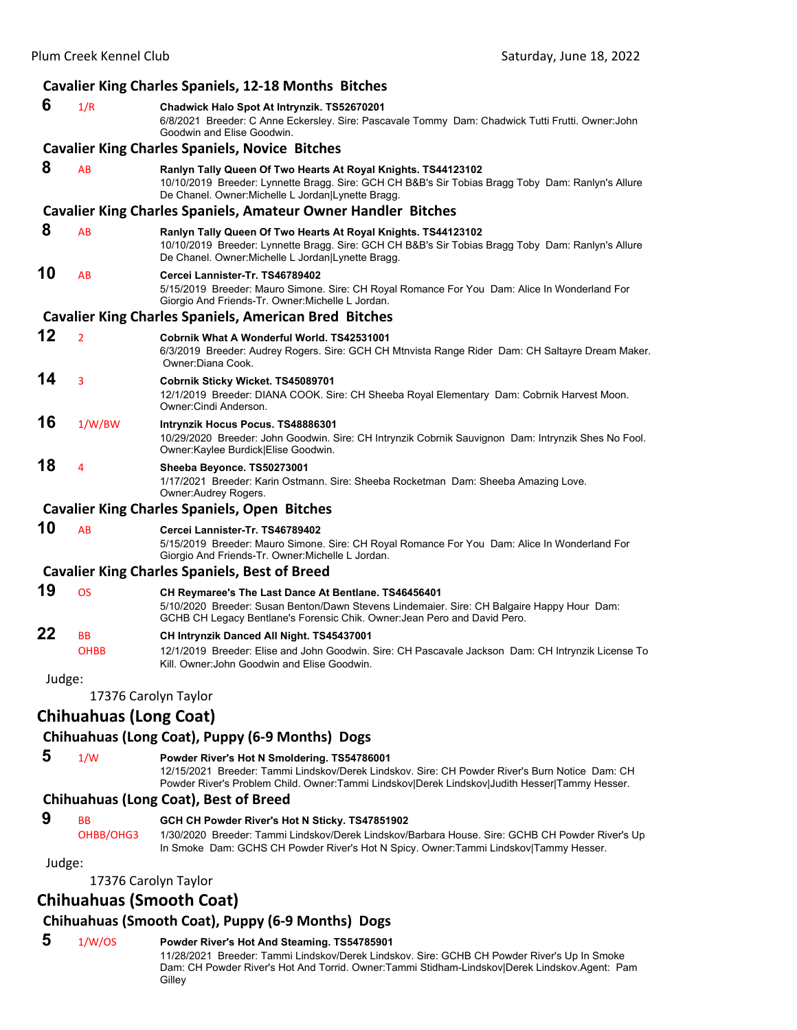### Cavalier King Charles Spaniels, 12-18 Months Bitches

**6** 1/R **Chadwick Halo Spot At Intrynzik. TS52670201**
6/8/2021 Breeder: C Anne Eckersley. Sire: Pascavale Tommy Dam: Chadwick Tutti Frutti. Owner:John Goodwin and Elise Goodwin.

### Cavalier King Charles Spaniels, Novice Bitches

**8** AB **Ranlyn Tally Queen Of Two Hearts At Royal Knights. TS44123102**
10/10/2019 Breeder: Lynnette Bragg. Sire: GCH CH B&B's Sir Tobias Bragg Toby Dam: Ranlyn's Allure De Chanel. Owner:Michelle L Jordan|Lynette Bragg.

### Cavalier King Charles Spaniels, Amateur Owner Handler Bitches

**8** AB **Ranlyn Tally Queen Of Two Hearts At Royal Knights. TS44123102**
10/10/2019 Breeder: Lynnette Bragg. Sire: GCH CH B&B's Sir Tobias Bragg Toby Dam: Ranlyn's Allure De Chanel. Owner:Michelle L Jordan|Lynette Bragg.

**10** AB **Cercei Lannister-Tr. TS46789402**
5/15/2019 Breeder: Mauro Simone. Sire: CH Royal Romance For You Dam: Alice In Wonderland For Giorgio And Friends-Tr. Owner:Michelle L Jordan.

### Cavalier King Charles Spaniels, American Bred Bitches

**12** 2 **Cobrnik What A Wonderful World. TS42531001**
6/3/2019 Breeder: Audrey Rogers. Sire: GCH CH Mtnvista Range Rider Dam: CH Saltayre Dream Maker. Owner:Diana Cook.

**14** 3 **Cobrnik Sticky Wicket. TS45089701**
12/1/2019 Breeder: DIANA COOK. Sire: CH Sheeba Royal Elementary Dam: Cobrnik Harvest Moon. Owner:Cindi Anderson.

**16** 1/W/BW **Intrynzik Hocus Pocus. TS48886301**
10/29/2020 Breeder: John Goodwin. Sire: CH Intrynzik Cobrnik Sauvignon Dam: Intrynzik Shes No Fool. Owner:Kaylee Burdick|Elise Goodwin.

**18** 4 **Sheeba Beyonce. TS50273001**
1/17/2021 Breeder: Karin Ostmann. Sire: Sheeba Rocketman Dam: Sheeba Amazing Love. Owner:Audrey Rogers.

### Cavalier King Charles Spaniels, Open Bitches

**10** AB **Cercei Lannister-Tr. TS46789402**
5/15/2019 Breeder: Mauro Simone. Sire: CH Royal Romance For You Dam: Alice In Wonderland For Giorgio And Friends-Tr. Owner:Michelle L Jordan.

### Cavalier King Charles Spaniels, Best of Breed

**19** OS **CH Reymaree's The Last Dance At Bentlane. TS46456401**
5/10/2020 Breeder: Susan Benton/Dawn Stevens Lindemaier. Sire: CH Balgaire Happy Hour Dam: GCHB CH Legacy Bentlane's Forensic Chik. Owner:Jean Pero and David Pero.

**22** BB OHBB **CH Intrynzik Danced All Night. TS45437001**
12/1/2019 Breeder: Elise and John Goodwin. Sire: CH Pascavale Jackson Dam: CH Intrynzik License To Kill. Owner:John Goodwin and Elise Goodwin.

Judge:

17376 Carolyn Taylor

## Chihuahuas (Long Coat)

### Chihuahuas (Long Coat), Puppy (6-9 Months) Dogs

**5** 1/W **Powder River's Hot N Smoldering. TS54786001**
12/15/2021 Breeder: Tammi Lindskov/Derek Lindskov. Sire: CH Powder River's Burn Notice Dam: CH Powder River's Problem Child. Owner:Tammi Lindskov|Derek Lindskov|Judith Hesser|Tammy Hesser.

### Chihuahuas (Long Coat), Best of Breed

**9** BB OHBB/OHG3 **GCH CH Powder River's Hot N Sticky. TS47851902**
1/30/2020 Breeder: Tammi Lindskov/Derek Lindskov/Barbara House. Sire: GCHB CH Powder River's Up In Smoke Dam: GCHS CH Powder River's Hot N Spicy. Owner:Tammi Lindskov|Tammy Hesser.

Judge:

17376 Carolyn Taylor

## Chihuahuas (Smooth Coat)

### Chihuahuas (Smooth Coat), Puppy (6-9 Months) Dogs

**5** 1/W/OS **Powder River's Hot And Steaming. TS54785901**
11/28/2021 Breeder: Tammi Lindskov/Derek Lindskov. Sire: GCHB CH Powder River's Up In Smoke Dam: CH Powder River's Hot And Torrid. Owner:Tammi Stidham-Lindskov|Derek Lindskov.Agent: Pam Gilley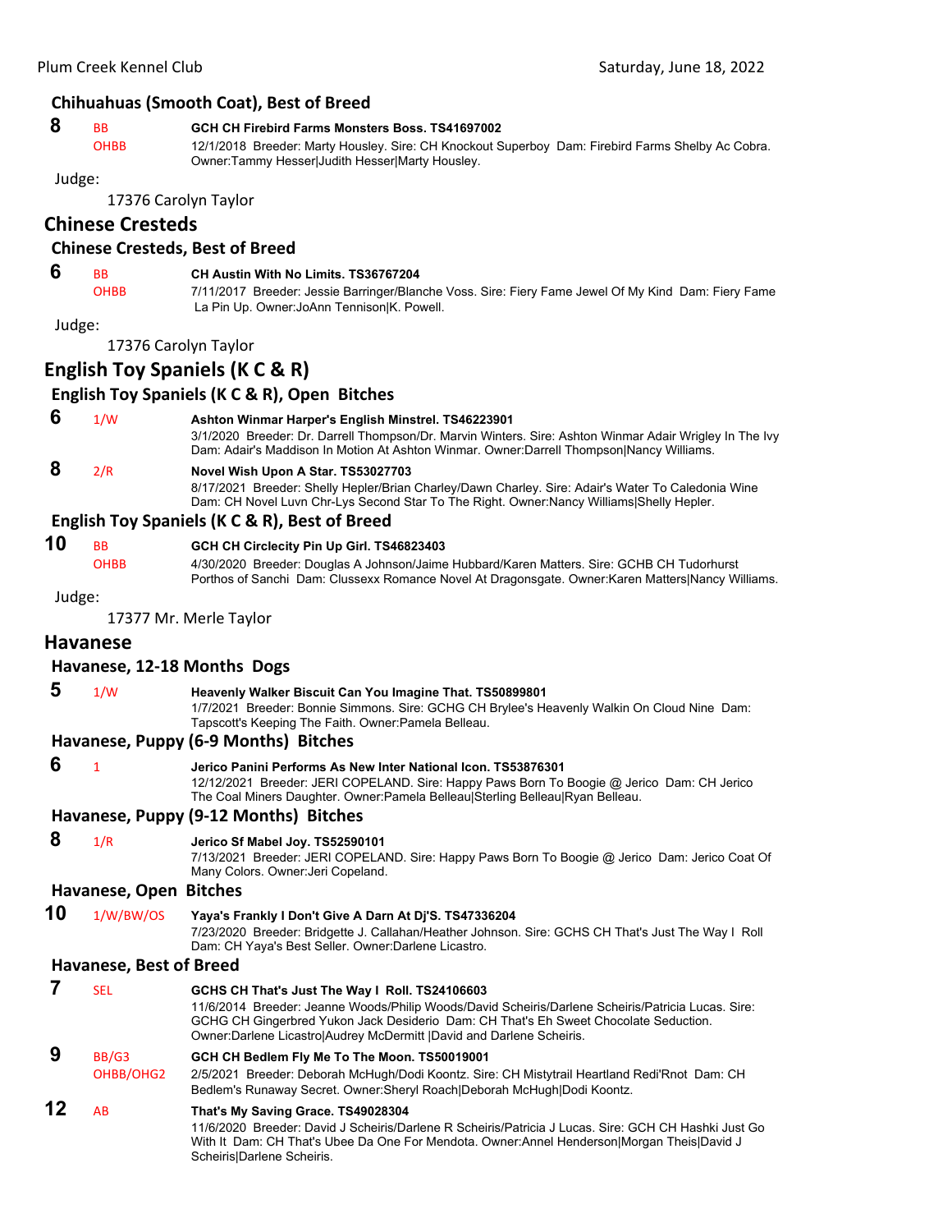### Chihuahuas (Smooth Coat), Best of Breed

**8** BB / OHBB **GCH CH Firebird Farms Monsters Boss. TS41697002**
12/1/2018 Breeder: Marty Housley. Sire: CH Knockout Superboy Dam: Firebird Farms Shelby Ac Cobra. Owner:Tammy Hesser|Judith Hesser|Marty Housley.

Judge:

17376 Carolyn Taylor

## Chinese Cresteds

### Chinese Cresteds, Best of Breed

**6** BB / OHBB **CH Austin With No Limits. TS36767204**
7/11/2017 Breeder: Jessie Barringer/Blanche Voss. Sire: Fiery Fame Jewel Of My Kind Dam: Fiery Fame La Pin Up. Owner:JoAnn Tennison|K. Powell.

Judge:

17376 Carolyn Taylor

## English Toy Spaniels (K C & R)

### English Toy Spaniels (K C & R), Open Bitches

**6** 1/W **Ashton Winmar Harper's English Minstrel. TS46223901**
3/1/2020 Breeder: Dr. Darrell Thompson/Dr. Marvin Winters. Sire: Ashton Winmar Adair Wrigley In The Ivy Dam: Adair's Maddison In Motion At Ashton Winmar. Owner:Darrell Thompson|Nancy Williams.

**8** 2/R **Novel Wish Upon A Star. TS53027703**
8/17/2021 Breeder: Shelly Hepler/Brian Charley/Dawn Charley. Sire: Adair's Water To Caledonia Wine Dam: CH Novel Luvn Chr-Lys Second Star To The Right. Owner:Nancy Williams|Shelly Hepler.

### English Toy Spaniels (K C & R), Best of Breed

**10** BB / OHBB **GCH CH Circlecity Pin Up Girl. TS46823403**
4/30/2020 Breeder: Douglas A Johnson/Jaime Hubbard/Karen Matters. Sire: GCHB CH Tudorhurst Porthos of Sanchi Dam: Clussexx Romance Novel At Dragonsgate. Owner:Karen Matters|Nancy Williams.

Judge:

17377 Mr. Merle Taylor

## Havanese

### Havanese, 12-18 Months Dogs

**5** 1/W **Heavenly Walker Biscuit Can You Imagine That. TS50899801**
1/7/2021 Breeder: Bonnie Simmons. Sire: GCHG CH Brylee's Heavenly Walkin On Cloud Nine Dam: Tapscott's Keeping The Faith. Owner:Pamela Belleau.

### Havanese, Puppy (6-9 Months) Bitches

**6** 1 **Jerico Panini Performs As New Inter National Icon. TS53876301**
12/12/2021 Breeder: JERI COPELAND. Sire: Happy Paws Born To Boogie @ Jerico Dam: CH Jerico The Coal Miners Daughter. Owner:Pamela Belleau|Sterling Belleau|Ryan Belleau.

### Havanese, Puppy (9-12 Months) Bitches

**8** 1/R **Jerico Sf Mabel Joy. TS52590101**
7/13/2021 Breeder: JERI COPELAND. Sire: Happy Paws Born To Boogie @ Jerico Dam: Jerico Coat Of Many Colors. Owner:Jeri Copeland.

### Havanese, Open Bitches

**10** 1/W/BW/OS **Yaya's Frankly I Don't Give A Darn At Dj'S. TS47336204**
7/23/2020 Breeder: Bridgette J. Callahan/Heather Johnson. Sire: GCHS CH That's Just The Way I Roll Dam: CH Yaya's Best Seller. Owner:Darlene Licastro.

### Havanese, Best of Breed

**7** SEL **GCHS CH That's Just The Way I Roll. TS24106603**
11/6/2014 Breeder: Jeanne Woods/Philip Woods/David Scheiris/Darlene Scheiris/Patricia Lucas. Sire: GCHG CH Gingerbred Yukon Jack Desiderio Dam: CH That's Eh Sweet Chocolate Seduction. Owner:Darlene Licastro|Audrey McDermitt |David and Darlene Scheiris.

**9** BB/G3 / OHBB/OHG2 **GCH CH Bedlem Fly Me To The Moon. TS50019001**
2/5/2021 Breeder: Deborah McHugh/Dodi Koontz. Sire: CH Mistytrail Heartland Redi'Rnot Dam: CH Bedlem's Runaway Secret. Owner:Sheryl Roach|Deborah McHugh|Dodi Koontz.

**12** AB **That's My Saving Grace. TS49028304**
11/6/2020 Breeder: David J Scheiris/Darlene R Scheiris/Patricia J Lucas. Sire: GCH CH Hashki Just Go With It Dam: CH That's Ubee Da One For Mendota. Owner:Annel Henderson|Morgan Theis|David J Scheiris|Darlene Scheiris.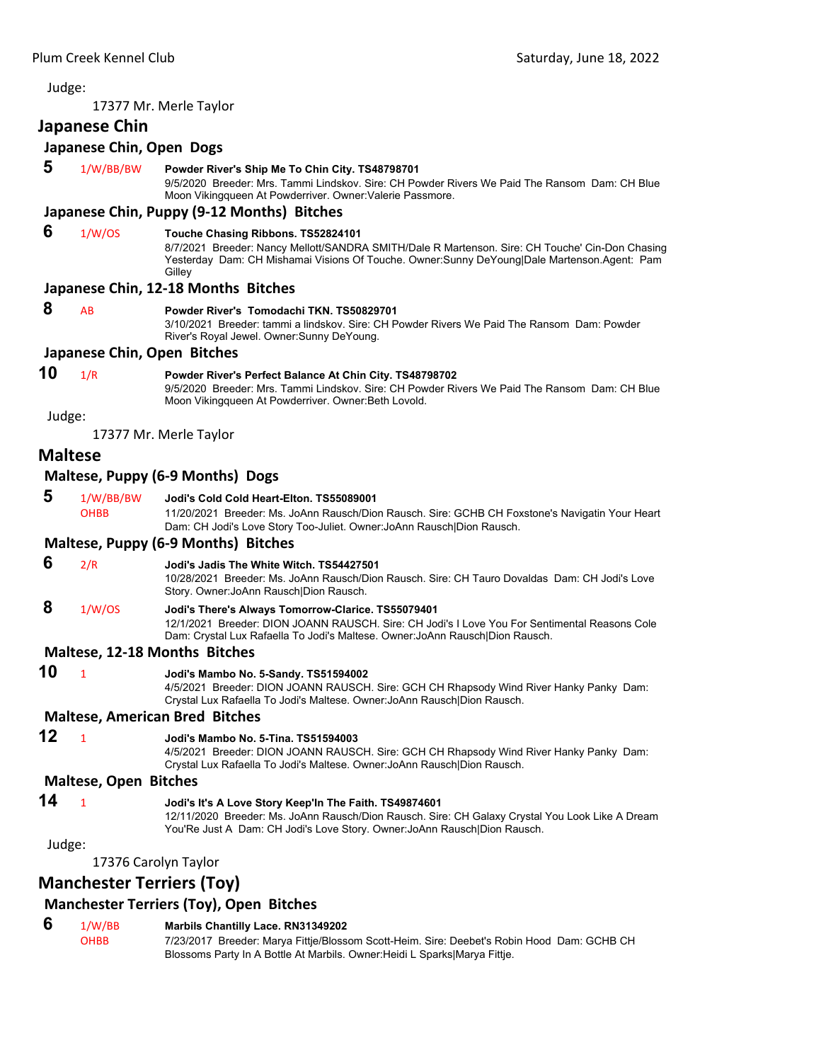Judge:

17377 Mr. Merle Taylor

## Japanese Chin

### Japanese Chin, Open Dogs

**5** 1/W/BB/BW **Powder River's Ship Me To Chin City. TS48798701**
9/5/2020 Breeder: Mrs. Tammi Lindskov. Sire: CH Powder Rivers We Paid The Ransom Dam: CH Blue Moon Vikingqueen At Powderriver. Owner:Valerie Passmore.

### Japanese Chin, Puppy (9-12 Months) Bitches

**6** 1/W/OS **Touche Chasing Ribbons. TS52824101**
8/7/2021 Breeder: Nancy Mellott/SANDRA SMITH/Dale R Martenson. Sire: CH Touche' Cin-Don Chasing Yesterday Dam: CH Mishamai Visions Of Touche. Owner:Sunny DeYoung|Dale Martenson.Agent: Pam Gilley

### Japanese Chin, 12-18 Months Bitches

**8** AB **Powder River's Tomodachi TKN. TS50829701**
3/10/2021 Breeder: tammi a lindskov. Sire: CH Powder Rivers We Paid The Ransom Dam: Powder River's Royal Jewel. Owner:Sunny DeYoung.

### Japanese Chin, Open Bitches

**10** 1/R **Powder River's Perfect Balance At Chin City. TS48798702**
9/5/2020 Breeder: Mrs. Tammi Lindskov. Sire: CH Powder Rivers We Paid The Ransom Dam: CH Blue Moon Vikingqueen At Powderriver. Owner:Beth Lovold.

Judge:

17377 Mr. Merle Taylor

## Maltese

### Maltese, Puppy (6-9 Months) Dogs

**5** 1/W/BB/BW OHBB **Jodi's Cold Cold Heart-Elton. TS55089001**
11/20/2021 Breeder: Ms. JoAnn Rausch/Dion Rausch. Sire: GCHB CH Foxstone's Navigatin Your Heart Dam: CH Jodi's Love Story Too-Juliet. Owner:JoAnn Rausch|Dion Rausch.

### Maltese, Puppy (6-9 Months) Bitches

**6** 2/R **Jodi's Jadis The White Witch. TS54427501**
10/28/2021 Breeder: Ms. JoAnn Rausch/Dion Rausch. Sire: CH Tauro Dovaldas Dam: CH Jodi's Love Story. Owner:JoAnn Rausch|Dion Rausch.

**8** 1/W/OS **Jodi's There's Always Tomorrow-Clarice. TS55079401**
12/1/2021 Breeder: DION JOANN RAUSCH. Sire: CH Jodi's I Love You For Sentimental Reasons Cole Dam: Crystal Lux Rafaella To Jodi's Maltese. Owner:JoAnn Rausch|Dion Rausch.

### Maltese, 12-18 Months Bitches

**10** 1 **Jodi's Mambo No. 5-Sandy. TS51594002**
4/5/2021 Breeder: DION JOANN RAUSCH. Sire: GCH CH Rhapsody Wind River Hanky Panky Dam: Crystal Lux Rafaella To Jodi's Maltese. Owner:JoAnn Rausch|Dion Rausch.

### Maltese, American Bred Bitches

**12** 1 **Jodi's Mambo No. 5-Tina. TS51594003**
4/5/2021 Breeder: DION JOANN RAUSCH. Sire: GCH CH Rhapsody Wind River Hanky Panky Dam: Crystal Lux Rafaella To Jodi's Maltese. Owner:JoAnn Rausch|Dion Rausch.

### Maltese, Open Bitches

**14** 1 **Jodi's It's A Love Story Keep'In The Faith. TS49874601**
12/11/2020 Breeder: Ms. JoAnn Rausch/Dion Rausch. Sire: CH Galaxy Crystal You Look Like A Dream You'Re Just A Dam: CH Jodi's Love Story. Owner:JoAnn Rausch|Dion Rausch.

Judge:

17376 Carolyn Taylor

## Manchester Terriers (Toy)

### Manchester Terriers (Toy), Open Bitches

**6** 1/W/BB OHBB **Marbils Chantilly Lace. RN31349202**
7/23/2017 Breeder: Marya Fittje/Blossom Scott-Heim. Sire: Deebet's Robin Hood Dam: GCHB CH Blossoms Party In A Bottle At Marbils. Owner:Heidi L Sparks|Marya Fittje.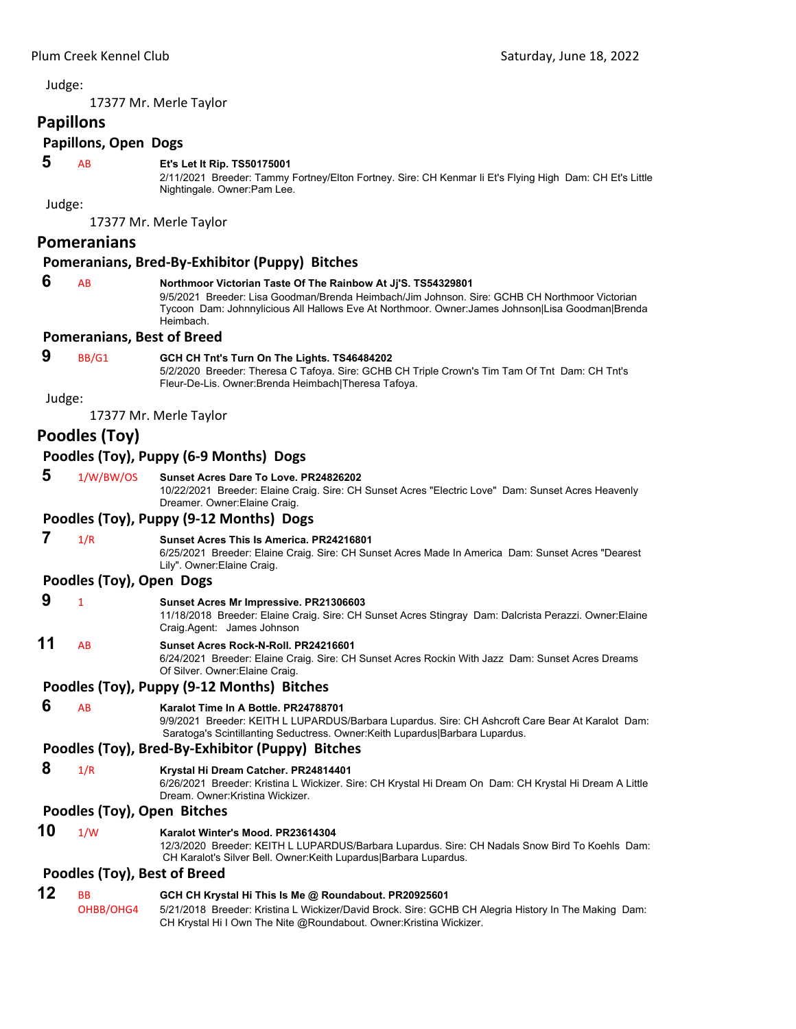Judge:

17377 Mr. Merle Taylor

## Papillons

### Papillons, Open Dogs

**5** AB **Et's Let It Rip. TS50175001**
2/11/2021 Breeder: Tammy Fortney/Elton Fortney. Sire: CH Kenmar Ii Et's Flying High Dam: CH Et's Little Nightingale. Owner:Pam Lee.

Judge:

17377 Mr. Merle Taylor

## Pomeranians

### Pomeranians, Bred-By-Exhibitor (Puppy) Bitches

**6** AB **Northmoor Victorian Taste Of The Rainbow At Jj'S. TS54329801**
9/5/2021 Breeder: Lisa Goodman/Brenda Heimbach/Jim Johnson. Sire: GCHB CH Northmoor Victorian Tycoon Dam: Johnnylicious All Hallows Eve At Northmoor. Owner:James Johnson|Lisa Goodman|Brenda Heimbach.

### Pomeranians, Best of Breed

**9** BB/G1 **GCH CH Tnt's Turn On The Lights. TS46484202**
5/2/2020 Breeder: Theresa C Tafoya. Sire: GCHB CH Triple Crown's Tim Tam Of Tnt Dam: CH Tnt's Fleur-De-Lis. Owner:Brenda Heimbach|Theresa Tafoya.

Judge:

17377 Mr. Merle Taylor

## Poodles (Toy)

### Poodles (Toy), Puppy (6-9 Months) Dogs

**5** 1/W/BW/OS **Sunset Acres Dare To Love. PR24826202**
10/22/2021 Breeder: Elaine Craig. Sire: CH Sunset Acres "Electric Love" Dam: Sunset Acres Heavenly Dreamer. Owner:Elaine Craig.

### Poodles (Toy), Puppy (9-12 Months) Dogs

**7** 1/R **Sunset Acres This Is America. PR24216801**
6/25/2021 Breeder: Elaine Craig. Sire: CH Sunset Acres Made In America Dam: Sunset Acres "Dearest Lily". Owner:Elaine Craig.

### Poodles (Toy), Open Dogs

**9** 1 **Sunset Acres Mr Impressive. PR21306603**
11/18/2018 Breeder: Elaine Craig. Sire: CH Sunset Acres Stingray Dam: Dalcrista Perazzi. Owner:Elaine Craig.Agent: James Johnson

**11** AB **Sunset Acres Rock-N-Roll. PR24216601**
6/24/2021 Breeder: Elaine Craig. Sire: CH Sunset Acres Rockin With Jazz Dam: Sunset Acres Dreams Of Silver. Owner:Elaine Craig.

### Poodles (Toy), Puppy (9-12 Months) Bitches

**6** AB **Karalot Time In A Bottle. PR24788701**
9/9/2021 Breeder: KEITH L LUPARDUS/Barbara Lupardus. Sire: CH Ashcroft Care Bear At Karalot Dam: Saratoga's Scintillanting Seductress. Owner:Keith Lupardus|Barbara Lupardus.

### Poodles (Toy), Bred-By-Exhibitor (Puppy) Bitches

**8** 1/R **Krystal Hi Dream Catcher. PR24814401**
6/26/2021 Breeder: Kristina L Wickizer. Sire: CH Krystal Hi Dream On Dam: CH Krystal Hi Dream A Little Dream. Owner:Kristina Wickizer.

### Poodles (Toy), Open Bitches

**10** 1/W **Karalot Winter's Mood. PR23614304**
12/3/2020 Breeder: KEITH L LUPARDUS/Barbara Lupardus. Sire: CH Nadals Snow Bird To Koehls Dam: CH Karalot's Silver Bell. Owner:Keith Lupardus|Barbara Lupardus.

### Poodles (Toy), Best of Breed

**12** BB OHBB/OHG4 **GCH CH Krystal Hi This Is Me @ Roundabout. PR20925601**
5/21/2018 Breeder: Kristina L Wickizer/David Brock. Sire: GCHB CH Alegria History In The Making Dam: CH Krystal Hi I Own The Nite @Roundabout. Owner:Kristina Wickizer.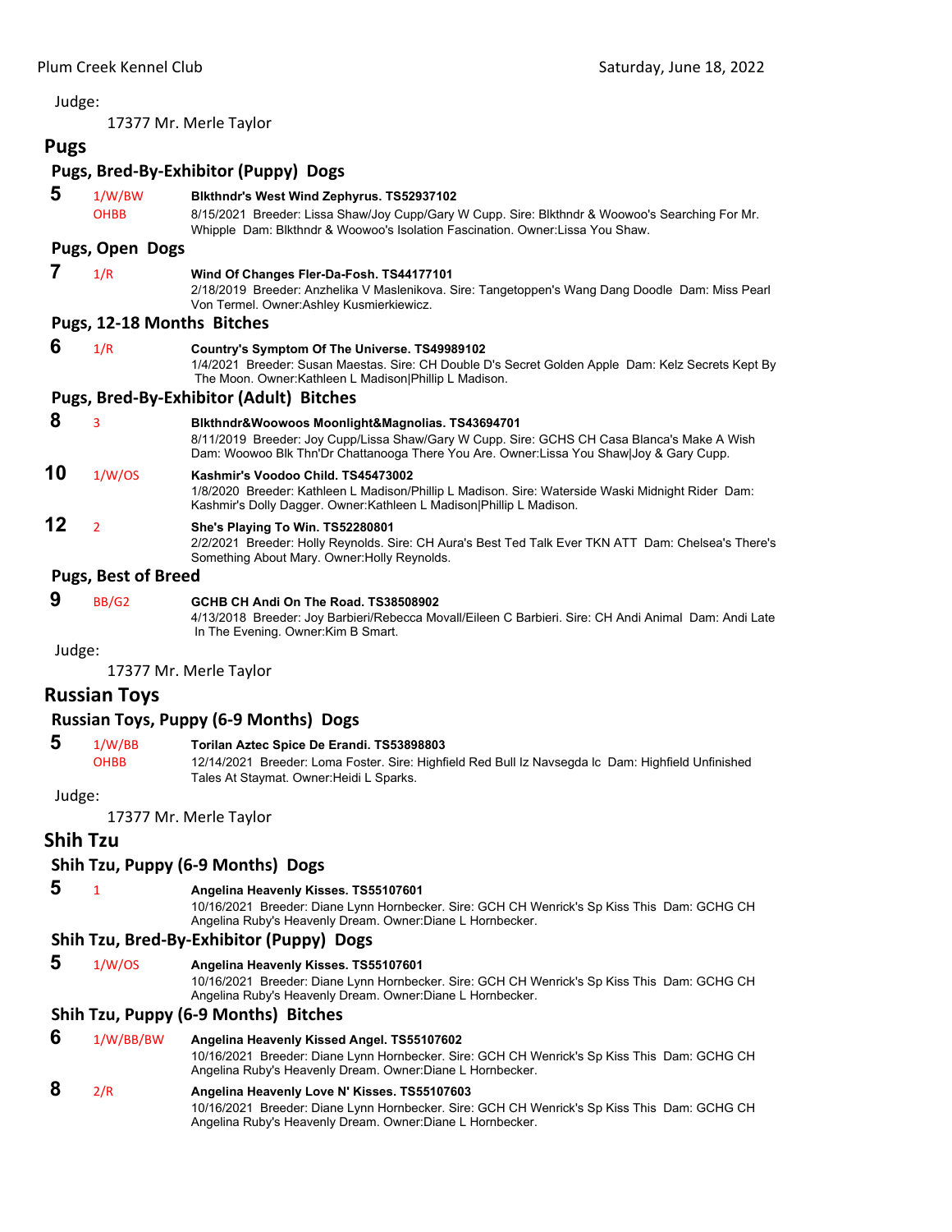Judge:

17377 Mr. Merle Taylor

## Pugs

### Pugs, Bred-By-Exhibitor (Puppy) Dogs

**5** 1/W/BW OHBB **Blkthndr's West Wind Zephyrus. TS52937102**
8/15/2021 Breeder: Lissa Shaw/Joy Cupp/Gary W Cupp. Sire: Blkthndr & Woowoo's Searching For Mr. Whipple Dam: Blkthndr & Woowoo's Isolation Fascination. Owner:Lissa You Shaw.

### Pugs, Open Dogs

**7** 1/R **Wind Of Changes Fler-Da-Fosh. TS44177101**
2/18/2019 Breeder: Anzhelika V Maslenikova. Sire: Tangetoppen's Wang Dang Doodle Dam: Miss Pearl Von Termel. Owner:Ashley Kusmierkiewicz.

### Pugs, 12-18 Months Bitches

**6** 1/R **Country's Symptom Of The Universe. TS49989102**
1/4/2021 Breeder: Susan Maestas. Sire: CH Double D's Secret Golden Apple Dam: Kelz Secrets Kept By The Moon. Owner:Kathleen L Madison|Phillip L Madison.

### Pugs, Bred-By-Exhibitor (Adult) Bitches

**8** 3 **Blkthndr&Woowoos Moonlight&Magnolias. TS43694701**
8/11/2019 Breeder: Joy Cupp/Lissa Shaw/Gary W Cupp. Sire: GCHS CH Casa Blanca's Make A Wish Dam: Woowoo Blk Thn'Dr Chattanooga There You Are. Owner:Lissa You Shaw|Joy & Gary Cupp.

**10** 1/W/OS **Kashmir's Voodoo Child. TS45473002**
1/8/2020 Breeder: Kathleen L Madison/Phillip L Madison. Sire: Waterside Waski Midnight Rider Dam: Kashmir's Dolly Dagger. Owner:Kathleen L Madison|Phillip L Madison.

**12** 2 **She's Playing To Win. TS52280801**
2/2/2021 Breeder: Holly Reynolds. Sire: CH Aura's Best Ted Talk Ever TKN ATT Dam: Chelsea's There's Something About Mary. Owner:Holly Reynolds.

### Pugs, Best of Breed

**9** BB/G2 **GCHB CH Andi On The Road. TS38508902**
4/13/2018 Breeder: Joy Barbieri/Rebecca Movall/Eileen C Barbieri. Sire: CH Andi Animal Dam: Andi Late In The Evening. Owner:Kim B Smart.

Judge:

17377 Mr. Merle Taylor

## Russian Toys

### Russian Toys, Puppy (6-9 Months) Dogs

**5** 1/W/BB OHBB **Torilan Aztec Spice De Erandi. TS53898803**
12/14/2021 Breeder: Loma Foster. Sire: Highfield Red Bull Iz Navsegda lc Dam: Highfield Unfinished Tales At Staymat. Owner:Heidi L Sparks.

Judge:

17377 Mr. Merle Taylor

## Shih Tzu

### Shih Tzu, Puppy (6-9 Months) Dogs

**5** 1 **Angelina Heavenly Kisses. TS55107601**
10/16/2021 Breeder: Diane Lynn Hornbecker. Sire: GCH CH Wenrick's Sp Kiss This Dam: GCHG CH Angelina Ruby's Heavenly Dream. Owner:Diane L Hornbecker.

### Shih Tzu, Bred-By-Exhibitor (Puppy) Dogs

**5** 1/W/OS **Angelina Heavenly Kisses. TS55107601**
10/16/2021 Breeder: Diane Lynn Hornbecker. Sire: GCH CH Wenrick's Sp Kiss This Dam: GCHG CH Angelina Ruby's Heavenly Dream. Owner:Diane L Hornbecker.

### Shih Tzu, Puppy (6-9 Months) Bitches

**6** 1/W/BB/BW **Angelina Heavenly Kissed Angel. TS55107602**
10/16/2021 Breeder: Diane Lynn Hornbecker. Sire: GCH CH Wenrick's Sp Kiss This Dam: GCHG CH Angelina Ruby's Heavenly Dream. Owner:Diane L Hornbecker.

**8** 2/R **Angelina Heavenly Love N' Kisses. TS55107603**
10/16/2021 Breeder: Diane Lynn Hornbecker. Sire: GCH CH Wenrick's Sp Kiss This Dam: GCHG CH Angelina Ruby's Heavenly Dream. Owner:Diane L Hornbecker.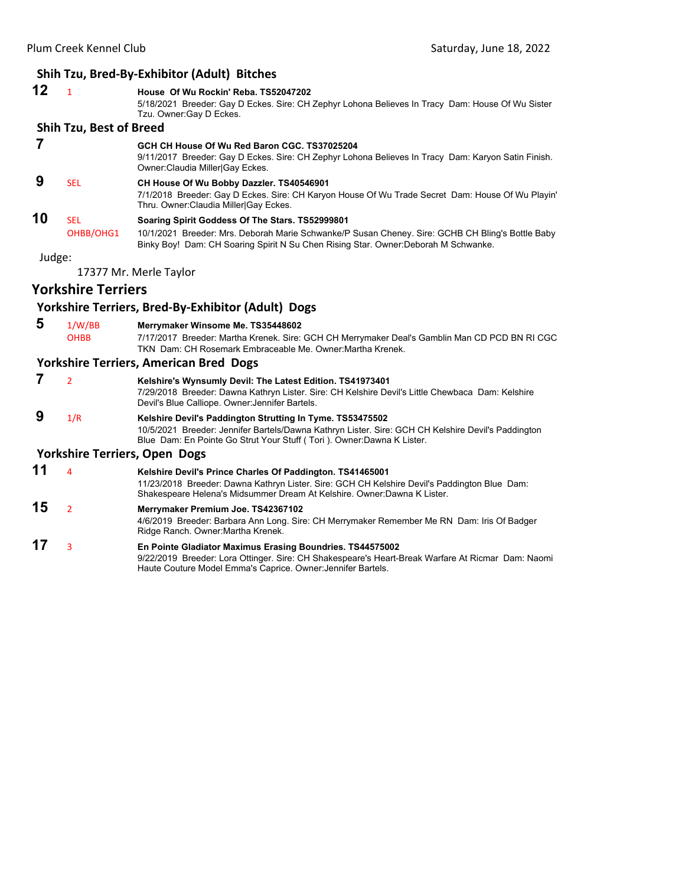### Shih Tzu, Bred-By-Exhibitor (Adult) Bitches

**12** 1 **House Of Wu Rockin' Reba. TS52047202**
5/18/2021 Breeder: Gay D Eckes. Sire: CH Zephyr Lohona Believes In Tracy Dam: House Of Wu Sister Tzu. Owner:Gay D Eckes.

### Shih Tzu, Best of Breed

**7** **GCH CH House Of Wu Red Baron CGC. TS37025204**
9/11/2017 Breeder: Gay D Eckes. Sire: CH Zephyr Lohona Believes In Tracy Dam: Karyon Satin Finish. Owner:Claudia Miller|Gay Eckes.

**9** SEL **CH House Of Wu Bobby Dazzler. TS40546901**
7/1/2018 Breeder: Gay D Eckes. Sire: CH Karyon House Of Wu Trade Secret Dam: House Of Wu Playin' Thru. Owner:Claudia Miller|Gay Eckes.

**10** SEL OHBB/OHG1 **Soaring Spirit Goddess Of The Stars. TS52999801**
10/1/2021 Breeder: Mrs. Deborah Marie Schwanke/P Susan Cheney. Sire: GCHB CH Bling's Bottle Baby Binky Boy! Dam: CH Soaring Spirit N Su Chen Rising Star. Owner:Deborah M Schwanke.

Judge:

17377 Mr. Merle Taylor

## Yorkshire Terriers

### Yorkshire Terriers, Bred-By-Exhibitor (Adult) Dogs

**5** 1/W/BB OHBB **Merrymaker Winsome Me. TS35448602**
7/17/2017 Breeder: Martha Krenek. Sire: GCH CH Merrymaker Deal's Gamblin Man CD PCD BN RI CGC TKN Dam: CH Rosemark Embraceable Me. Owner:Martha Krenek.

### Yorkshire Terriers, American Bred Dogs

**7** 2 **Kelshire's Wynsumly Devil: The Latest Edition. TS41973401**
7/29/2018 Breeder: Dawna Kathryn Lister. Sire: CH Kelshire Devil's Little Chewbaca Dam: Kelshire Devil's Blue Calliope. Owner:Jennifer Bartels.

**9** 1/R **Kelshire Devil's Paddington Strutting In Tyme. TS53475502**
10/5/2021 Breeder: Jennifer Bartels/Dawna Kathryn Lister. Sire: GCH CH Kelshire Devil's Paddington Blue Dam: En Pointe Go Strut Your Stuff ( Tori ). Owner:Dawna K Lister.

### Yorkshire Terriers, Open Dogs

**11** 4 **Kelshire Devil's Prince Charles Of Paddington. TS41465001**
11/23/2018 Breeder: Dawna Kathryn Lister. Sire: GCH CH Kelshire Devil's Paddington Blue Dam: Shakespeare Helena's Midsummer Dream At Kelshire. Owner:Dawna K Lister.

**15** 2 **Merrymaker Premium Joe. TS42367102**
4/6/2019 Breeder: Barbara Ann Long. Sire: CH Merrymaker Remember Me RN Dam: Iris Of Badger Ridge Ranch. Owner:Martha Krenek.

**17** 3 **En Pointe Gladiator Maximus Erasing Boundries. TS44575002**
9/22/2019 Breeder: Lora Ottinger. Sire: CH Shakespeare's Heart-Break Warfare At Ricmar Dam: Naomi Haute Couture Model Emma's Caprice. Owner:Jennifer Bartels.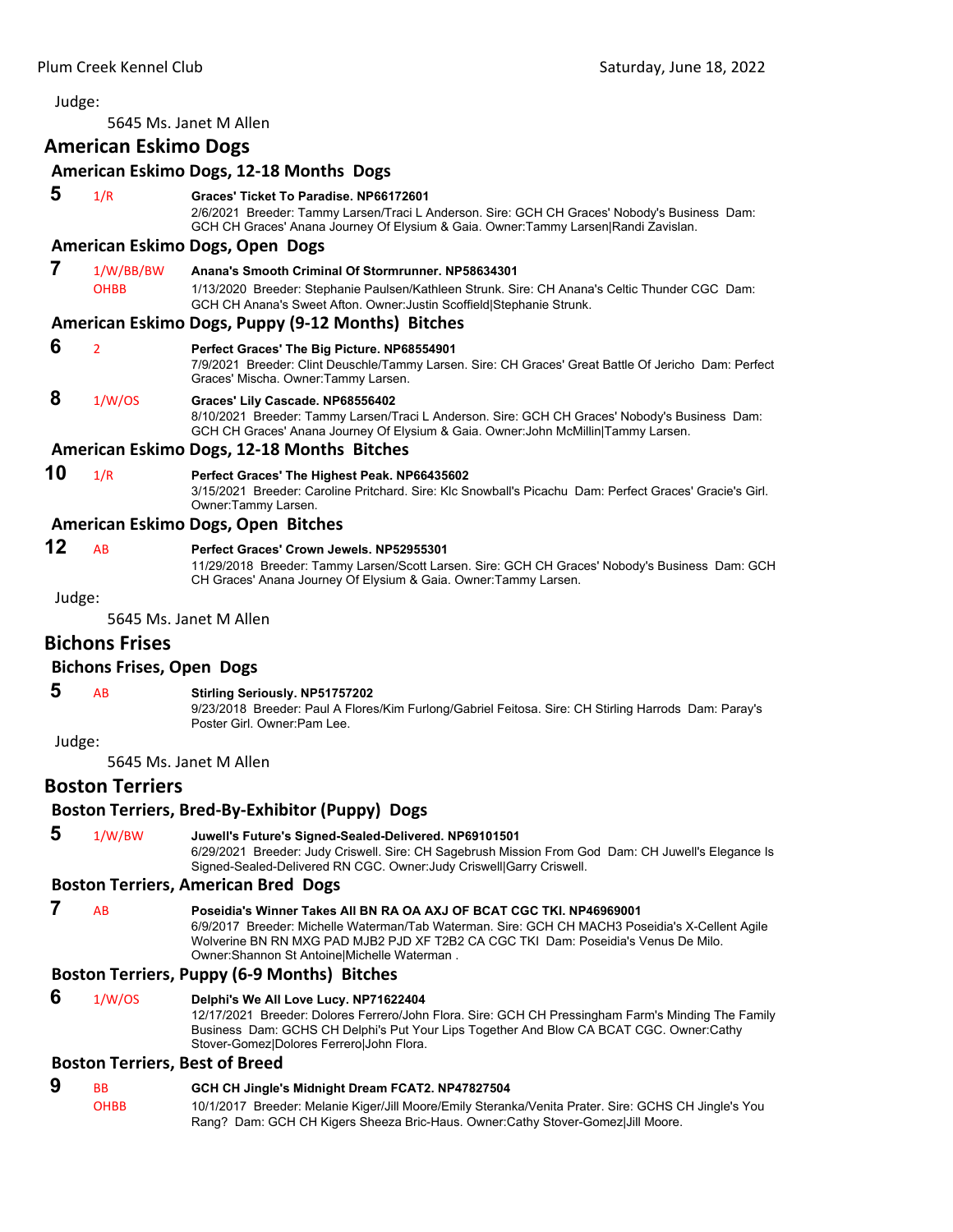Judge:

5645 Ms. Janet M Allen

## American Eskimo Dogs

### American Eskimo Dogs, 12-18 Months Dogs

**5** 1/R **Graces' Ticket To Paradise. NP66172601**
2/6/2021 Breeder: Tammy Larsen/Traci L Anderson. Sire: GCH CH Graces' Nobody's Business Dam: GCH CH Graces' Anana Journey Of Elysium & Gaia. Owner:Tammy Larsen|Randi Zavislan.

### American Eskimo Dogs, Open Dogs

**7** 1/W/BB/BW OHBB **Anana's Smooth Criminal Of Stormrunner. NP58634301**
1/13/2020 Breeder: Stephanie Paulsen/Kathleen Strunk. Sire: CH Anana's Celtic Thunder CGC Dam: GCH CH Anana's Sweet Afton. Owner:Justin Scoffield|Stephanie Strunk.

### American Eskimo Dogs, Puppy (9-12 Months) Bitches

**6** 2 **Perfect Graces' The Big Picture. NP68554901**
7/9/2021 Breeder: Clint Deuschle/Tammy Larsen. Sire: CH Graces' Great Battle Of Jericho Dam: Perfect Graces' Mischa. Owner:Tammy Larsen.

**8** 1/W/OS **Graces' Lily Cascade. NP68556402**
8/10/2021 Breeder: Tammy Larsen/Traci L Anderson. Sire: GCH CH Graces' Nobody's Business Dam: GCH CH Graces' Anana Journey Of Elysium & Gaia. Owner:John McMillin|Tammy Larsen.

### American Eskimo Dogs, 12-18 Months Bitches

**10** 1/R **Perfect Graces' The Highest Peak. NP66435602**
3/15/2021 Breeder: Caroline Pritchard. Sire: Klc Snowball's Picachu Dam: Perfect Graces' Gracie's Girl. Owner:Tammy Larsen.

### American Eskimo Dogs, Open Bitches

**12** AB **Perfect Graces' Crown Jewels. NP52955301**
11/29/2018 Breeder: Tammy Larsen/Scott Larsen. Sire: GCH CH Graces' Nobody's Business Dam: GCH CH Graces' Anana Journey Of Elysium & Gaia. Owner:Tammy Larsen.

Judge:

5645 Ms. Janet M Allen

## Bichons Frises

### Bichons Frises, Open Dogs

**5** AB **Stirling Seriously. NP51757202**
9/23/2018 Breeder: Paul A Flores/Kim Furlong/Gabriel Feitosa. Sire: CH Stirling Harrods Dam: Paray's Poster Girl. Owner:Pam Lee.

Judge:

5645 Ms. Janet M Allen

## Boston Terriers

### Boston Terriers, Bred-By-Exhibitor (Puppy) Dogs

**5** 1/W/BW **Juwell's Future's Signed-Sealed-Delivered. NP69101501**
6/29/2021 Breeder: Judy Criswell. Sire: CH Sagebrush Mission From God Dam: CH Juwell's Elegance Is Signed-Sealed-Delivered RN CGC. Owner:Judy Criswell|Garry Criswell.

### Boston Terriers, American Bred Dogs

**7** AB **Poseidia's Winner Takes All BN RA OA AXJ OF BCAT CGC TKI. NP46969001**
6/9/2017 Breeder: Michelle Waterman/Tab Waterman. Sire: GCH CH MACH3 Poseidia's X-Cellent Agile Wolverine BN RN MXG PAD MJB2 PJD XF T2B2 CA CGC TKI Dam: Poseidia's Venus De Milo. Owner:Shannon St Antoine|Michelle Waterman .

### Boston Terriers, Puppy (6-9 Months) Bitches

**6** 1/W/OS **Delphi's We All Love Lucy. NP71622404**
12/17/2021 Breeder: Dolores Ferrero/John Flora. Sire: GCH CH Pressingham Farm's Minding The Family Business Dam: GCHS CH Delphi's Put Your Lips Together And Blow CA BCAT CGC. Owner:Cathy Stover-Gomez|Dolores Ferrero|John Flora.

### Boston Terriers, Best of Breed

**9** BB OHBB **GCH CH Jingle's Midnight Dream FCAT2. NP47827504**
10/1/2017 Breeder: Melanie Kiger/Jill Moore/Emily Steranka/Venita Prater. Sire: GCHS CH Jingle's You Rang? Dam: GCH CH Kigers Sheeza Bric-Haus. Owner:Cathy Stover-Gomez|Jill Moore.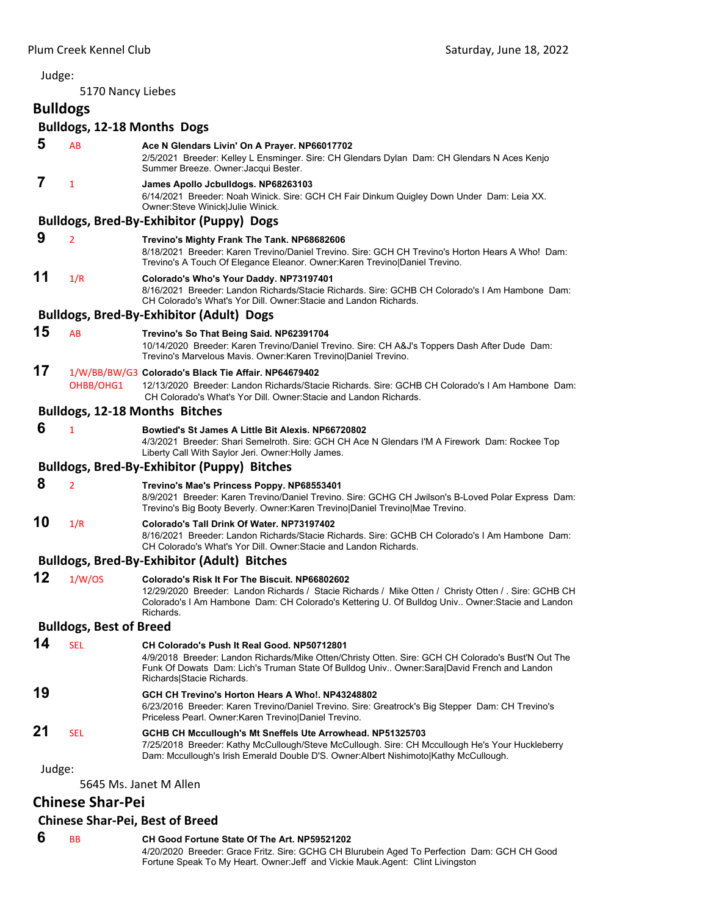Judge:

5170 Nancy Liebes

## Bulldogs

### Bulldogs, 12-18 Months Dogs

**5** AB **Ace N Glendars Livin' On A Prayer. NP66017702**
2/5/2021 Breeder: Kelley L Ensminger. Sire: CH Glendars Dylan Dam: CH Glendars N Aces Kenjo Summer Breeze. Owner:Jacqui Bester.

**7** 1 **James Apollo Jcbulldogs. NP68263103**
6/14/2021 Breeder: Noah Winick. Sire: GCH CH Fair Dinkum Quigley Down Under Dam: Leia XX. Owner:Steve Winick|Julie Winick.

### Bulldogs, Bred-By-Exhibitor (Puppy) Dogs

**9** 2 **Trevino's Mighty Frank The Tank. NP68682606**
8/18/2021 Breeder: Karen Trevino/Daniel Trevino. Sire: GCH CH Trevino's Horton Hears A Who! Dam: Trevino's A Touch Of Elegance Eleanor. Owner:Karen Trevino|Daniel Trevino.

**11** 1/R **Colorado's Who's Your Daddy. NP73197401**
8/16/2021 Breeder: Landon Richards/Stacie Richards. Sire: GCHB CH Colorado's I Am Hambone Dam: CH Colorado's What's Yor Dill. Owner:Stacie and Landon Richards.

### Bulldogs, Bred-By-Exhibitor (Adult) Dogs

**15** AB **Trevino's So That Being Said. NP62391704**
10/14/2020 Breeder: Karen Trevino/Daniel Trevino. Sire: CH A&J's Toppers Dash After Dude Dam: Trevino's Marvelous Mavis. Owner:Karen Trevino|Daniel Trevino.

**17** 1/W/BB/BW/G3 OHBB/OHG1 **Colorado's Black Tie Affair. NP64679402**
12/13/2020 Breeder: Landon Richards/Stacie Richards. Sire: GCHB CH Colorado's I Am Hambone Dam: CH Colorado's What's Yor Dill. Owner:Stacie and Landon Richards.

### Bulldogs, 12-18 Months Bitches

**6** 1 **Bowtied's St James A Little Bit Alexis. NP66720802**
4/3/2021 Breeder: Shari Semelroth. Sire: GCH CH Ace N Glendars I'M A Firework Dam: Rockee Top Liberty Call With Saylor Jeri. Owner:Holly James.

### Bulldogs, Bred-By-Exhibitor (Puppy) Bitches

**8** 2 **Trevino's Mae's Princess Poppy. NP68553401**
8/9/2021 Breeder: Karen Trevino/Daniel Trevino. Sire: GCHG CH Jwilson's B-Loved Polar Express Dam: Trevino's Big Booty Beverly. Owner:Karen Trevino|Daniel Trevino|Mae Trevino.

**10** 1/R **Colorado's Tall Drink Of Water. NP73197402**
8/16/2021 Breeder: Landon Richards/Stacie Richards. Sire: GCHB CH Colorado's I Am Hambone Dam: CH Colorado's What's Yor Dill. Owner:Stacie and Landon Richards.

### Bulldogs, Bred-By-Exhibitor (Adult) Bitches

**12** 1/W/OS **Colorado's Risk It For The Biscuit. NP66802602**
12/29/2020 Breeder: Landon Richards / Stacie Richards / Mike Otten / Christy Otten / . Sire: GCHB CH Colorado's I Am Hambone Dam: CH Colorado's Kettering U. Of Bulldog Univ.. Owner:Stacie and Landon Richards.

### Bulldogs, Best of Breed

**14** SEL **CH Colorado's Push It Real Good. NP50712801**
4/9/2018 Breeder: Landon Richards/Mike Otten/Christy Otten. Sire: GCH CH Colorado's Bust'N Out The Funk Of Dowats Dam: Lich's Truman State Of Bulldog Univ.. Owner:Sara|David French and Landon Richards|Stacie Richards.

**19** **GCH CH Trevino's Horton Hears A Who!. NP43248802**
6/23/2016 Breeder: Karen Trevino/Daniel Trevino. Sire: Greatrock's Big Stepper Dam: CH Trevino's Priceless Pearl. Owner:Karen Trevino|Daniel Trevino.

**21** SEL **GCHB CH Mccullough's Mt Sneffels Ute Arrowhead. NP51325703**
7/25/2018 Breeder: Kathy McCullough/Steve McCullough. Sire: CH Mccullough He's Your Huckleberry Dam: Mccullough's Irish Emerald Double D'S. Owner:Albert Nishimoto|Kathy McCullough.

Judge:

5645 Ms. Janet M Allen

## Chinese Shar-Pei

### Chinese Shar-Pei, Best of Breed

**6** BB **CH Good Fortune State Of The Art. NP59521202**
4/20/2020 Breeder: Grace Fritz. Sire: GCHG CH Blurubein Aged To Perfection Dam: GCH CH Good Fortune Speak To My Heart. Owner:Jeff and Vickie Mauk.Agent: Clint Livingston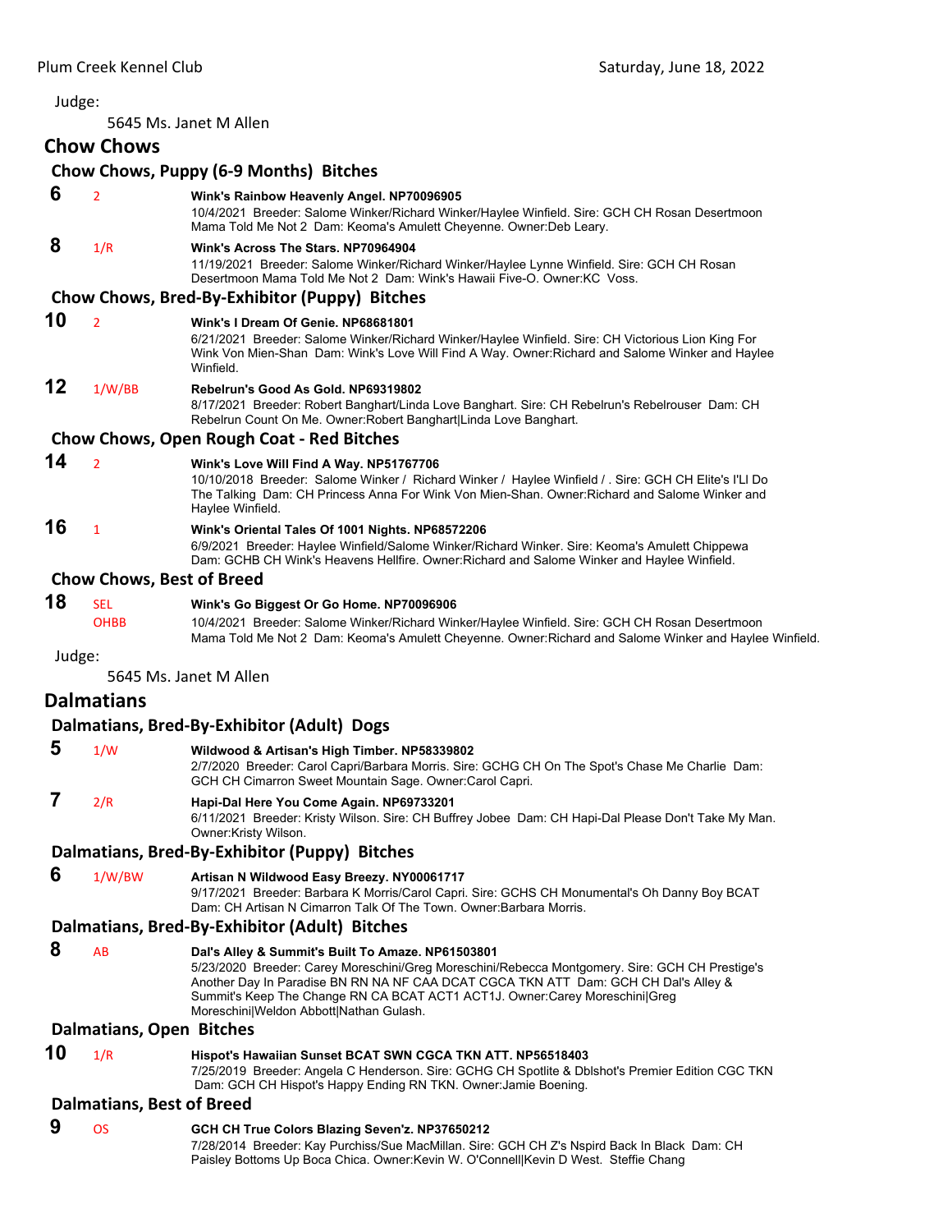Judge:

5645 Ms. Janet M Allen

## Chow Chows

### Chow Chows, Puppy (6-9 Months) Bitches

**6** 2 **Wink's Rainbow Heavenly Angel. NP70096905**
10/4/2021 Breeder: Salome Winker/Richard Winker/Haylee Winfield. Sire: GCH CH Rosan Desertmoon Mama Told Me Not 2 Dam: Keoma's Amulett Cheyenne. Owner:Deb Leary.

**8** 1/R **Wink's Across The Stars. NP70964904**
11/19/2021 Breeder: Salome Winker/Richard Winker/Haylee Lynne Winfield. Sire: GCH CH Rosan Desertmoon Mama Told Me Not 2 Dam: Wink's Hawaii Five-O. Owner:KC Voss.

### Chow Chows, Bred-By-Exhibitor (Puppy) Bitches

**10** 2 **Wink's I Dream Of Genie. NP68681801**
6/21/2021 Breeder: Salome Winker/Richard Winker/Haylee Winfield. Sire: CH Victorious Lion King For Wink Von Mien-Shan Dam: Wink's Love Will Find A Way. Owner:Richard and Salome Winker and Haylee Winfield.

**12** 1/W/BB **Rebelrun's Good As Gold. NP69319802**
8/17/2021 Breeder: Robert Banghart/Linda Love Banghart. Sire: CH Rebelrun's Rebelrouser Dam: CH Rebelrun Count On Me. Owner:Robert Banghart|Linda Love Banghart.

### Chow Chows, Open Rough Coat - Red Bitches

**14** 2 **Wink's Love Will Find A Way. NP51767706**
10/10/2018 Breeder: Salome Winker / Richard Winker / Haylee Winfield / . Sire: GCH CH Elite's I'Ll Do The Talking Dam: CH Princess Anna For Wink Von Mien-Shan. Owner:Richard and Salome Winker and Haylee Winfield.

**16** 1 **Wink's Oriental Tales Of 1001 Nights. NP68572206**
6/9/2021 Breeder: Haylee Winfield/Salome Winker/Richard Winker. Sire: Keoma's Amulett Chippewa Dam: GCHB CH Wink's Heavens Hellfire. Owner:Richard and Salome Winker and Haylee Winfield.

### Chow Chows, Best of Breed

**18** SEL OHBB **Wink's Go Biggest Or Go Home. NP70096906**
10/4/2021 Breeder: Salome Winker/Richard Winker/Haylee Winfield. Sire: GCH CH Rosan Desertmoon Mama Told Me Not 2 Dam: Keoma's Amulett Cheyenne. Owner:Richard and Salome Winker and Haylee Winfield.

Judge:

5645 Ms. Janet M Allen

## Dalmatians

### Dalmatians, Bred-By-Exhibitor (Adult) Dogs

**5** 1/W **Wildwood & Artisan's High Timber. NP58339802**
2/7/2020 Breeder: Carol Capri/Barbara Morris. Sire: GCHG CH On The Spot's Chase Me Charlie Dam: GCH CH Cimarron Sweet Mountain Sage. Owner:Carol Capri.

**7** 2/R **Hapi-Dal Here You Come Again. NP69733201**
6/11/2021 Breeder: Kristy Wilson. Sire: CH Buffrey Jobee Dam: CH Hapi-Dal Please Don't Take My Man. Owner:Kristy Wilson.

### Dalmatians, Bred-By-Exhibitor (Puppy) Bitches

**6** 1/W/BW **Artisan N Wildwood Easy Breezy. NY00061717**
9/17/2021 Breeder: Barbara K Morris/Carol Capri. Sire: GCHS CH Monumental's Oh Danny Boy BCAT Dam: CH Artisan N Cimarron Talk Of The Town. Owner:Barbara Morris.

### Dalmatians, Bred-By-Exhibitor (Adult) Bitches

**8** AB **Dal's Alley & Summit's Built To Amaze. NP61503801**
5/23/2020 Breeder: Carey Moreschini/Greg Moreschini/Rebecca Montgomery. Sire: GCH CH Prestige's Another Day In Paradise BN RN NA NF CAA DCAT CGCA TKN ATT Dam: GCH CH Dal's Alley & Summit's Keep The Change RN CA BCAT ACT1 ACT1J. Owner:Carey Moreschini|Greg Moreschini|Weldon Abbott|Nathan Gulash.

### Dalmatians, Open Bitches

**10** 1/R **Hispot's Hawaiian Sunset BCAT SWN CGCA TKN ATT. NP56518403**
7/25/2019 Breeder: Angela C Henderson. Sire: GCHG CH Spotlite & Dblshot's Premier Edition CGC TKN Dam: GCH CH Hispot's Happy Ending RN TKN. Owner:Jamie Boening.

### Dalmatians, Best of Breed

**9** OS **GCH CH True Colors Blazing Seven'z. NP37650212**
7/28/2014 Breeder: Kay Purchiss/Sue MacMillan. Sire: GCH CH Z's Nspird Back In Black Dam: CH Paisley Bottoms Up Boca Chica. Owner:Kevin W. O'Connell|Kevin D West. Steffie Chang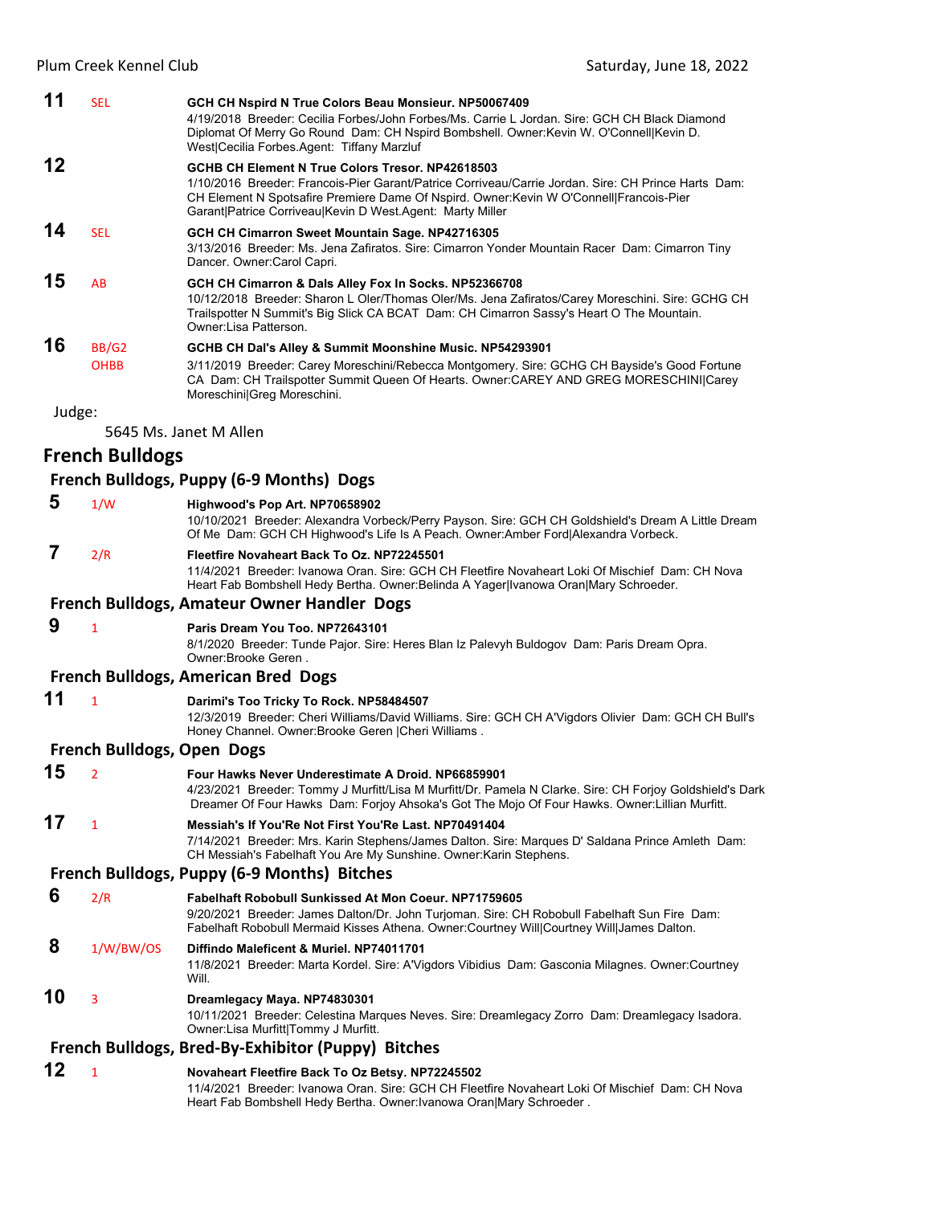**11** SEL **GCH CH Nspird N True Colors Beau Monsieur. NP50067409**
4/19/2018 Breeder: Cecilia Forbes/John Forbes/Ms. Carrie L Jordan. Sire: GCH CH Black Diamond Diplomat Of Merry Go Round Dam: CH Nspird Bombshell. Owner:Kevin W. O'Connell|Kevin D. West|Cecilia Forbes.Agent: Tiffany Marzluf

**12** **GCHB CH Element N True Colors Tresor. NP42618503**
1/10/2016 Breeder: Francois-Pier Garant/Patrice Corriveau/Carrie Jordan. Sire: CH Prince Harts Dam: CH Element N Spotsafire Premiere Dame Of Nspird. Owner:Kevin W O'Connell|Francois-Pier Garant|Patrice Corriveau|Kevin D West.Agent: Marty Miller

**14** SEL **GCH CH Cimarron Sweet Mountain Sage. NP42716305**
3/13/2016 Breeder: Ms. Jena Zafiratos. Sire: Cimarron Yonder Mountain Racer Dam: Cimarron Tiny Dancer. Owner:Carol Capri.

**15** AB **GCH CH Cimarron & Dals Alley Fox In Socks. NP52366708**
10/12/2018 Breeder: Sharon L Oler/Thomas Oler/Ms. Jena Zafiratos/Carey Moreschini. Sire: GCHG CH Trailspotter N Summit's Big Slick CA BCAT Dam: CH Cimarron Sassy's Heart O The Mountain. Owner:Lisa Patterson.

**16** BB/G2 OHBB **GCHB CH Dal's Alley & Summit Moonshine Music. NP54293901**
3/11/2019 Breeder: Carey Moreschini/Rebecca Montgomery. Sire: GCHG CH Bayside's Good Fortune CA Dam: CH Trailspotter Summit Queen Of Hearts. Owner:CAREY AND GREG MORESCHINI|Carey Moreschini|Greg Moreschini.

Judge:

5645 Ms. Janet M Allen

## French Bulldogs

### French Bulldogs, Puppy (6-9 Months) Dogs

**5** 1/W **Highwood's Pop Art. NP70658902**
10/10/2021 Breeder: Alexandra Vorbeck/Perry Payson. Sire: GCH CH Goldshield's Dream A Little Dream Of Me Dam: GCH CH Highwood's Life Is A Peach. Owner:Amber Ford|Alexandra Vorbeck.

**7** 2/R **Fleetfire Novaheart Back To Oz. NP72245501**
11/4/2021 Breeder: Ivanowa Oran. Sire: GCH CH Fleetfire Novaheart Loki Of Mischief Dam: CH Nova Heart Fab Bombshell Hedy Bertha. Owner:Belinda A Yager|Ivanowa Oran|Mary Schroeder.

### French Bulldogs, Amateur Owner Handler Dogs

**9** 1 **Paris Dream You Too. NP72643101**
8/1/2020 Breeder: Tunde Pajor. Sire: Heres Blan Iz Palevyh Buldogov Dam: Paris Dream Opra. Owner:Brooke Geren .

### French Bulldogs, American Bred Dogs

**11** 1 **Darimi's Too Tricky To Rock. NP58484507**
12/3/2019 Breeder: Cheri Williams/David Williams. Sire: GCH CH A'Vigdors Olivier Dam: GCH CH Bull's Honey Channel. Owner:Brooke Geren |Cheri Williams .

### French Bulldogs, Open Dogs

**15** 2 **Four Hawks Never Underestimate A Droid. NP66859901**
4/23/2021 Breeder: Tommy J Murfitt/Lisa M Murfitt/Dr. Pamela N Clarke. Sire: CH Forjoy Goldshield's Dark Dreamer Of Four Hawks Dam: Forjoy Ahsoka's Got The Mojo Of Four Hawks. Owner:Lillian Murfitt.

**17** 1 **Messiah's If You'Re Not First You'Re Last. NP70491404**
7/14/2021 Breeder: Mrs. Karin Stephens/James Dalton. Sire: Marques D' Saldana Prince Amleth Dam: CH Messiah's Fabelhaft You Are My Sunshine. Owner:Karin Stephens.

### French Bulldogs, Puppy (6-9 Months) Bitches

**6** 2/R **Fabelhaft Robobull Sunkissed At Mon Coeur. NP71759605**
9/20/2021 Breeder: James Dalton/Dr. John Turjoman. Sire: CH Robobull Fabelhaft Sun Fire Dam: Fabelhaft Robobull Mermaid Kisses Athena. Owner:Courtney Will|Courtney Will|James Dalton.

**8** 1/W/BW/OS **Diffindo Maleficent & Muriel. NP74011701**
11/8/2021 Breeder: Marta Kordel. Sire: A'Vigdors Vibidius Dam: Gasconia Milagnes. Owner:Courtney Will.

**10** 3 **Dreamlegacy Maya. NP74830301**
10/11/2021 Breeder: Celestina Marques Neves. Sire: Dreamlegacy Zorro Dam: Dreamlegacy Isadora. Owner:Lisa Murfitt|Tommy J Murfitt.

### French Bulldogs, Bred-By-Exhibitor (Puppy) Bitches

**12** 1 **Novaheart Fleetfire Back To Oz Betsy. NP72245502**
11/4/2021 Breeder: Ivanowa Oran. Sire: GCH CH Fleetfire Novaheart Loki Of Mischief Dam: CH Nova Heart Fab Bombshell Hedy Bertha. Owner:Ivanowa Oran|Mary Schroeder .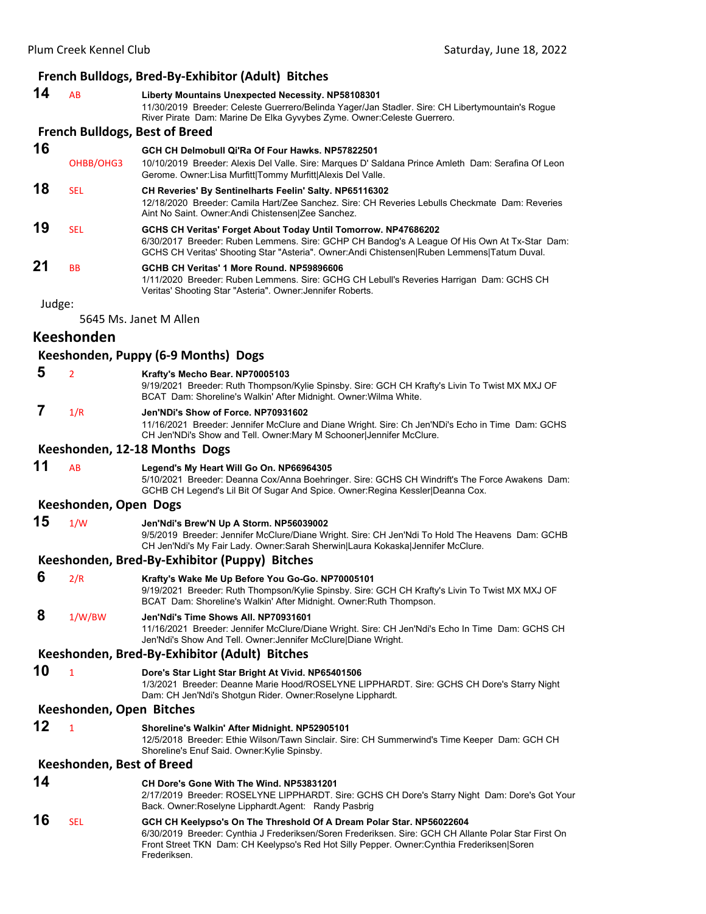### French Bulldogs, Bred-By-Exhibitor (Adult) Bitches

**14** AB **Liberty Mountains Unexpected Necessity. NP58108301**
11/30/2019 Breeder: Celeste Guerrero/Belinda Yager/Jan Stadler. Sire: CH Libertymountain's Rogue River Pirate Dam: Marine De Elka Gyvybes Zyme. Owner:Celeste Guerrero.

### French Bulldogs, Best of Breed

**16** OHBB/OHG3 **GCH CH Delmobull Qi'Ra Of Four Hawks. NP57822501**
10/10/2019 Breeder: Alexis Del Valle. Sire: Marques D' Saldana Prince Amleth Dam: Serafina Of Leon Gerome. Owner:Lisa Murfitt|Tommy Murfitt|Alexis Del Valle.

**18** SEL **CH Reveries' By Sentinelharts Feelin' Salty. NP65116302**
12/18/2020 Breeder: Camila Hart/Zee Sanchez. Sire: CH Reveries Lebulls Checkmate Dam: Reveries Aint No Saint. Owner:Andi Chistensen|Zee Sanchez.

**19** SEL **GCHS CH Veritas' Forget About Today Until Tomorrow. NP47686202**
6/30/2017 Breeder: Ruben Lemmens. Sire: GCHP CH Bandog's A League Of His Own At Tx-Star Dam: GCHS CH Veritas' Shooting Star "Asteria". Owner:Andi Chistensen|Ruben Lemmens|Tatum Duval.

**21** BB **GCHB CH Veritas' 1 More Round. NP59896606**
1/11/2020 Breeder: Ruben Lemmens. Sire: GCHG CH Lebull's Reveries Harrigan Dam: GCHS CH Veritas' Shooting Star "Asteria". Owner:Jennifer Roberts.

Judge:

5645 Ms. Janet M Allen

## Keeshonden

### Keeshonden, Puppy (6-9 Months) Dogs

**5** 2 **Krafty's Mecho Bear. NP70005103**
9/19/2021 Breeder: Ruth Thompson/Kylie Spinsby. Sire: GCH CH Krafty's Livin To Twist MX MXJ OF BCAT Dam: Shoreline's Walkin' After Midnight. Owner:Wilma White.

**7** 1/R **Jen'NDi's Show of Force. NP70931602**
11/16/2021 Breeder: Jennifer McClure and Diane Wright. Sire: Ch Jen'NDi's Echo in Time Dam: GCHS CH Jen'NDi's Show and Tell. Owner:Mary M Schooner|Jennifer McClure.

### Keeshonden, 12-18 Months Dogs

**11** AB **Legend's My Heart Will Go On. NP66964305**
5/10/2021 Breeder: Deanna Cox/Anna Boehringer. Sire: GCHS CH Windrift's The Force Awakens Dam: GCHB CH Legend's Lil Bit Of Sugar And Spice. Owner:Regina Kessler|Deanna Cox.

### Keeshonden, Open Dogs

**15** 1/W **Jen'Ndi's Brew'N Up A Storm. NP56039002**
9/5/2019 Breeder: Jennifer McClure/Diane Wright. Sire: CH Jen'Ndi To Hold The Heavens Dam: GCHB CH Jen'Ndi's My Fair Lady. Owner:Sarah Sherwin|Laura Kokaska|Jennifer McClure.

### Keeshonden, Bred-By-Exhibitor (Puppy) Bitches

**6** 2/R **Krafty's Wake Me Up Before You Go-Go. NP70005101**
9/19/2021 Breeder: Ruth Thompson/Kylie Spinsby. Sire: GCH CH Krafty's Livin To Twist MX MXJ OF BCAT Dam: Shoreline's Walkin' After Midnight. Owner:Ruth Thompson.

**8** 1/W/BW **Jen'Ndi's Time Shows All. NP70931601**
11/16/2021 Breeder: Jennifer McClure/Diane Wright. Sire: CH Jen'Ndi's Echo In Time Dam: GCHS CH Jen'Ndi's Show And Tell. Owner:Jennifer McClure|Diane Wright.

### Keeshonden, Bred-By-Exhibitor (Adult) Bitches

**10** 1 **Dore's Star Light Star Bright At Vivid. NP65401506**
1/3/2021 Breeder: Deanne Marie Hood/ROSELYNE LIPPHARDT. Sire: GCHS CH Dore's Starry Night Dam: CH Jen'Ndi's Shotgun Rider. Owner:Roselyne Lipphardt.

### Keeshonden, Open Bitches

**12** 1 **Shoreline's Walkin' After Midnight. NP52905101**
12/5/2018 Breeder: Ethie Wilson/Tawn Sinclair. Sire: CH Summerwind's Time Keeper Dam: GCH CH Shoreline's Enuf Said. Owner:Kylie Spinsby.

### Keeshonden, Best of Breed

**14** **CH Dore's Gone With The Wind. NP53831201**
2/17/2019 Breeder: ROSELYNE LIPPHARDT. Sire: GCHS CH Dore's Starry Night Dam: Dore's Got Your Back. Owner:Roselyne Lipphardt.Agent: Randy Pasbrig

**16** SEL **GCH CH Keelypso's On The Threshold Of A Dream Polar Star. NP56022604**
6/30/2019 Breeder: Cynthia J Frederiksen/Soren Frederiksen. Sire: GCH CH Allante Polar Star First On Front Street TKN Dam: CH Keelypso's Red Hot Silly Pepper. Owner:Cynthia Frederiksen|Soren Frederiksen.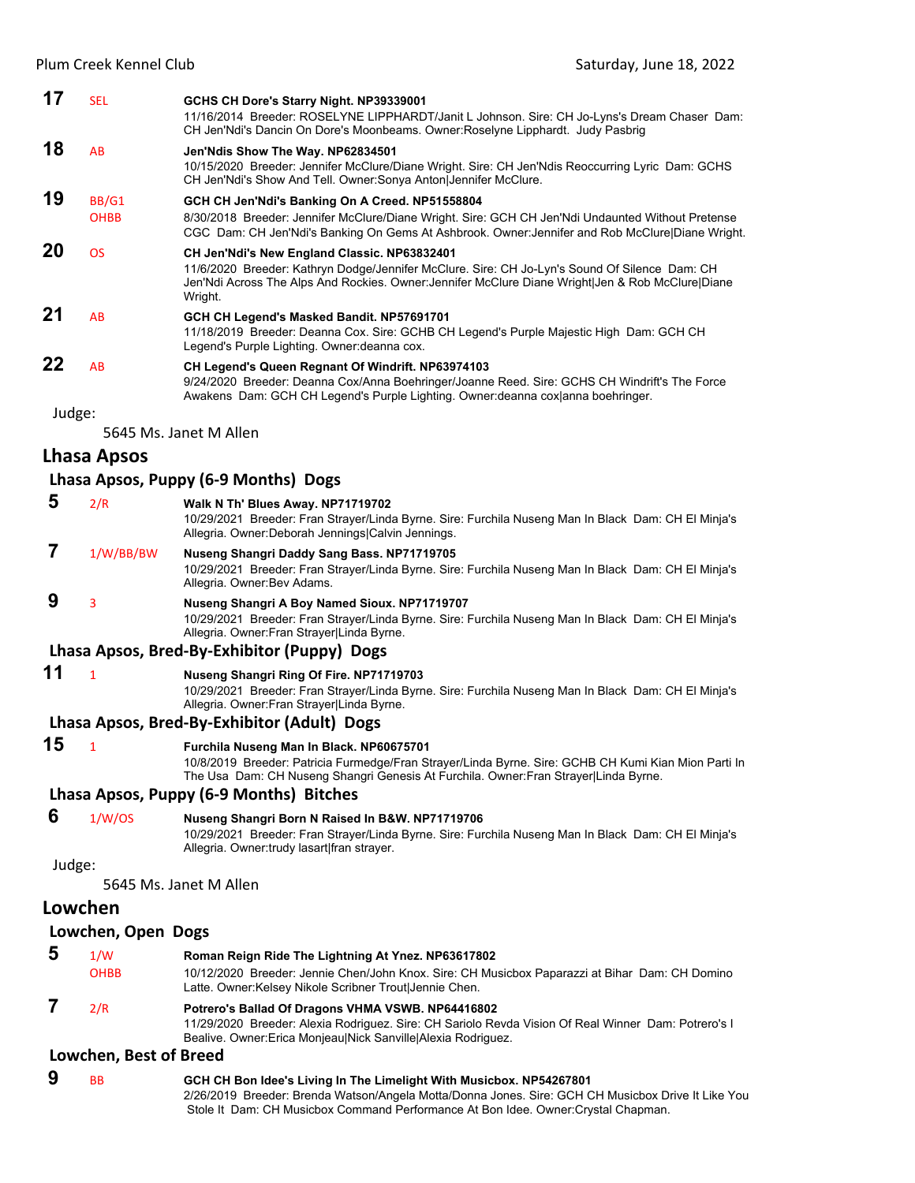**17** SEL **GCHS CH Dore's Starry Night. NP39339001**
11/16/2014 Breeder: ROSELYNE LIPPHARDT/Janit L Johnson. Sire: CH Jo-Lyns's Dream Chaser Dam: CH Jen'Ndi's Dancin On Dore's Moonbeams. Owner:Roselyne Lipphardt. Judy Pasbrig

**18** AB **Jen'Ndis Show The Way. NP62834501**
10/15/2020 Breeder: Jennifer McClure/Diane Wright. Sire: CH Jen'Ndis Reoccurring Lyric Dam: GCHS CH Jen'Ndi's Show And Tell. Owner:Sonya Anton|Jennifer McClure.

**19** BB/G1 OHBB **GCH CH Jen'Ndi's Banking On A Creed. NP51558804**
8/30/2018 Breeder: Jennifer McClure/Diane Wright. Sire: GCH CH Jen'Ndi Undaunted Without Pretense CGC Dam: CH Jen'Ndi's Banking On Gems At Ashbrook. Owner:Jennifer and Rob McClure|Diane Wright.

**20** OS **CH Jen'Ndi's New England Classic. NP63832401**
11/6/2020 Breeder: Kathryn Dodge/Jennifer McClure. Sire: CH Jo-Lyn's Sound Of Silence Dam: CH Jen'Ndi Across The Alps And Rockies. Owner:Jennifer McClure Diane Wright|Jen & Rob McClure|Diane Wright.

**21** AB **GCH CH Legend's Masked Bandit. NP57691701**
11/18/2019 Breeder: Deanna Cox. Sire: GCHB CH Legend's Purple Majestic High Dam: GCH CH Legend's Purple Lighting. Owner:deanna cox.

**22** AB **CH Legend's Queen Regnant Of Windrift. NP63974103**
9/24/2020 Breeder: Deanna Cox/Anna Boehringer/Joanne Reed. Sire: GCHS CH Windrift's The Force Awakens Dam: GCH CH Legend's Purple Lighting. Owner:deanna cox|anna boehringer.

Judge:

5645 Ms. Janet M Allen

## Lhasa Apsos

### Lhasa Apsos, Puppy (6-9 Months) Dogs

**5** 2/R **Walk N Th' Blues Away. NP71719702**
10/29/2021 Breeder: Fran Strayer/Linda Byrne. Sire: Furchila Nuseng Man In Black Dam: CH El Minja's Allegria. Owner:Deborah Jennings|Calvin Jennings.

**7** 1/W/BB/BW **Nuseng Shangri Daddy Sang Bass. NP71719705**
10/29/2021 Breeder: Fran Strayer/Linda Byrne. Sire: Furchila Nuseng Man In Black Dam: CH El Minja's Allegria. Owner:Bev Adams.

**9** 3 **Nuseng Shangri A Boy Named Sioux. NP71719707**
10/29/2021 Breeder: Fran Strayer/Linda Byrne. Sire: Furchila Nuseng Man In Black Dam: CH El Minja's Allegria. Owner:Fran Strayer|Linda Byrne.

### Lhasa Apsos, Bred-By-Exhibitor (Puppy) Dogs

**11** 1 **Nuseng Shangri Ring Of Fire. NP71719703**
10/29/2021 Breeder: Fran Strayer/Linda Byrne. Sire: Furchila Nuseng Man In Black Dam: CH El Minja's Allegria. Owner:Fran Strayer|Linda Byrne.

### Lhasa Apsos, Bred-By-Exhibitor (Adult) Dogs

**15** 1 **Furchila Nuseng Man In Black. NP60675701**
10/8/2019 Breeder: Patricia Furmedge/Fran Strayer/Linda Byrne. Sire: GCHB CH Kumi Kian Mion Parti In The Usa Dam: CH Nuseng Shangri Genesis At Furchila. Owner:Fran Strayer|Linda Byrne.

### Lhasa Apsos, Puppy (6-9 Months) Bitches

**6** 1/W/OS **Nuseng Shangri Born N Raised In B&W. NP71719706**
10/29/2021 Breeder: Fran Strayer/Linda Byrne. Sire: Furchila Nuseng Man In Black Dam: CH El Minja's Allegria. Owner:trudy lasart|fran strayer.

Judge:

5645 Ms. Janet M Allen

## Lowchen

### Lowchen, Open Dogs

**5** 1/W OHBB **Roman Reign Ride The Lightning At Ynez. NP63617802**
10/12/2020 Breeder: Jennie Chen/John Knox. Sire: CH Musicbox Paparazzi at Bihar Dam: CH Domino Latte. Owner:Kelsey Nikole Scribner Trout|Jennie Chen.

**7** 2/R **Potrero's Ballad Of Dragons VHMA VSWB. NP64416802**
11/29/2020 Breeder: Alexia Rodriguez. Sire: CH Sariolo Revda Vision Of Real Winner Dam: Potrero's I Bealive. Owner:Erica Monjeau|Nick Sanville|Alexia Rodriguez.

### Lowchen, Best of Breed

**9** BB **GCH CH Bon Idee's Living In The Limelight With Musicbox. NP54267801**
2/26/2019 Breeder: Brenda Watson/Angela Motta/Donna Jones. Sire: GCH CH Musicbox Drive It Like You Stole It Dam: CH Musicbox Command Performance At Bon Idee. Owner:Crystal Chapman.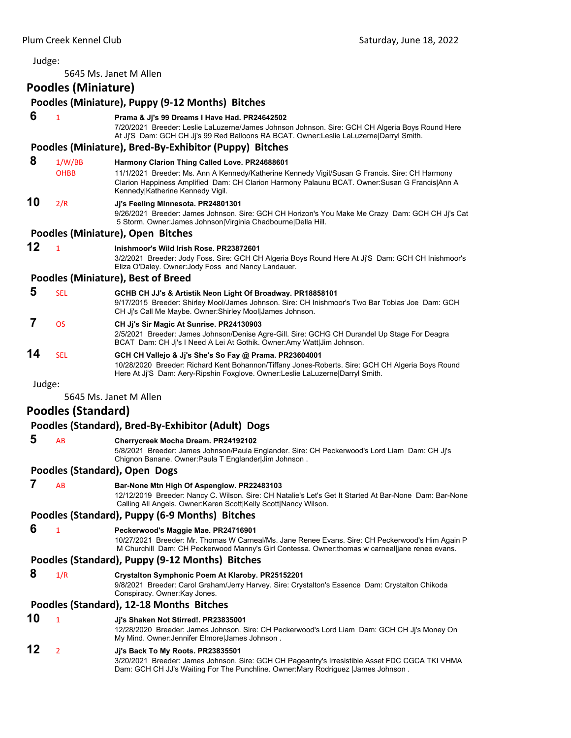Judge:

5645 Ms. Janet M Allen

## Poodles (Miniature)

### Poodles (Miniature), Puppy (9-12 Months) Bitches

**6** 1 **Prama & Jj's 99 Dreams I Have Had. PR24642502**
7/20/2021 Breeder: Leslie LaLuzerne/James Johnson Johnson. Sire: GCH CH Algeria Boys Round Here At Jj'S Dam: GCH CH Jj's 99 Red Balloons RA BCAT. Owner:Leslie LaLuzerne|Darryl Smith.

### Poodles (Miniature), Bred-By-Exhibitor (Puppy) Bitches

**8** 1/W/BB OHBB **Harmony Clarion Thing Called Love. PR24688601**
11/1/2021 Breeder: Ms. Ann A Kennedy/Katherine Kennedy Vigil/Susan G Francis. Sire: CH Harmony Clarion Happiness Amplified Dam: CH Clarion Harmony Palaunu BCAT. Owner:Susan G Francis|Ann A Kennedy|Katherine Kennedy Vigil.

**10** 2/R **Jj's Feeling Minnesota. PR24801301**
9/26/2021 Breeder: James Johnson. Sire: GCH CH Horizon's You Make Me Crazy Dam: GCH CH Jj's Cat 5 Storm. Owner:James Johnson|Virginia Chadbourne|Della Hill.

### Poodles (Miniature), Open Bitches

**12** 1 **Inishmoor's Wild Irish Rose. PR23872601**
3/2/2021 Breeder: Jody Foss. Sire: GCH CH Algeria Boys Round Here At Jj'S Dam: GCH CH Inishmoor's Eliza O'Daley. Owner:Jody Foss and Nancy Landauer.

### Poodles (Miniature), Best of Breed

**5** SEL **GCHB CH JJ's & Artistik Neon Light Of Broadway. PR18858101**
9/17/2015 Breeder: Shirley Mool/James Johnson. Sire: CH Inishmoor's Two Bar Tobias Joe Dam: GCH CH Jj's Call Me Maybe. Owner:Shirley Mool|James Johnson.

**7** OS **CH Jj's Sir Magic At Sunrise. PR24130903**
2/5/2021 Breeder: James Johnson/Denise Agre-Gill. Sire: GCHG CH Durandel Up Stage For Deagra BCAT Dam: CH Jj's I Need A Lei At Gothik. Owner:Amy Watt|Jim Johnson.

**14** SEL **GCH CH Vallejo & Jj's She's So Fay @ Prama. PR23604001**
10/28/2020 Breeder: Richard Kent Bohannon/Tiffany Jones-Roberts. Sire: GCH CH Algeria Boys Round Here At Jj'S Dam: Aery-Ripshin Foxglove. Owner:Leslie LaLuzerne|Darryl Smith.

Judge:

5645 Ms. Janet M Allen

## Poodles (Standard)

### Poodles (Standard), Bred-By-Exhibitor (Adult) Dogs

**5** AB **Cherrycreek Mocha Dream. PR24192102**
5/8/2021 Breeder: James Johnson/Paula Englander. Sire: CH Peckerwood's Lord Liam Dam: CH Jj's Chignon Banane. Owner:Paula T Englander|Jim Johnson .

### Poodles (Standard), Open Dogs

**7** AB **Bar-None Mtn High Of Aspenglow. PR22483103**
12/12/2019 Breeder: Nancy C. Wilson. Sire: CH Natalie's Let's Get It Started At Bar-None Dam: Bar-None Calling All Angels. Owner:Karen Scott|Kelly Scott|Nancy Wilson.

### Poodles (Standard), Puppy (6-9 Months) Bitches

**6** 1 **Peckerwood's Maggie Mae. PR24716901**
10/27/2021 Breeder: Mr. Thomas W Carneal/Ms. Jane Renee Evans. Sire: CH Peckerwood's Him Again P M Churchill Dam: CH Peckerwood Manny's Girl Contessa. Owner:thomas w carneal|jane renee evans.

### Poodles (Standard), Puppy (9-12 Months) Bitches

**8** 1/R **Crystalton Symphonic Poem At Klaroby. PR25152201**
9/8/2021 Breeder: Carol Graham/Jerry Harvey. Sire: Crystalton's Essence Dam: Crystalton Chikoda Conspiracy. Owner:Kay Jones.

### Poodles (Standard), 12-18 Months Bitches

**10** 1 **Jj's Shaken Not Stirred!. PR23835001**
12/28/2020 Breeder: James Johnson. Sire: CH Peckerwood's Lord Liam Dam: GCH CH Jj's Money On My Mind. Owner:Jennifer Elmore|James Johnson .

**12** 2 **Jj's Back To My Roots. PR23835501**
3/20/2021 Breeder: James Johnson. Sire: GCH CH Pageantry's Irresistible Asset FDC CGCA TKI VHMA Dam: GCH CH JJ's Waiting For The Punchline. Owner:Mary Rodriguez |James Johnson .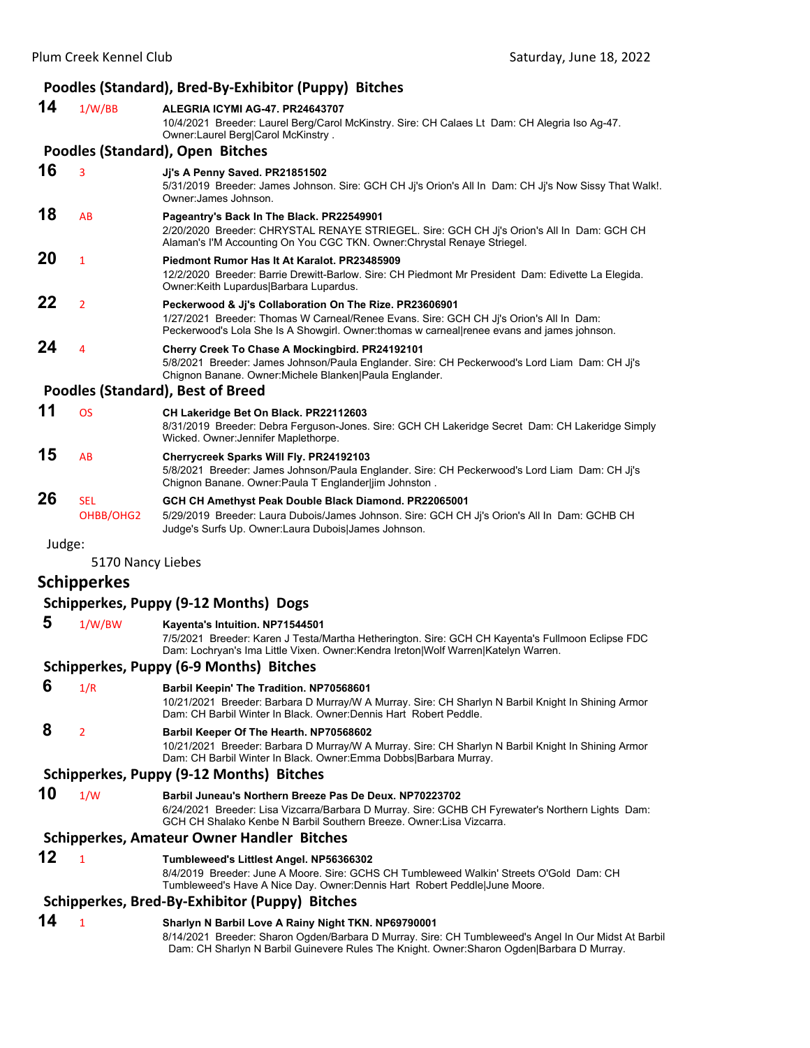### Poodles (Standard), Bred-By-Exhibitor (Puppy) Bitches

**14** 1/W/BB **ALEGRIA ICYMI AG-47. PR24643707**
10/4/2021 Breeder: Laurel Berg/Carol McKinstry. Sire: CH Calaes Lt Dam: CH Alegria Iso Ag-47. Owner:Laurel Berg|Carol McKinstry .

### Poodles (Standard), Open Bitches

**16** 3 **Jj's A Penny Saved. PR21851502**
5/31/2019 Breeder: James Johnson. Sire: GCH CH Jj's Orion's All In Dam: CH Jj's Now Sissy That Walk!. Owner:James Johnson.

**18** AB **Pageantry's Back In The Black. PR22549901**
2/20/2020 Breeder: CHRYSTAL RENAYE STRIEGEL. Sire: GCH CH Jj's Orion's All In Dam: GCH CH Alaman's I'M Accounting On You CGC TKN. Owner:Chrystal Renaye Striegel.

**20** 1 **Piedmont Rumor Has It At Karalot. PR23485909**
12/2/2020 Breeder: Barrie Drewitt-Barlow. Sire: CH Piedmont Mr President Dam: Edivette La Elegida. Owner:Keith Lupardus|Barbara Lupardus.

**22** 2 **Peckerwood & Jj's Collaboration On The Rize. PR23606901**
1/27/2021 Breeder: Thomas W Carneal/Renee Evans. Sire: GCH CH Jj's Orion's All In Dam: Peckerwood's Lola She Is A Showgirl. Owner:thomas w carneal|renee evans and james johnson.

**24** 4 **Cherry Creek To Chase A Mockingbird. PR24192101**
5/8/2021 Breeder: James Johnson/Paula Englander. Sire: CH Peckerwood's Lord Liam Dam: CH Jj's Chignon Banane. Owner:Michele Blanken|Paula Englander.

### Poodles (Standard), Best of Breed

**11** OS **CH Lakeridge Bet On Black. PR22112603**
8/31/2019 Breeder: Debra Ferguson-Jones. Sire: GCH CH Lakeridge Secret Dam: CH Lakeridge Simply Wicked. Owner:Jennifer Maplethorpe.

**15** AB **Cherrycreek Sparks Will Fly. PR24192103**
5/8/2021 Breeder: James Johnson/Paula Englander. Sire: CH Peckerwood's Lord Liam Dam: CH Jj's Chignon Banane. Owner:Paula T Englander|jim Johnston .

**26** SEL OHBB/OHG2 **GCH CH Amethyst Peak Double Black Diamond. PR22065001**
5/29/2019 Breeder: Laura Dubois/James Johnson. Sire: GCH CH Jj's Orion's All In Dam: GCHB CH Judge's Surfs Up. Owner:Laura Dubois|James Johnson.

Judge:

5170 Nancy Liebes

## Schipperkes

### Schipperkes, Puppy (9-12 Months) Dogs

**5** 1/W/BW **Kayenta's Intuition. NP71544501**
7/5/2021 Breeder: Karen J Testa/Martha Hetherington. Sire: GCH CH Kayenta's Fullmoon Eclipse FDC Dam: Lochryan's Ima Little Vixen. Owner:Kendra Ireton|Wolf Warren|Katelyn Warren.

### Schipperkes, Puppy (6-9 Months) Bitches

**6** 1/R **Barbil Keepin' The Tradition. NP70568601**
10/21/2021 Breeder: Barbara D Murray/W A Murray. Sire: CH Sharlyn N Barbil Knight In Shining Armor Dam: CH Barbil Winter In Black. Owner:Dennis Hart Robert Peddle.

**8** 2 **Barbil Keeper Of The Hearth. NP70568602**
10/21/2021 Breeder: Barbara D Murray/W A Murray. Sire: CH Sharlyn N Barbil Knight In Shining Armor Dam: CH Barbil Winter In Black. Owner:Emma Dobbs|Barbara Murray.

### Schipperkes, Puppy (9-12 Months) Bitches

**10** 1/W **Barbil Juneau's Northern Breeze Pas De Deux. NP70223702**
6/24/2021 Breeder: Lisa Vizcarra/Barbara D Murray. Sire: GCHB CH Fyrewater's Northern Lights Dam: GCH CH Shalako Kenbe N Barbil Southern Breeze. Owner:Lisa Vizcarra.

### Schipperkes, Amateur Owner Handler Bitches

**12** 1 **Tumbleweed's Littlest Angel. NP56366302**
8/4/2019 Breeder: June A Moore. Sire: GCHS CH Tumbleweed Walkin' Streets O'Gold Dam: CH Tumbleweed's Have A Nice Day. Owner:Dennis Hart Robert Peddle|June Moore.

### Schipperkes, Bred-By-Exhibitor (Puppy) Bitches

**14** 1 **Sharlyn N Barbil Love A Rainy Night TKN. NP69790001**
8/14/2021 Breeder: Sharon Ogden/Barbara D Murray. Sire: CH Tumbleweed's Angel In Our Midst At Barbil Dam: CH Sharlyn N Barbil Guinevere Rules The Knight. Owner:Sharon Ogden|Barbara D Murray.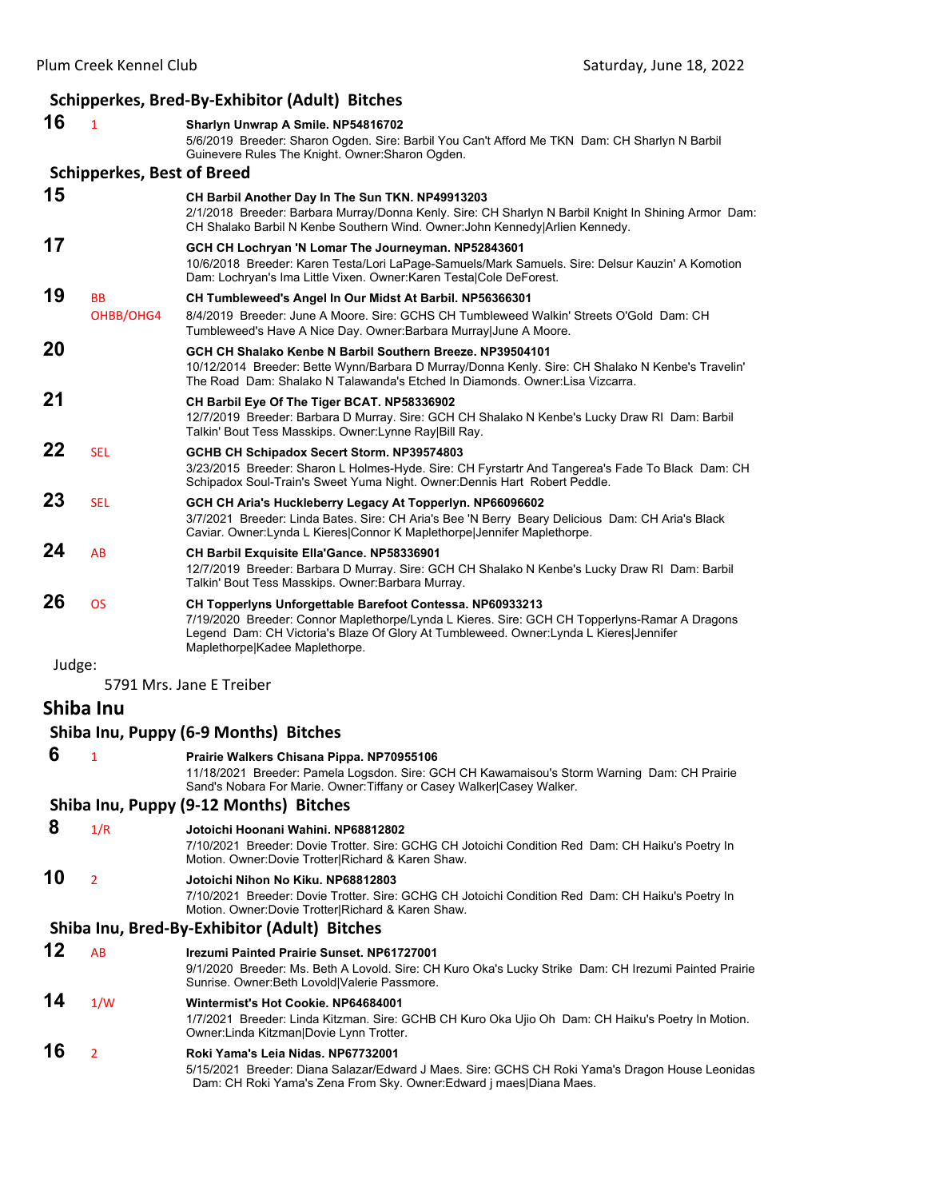### Schipperkes, Bred-By-Exhibitor (Adult) Bitches

**16** 1 **Sharlyn Unwrap A Smile. NP54816702**
5/6/2019 Breeder: Sharon Ogden. Sire: Barbil You Can't Afford Me TKN Dam: CH Sharlyn N Barbil Guinevere Rules The Knight. Owner:Sharon Ogden.

### Schipperkes, Best of Breed

**15** **CH Barbil Another Day In The Sun TKN. NP49913203**
2/1/2018 Breeder: Barbara Murray/Donna Kenly. Sire: CH Sharlyn N Barbil Knight In Shining Armor Dam: CH Shalako Barbil N Kenbe Southern Wind. Owner:John Kennedy|Arlien Kennedy.

**17** **GCH CH Lochryan 'N Lomar The Journeyman. NP52843601**
10/6/2018 Breeder: Karen Testa/Lori LaPage-Samuels/Mark Samuels. Sire: Delsur Kauzin' A Komotion Dam: Lochryan's Ima Little Vixen. Owner:Karen Testa|Cole DeForest.

**19** BB OHBB/OHG4 **CH Tumbleweed's Angel In Our Midst At Barbil. NP56366301**
8/4/2019 Breeder: June A Moore. Sire: GCHS CH Tumbleweed Walkin' Streets O'Gold Dam: CH Tumbleweed's Have A Nice Day. Owner:Barbara Murray|June A Moore.

**20** **GCH CH Shalako Kenbe N Barbil Southern Breeze. NP39504101**
10/12/2014 Breeder: Bette Wynn/Barbara D Murray/Donna Kenly. Sire: CH Shalako N Kenbe's Travelin' The Road Dam: Shalako N Talawanda's Etched In Diamonds. Owner:Lisa Vizcarra.

**21** **CH Barbil Eye Of The Tiger BCAT. NP58336902**
12/7/2019 Breeder: Barbara D Murray. Sire: GCH CH Shalako N Kenbe's Lucky Draw RI Dam: Barbil Talkin' Bout Tess Masskips. Owner:Lynne Ray|Bill Ray.

**22** SEL **GCHB CH Schipadox Secert Storm. NP39574803**
3/23/2015 Breeder: Sharon L Holmes-Hyde. Sire: CH Fyrstartr And Tangerea's Fade To Black Dam: CH Schipadox Soul-Train's Sweet Yuma Night. Owner:Dennis Hart Robert Peddle.

**23** SEL **GCH CH Aria's Huckleberry Legacy At Topperlyn. NP66096602**
3/7/2021 Breeder: Linda Bates. Sire: CH Aria's Bee 'N Berry Beary Delicious Dam: CH Aria's Black Caviar. Owner:Lynda L Kieres|Connor K Maplethorpe|Jennifer Maplethorpe.

**24** AB **CH Barbil Exquisite Ella'Gance. NP58336901**
12/7/2019 Breeder: Barbara D Murray. Sire: GCH CH Shalako N Kenbe's Lucky Draw RI Dam: Barbil Talkin' Bout Tess Masskips. Owner:Barbara Murray.

**26** OS **CH Topperlyns Unforgettable Barefoot Contessa. NP60933213**
7/19/2020 Breeder: Connor Maplethorpe/Lynda L Kieres. Sire: GCH CH Topperlyns-Ramar A Dragons Legend Dam: CH Victoria's Blaze Of Glory At Tumbleweed. Owner:Lynda L Kieres|Jennifer Maplethorpe|Kadee Maplethorpe.

Judge:
5791 Mrs. Jane E Treiber

## Shiba Inu

### Shiba Inu, Puppy (6-9 Months) Bitches

**6** 1 **Prairie Walkers Chisana Pippa. NP70955106**
11/18/2021 Breeder: Pamela Logsdon. Sire: GCH CH Kawamaisou's Storm Warning Dam: CH Prairie Sand's Nobara For Marie. Owner:Tiffany or Casey Walker|Casey Walker.

### Shiba Inu, Puppy (9-12 Months) Bitches

**8** 1/R **Jotoichi Hoonani Wahini. NP68812802**
7/10/2021 Breeder: Dovie Trotter. Sire: GCHG CH Jotoichi Condition Red Dam: CH Haiku's Poetry In Motion. Owner:Dovie Trotter|Richard & Karen Shaw.

**10** 2 **Jotoichi Nihon No Kiku. NP68812803**
7/10/2021 Breeder: Dovie Trotter. Sire: GCHG CH Jotoichi Condition Red Dam: CH Haiku's Poetry In Motion. Owner:Dovie Trotter|Richard & Karen Shaw.

### Shiba Inu, Bred-By-Exhibitor (Adult) Bitches

**12** AB **Irezumi Painted Prairie Sunset. NP61727001**
9/1/2020 Breeder: Ms. Beth A Lovold. Sire: CH Kuro Oka's Lucky Strike Dam: CH Irezumi Painted Prairie Sunrise. Owner:Beth Lovold|Valerie Passmore.

**14** 1/W **Wintermist's Hot Cookie. NP64684001**
1/7/2021 Breeder: Linda Kitzman. Sire: GCHB CH Kuro Oka Ujio Oh Dam: CH Haiku's Poetry In Motion. Owner:Linda Kitzman|Dovie Lynn Trotter.

**16** 2 **Roki Yama's Leia Nidas. NP67732001**
5/15/2021 Breeder: Diana Salazar/Edward J Maes. Sire: GCHS CH Roki Yama's Dragon House Leonidas Dam: CH Roki Yama's Zena From Sky. Owner:Edward j maes|Diana Maes.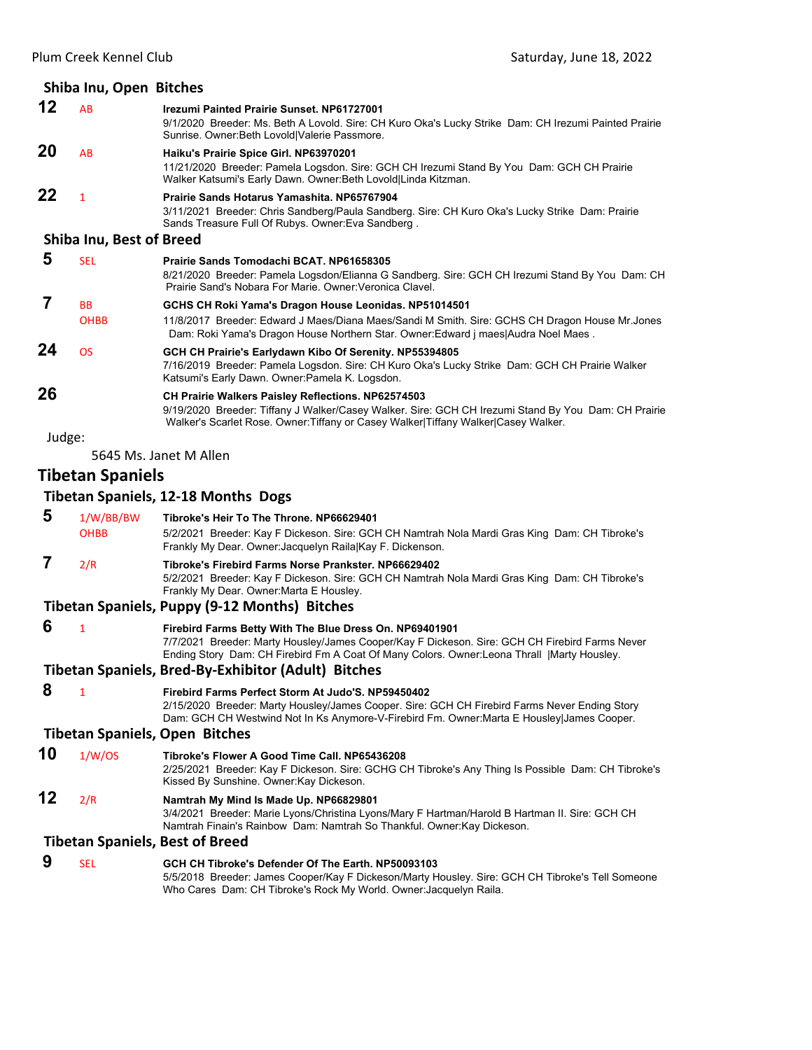### Shiba Inu, Open Bitches

**12** AB **Irezumi Painted Prairie Sunset. NP61727001**
9/1/2020 Breeder: Ms. Beth A Lovold. Sire: CH Kuro Oka's Lucky Strike Dam: CH Irezumi Painted Prairie Sunrise. Owner:Beth Lovold|Valerie Passmore.

**20** AB **Haiku's Prairie Spice Girl. NP63970201**
11/21/2020 Breeder: Pamela Logsdon. Sire: GCH CH Irezumi Stand By You Dam: GCH CH Prairie Walker Katsumi's Early Dawn. Owner:Beth Lovold|Linda Kitzman.

**22** 1 **Prairie Sands Hotarus Yamashita. NP65767904**
3/11/2021 Breeder: Chris Sandberg/Paula Sandberg. Sire: CH Kuro Oka's Lucky Strike Dam: Prairie Sands Treasure Full Of Rubys. Owner:Eva Sandberg .

### Shiba Inu, Best of Breed

**5** SEL **Prairie Sands Tomodachi BCAT. NP61658305**
8/21/2020 Breeder: Pamela Logsdon/Elianna G Sandberg. Sire: GCH CH Irezumi Stand By You Dam: CH Prairie Sand's Nobara For Marie. Owner:Veronica Clavel.

**7** BB OHBB **GCHS CH Roki Yama's Dragon House Leonidas. NP51014501**
11/8/2017 Breeder: Edward J Maes/Diana Maes/Sandi M Smith. Sire: GCHS CH Dragon House Mr.Jones Dam: Roki Yama's Dragon House Northern Star. Owner:Edward j maes|Audra Noel Maes .

**24** OS **GCH CH Prairie's Earlydawn Kibo Of Serenity. NP55394805**
7/16/2019 Breeder: Pamela Logsdon. Sire: CH Kuro Oka's Lucky Strike Dam: GCH CH Prairie Walker Katsumi's Early Dawn. Owner:Pamela K. Logsdon.

**26** **CH Prairie Walkers Paisley Reflections. NP62574503**
9/19/2020 Breeder: Tiffany J Walker/Casey Walker. Sire: GCH CH Irezumi Stand By You Dam: CH Prairie Walker's Scarlet Rose. Owner:Tiffany or Casey Walker|Tiffany Walker|Casey Walker.

Judge:

5645 Ms. Janet M Allen

## Tibetan Spaniels

### Tibetan Spaniels, 12-18 Months Dogs

**5** 1/W/BB/BW OHBB **Tibroke's Heir To The Throne. NP66629401**
5/2/2021 Breeder: Kay F Dickeson. Sire: GCH CH Namtrah Nola Mardi Gras King Dam: CH Tibroke's Frankly My Dear. Owner:Jacquelyn Raila|Kay F. Dickenson.

**7** 2/R **Tibroke's Firebird Farms Norse Prankster. NP66629402**
5/2/2021 Breeder: Kay F Dickeson. Sire: GCH CH Namtrah Nola Mardi Gras King Dam: CH Tibroke's Frankly My Dear. Owner:Marta E Housley.

### Tibetan Spaniels, Puppy (9-12 Months) Bitches

**6** 1 **Firebird Farms Betty With The Blue Dress On. NP69401901**
7/7/2021 Breeder: Marty Housley/James Cooper/Kay F Dickeson. Sire: GCH CH Firebird Farms Never Ending Story Dam: CH Firebird Fm A Coat Of Many Colors. Owner:Leona Thrall |Marty Housley.

### Tibetan Spaniels, Bred-By-Exhibitor (Adult) Bitches

**8** 1 **Firebird Farms Perfect Storm At Judo'S. NP59450402**
2/15/2020 Breeder: Marty Housley/James Cooper. Sire: GCH CH Firebird Farms Never Ending Story Dam: GCH CH Westwind Not In Ks Anymore-V-Firebird Fm. Owner:Marta E Housley|James Cooper.

### Tibetan Spaniels, Open Bitches

**10** 1/W/OS **Tibroke's Flower A Good Time Call. NP65436208**
2/25/2021 Breeder: Kay F Dickeson. Sire: GCHG CH Tibroke's Any Thing Is Possible Dam: CH Tibroke's Kissed By Sunshine. Owner:Kay Dickeson.

**12** 2/R **Namtrah My Mind Is Made Up. NP66829801**
3/4/2021 Breeder: Marie Lyons/Christina Lyons/Mary F Hartman/Harold B Hartman II. Sire: GCH CH Namtrah Finain's Rainbow Dam: Namtrah So Thankful. Owner:Kay Dickeson.

### Tibetan Spaniels, Best of Breed

**9** SEL **GCH CH Tibroke's Defender Of The Earth. NP50093103**
5/5/2018 Breeder: James Cooper/Kay F Dickeson/Marty Housley. Sire: GCH CH Tibroke's Tell Someone Who Cares Dam: CH Tibroke's Rock My World. Owner:Jacquelyn Raila.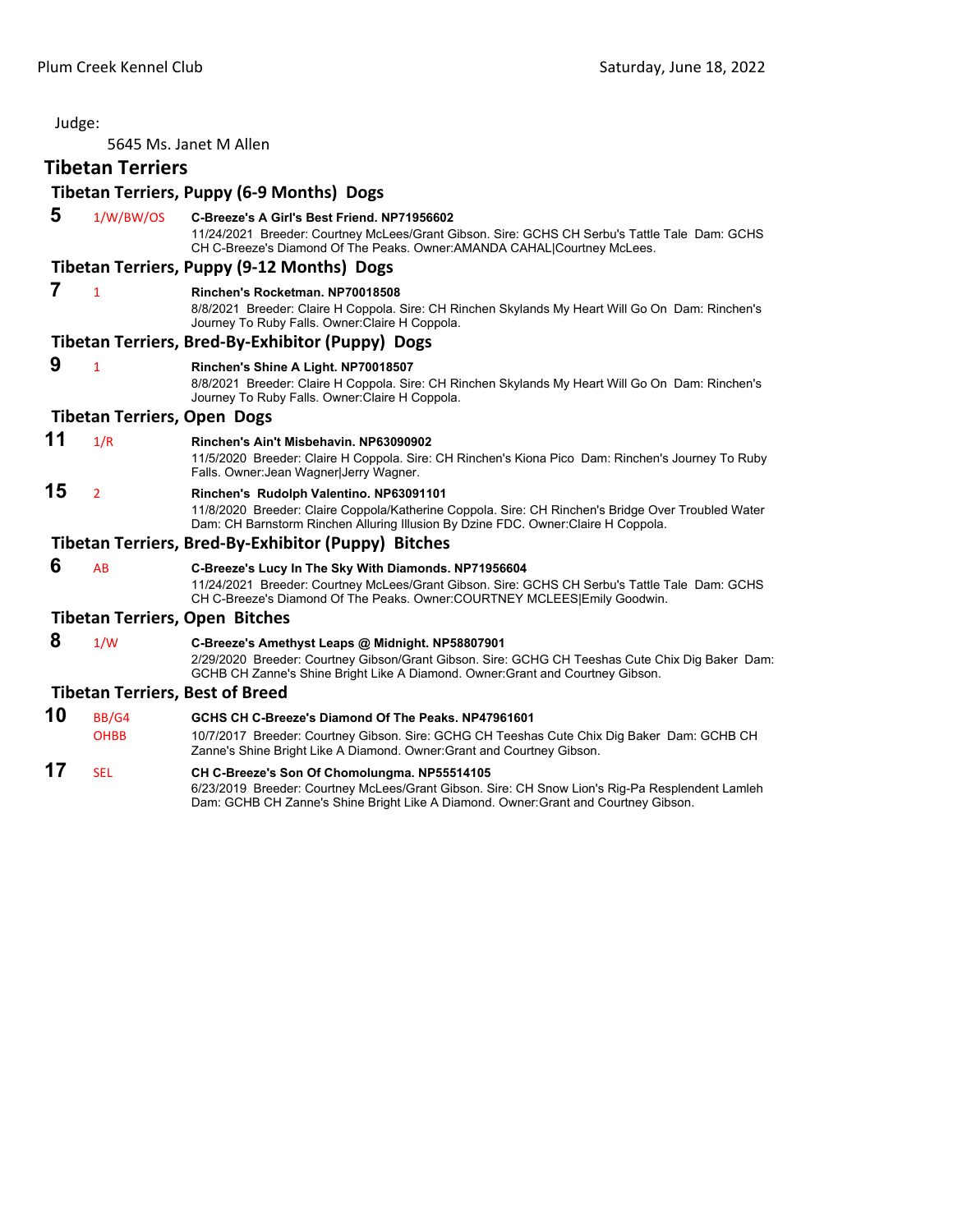Judge:

5645 Ms. Janet M Allen

## Tibetan Terriers

### Tibetan Terriers, Puppy (6-9 Months) Dogs

**5** 1/W/BW/OS **C-Breeze's A Girl's Best Friend. NP71956602**
11/24/2021 Breeder: Courtney McLees/Grant Gibson. Sire: GCHS CH Serbu's Tattle Tale Dam: GCHS CH C-Breeze's Diamond Of The Peaks. Owner:AMANDA CAHAL|Courtney McLees.

### Tibetan Terriers, Puppy (9-12 Months) Dogs

**7** 1 **Rinchen's Rocketman. NP70018508**
8/8/2021 Breeder: Claire H Coppola. Sire: CH Rinchen Skylands My Heart Will Go On Dam: Rinchen's Journey To Ruby Falls. Owner:Claire H Coppola.

### Tibetan Terriers, Bred-By-Exhibitor (Puppy) Dogs

**9** 1 **Rinchen's Shine A Light. NP70018507**
8/8/2021 Breeder: Claire H Coppola. Sire: CH Rinchen Skylands My Heart Will Go On Dam: Rinchen's Journey To Ruby Falls. Owner:Claire H Coppola.

### Tibetan Terriers, Open Dogs

**11** 1/R **Rinchen's Ain't Misbehavin. NP63090902**
11/5/2020 Breeder: Claire H Coppola. Sire: CH Rinchen's Kiona Pico Dam: Rinchen's Journey To Ruby Falls. Owner:Jean Wagner|Jerry Wagner.

**15** 2 **Rinchen's Rudolph Valentino. NP63091101**
11/8/2020 Breeder: Claire Coppola/Katherine Coppola. Sire: CH Rinchen's Bridge Over Troubled Water Dam: CH Barnstorm Rinchen Alluring Illusion By Dzine FDC. Owner:Claire H Coppola.

### Tibetan Terriers, Bred-By-Exhibitor (Puppy) Bitches

**6** AB **C-Breeze's Lucy In The Sky With Diamonds. NP71956604**
11/24/2021 Breeder: Courtney McLees/Grant Gibson. Sire: GCHS CH Serbu's Tattle Tale Dam: GCHS CH C-Breeze's Diamond Of The Peaks. Owner:COURTNEY MCLEES|Emily Goodwin.

### Tibetan Terriers, Open Bitches

**8** 1/W **C-Breeze's Amethyst Leaps @ Midnight. NP58807901**
2/29/2020 Breeder: Courtney Gibson/Grant Gibson. Sire: GCHG CH Teeshas Cute Chix Dig Baker Dam: GCHB CH Zanne's Shine Bright Like A Diamond. Owner:Grant and Courtney Gibson.

### Tibetan Terriers, Best of Breed

**10** BB/G4 OHBB **GCHS CH C-Breeze's Diamond Of The Peaks. NP47961601**
10/7/2017 Breeder: Courtney Gibson. Sire: GCHG CH Teeshas Cute Chix Dig Baker Dam: GCHB CH Zanne's Shine Bright Like A Diamond. Owner:Grant and Courtney Gibson.

**17** SEL **CH C-Breeze's Son Of Chomolungma. NP55514105**
6/23/2019 Breeder: Courtney McLees/Grant Gibson. Sire: CH Snow Lion's Rig-Pa Resplendent Lamleh Dam: GCHB CH Zanne's Shine Bright Like A Diamond. Owner:Grant and Courtney Gibson.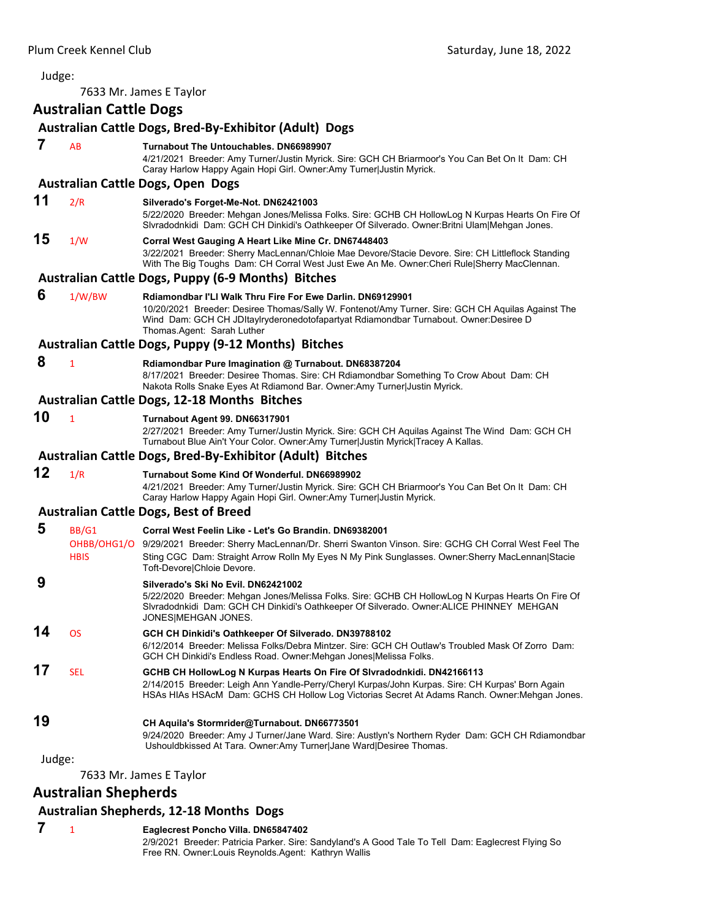Judge:

7633 Mr. James E Taylor

## Australian Cattle Dogs

### Australian Cattle Dogs, Bred-By-Exhibitor (Adult) Dogs

**7** AB **Turnabout The Untouchables. DN66989907**
4/21/2021 Breeder: Amy Turner/Justin Myrick. Sire: GCH CH Briarmoor's You Can Bet On It Dam: CH Caray Harlow Happy Again Hopi Girl. Owner:Amy Turner|Justin Myrick.

### Australian Cattle Dogs, Open Dogs

**11** 2/R **Silverado's Forget-Me-Not. DN62421003**
5/22/2020 Breeder: Mehgan Jones/Melissa Folks. Sire: GCHB CH HollowLog N Kurpas Hearts On Fire Of Slvradodnkidi Dam: GCH CH Dinkidi's Oathkeeper Of Silverado. Owner:Britni Ulam|Mehgan Jones.

**15** 1/W **Corral West Gauging A Heart Like Mine Cr. DN67448403**
3/22/2021 Breeder: Sherry MacLennan/Chloie Mae Devore/Stacie Devore. Sire: CH Littleflock Standing With The Big Toughs Dam: CH Corral West Just Ewe An Me. Owner:Cheri Rule|Sherry MacClennan.

### Australian Cattle Dogs, Puppy (6-9 Months) Bitches

**6** 1/W/BW **Rdiamondbar I'Ll Walk Thru Fire For Ewe Darlin. DN69129901**
10/20/2021 Breeder: Desiree Thomas/Sally W. Fontenot/Amy Turner. Sire: GCH CH Aquilas Against The Wind Dam: GCH CH JDItaylryderonedotofapartyat Rdiamondbar Turnabout. Owner:Desiree D Thomas.Agent: Sarah Luther

### Australian Cattle Dogs, Puppy (9-12 Months) Bitches

**8** 1 **Rdiamondbar Pure Imagination @ Turnabout. DN68387204**
8/17/2021 Breeder: Desiree Thomas. Sire: CH Rdiamondbar Something To Crow About Dam: CH Nakota Rolls Snake Eyes At Rdiamond Bar. Owner:Amy Turner|Justin Myrick.

### Australian Cattle Dogs, 12-18 Months Bitches

**10** 1 **Turnabout Agent 99. DN66317901**
2/27/2021 Breeder: Amy Turner/Justin Myrick. Sire: GCH CH Aquilas Against The Wind Dam: GCH CH Turnabout Blue Ain't Your Color. Owner:Amy Turner|Justin Myrick|Tracey A Kallas.

### Australian Cattle Dogs, Bred-By-Exhibitor (Adult) Bitches

**12** 1/R **Turnabout Some Kind Of Wonderful. DN66989902**
4/21/2021 Breeder: Amy Turner/Justin Myrick. Sire: GCH CH Briarmoor's You Can Bet On It Dam: CH Caray Harlow Happy Again Hopi Girl. Owner:Amy Turner|Justin Myrick.

### Australian Cattle Dogs, Best of Breed

**5** BB/G1 OHBB/OHG1/O HBIS **Corral West Feelin Like - Let's Go Brandin. DN69382001**
9/29/2021 Breeder: Sherry MacLennan/Dr. Sherri Swanton Vinson. Sire: GCHG CH Corral West Feel The Sting CGC Dam: Straight Arrow Rolln My Eyes N My Pink Sunglasses. Owner:Sherry MacLennan|Stacie Toft-Devore|Chloie Devore.

**9** **Silverado's Ski No Evil. DN62421002**
5/22/2020 Breeder: Mehgan Jones/Melissa Folks. Sire: GCHB CH HollowLog N Kurpas Hearts On Fire Of Slvradodnkidi Dam: GCH CH Dinkidi's Oathkeeper Of Silverado. Owner:ALICE PHINNEY MEHGAN JONES|MEHGAN JONES.

**14** OS **GCH CH Dinkidi's Oathkeeper Of Silverado. DN39788102**
6/12/2014 Breeder: Melissa Folks/Debra Mintzer. Sire: GCH CH Outlaw's Troubled Mask Of Zorro Dam: GCH CH Dinkidi's Endless Road. Owner:Mehgan Jones|Melissa Folks.

**17** SEL **GCHB CH HollowLog N Kurpas Hearts On Fire Of Slvradodnkidi. DN42166113**
2/14/2015 Breeder: Leigh Ann Yandle-Perry/Cheryl Kurpas/John Kurpas. Sire: CH Kurpas' Born Again HSAs HIAs HSAcM Dam: GCHS CH Hollow Log Victorias Secret At Adams Ranch. Owner:Mehgan Jones.

**19** **CH Aquila's Stormrider@Turnabout. DN66773501**
9/24/2020 Breeder: Amy J Turner/Jane Ward. Sire: Austlyn's Northern Ryder Dam: GCH CH Rdiamondbar Ushouldbkissed At Tara. Owner:Amy Turner|Jane Ward|Desiree Thomas.

Judge:

7633 Mr. James E Taylor

## Australian Shepherds

### Australian Shepherds, 12-18 Months Dogs

**7** 1 **Eaglecrest Poncho Villa. DN65847402**
2/9/2021 Breeder: Patricia Parker. Sire: Sandyland's A Good Tale To Tell Dam: Eaglecrest Flying So Free RN. Owner:Louis Reynolds.Agent: Kathryn Wallis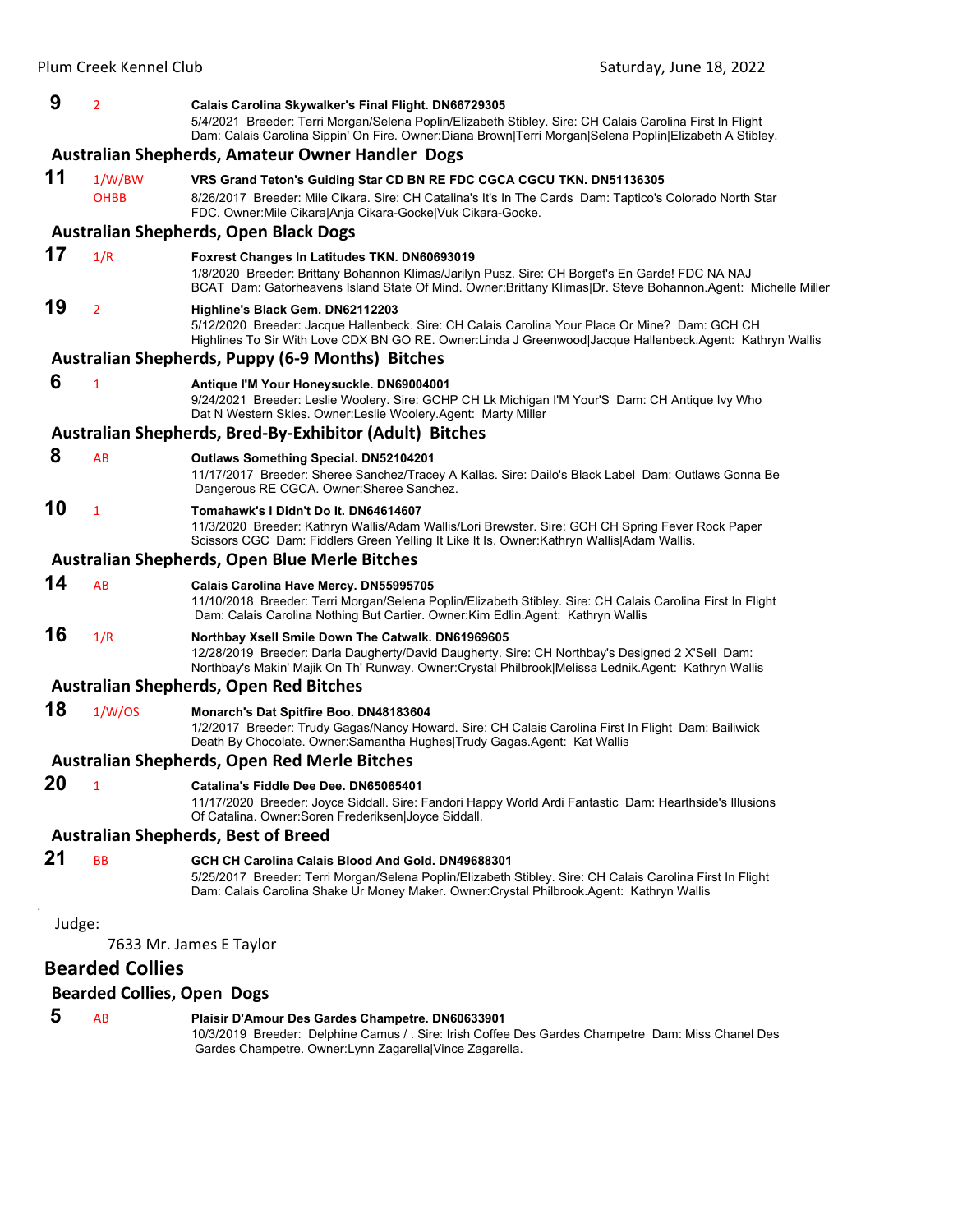**9** 2 **Calais Carolina Skywalker's Final Flight. DN66729305**
5/4/2021 Breeder: Terri Morgan/Selena Poplin/Elizabeth Stibley. Sire: CH Calais Carolina First In Flight Dam: Calais Carolina Sippin' On Fire. Owner:Diana Brown|Terri Morgan|Selena Poplin|Elizabeth A Stibley.

### Australian Shepherds, Amateur Owner Handler Dogs

**11** 1/W/BW OHBB **VRS Grand Teton's Guiding Star CD BN RE FDC CGCA CGCU TKN. DN51136305**
8/26/2017 Breeder: Mile Cikara. Sire: CH Catalina's It's In The Cards Dam: Taptico's Colorado North Star FDC. Owner:Mile Cikara|Anja Cikara-Gocke|Vuk Cikara-Gocke.

### Australian Shepherds, Open Black Dogs

**17** 1/R **Foxrest Changes In Latitudes TKN. DN60693019**
1/8/2020 Breeder: Brittany Bohannon Klimas/Jarilyn Pusz. Sire: CH Borget's En Garde! FDC NA NAJ BCAT Dam: Gatorheavens Island State Of Mind. Owner:Brittany Klimas|Dr. Steve Bohannon.Agent: Michelle Miller

**19** 2 **Highline's Black Gem. DN62112203**
5/12/2020 Breeder: Jacque Hallenbeck. Sire: CH Calais Carolina Your Place Or Mine? Dam: GCH CH Highlines To Sir With Love CDX BN GO RE. Owner:Linda J Greenwood|Jacque Hallenbeck.Agent: Kathryn Wallis

### Australian Shepherds, Puppy (6-9 Months) Bitches

**6** 1 **Antique I'M Your Honeysuckle. DN69004001**
9/24/2021 Breeder: Leslie Woolery. Sire: GCHP CH Lk Michigan I'M Your'S Dam: CH Antique Ivy Who Dat N Western Skies. Owner:Leslie Woolery.Agent: Marty Miller

### Australian Shepherds, Bred-By-Exhibitor (Adult) Bitches

**8** AB **Outlaws Something Special. DN52104201**
11/17/2017 Breeder: Sheree Sanchez/Tracey A Kallas. Sire: Dailo's Black Label Dam: Outlaws Gonna Be Dangerous RE CGCA. Owner:Sheree Sanchez.

**10** 1 **Tomahawk's I Didn't Do It. DN64614607**
11/3/2020 Breeder: Kathryn Wallis/Adam Wallis/Lori Brewster. Sire: GCH CH Spring Fever Rock Paper Scissors CGC Dam: Fiddlers Green Yelling It Like It Is. Owner:Kathryn Wallis|Adam Wallis.

### Australian Shepherds, Open Blue Merle Bitches

**14** AB **Calais Carolina Have Mercy. DN55995705**
11/10/2018 Breeder: Terri Morgan/Selena Poplin/Elizabeth Stibley. Sire: CH Calais Carolina First In Flight Dam: Calais Carolina Nothing But Cartier. Owner:Kim Edlin.Agent: Kathryn Wallis

**16** 1/R **Northbay Xsell Smile Down The Catwalk. DN61969605**
12/28/2019 Breeder: Darla Daugherty/David Daugherty. Sire: CH Northbay's Designed 2 X'Sell Dam: Northbay's Makin' Majik On Th' Runway. Owner:Crystal Philbrook|Melissa Lednik.Agent: Kathryn Wallis

### Australian Shepherds, Open Red Bitches

**18** 1/W/OS **Monarch's Dat Spitfire Boo. DN48183604**
1/2/2017 Breeder: Trudy Gagas/Nancy Howard. Sire: CH Calais Carolina First In Flight Dam: Bailiwick Death By Chocolate. Owner:Samantha Hughes|Trudy Gagas.Agent: Kat Wallis

### Australian Shepherds, Open Red Merle Bitches

**20** 1 **Catalina's Fiddle Dee Dee. DN65065401**
11/17/2020 Breeder: Joyce Siddall. Sire: Fandori Happy World Ardi Fantastic Dam: Hearthside's Illusions Of Catalina. Owner:Soren Frederiksen|Joyce Siddall.

### Australian Shepherds, Best of Breed

**21** BB **GCH CH Carolina Calais Blood And Gold. DN49688301**
5/25/2017 Breeder: Terri Morgan/Selena Poplin/Elizabeth Stibley. Sire: CH Calais Carolina First In Flight Dam: Calais Carolina Shake Ur Money Maker. Owner:Crystal Philbrook.Agent: Kathryn Wallis

Judge:

7633 Mr. James E Taylor

## Bearded Collies

### Bearded Collies, Open Dogs

**5** AB **Plaisir D'Amour Des Gardes Champetre. DN60633901**
10/3/2019 Breeder: Delphine Camus / . Sire: Irish Coffee Des Gardes Champetre Dam: Miss Chanel Des Gardes Champetre. Owner:Lynn Zagarella|Vince Zagarella.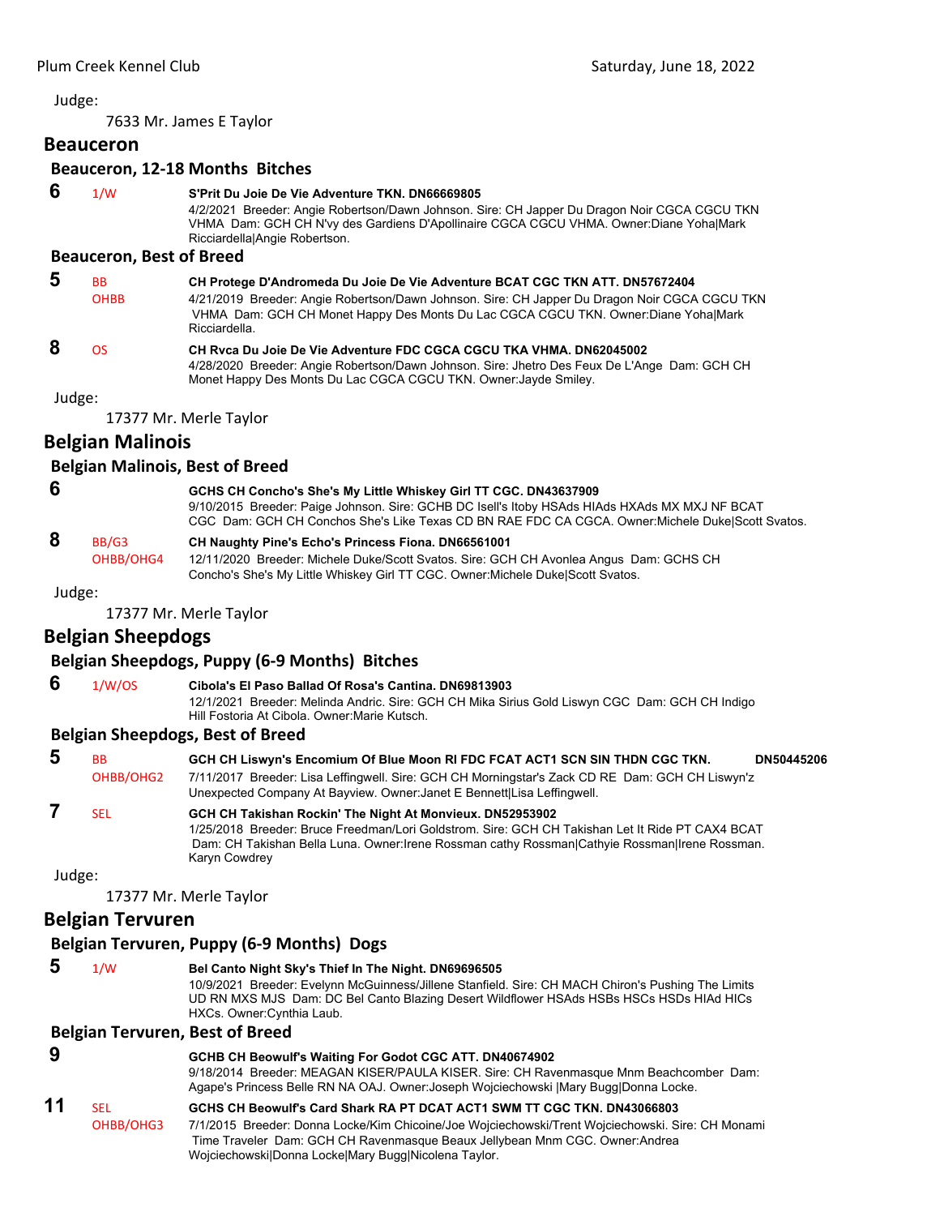Judge:

7633 Mr. James E Taylor

## Beauceron

### Beauceron, 12-18 Months Bitches

**6** 1/W **S'Prit Du Joie De Vie Adventure TKN. DN66669805**
4/2/2021 Breeder: Angie Robertson/Dawn Johnson. Sire: CH Japper Du Dragon Noir CGCA CGCU TKN VHMA Dam: GCH CH N'vy des Gardiens D'Apollinaire CGCA CGCU VHMA. Owner:Diane Yoha|Mark Ricciardella|Angie Robertson.

### Beauceron, Best of Breed

**5** BB OHBB **CH Protege D'Andromeda Du Joie De Vie Adventure BCAT CGC TKN ATT. DN57672404**
4/21/2019 Breeder: Angie Robertson/Dawn Johnson. Sire: CH Japper Du Dragon Noir CGCA CGCU TKN VHMA Dam: GCH CH Monet Happy Des Monts Du Lac CGCA CGCU TKN. Owner:Diane Yoha|Mark Ricciardella.

**8** OS **CH Rvca Du Joie De Vie Adventure FDC CGCA CGCU TKA VHMA. DN62045002**
4/28/2020 Breeder: Angie Robertson/Dawn Johnson. Sire: Jhetro Des Feux De L'Ange Dam: GCH CH Monet Happy Des Monts Du Lac CGCA CGCU TKN. Owner:Jayde Smiley.

Judge:

17377 Mr. Merle Taylor

## Belgian Malinois

### Belgian Malinois, Best of Breed

**6** **GCHS CH Concho's She's My Little Whiskey Girl TT CGC. DN43637909**
9/10/2015 Breeder: Paige Johnson. Sire: GCHB DC Isell's Itoby HSAds HIAds HXAds MX MXJ NF BCAT CGC Dam: GCH CH Conchos She's Like Texas CD BN RAE FDC CA CGCA. Owner:Michele Duke|Scott Svatos.

**8** BB/G3 OHBB/OHG4 **CH Naughty Pine's Echo's Princess Fiona. DN66561001**
12/11/2020 Breeder: Michele Duke/Scott Svatos. Sire: GCH CH Avonlea Angus Dam: GCHS CH Concho's She's My Little Whiskey Girl TT CGC. Owner:Michele Duke|Scott Svatos.

Judge:

17377 Mr. Merle Taylor

## Belgian Sheepdogs

### Belgian Sheepdogs, Puppy (6-9 Months) Bitches

**6** 1/W/OS **Cibola's El Paso Ballad Of Rosa's Cantina. DN69813903**
12/1/2021 Breeder: Melinda Andric. Sire: GCH CH Mika Sirius Gold Liswyn CGC Dam: GCH CH Indigo Hill Fostoria At Cibola. Owner:Marie Kutsch.

### Belgian Sheepdogs, Best of Breed

**5** BB OHBB/OHG2 **GCH CH Liswyn's Encomium Of Blue Moon RI FDC FCAT ACT1 SCN SIN THDN CGC TKN. DN50445206**
7/11/2017 Breeder: Lisa Leffingwell. Sire: GCH CH Morningstar's Zack CD RE Dam: GCH CH Liswyn'z Unexpected Company At Bayview. Owner:Janet E Bennett|Lisa Leffingwell.

**7** SEL **GCH CH Takishan Rockin' The Night At Monvieux. DN52953902**
1/25/2018 Breeder: Bruce Freedman/Lori Goldstrom. Sire: GCH CH Takishan Let It Ride PT CAX4 BCAT Dam: CH Takishan Bella Luna. Owner:Irene Rossman cathy Rossman|Cathyie Rossman|Irene Rossman. Karyn Cowdrey

Judge:

17377 Mr. Merle Taylor

## Belgian Tervuren

### Belgian Tervuren, Puppy (6-9 Months) Dogs

**5** 1/W **Bel Canto Night Sky's Thief In The Night. DN69696505**
10/9/2021 Breeder: Evelynn McGuinness/Jillene Stanfield. Sire: CH MACH Chiron's Pushing The Limits UD RN MXS MJS Dam: DC Bel Canto Blazing Desert Wildflower HSAds HSBs HSCs HSDs HIAd HICs HXCs. Owner:Cynthia Laub.

### Belgian Tervuren, Best of Breed

**9** **GCHB CH Beowulf's Waiting For Godot CGC ATT. DN40674902**
9/18/2014 Breeder: MEAGAN KISER/PAULA KISER. Sire: CH Ravenmasque Mnm Beachcomber Dam: Agape's Princess Belle RN NA OAJ. Owner:Joseph Wojciechowski |Mary Bugg|Donna Locke.

**11** SEL OHBB/OHG3 **GCHS CH Beowulf's Card Shark RA PT DCAT ACT1 SWM TT CGC TKN. DN43066803**
7/1/2015 Breeder: Donna Locke/Kim Chicoine/Joe Wojciechowski/Trent Wojciechowski. Sire: CH Monami Time Traveler Dam: GCH CH Ravenmasque Beaux Jellybean Mnm CGC. Owner:Andrea Wojciechowski|Donna Locke|Mary Bugg|Nicolena Taylor.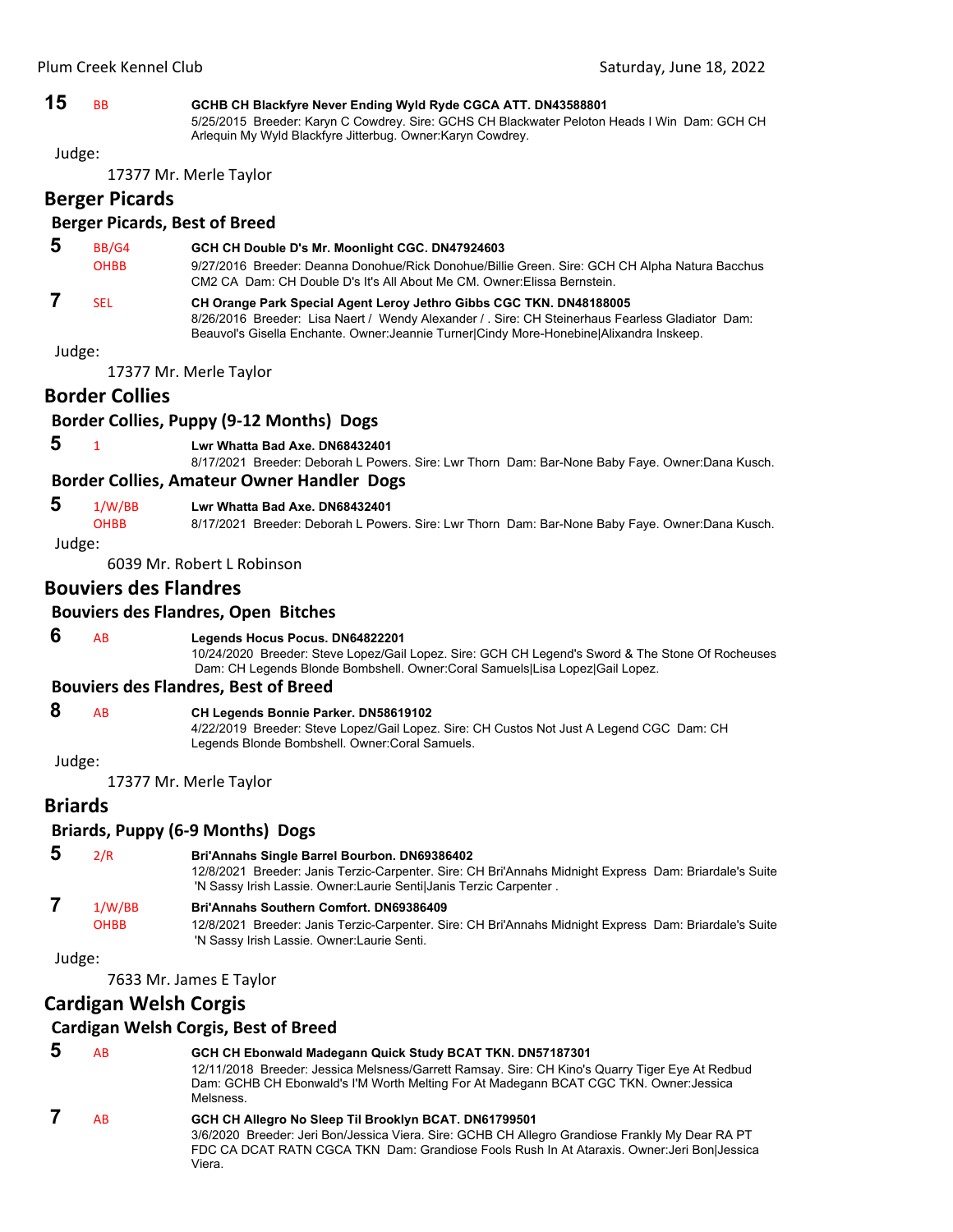**15** BB **GCHB CH Blackfyre Never Ending Wyld Ryde CGCA ATT. DN43588801**
5/25/2015 Breeder: Karyn C Cowdrey. Sire: GCHS CH Blackwater Peloton Heads I Win Dam: GCH CH Arlequin My Wyld Blackfyre Jitterbug. Owner:Karyn Cowdrey.

Judge:
17377 Mr. Merle Taylor

## Berger Picards

### Berger Picards, Best of Breed

**5** BB/G4 OHBB **GCH CH Double D's Mr. Moonlight CGC. DN47924603**
9/27/2016 Breeder: Deanna Donohue/Rick Donohue/Billie Green. Sire: GCH CH Alpha Natura Bacchus CM2 CA Dam: CH Double D's It's All About Me CM. Owner:Elissa Bernstein.

**7** SEL **CH Orange Park Special Agent Leroy Jethro Gibbs CGC TKN. DN48188005**
8/26/2016 Breeder: Lisa Naert / Wendy Alexander / . Sire: CH Steinerhaus Fearless Gladiator Dam: Beauvol's Gisella Enchante. Owner:Jeannie Turner|Cindy More-Honebine|Alixandra Inskeep.

Judge:
17377 Mr. Merle Taylor

## Border Collies

### Border Collies, Puppy (9-12 Months) Dogs

**5** 1 **Lwr Whatta Bad Axe. DN68432401**
8/17/2021 Breeder: Deborah L Powers. Sire: Lwr Thorn Dam: Bar-None Baby Faye. Owner:Dana Kusch.

### Border Collies, Amateur Owner Handler Dogs

**5** 1/W/BB OHBB **Lwr Whatta Bad Axe. DN68432401**
8/17/2021 Breeder: Deborah L Powers. Sire: Lwr Thorn Dam: Bar-None Baby Faye. Owner:Dana Kusch.

Judge:
6039 Mr. Robert L Robinson

## Bouviers des Flandres

### Bouviers des Flandres, Open Bitches

**6** AB **Legends Hocus Pocus. DN64822201**
10/24/2020 Breeder: Steve Lopez/Gail Lopez. Sire: GCH CH Legend's Sword & The Stone Of Rocheuses Dam: CH Legends Blonde Bombshell. Owner:Coral Samuels|Lisa Lopez|Gail Lopez.

### Bouviers des Flandres, Best of Breed

**8** AB **CH Legends Bonnie Parker. DN58619102**
4/22/2019 Breeder: Steve Lopez/Gail Lopez. Sire: CH Custos Not Just A Legend CGC Dam: CH Legends Blonde Bombshell. Owner:Coral Samuels.

Judge:
17377 Mr. Merle Taylor

## Briards

### Briards, Puppy (6-9 Months) Dogs

**5** 2/R **Bri'Annahs Single Barrel Bourbon. DN69386402**
12/8/2021 Breeder: Janis Terzic-Carpenter. Sire: CH Bri'Annahs Midnight Express Dam: Briardale's Suite 'N Sassy Irish Lassie. Owner:Laurie Senti|Janis Terzic Carpenter .

**7** 1/W/BB OHBB **Bri'Annahs Southern Comfort. DN69386409**
12/8/2021 Breeder: Janis Terzic-Carpenter. Sire: CH Bri'Annahs Midnight Express Dam: Briardale's Suite 'N Sassy Irish Lassie. Owner:Laurie Senti.

Judge:
7633 Mr. James E Taylor

## Cardigan Welsh Corgis

### Cardigan Welsh Corgis, Best of Breed

**5** AB **GCH CH Ebonwald Madegann Quick Study BCAT TKN. DN57187301**
12/11/2018 Breeder: Jessica Melsness/Garrett Ramsay. Sire: CH Kino's Quarry Tiger Eye At Redbud Dam: GCHB CH Ebonwald's I'M Worth Melting For At Madegann BCAT CGC TKN. Owner:Jessica Melsness.

**7** AB **GCH CH Allegro No Sleep Til Brooklyn BCAT. DN61799501**
3/6/2020 Breeder: Jeri Bon/Jessica Viera. Sire: GCHB CH Allegro Grandiose Frankly My Dear RA PT FDC CA DCAT RATN CGCA TKN Dam: Grandiose Fools Rush In At Ataraxis. Owner:Jeri Bon|Jessica Viera.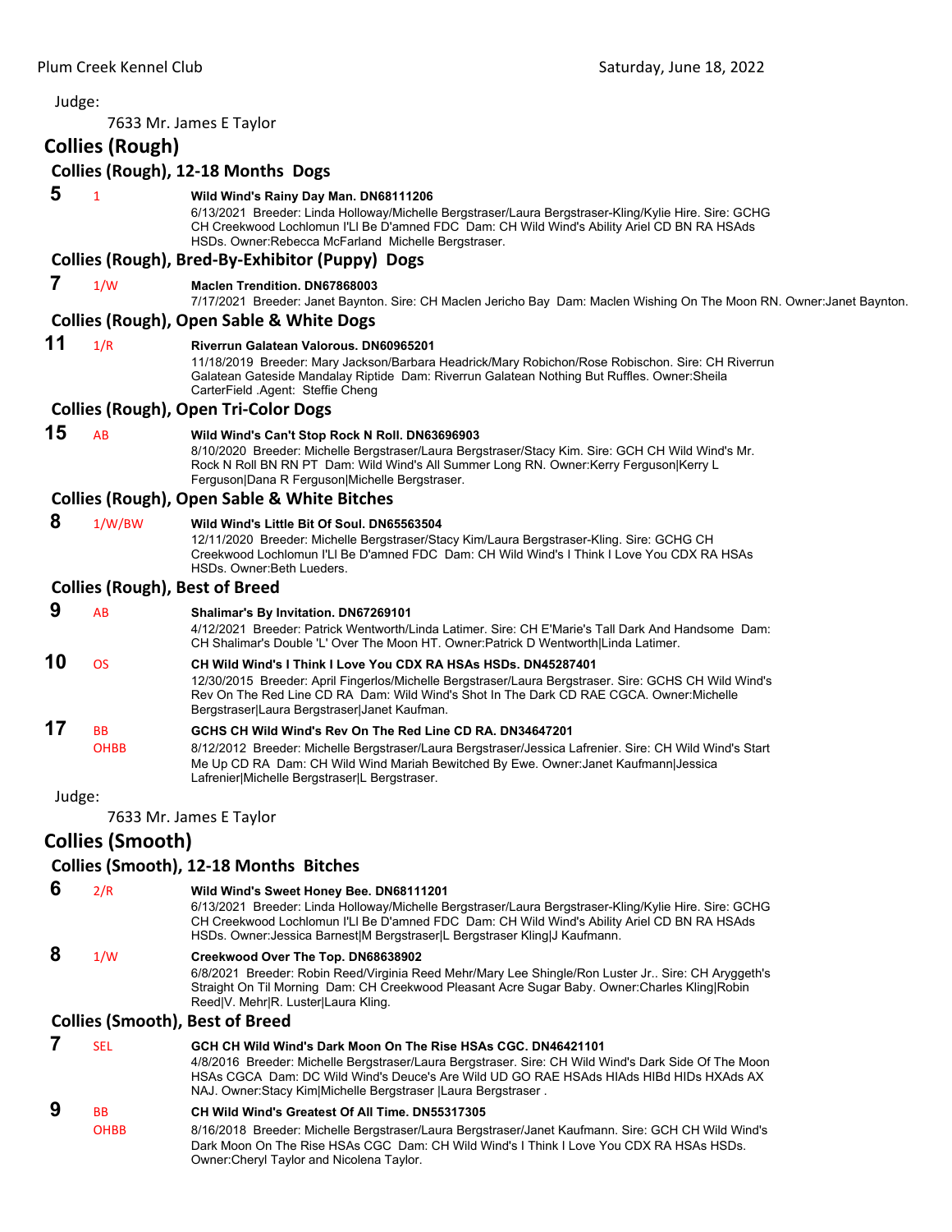Judge:

7633 Mr. James E Taylor

## Collies (Rough)

### Collies (Rough), 12-18 Months Dogs

**5** 1 **Wild Wind's Rainy Day Man. DN68111206**
6/13/2021 Breeder: Linda Holloway/Michelle Bergstraser/Laura Bergstraser-Kling/Kylie Hire. Sire: GCHG CH Creekwood Lochlomun I'Ll Be D'amned FDC Dam: CH Wild Wind's Ability Ariel CD BN RA HSAds HSDs. Owner:Rebecca McFarland Michelle Bergstraser.

### Collies (Rough), Bred-By-Exhibitor (Puppy) Dogs

**7** 1/W **Maclen Trendition. DN67868003**
7/17/2021 Breeder: Janet Baynton. Sire: CH Maclen Jericho Bay Dam: Maclen Wishing On The Moon RN. Owner:Janet Baynton.

### Collies (Rough), Open Sable & White Dogs

**11** 1/R **Riverrun Galatean Valorous. DN60965201**
11/18/2019 Breeder: Mary Jackson/Barbara Headrick/Mary Robichon/Rose Robischon. Sire: CH Riverrun Galatean Gateside Mandalay Riptide Dam: Riverrun Galatean Nothing But Ruffles. Owner:Sheila CarterField .Agent: Steffie Cheng

### Collies (Rough), Open Tri-Color Dogs

**15** AB **Wild Wind's Can't Stop Rock N Roll. DN63696903**
8/10/2020 Breeder: Michelle Bergstraser/Laura Bergstraser/Stacy Kim. Sire: GCH CH Wild Wind's Mr. Rock N Roll BN RN PT Dam: Wild Wind's All Summer Long RN. Owner:Kerry Ferguson|Kerry L Ferguson|Dana R Ferguson|Michelle Bergstraser.

### Collies (Rough), Open Sable & White Bitches

**8** 1/W/BW **Wild Wind's Little Bit Of Soul. DN65563504**
12/11/2020 Breeder: Michelle Bergstraser/Stacy Kim/Laura Bergstraser-Kling. Sire: GCHG CH Creekwood Lochlomun I'Ll Be D'amned FDC Dam: CH Wild Wind's I Think I Love You CDX RA HSAs HSDs. Owner:Beth Lueders.

### Collies (Rough), Best of Breed

**9** AB **Shalimar's By Invitation. DN67269101**
4/12/2021 Breeder: Patrick Wentworth/Linda Latimer. Sire: CH E'Marie's Tall Dark And Handsome Dam: CH Shalimar's Double 'L' Over The Moon HT. Owner:Patrick D Wentworth|Linda Latimer.

**10** OS **CH Wild Wind's I Think I Love You CDX RA HSAs HSDs. DN45287401**
12/30/2015 Breeder: April Fingerlos/Michelle Bergstraser/Laura Bergstraser. Sire: GCHS CH Wild Wind's Rev On The Red Line CD RA Dam: Wild Wind's Shot In The Dark CD RAE CGCA. Owner:Michelle Bergstraser|Laura Bergstraser|Janet Kaufman.

**17** BB OHBB **GCHS CH Wild Wind's Rev On The Red Line CD RA. DN34647201**
8/12/2012 Breeder: Michelle Bergstraser/Laura Bergstraser/Jessica Lafrenier. Sire: CH Wild Wind's Start Me Up CD RA Dam: CH Wild Wind Mariah Bewitched By Ewe. Owner:Janet Kaufmann|Jessica Lafrenier|Michelle Bergstraser|L Bergstraser.

Judge:

7633 Mr. James E Taylor

## Collies (Smooth)

### Collies (Smooth), 12-18 Months Bitches

**6** 2/R **Wild Wind's Sweet Honey Bee. DN68111201**
6/13/2021 Breeder: Linda Holloway/Michelle Bergstraser/Laura Bergstraser-Kling/Kylie Hire. Sire: GCHG CH Creekwood Lochlomun I'Ll Be D'amned FDC Dam: CH Wild Wind's Ability Ariel CD BN RA HSAds HSDs. Owner:Jessica Barnest|M Bergstraser|L Bergstraser Kling|J Kaufmann.

**8** 1/W **Creekwood Over The Top. DN68638902**
6/8/2021 Breeder: Robin Reed/Virginia Reed Mehr/Mary Lee Shingle/Ron Luster Jr.. Sire: CH Aryggeth's Straight On Til Morning Dam: CH Creekwood Pleasant Acre Sugar Baby. Owner:Charles Kling|Robin Reed|V. Mehr|R. Luster|Laura Kling.

### Collies (Smooth), Best of Breed

**7** SEL **GCH CH Wild Wind's Dark Moon On The Rise HSAs CGC. DN46421101**
4/8/2016 Breeder: Michelle Bergstraser/Laura Bergstraser. Sire: CH Wild Wind's Dark Side Of The Moon HSAs CGCA Dam: DC Wild Wind's Deuce's Are Wild UD GO RAE HSAds HIAds HIBd HIDs HXAds AX NAJ. Owner:Stacy Kim|Michelle Bergstraser |Laura Bergstraser .

**9** BB OHBB **CH Wild Wind's Greatest Of All Time. DN55317305**
8/16/2018 Breeder: Michelle Bergstraser/Laura Bergstraser/Janet Kaufmann. Sire: GCH CH Wild Wind's Dark Moon On The Rise HSAs CGC Dam: CH Wild Wind's I Think I Love You CDX RA HSAs HSDs. Owner:Cheryl Taylor and Nicolena Taylor.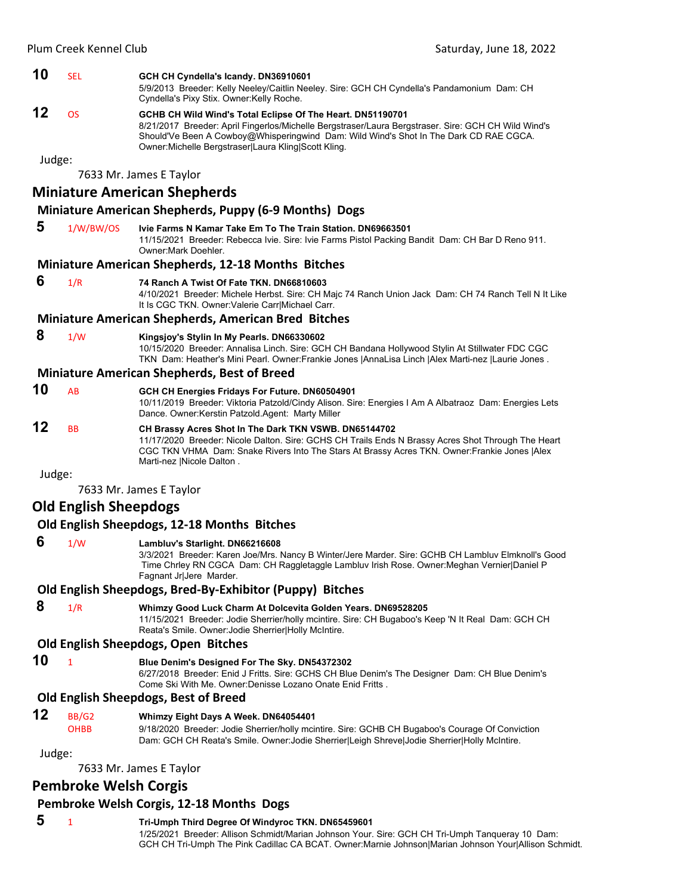**10** SEL **GCH CH Cyndella's Icandy. DN36910601**
5/9/2013 Breeder: Kelly Neeley/Caitlin Neeley. Sire: GCH CH Cyndella's Pandamonium Dam: CH Cyndella's Pixy Stix. Owner:Kelly Roche.

**12** OS **GCHB CH Wild Wind's Total Eclipse Of The Heart. DN51190701**
8/21/2017 Breeder: April Fingerlos/Michelle Bergstraser/Laura Bergstraser. Sire: GCH CH Wild Wind's Should'Ve Been A Cowboy@Whisperingwind Dam: Wild Wind's Shot In The Dark CD RAE CGCA. Owner:Michelle Bergstraser|Laura Kling|Scott Kling.

Judge:

7633 Mr. James E Taylor

## Miniature American Shepherds

### Miniature American Shepherds, Puppy (6-9 Months) Dogs

**5** 1/W/BW/OS **Ivie Farms N Kamar Take Em To The Train Station. DN69663501**
11/15/2021 Breeder: Rebecca Ivie. Sire: Ivie Farms Pistol Packing Bandit Dam: CH Bar D Reno 911. Owner:Mark Doehler.

### Miniature American Shepherds, 12-18 Months Bitches

**6** 1/R **74 Ranch A Twist Of Fate TKN. DN66810603**
4/10/2021 Breeder: Michele Herbst. Sire: CH Majc 74 Ranch Union Jack Dam: CH 74 Ranch Tell N It Like It Is CGC TKN. Owner:Valerie Carr|Michael Carr.

### Miniature American Shepherds, American Bred Bitches

**8** 1/W **Kingsjoy's Stylin In My Pearls. DN66330602**
10/15/2020 Breeder: Annalisa Linch. Sire: GCH CH Bandana Hollywood Stylin At Stillwater FDC CGC TKN Dam: Heather's Mini Pearl. Owner:Frankie Jones |AnnaLisa Linch |Alex Marti-nez |Laurie Jones .

### Miniature American Shepherds, Best of Breed

**10** AB **GCH CH Energies Fridays For Future. DN60504901**
10/11/2019 Breeder: Viktoria Patzold/Cindy Alison. Sire: Energies I Am A Albatraoz Dam: Energies Lets Dance. Owner:Kerstin Patzold.Agent: Marty Miller

**12** BB **CH Brassy Acres Shot In The Dark TKN VSWB. DN65144702**
11/17/2020 Breeder: Nicole Dalton. Sire: GCHS CH Trails Ends N Brassy Acres Shot Through The Heart CGC TKN VHMA Dam: Snake Rivers Into The Stars At Brassy Acres TKN. Owner:Frankie Jones |Alex Marti-nez |Nicole Dalton .

Judge:

7633 Mr. James E Taylor

## Old English Sheepdogs

### Old English Sheepdogs, 12-18 Months Bitches

**6** 1/W **Lambluv's Starlight. DN66216608**
3/3/2021 Breeder: Karen Joe/Mrs. Nancy B Winter/Jere Marder. Sire: GCHB CH Lambluv Elmknoll's Good Time Chrley RN CGCA Dam: CH Raggletaggle Lambluv Irish Rose. Owner:Meghan Vernier|Daniel P Fagnant Jr|Jere Marder.

### Old English Sheepdogs, Bred-By-Exhibitor (Puppy) Bitches

**8** 1/R **Whimzy Good Luck Charm At Dolcevita Golden Years. DN69528205**
11/15/2021 Breeder: Jodie Sherrier/holly mcintire. Sire: CH Bugaboo's Keep 'N It Real Dam: GCH CH Reata's Smile. Owner:Jodie Sherrier|Holly McIntire.

### Old English Sheepdogs, Open Bitches

**10** 1 **Blue Denim's Designed For The Sky. DN54372302**
6/27/2018 Breeder: Enid J Fritts. Sire: GCHS CH Blue Denim's The Designer Dam: CH Blue Denim's Come Ski With Me. Owner:Denisse Lozano Onate Enid Fritts .

### Old English Sheepdogs, Best of Breed

**12** BB/G2 OHBB **Whimzy Eight Days A Week. DN64054401**
9/18/2020 Breeder: Jodie Sherrier/holly mcintire. Sire: GCHB CH Bugaboo's Courage Of Conviction Dam: GCH CH Reata's Smile. Owner:Jodie Sherrier|Leigh Shreve|Jodie Sherrier|Holly McIntire.

Judge:

7633 Mr. James E Taylor

## Pembroke Welsh Corgis

### Pembroke Welsh Corgis, 12-18 Months Dogs

**5** 1 **Tri-Umph Third Degree Of Windyroc TKN. DN65459601**
1/25/2021 Breeder: Allison Schmidt/Marian Johnson Your. Sire: GCH CH Tri-Umph Tanqueray 10 Dam: GCH CH Tri-Umph The Pink Cadillac CA BCAT. Owner:Marnie Johnson|Marian Johnson Your|Allison Schmidt.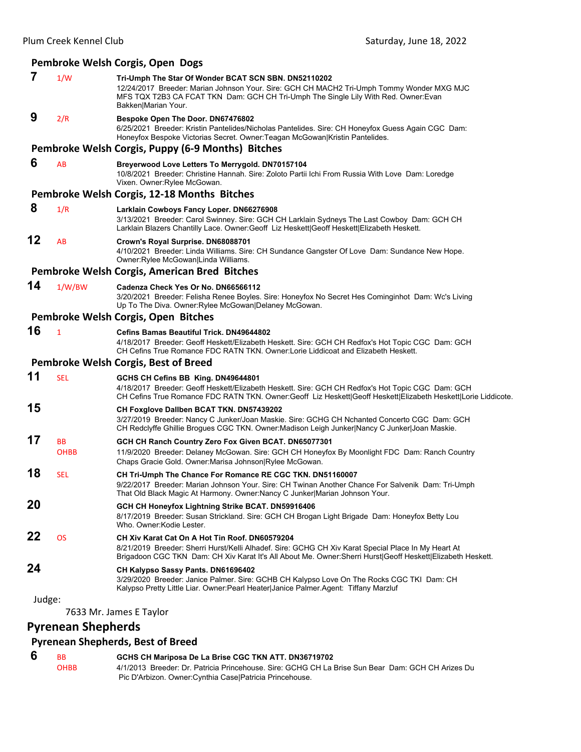### Pembroke Welsh Corgis, Open Dogs

**7** 1/W **Tri-Umph The Star Of Wonder BCAT SCN SBN. DN52110202**
12/24/2017 Breeder: Marian Johnson Your. Sire: GCH CH MACH2 Tri-Umph Tommy Wonder MXG MJC MFS TQX T2B3 CA FCAT TKN Dam: GCH CH Tri-Umph The Single Lily With Red. Owner:Evan Bakken|Marian Your.

**9** 2/R **Bespoke Open The Door. DN67476802**
6/25/2021 Breeder: Kristin Pantelides/Nicholas Pantelides. Sire: CH Honeyfox Guess Again CGC Dam: Honeyfox Bespoke Victorias Secret. Owner:Teagan McGowan|Kristin Pantelides.

### Pembroke Welsh Corgis, Puppy (6-9 Months) Bitches

**6** AB **Breyerwood Love Letters To Merrygold. DN70157104**
10/8/2021 Breeder: Christine Hannah. Sire: Zoloto Partii Ichi From Russia With Love Dam: Loredge Vixen. Owner:Rylee McGowan.

### Pembroke Welsh Corgis, 12-18 Months Bitches

**8** 1/R **Larklain Cowboys Fancy Loper. DN66276908**
3/13/2021 Breeder: Carol Swinney. Sire: GCH CH Larklain Sydneys The Last Cowboy Dam: GCH CH Larklain Blazers Chantilly Lace. Owner:Geoff Liz Heskett|Geoff Heskett|Elizabeth Heskett.

**12** AB **Crown's Royal Surprise. DN68088701**
4/10/2021 Breeder: Linda Williams. Sire: CH Sundance Gangster Of Love Dam: Sundance New Hope. Owner:Rylee McGowan|Linda Williams.

### Pembroke Welsh Corgis, American Bred Bitches

**14** 1/W/BW **Cadenza Check Yes Or No. DN66566112**
3/20/2021 Breeder: Felisha Renee Boyles. Sire: Honeyfox No Secret Hes Cominginhot Dam: Wc's Living Up To The Diva. Owner:Rylee McGowan|Delaney McGowan.

### Pembroke Welsh Corgis, Open Bitches

**16** 1 **Cefins Bamas Beautiful Trick. DN49644802**
4/18/2017 Breeder: Geoff Heskett/Elizabeth Heskett. Sire: GCH CH Redfox's Hot Topic CGC Dam: GCH CH Cefins True Romance FDC RATN TKN. Owner:Lorie Liddicoat and Elizabeth Heskett.

### Pembroke Welsh Corgis, Best of Breed

**11** SEL **GCHS CH Cefins BB King. DN49644801**
4/18/2017 Breeder: Geoff Heskett/Elizabeth Heskett. Sire: GCH CH Redfox's Hot Topic CGC Dam: GCH CH Cefins True Romance FDC RATN TKN. Owner:Geoff Liz Heskett|Geoff Heskett|Elizabeth Heskett|Lorie Liddicote.

**15** **CH Foxglove Dallben BCAT TKN. DN57439202**
3/27/2019 Breeder: Nancy C Junker/Joan Maskie. Sire: GCHG CH Nchanted Concerto CGC Dam: GCH CH Redclyffe Ghillie Brogues CGC TKN. Owner:Madison Leigh Junker|Nancy C Junker|Joan Maskie.

**17** BB OHBB **GCH CH Ranch Country Zero Fox Given BCAT. DN65077301**
11/9/2020 Breeder: Delaney McGowan. Sire: GCH CH Honeyfox By Moonlight FDC Dam: Ranch Country Chaps Gracie Gold. Owner:Marisa Johnson|Rylee McGowan.

**18** SEL **CH Tri-Umph The Chance For Romance RE CGC TKN. DN51160007**
9/22/2017 Breeder: Marian Johnson Your. Sire: CH Twinan Another Chance For Salvenik Dam: Tri-Umph That Old Black Magic At Harmony. Owner:Nancy C Junker|Marian Johnson Your.

**20** **GCH CH Honeyfox Lightning Strike BCAT. DN59916406**
8/17/2019 Breeder: Susan Strickland. Sire: GCH CH Brogan Light Brigade Dam: Honeyfox Betty Lou Who. Owner:Kodie Lester.

**22** OS **CH Xiv Karat Cat On A Hot Tin Roof. DN60579204**
8/21/2019 Breeder: Sherri Hurst/Kelli Alhadef. Sire: GCHG CH Xiv Karat Special Place In My Heart At Brigadoon CGC TKN Dam: CH Xiv Karat It's All About Me. Owner:Sherri Hurst|Geoff Heskett|Elizabeth Heskett.

**24** **CH Kalypso Sassy Pants. DN61696402**
3/29/2020 Breeder: Janice Palmer. Sire: GCHB CH Kalypso Love On The Rocks CGC TKI Dam: CH Kalypso Pretty Little Liar. Owner:Pearl Heater|Janice Palmer.Agent: Tiffany Marzluf

Judge:

7633 Mr. James E Taylor

## Pyrenean Shepherds

### Pyrenean Shepherds, Best of Breed

**6** BB OHBB **GCHS CH Mariposa De La Brise CGC TKN ATT. DN36719702**
4/1/2013 Breeder: Dr. Patricia Princehouse. Sire: GCHG CH La Brise Sun Bear Dam: GCH CH Arizes Du Pic D'Arbizon. Owner:Cynthia Case|Patricia Princehouse.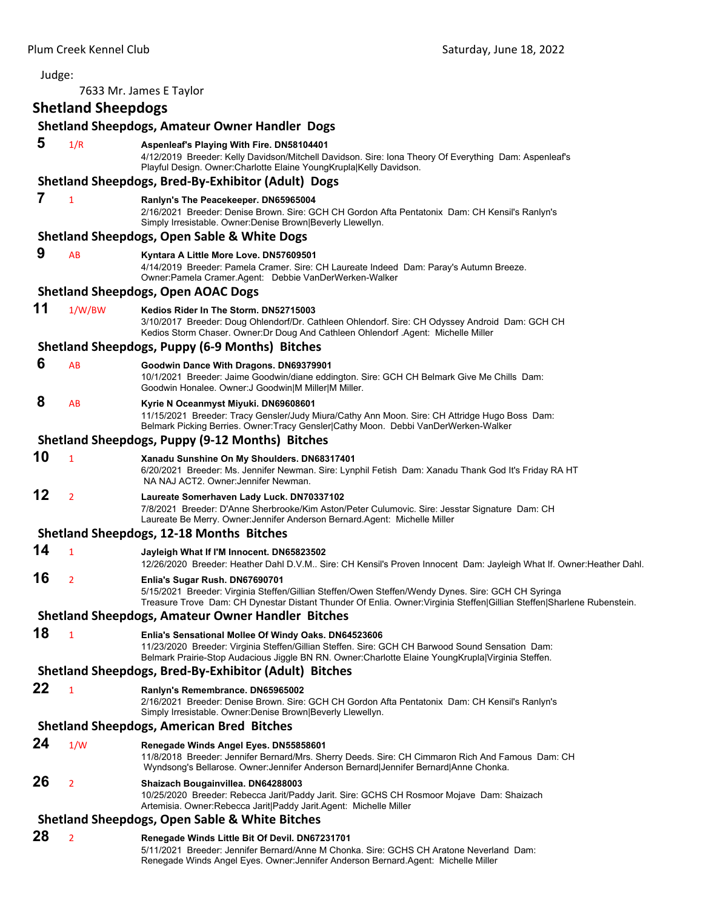Judge:

7633 Mr. James E Taylor

## Shetland Sheepdogs

### Shetland Sheepdogs, Amateur Owner Handler Dogs

**5** 1/R **Aspenleaf's Playing With Fire. DN58104401**
4/12/2019 Breeder: Kelly Davidson/Mitchell Davidson. Sire: Iona Theory Of Everything Dam: Aspenleaf's Playful Design. Owner:Charlotte Elaine YoungKrupla|Kelly Davidson.

### Shetland Sheepdogs, Bred-By-Exhibitor (Adult) Dogs

**7** 1 **Ranlyn's The Peacekeeper. DN65965004**
2/16/2021 Breeder: Denise Brown. Sire: GCH CH Gordon Afta Pentatonix Dam: CH Kensil's Ranlyn's Simply Irresistable. Owner:Denise Brown|Beverly Llewellyn.

### Shetland Sheepdogs, Open Sable & White Dogs

**9** AB **Kyntara A Little More Love. DN57609501**
4/14/2019 Breeder: Pamela Cramer. Sire: CH Laureate Indeed Dam: Paray's Autumn Breeze. Owner:Pamela Cramer.Agent: Debbie VanDerWerken-Walker

### Shetland Sheepdogs, Open AOAC Dogs

**11** 1/W/BW **Kedios Rider In The Storm. DN52715003**
3/10/2017 Breeder: Doug Ohlendorf/Dr. Cathleen Ohlendorf. Sire: CH Odyssey Android Dam: GCH CH Kedios Storm Chaser. Owner:Dr Doug And Cathleen Ohlendorf .Agent: Michelle Miller

### Shetland Sheepdogs, Puppy (6-9 Months) Bitches

**6** AB **Goodwin Dance With Dragons. DN69379901**
10/1/2021 Breeder: Jaime Goodwin/diane eddington. Sire: GCH CH Belmark Give Me Chills Dam: Goodwin Honalee. Owner:J Goodwin|M Miller|M Miller.

**8** AB **Kyrie N Oceanmyst Miyuki. DN69608601**
11/15/2021 Breeder: Tracy Gensler/Judy Miura/Cathy Ann Moon. Sire: CH Attridge Hugo Boss Dam: Belmark Picking Berries. Owner:Tracy Gensler|Cathy Moon. Debbi VanDerWerken-Walker

### Shetland Sheepdogs, Puppy (9-12 Months) Bitches

**10** 1 **Xanadu Sunshine On My Shoulders. DN68317401**
6/20/2021 Breeder: Ms. Jennifer Newman. Sire: Lynphil Fetish Dam: Xanadu Thank God It's Friday RA HT NA NAJ ACT2. Owner:Jennifer Newman.

**12** 2 **Laureate Somerhaven Lady Luck. DN70337102**
7/8/2021 Breeder: D'Anne Sherbrooke/Kim Aston/Peter Culumovic. Sire: Jesstar Signature Dam: CH Laureate Be Merry. Owner:Jennifer Anderson Bernard.Agent: Michelle Miller

### Shetland Sheepdogs, 12-18 Months Bitches

**14** 1 **Jayleigh What If I'M Innocent. DN65823502**
12/26/2020 Breeder: Heather Dahl D.V.M.. Sire: CH Kensil's Proven Innocent Dam: Jayleigh What If. Owner:Heather Dahl.

**16** 2 **Enlia's Sugar Rush. DN67690701**
5/15/2021 Breeder: Virginia Steffen/Gillian Steffen/Owen Steffen/Wendy Dynes. Sire: GCH CH Syringa Treasure Trove Dam: CH Dynestar Distant Thunder Of Enlia. Owner:Virginia Steffen|Gillian Steffen|Sharlene Rubenstein.

### Shetland Sheepdogs, Amateur Owner Handler Bitches

**18** 1 **Enlia's Sensational Mollee Of Windy Oaks. DN64523606**
11/23/2020 Breeder: Virginia Steffen/Gillian Steffen. Sire: GCH CH Barwood Sound Sensation Dam: Belmark Prairie-Stop Audacious Jiggle BN RN. Owner:Charlotte Elaine YoungKrupla|Virginia Steffen.

### Shetland Sheepdogs, Bred-By-Exhibitor (Adult) Bitches

**22** 1 **Ranlyn's Remembrance. DN65965002**
2/16/2021 Breeder: Denise Brown. Sire: GCH CH Gordon Afta Pentatonix Dam: CH Kensil's Ranlyn's Simply Irresistable. Owner:Denise Brown|Beverly Llewellyn.

### Shetland Sheepdogs, American Bred Bitches

**24** 1/W **Renegade Winds Angel Eyes. DN55858601**
11/8/2018 Breeder: Jennifer Bernard/Mrs. Sherry Deeds. Sire: CH Cimmaron Rich And Famous Dam: CH Wyndsong's Bellarose. Owner:Jennifer Anderson Bernard|Jennifer Bernard|Anne Chonka.

**26** 2 **Shaizach Bougainvillea. DN64288003**
10/25/2020 Breeder: Rebecca Jarit/Paddy Jarit. Sire: GCHS CH Rosmoor Mojave Dam: Shaizach Artemisia. Owner:Rebecca Jarit|Paddy Jarit.Agent: Michelle Miller

### Shetland Sheepdogs, Open Sable & White Bitches

**28** 2 **Renegade Winds Little Bit Of Devil. DN67231701**
5/11/2021 Breeder: Jennifer Bernard/Anne M Chonka. Sire: GCHS CH Aratone Neverland Dam: Renegade Winds Angel Eyes. Owner:Jennifer Anderson Bernard.Agent: Michelle Miller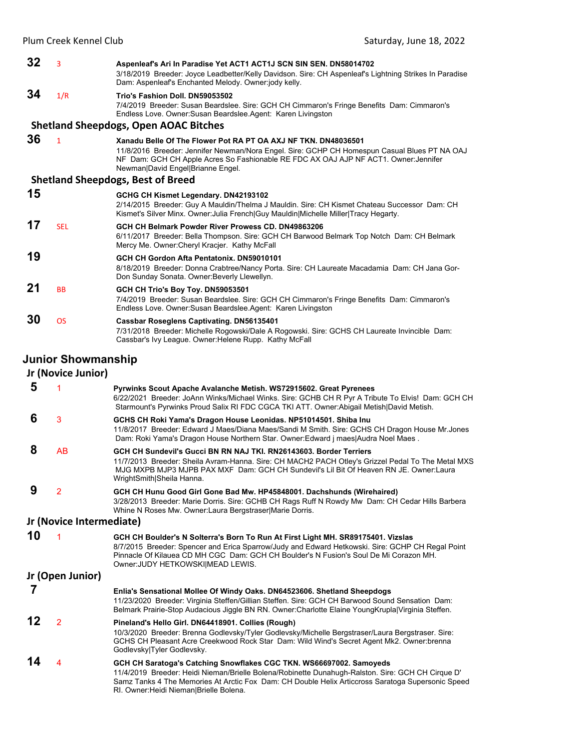**32** 3 **Aspenleaf's Ari In Paradise Yet ACT1 ACT1J SCN SIN SEN. DN58014702**
3/18/2019 Breeder: Joyce Leadbetter/Kelly Davidson. Sire: CH Aspenleaf's Lightning Strikes In Paradise Dam: Aspenleaf's Enchanted Melody. Owner:jody kelly.

**34** 1/R **Trio's Fashion Doll. DN59053502**
7/4/2019 Breeder: Susan Beardslee. Sire: GCH CH Cimmaron's Fringe Benefits Dam: Cimmaron's Endless Love. Owner:Susan Beardslee.Agent: Karen Livingston

### Shetland Sheepdogs, Open AOAC Bitches

**36** 1 **Xanadu Belle Of The Flower Pot RA PT OA AXJ NF TKN. DN48036501**
11/8/2016 Breeder: Jennifer Newman/Nora Engel. Sire: GCHP CH Homespun Casual Blues PT NA OAJ NF Dam: GCH CH Apple Acres So Fashionable RE FDC AX OAJ AJP NF ACT1. Owner:Jennifer Newman|David Engel|Brianne Engel.

### Shetland Sheepdogs, Best of Breed

**15** **GCHG CH Kismet Legendary. DN42193102**
2/14/2015 Breeder: Guy A Mauldin/Thelma J Mauldin. Sire: CH Kismet Chateau Successor Dam: CH Kismet's Silver Minx. Owner:Julia French|Guy Mauldin|Michelle Miller|Tracy Hegarty.

**17** SEL **GCH CH Belmark Powder River Prowess CD. DN49863206**
6/11/2017 Breeder: Bella Thompson. Sire: GCH CH Barwood Belmark Top Notch Dam: CH Belmark Mercy Me. Owner:Cheryl Kracjer. Kathy McFall

**19** **GCH CH Gordon Afta Pentatonix. DN59010101**
8/18/2019 Breeder: Donna Crabtree/Nancy Porta. Sire: CH Laureate Macadamia Dam: CH Jana Gor-Don Sunday Sonata. Owner:Beverly Llewellyn.

**21** BB **GCH CH Trio's Boy Toy. DN59053501**
7/4/2019 Breeder: Susan Beardslee. Sire: GCH CH Cimmaron's Fringe Benefits Dam: Cimmaron's Endless Love. Owner:Susan Beardslee.Agent: Karen Livingston

**30** OS **Cassbar Roseglens Captivating. DN56135401**
7/31/2018 Breeder: Michelle Rogowski/Dale A Rogowski. Sire: GCHS CH Laureate Invincible Dam: Cassbar's Ivy League. Owner:Helene Rupp. Kathy McFall

## Junior Showmanship

### Jr (Novice Junior)

**5** 1 **Pyrwinks Scout Apache Avalanche Metish. WS72915602. Great Pyrenees**
6/22/2021 Breeder: JoAnn Winks/Michael Winks. Sire: GCHB CH R Pyr A Tribute To Elvis! Dam: GCH CH Starmount's Pyrwinks Proud Salix RI FDC CGCA TKI ATT. Owner:Abigail Metish|David Metish.

**6** 3 **GCHS CH Roki Yama's Dragon House Leonidas. NP51014501. Shiba Inu**
11/8/2017 Breeder: Edward J Maes/Diana Maes/Sandi M Smith. Sire: GCHS CH Dragon House Mr.Jones Dam: Roki Yama's Dragon House Northern Star. Owner:Edward j maes|Audra Noel Maes .

**8** AB **GCH CH Sundevil's Gucci BN RN NAJ TKI. RN26143603. Border Terriers**
11/7/2013 Breeder: Sheila Avram-Hanna. Sire: CH MACH2 PACH Otley's Grizzel Pedal To The Metal MXS MJG MXPB MJP3 MJPB PAX MXF Dam: GCH CH Sundevil's Lil Bit Of Heaven RN JE. Owner:Laura WrightSmith|Sheila Hanna.

**9** 2 **GCH CH Hunu Good Girl Gone Bad Mw. HP45848001. Dachshunds (Wirehaired)**
3/28/2013 Breeder: Marie Dorris. Sire: GCHB CH Rags Ruff N Rowdy Mw Dam: CH Cedar Hills Barbera Whine N Roses Mw. Owner:Laura Bergstraser|Marie Dorris.

### Jr (Novice Intermediate)

**10** 1 **GCH CH Boulder's N Solterra's Born To Run At First Light MH. SR89175401. Vizslas**
8/7/2015 Breeder: Spencer and Erica Sparrow/Judy and Edward Hetkowski. Sire: GCHP CH Regal Point Pinnacle Of Kilauea CD MH CGC Dam: GCH CH Boulder's N Fusion's Soul De Mi Corazon MH. Owner:JUDY HETKOWSKI|MEAD LEWIS.

### Jr (Open Junior)

**7** **Enlia's Sensational Mollee Of Windy Oaks. DN64523606. Shetland Sheepdogs**
11/23/2020 Breeder: Virginia Steffen/Gillian Steffen. Sire: GCH CH Barwood Sound Sensation Dam: Belmark Prairie-Stop Audacious Jiggle BN RN. Owner:Charlotte Elaine YoungKrupla|Virginia Steffen.

**12** 2 **Pineland's Hello Girl. DN64418901. Collies (Rough)**
10/3/2020 Breeder: Brenna Godlevsky/Tyler Godlevsky/Michelle Bergstraser/Laura Bergstraser. Sire: GCHS CH Pleasant Acre Creekwood Rock Star Dam: Wild Wind's Secret Agent Mk2. Owner:brenna Godlevsky|Tyler Godlevsky.

**14** 4 **GCH CH Saratoga's Catching Snowflakes CGC TKN. WS66697002. Samoyeds**
11/4/2019 Breeder: Heidi Nieman/Brielle Bolena/Robinette Dunahugh-Ralston. Sire: GCH CH Cirque D' Samz Tanks 4 The Memories At Arctic Fox Dam: CH Double Helix Articcross Saratoga Supersonic Speed RI. Owner:Heidi Nieman|Brielle Bolena.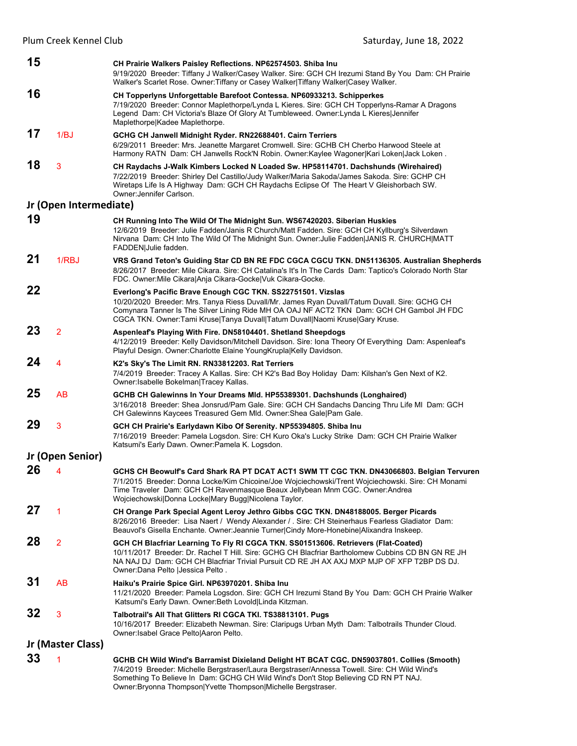**15** CH Prairie Walkers Paisley Reflections. NP62574503. Shiba Inu
9/19/2020 Breeder: Tiffany J Walker/Casey Walker. Sire: GCH CH Irezumi Stand By You Dam: CH Prairie Walker's Scarlet Rose. Owner:Tiffany or Casey Walker|Tiffany Walker|Casey Walker.

**16** CH Topperlyns Unforgettable Barefoot Contessa. NP60933213. Schipperkes
7/19/2020 Breeder: Connor Maplethorpe/Lynda L Kieres. Sire: GCH CH Topperlyns-Ramar A Dragons Legend Dam: CH Victoria's Blaze Of Glory At Tumbleweed. Owner:Lynda L Kieres|Jennifer Maplethorpe|Kadee Maplethorpe.

**17** 1/BJ **GCHG CH Janwell Midnight Ryder. RN22688401. Cairn Terriers**
6/29/2011 Breeder: Mrs. Jeanette Margaret Cromwell. Sire: GCHB CH Cherbo Harwood Steele at Harmony RATN Dam: CH Janwells Rock'N Robin. Owner:Kaylee Wagoner|Kari Loken|Jack Loken .

**18** 3 **CH Raydachs J-Walk Kimbers Locked N Loaded Sw. HP58114701. Dachshunds (Wirehaired)**
7/22/2019 Breeder: Shirley Del Castillo/Judy Walker/Maria Sakoda/James Sakoda. Sire: GCHP CH Wiretaps Life Is A Highway Dam: GCH CH Raydachs Eclipse Of The Heart V Gleishorbach SW. Owner:Jennifer Carlson.

## Jr (Open Intermediate)

**19** CH Running Into The Wild Of The Midnight Sun. WS67420203. Siberian Huskies
12/6/2019 Breeder: Julie Fadden/Janis R Church/Matt Fadden. Sire: GCH CH Kyllburg's Silverdawn Nirvana Dam: CH Into The Wild Of The Midnight Sun. Owner:Julie Fadden|JANIS R. CHURCH|MATT FADDEN|Julie fadden.

**21** 1/RBJ **VRS Grand Teton's Guiding Star CD BN RE FDC CGCA CGCU TKN. DN51136305. Australian Shepherds**
8/26/2017 Breeder: Mile Cikara. Sire: CH Catalina's It's In The Cards Dam: Taptico's Colorado North Star FDC. Owner:Mile Cikara|Anja Cikara-Gocke|Vuk Cikara-Gocke.

**22** Everlong's Pacific Brave Enough CGC TKN. SS22751501. Vizslas
10/20/2020 Breeder: Mrs. Tanya Riess Duvall/Mr. James Ryan Duvall/Tatum Duvall. Sire: GCHG CH Comynara Tanner Is The Silver Lining Ride MH OA OAJ NF ACT2 TKN Dam: GCH CH Gambol JH FDC CGCA TKN. Owner:Tami Kruse|Tanya Duvall|Tatum Duvall|Naomi Kruse|Gary Kruse.

**23** 2 **Aspenleaf's Playing With Fire. DN58104401. Shetland Sheepdogs**
4/12/2019 Breeder: Kelly Davidson/Mitchell Davidson. Sire: Iona Theory Of Everything Dam: Aspenleaf's Playful Design. Owner:Charlotte Elaine YoungKrupla|Kelly Davidson.

**24** 4 **K2's Sky's The Limit RN. RN33812203. Rat Terriers**
7/4/2019 Breeder: Tracey A Kallas. Sire: CH K2's Bad Boy Holiday Dam: Kilshan's Gen Next of K2. Owner:Isabelle Bokelman|Tracey Kallas.

**25** AB **GCHB CH Galewinns In Your Dreams Mld. HP55389301. Dachshunds (Longhaired)**
3/16/2018 Breeder: Shea Jonsrud/Pam Gale. Sire: GCH CH Sandachs Dancing Thru Life Ml Dam: GCH CH Galewinns Kaycees Treasured Gem Mld. Owner:Shea Gale|Pam Gale.

**29** 3 **GCH CH Prairie's Earlydawn Kibo Of Serenity. NP55394805. Shiba Inu**
7/16/2019 Breeder: Pamela Logsdon. Sire: CH Kuro Oka's Lucky Strike Dam: GCH CH Prairie Walker Katsumi's Early Dawn. Owner:Pamela K. Logsdon.

## Jr (Open Senior)

**26** 4 **GCHS CH Beowulf's Card Shark RA PT DCAT ACT1 SWM TT CGC TKN. DN43066803. Belgian Tervuren**
7/1/2015 Breeder: Donna Locke/Kim Chicoine/Joe Wojciechowski/Trent Wojciechowski. Sire: CH Monami Time Traveler Dam: GCH CH Ravenmasque Beaux Jellybean Mnm CGC. Owner:Andrea Wojciechowski|Donna Locke|Mary Bugg|Nicolena Taylor.

**27** 1 **CH Orange Park Special Agent Leroy Jethro Gibbs CGC TKN. DN48188005. Berger Picards**
8/26/2016 Breeder: Lisa Naert / Wendy Alexander / . Sire: CH Steinerhaus Fearless Gladiator Dam: Beauvol's Gisella Enchante. Owner:Jeannie Turner|Cindy More-Honebine|Alixandra Inskeep.

**28** 2 **GCH CH Blacfriar Learning To Fly RI CGCA TKN. SS01513606. Retrievers (Flat-Coated)**
10/11/2017 Breeder: Dr. Rachel T Hill. Sire: GCHG CH Blacfriar Bartholomew Cubbins CD BN GN RE JH NA NAJ DJ Dam: GCH CH Blacfriar Trivial Pursuit CD RE JH AX AXJ MXP MJP OF XFP T2BP DS DJ. Owner:Dana Pelto |Jessica Pelto .

**31** AB **Haiku's Prairie Spice Girl. NP63970201. Shiba Inu**
11/21/2020 Breeder: Pamela Logsdon. Sire: GCH CH Irezumi Stand By You Dam: GCH CH Prairie Walker Katsumi's Early Dawn. Owner:Beth Lovold|Linda Kitzman.

**32** 3 **Talbotrail's All That Glitters RI CGCA TKI. TS38813101. Pugs**
10/16/2017 Breeder: Elizabeth Newman. Sire: Claripugs Urban Myth Dam: Talbotrails Thunder Cloud. Owner:Isabel Grace Pelto|Aaron Pelto.

## Jr (Master Class)

**33** 1 **GCHB CH Wild Wind's Barramist Dixieland Delight HT BCAT CGC. DN59037801. Collies (Smooth)**
7/4/2019 Breeder: Michelle Bergstraser/Laura Bergstraser/Annessa Towell. Sire: CH Wild Wind's Something To Believe In Dam: GCHG CH Wild Wind's Don't Stop Believing CD RN PT NAJ. Owner:Bryonna Thompson|Yvette Thompson|Michelle Bergstraser.